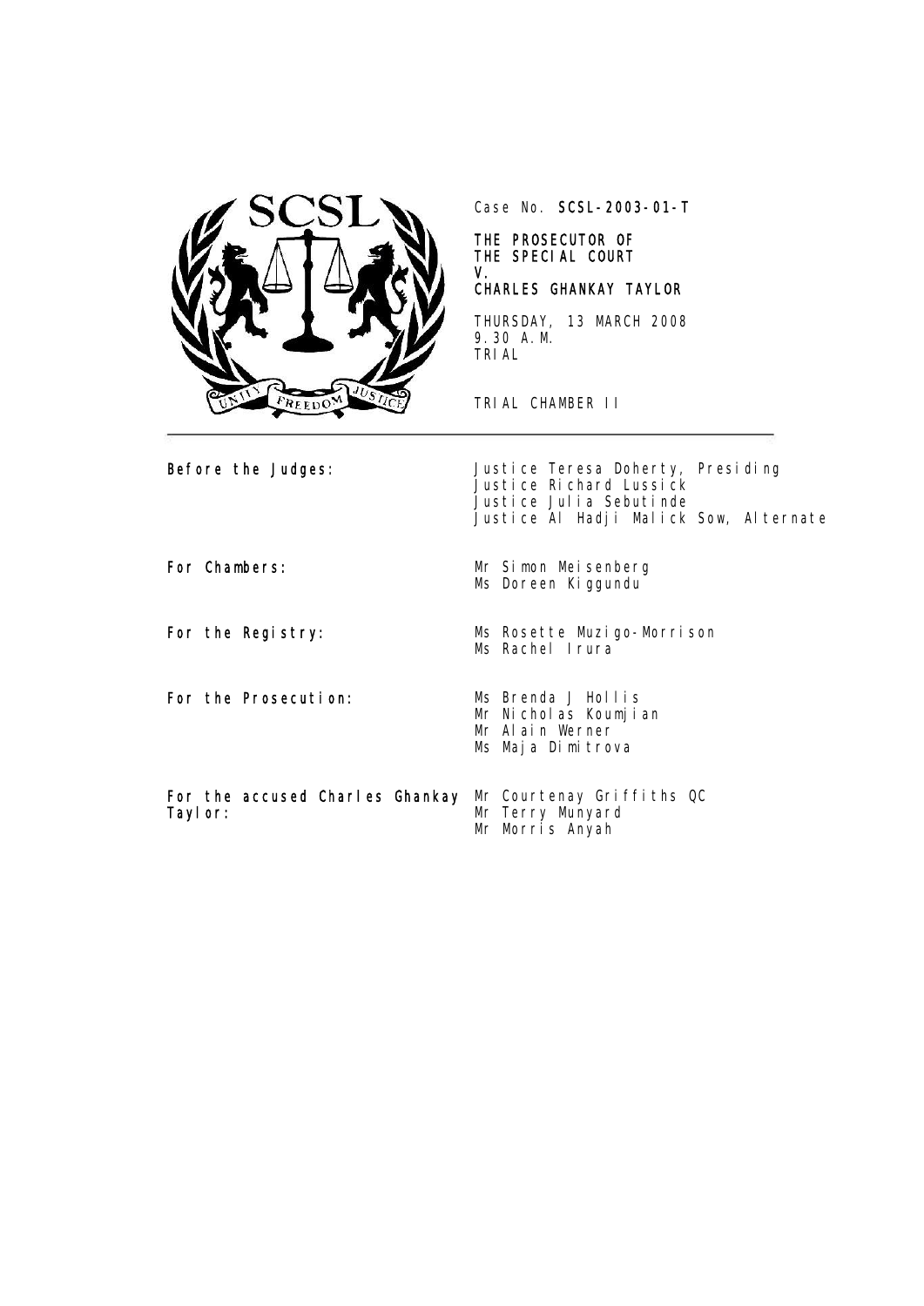Case No. **SCSL-2003-01-T**

**THE PROSECUTOR OF THE SPECIAL COURT V. CHARLES GHANKAY TAYLOR**

THURSDAY, 13 MARCH 2008
9.30 A.M.
TRIAL

TRIAL CHAMBER II

| | |
|---|---|
| **Before the Judges:** | Justice Teresa Doherty, Presiding<br>Justice Richard Lussick<br>Justice Julia Sebutinde<br>Justice Al Hadji Malick Sow, Alternate |
| **For Chambers:** | Mr Simon Meisenberg<br>Ms Doreen Kiggundu |
| **For the Registry:** | Ms Rosette Muzigo-Morrison<br>Ms Rachel Irura |
| **For the Prosecution:** | Ms Brenda J Hollis<br>Mr Nicholas Koumjian<br>Mr Alain Werner<br>Ms Maja Dimitrova |
| **For the accused Charles Ghankay Taylor:** | Mr Courtenay Griffiths QC<br>Mr Terry Munyard<br>Mr Morris Anyah |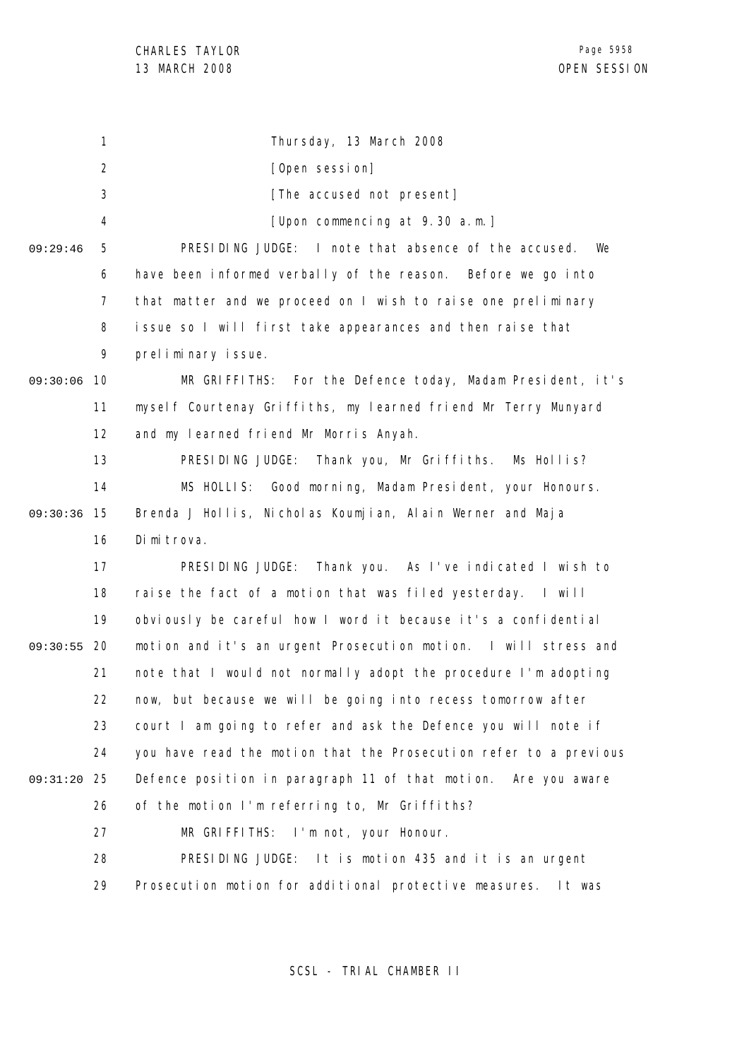Thursday, 13 March 2008

[Open session]

[The accused not present]

[Upon commencing at 9.30 a.m.]

PRESIDING JUDGE: I note that absence of the accused. We have been informed verbally of the reason. Before we go into that matter and we proceed on I wish to raise one preliminary issue so I will first take appearances and then raise that preliminary issue.

MR GRIFFITHS: For the Defence today, Madam President, it's myself Courtenay Griffiths, my learned friend Mr Terry Munyard and my learned friend Mr Morris Anyah.

PRESIDING JUDGE: Thank you, Mr Griffiths. Ms Hollis?

MS HOLLIS: Good morning, Madam President, your Honours. Brenda J Hollis, Nicholas Koumjian, Alain Werner and Maja Dimitrova.

PRESIDING JUDGE: Thank you. As I've indicated I wish to raise the fact of a motion that was filed yesterday. I will obviously be careful how I word it because it's a confidential motion and it's an urgent Prosecution motion. I will stress and note that I would not normally adopt the procedure I'm adopting now, but because we will be going into recess tomorrow after court I am going to refer and ask the Defence you will note if you have read the motion that the Prosecution refer to a previous Defence position in paragraph 11 of that motion. Are you aware of the motion I'm referring to, Mr Griffiths?

MR GRIFFITHS: I'm not, your Honour.

PRESIDING JUDGE: It is motion 435 and it is an urgent Prosecution motion for additional protective measures. It was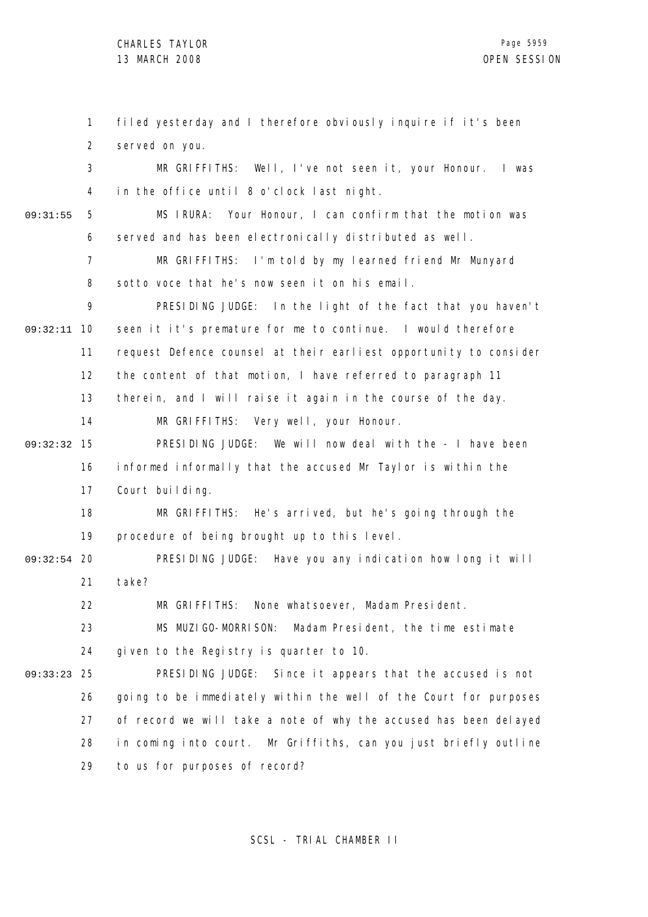filed yesterday and I therefore obviously inquire if it's been served on you.

MR GRIFFITHS: Well, I've not seen it, your Honour. I was in the office until 8 o'clock last night.

MS IRURA: Your Honour, I can confirm that the motion was served and has been electronically distributed as well.

MR GRIFFITHS: I'm told by my learned friend Mr Munyard sotto voce that he's now seen it on his email.

PRESIDING JUDGE: In the light of the fact that you haven't seen it it's premature for me to continue. I would therefore request Defence counsel at their earliest opportunity to consider the content of that motion, I have referred to paragraph 11 therein, and I will raise it again in the course of the day.

MR GRIFFITHS: Very well, your Honour.

PRESIDING JUDGE: We will now deal with the - I have been informed informally that the accused Mr Taylor is within the Court building.

MR GRIFFITHS: He's arrived, but he's going through the procedure of being brought up to this level.

PRESIDING JUDGE: Have you any indication how long it will take?

MR GRIFFITHS: None whatsoever, Madam President.

MS MUZIGO-MORRISON: Madam President, the time estimate given to the Registry is quarter to 10.

PRESIDING JUDGE: Since it appears that the accused is not going to be immediately within the well of the Court for purposes of record we will take a note of why the accused has been delayed in coming into court. Mr Griffiths, can you just briefly outline to us for purposes of record?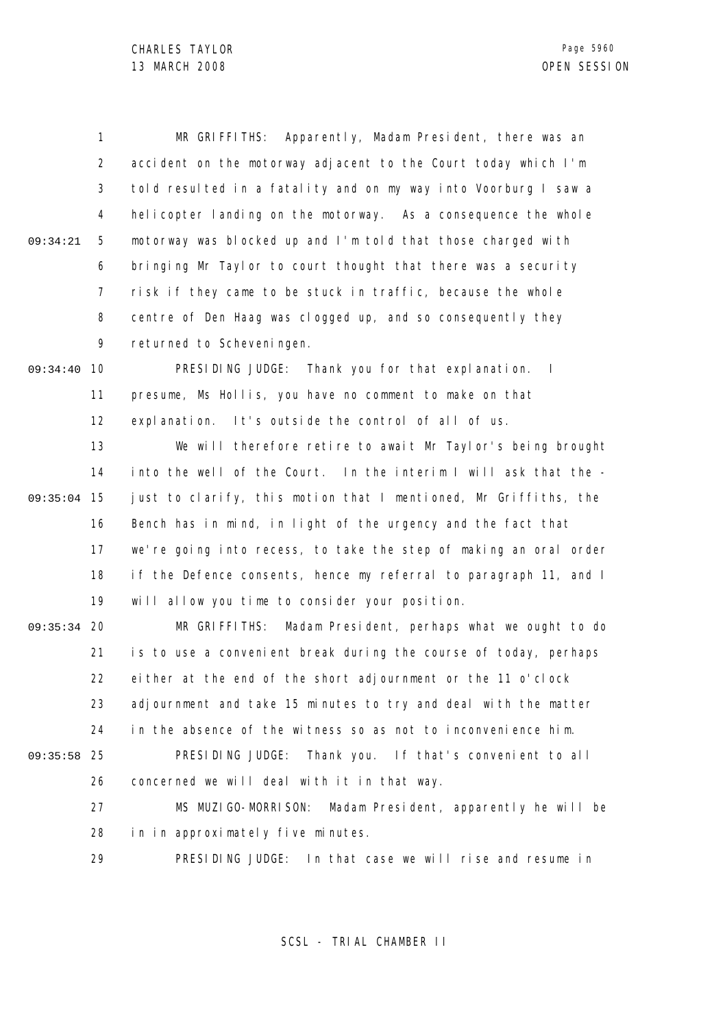MR GRIFFITHS: Apparently, Madam President, there was an accident on the motorway adjacent to the Court today which I'm told resulted in a fatality and on my way into Voorburg I saw a helicopter landing on the motorway. As a consequence the whole motorway was blocked up and I'm told that those charged with bringing Mr Taylor to court thought that there was a security risk if they came to be stuck in traffic, because the whole centre of Den Haag was clogged up, and so consequently they returned to Scheveningen.

PRESIDING JUDGE: Thank you for that explanation. I presume, Ms Hollis, you have no comment to make on that explanation. It's outside the control of all of us.

We will therefore retire to await Mr Taylor's being brought into the well of the Court. In the interim I will ask that the - just to clarify, this motion that I mentioned, Mr Griffiths, the Bench has in mind, in light of the urgency and the fact that we're going into recess, to take the step of making an oral order if the Defence consents, hence my referral to paragraph 11, and I will allow you time to consider your position.

MR GRIFFITHS: Madam President, perhaps what we ought to do is to use a convenient break during the course of today, perhaps either at the end of the short adjournment or the 11 o'clock adjournment and take 15 minutes to try and deal with the matter in the absence of the witness so as not to inconvenience him.

PRESIDING JUDGE: Thank you. If that's convenient to all concerned we will deal with it in that way.

MS MUZIGO-MORRISON: Madam President, apparently he will be in in approximately five minutes.

PRESIDING JUDGE: In that case we will rise and resume in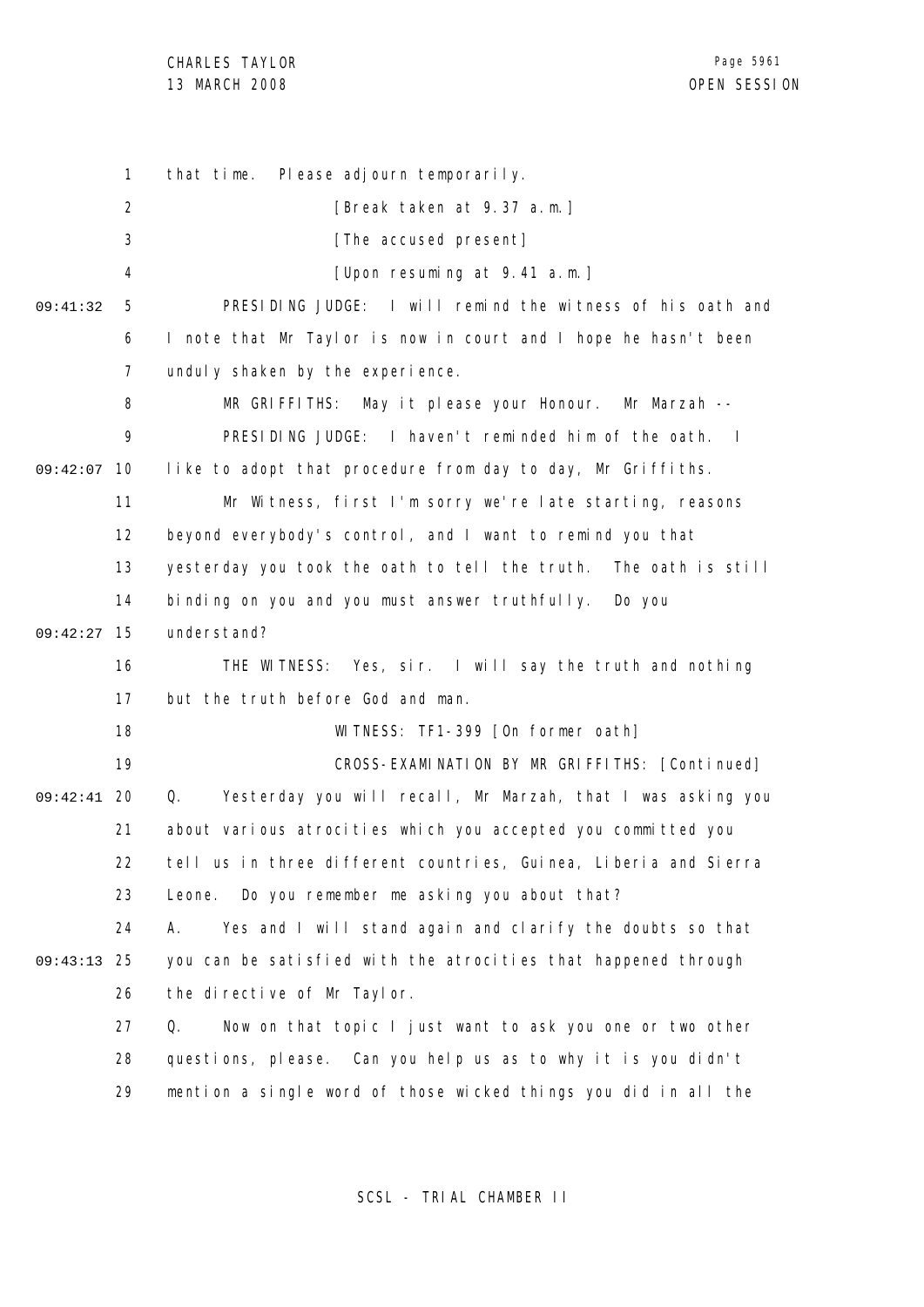that time. Please adjourn temporarily.

[Break taken at 9.37 a.m.]

[The accused present]

[Upon resuming at 9.41 a.m.]

PRESIDING JUDGE: I will remind the witness of his oath and I note that Mr Taylor is now in court and I hope he hasn't been unduly shaken by the experience.

MR GRIFFITHS: May it please your Honour. Mr Marzah --

PRESIDING JUDGE: I haven't reminded him of the oath. I like to adopt that procedure from day to day, Mr Griffiths.

Mr Witness, first I'm sorry we're late starting, reasons beyond everybody's control, and I want to remind you that yesterday you took the oath to tell the truth. The oath is still binding on you and you must answer truthfully. Do you understand?

THE WITNESS: Yes, sir. I will say the truth and nothing but the truth before God and man.

WITNESS: TF1-399 [On former oath]

CROSS-EXAMINATION BY MR GRIFFITHS: [Continued]

Q. Yesterday you will recall, Mr Marzah, that I was asking you about various atrocities which you accepted you committed you tell us in three different countries, Guinea, Liberia and Sierra Leone. Do you remember me asking you about that?

A. Yes and I will stand again and clarify the doubts so that you can be satisfied with the atrocities that happened through the directive of Mr Taylor.

Q. Now on that topic I just want to ask you one or two other questions, please. Can you help us as to why it is you didn't mention a single word of those wicked things you did in all the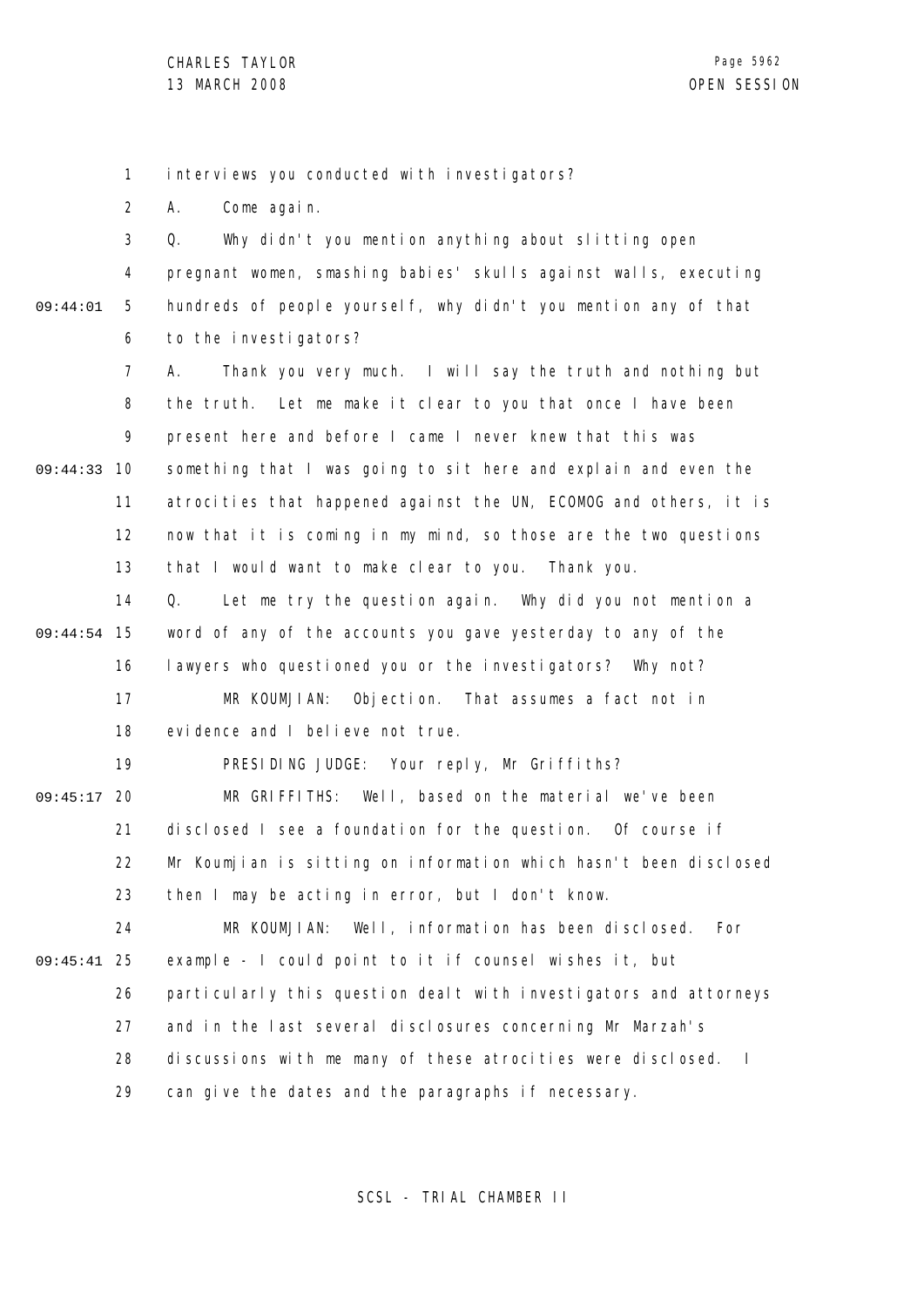interviews you conducted with investigators?

A. Come again.

Q. Why didn't you mention anything about slitting open pregnant women, smashing babies' skulls against walls, executing hundreds of people yourself, why didn't you mention any of that to the investigators?

A. Thank you very much. I will say the truth and nothing but the truth. Let me make it clear to you that once I have been present here and before I came I never knew that this was something that I was going to sit here and explain and even the atrocities that happened against the UN, ECOMOG and others, it is now that it is coming in my mind, so those are the two questions that I would want to make clear to you. Thank you.

Q. Let me try the question again. Why did you not mention a word of any of the accounts you gave yesterday to any of the lawyers who questioned you or the investigators? Why not?

MR KOUMJIAN: Objection. That assumes a fact not in evidence and I believe not true.

PRESIDING JUDGE: Your reply, Mr Griffiths?

MR GRIFFITHS: Well, based on the material we've been disclosed I see a foundation for the question. Of course if Mr Koumjian is sitting on information which hasn't been disclosed then I may be acting in error, but I don't know.

MR KOUMJIAN: Well, information has been disclosed. For example - I could point to it if counsel wishes it, but particularly this question dealt with investigators and attorneys and in the last several disclosures concerning Mr Marzah's discussions with me many of these atrocities were disclosed. I can give the dates and the paragraphs if necessary.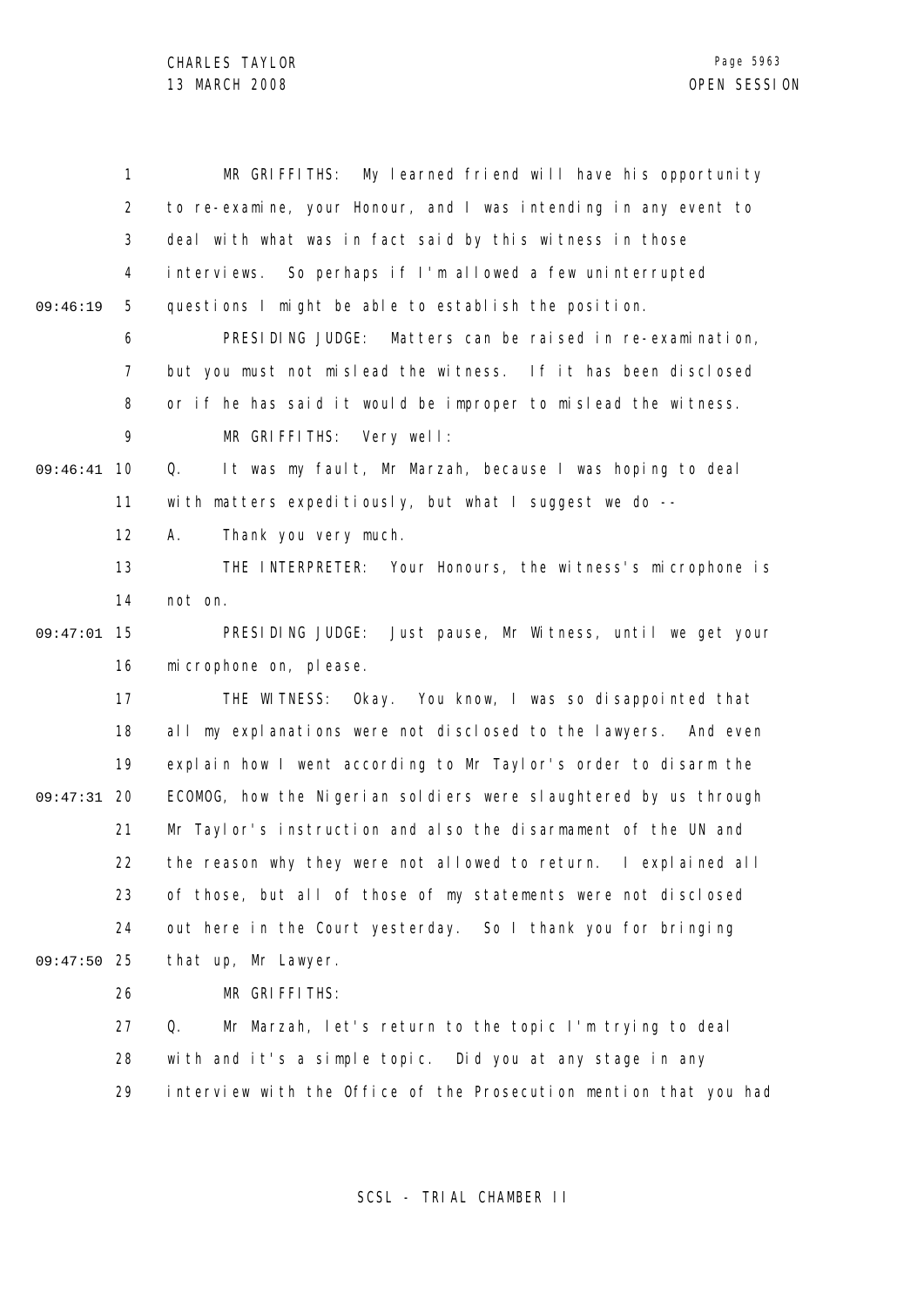MR GRIFFITHS: My learned friend will have his opportunity to re-examine, your Honour, and I was intending in any event to deal with what was in fact said by this witness in those interviews. So perhaps if I'm allowed a few uninterrupted questions I might be able to establish the position.

PRESIDING JUDGE: Matters can be raised in re-examination, but you must not mislead the witness. If it has been disclosed or if he has said it would be improper to mislead the witness.

MR GRIFFITHS: Very well:

Q. It was my fault, Mr Marzah, because I was hoping to deal with matters expeditiously, but what I suggest we do --

A. Thank you very much.

THE INTERPRETER: Your Honours, the witness's microphone is not on.

PRESIDING JUDGE: Just pause, Mr Witness, until we get your microphone on, please.

THE WITNESS: Okay. You know, I was so disappointed that all my explanations were not disclosed to the lawyers. And even explain how I went according to Mr Taylor's order to disarm the ECOMOG, how the Nigerian soldiers were slaughtered by us through Mr Taylor's instruction and also the disarmament of the UN and the reason why they were not allowed to return. I explained all of those, but all of those of my statements were not disclosed out here in the Court yesterday. So I thank you for bringing that up, Mr Lawyer.

MR GRIFFITHS:

Q. Mr Marzah, let's return to the topic I'm trying to deal with and it's a simple topic. Did you at any stage in any interview with the Office of the Prosecution mention that you had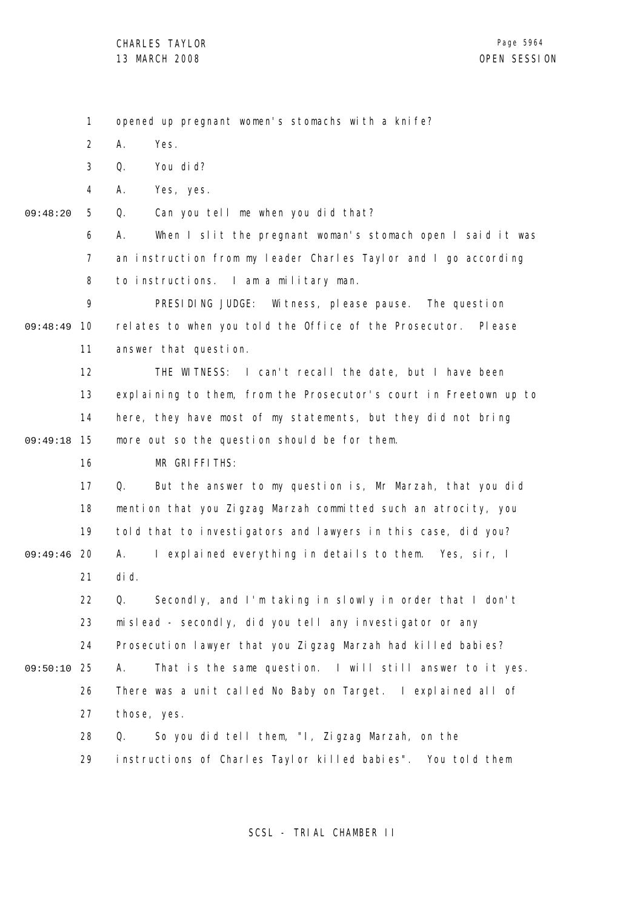opened up pregnant women's stomachs with a knife?

A. Yes.

Q. You did?

A. Yes, yes.

Q. Can you tell me when you did that?

A. When I slit the pregnant woman's stomach open I said it was an instruction from my leader Charles Taylor and I go according to instructions. I am a military man.

PRESIDING JUDGE: Witness, please pause. The question relates to when you told the Office of the Prosecutor. Please answer that question.

THE WITNESS: I can't recall the date, but I have been explaining to them, from the Prosecutor's court in Freetown up to here, they have most of my statements, but they did not bring more out so the question should be for them.

MR GRIFFITHS:

Q. But the answer to my question is, Mr Marzah, that you did mention that you Zigzag Marzah committed such an atrocity, you told that to investigators and lawyers in this case, did you?

A. I explained everything in details to them. Yes, sir, I did.

Q. Secondly, and I'm taking in slowly in order that I don't mislead - secondly, did you tell any investigator or any Prosecution lawyer that you Zigzag Marzah had killed babies?

A. That is the same question. I will still answer to it yes. There was a unit called No Baby on Target. I explained all of those, yes.

Q. So you did tell them, "I, Zigzag Marzah, on the instructions of Charles Taylor killed babies". You told them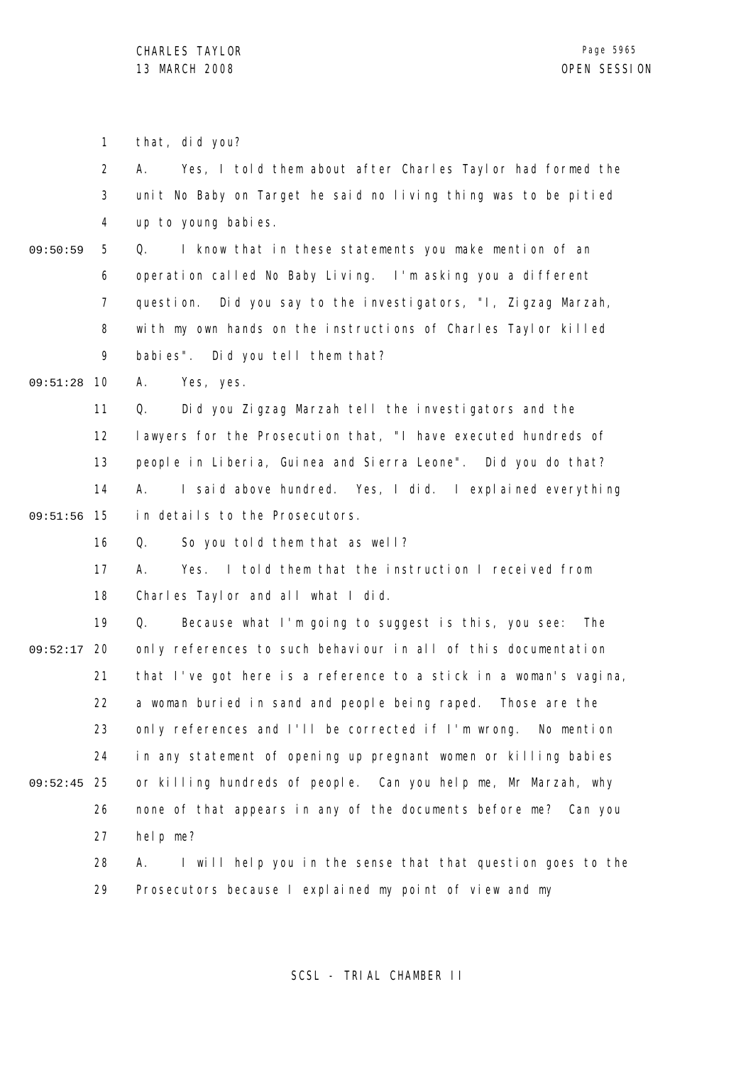that, did you?

A. Yes, I told them about after Charles Taylor had formed the unit No Baby on Target he said no living thing was to be pitied up to young babies.

Q. I know that in these statements you make mention of an operation called No Baby Living. I'm asking you a different question. Did you say to the investigators, "I, Zigzag Marzah, with my own hands on the instructions of Charles Taylor killed babies". Did you tell them that?

A. Yes, yes.

Q. Did you Zigzag Marzah tell the investigators and the lawyers for the Prosecution that, "I have executed hundreds of people in Liberia, Guinea and Sierra Leone". Did you do that?

A. I said above hundred. Yes, I did. I explained everything in details to the Prosecutors.

Q. So you told them that as well?

A. Yes. I told them that the instruction I received from Charles Taylor and all what I did.

Q. Because what I'm going to suggest is this, you see: The only references to such behaviour in all of this documentation that I've got here is a reference to a stick in a woman's vagina, a woman buried in sand and people being raped. Those are the only references and I'll be corrected if I'm wrong. No mention in any statement of opening up pregnant women or killing babies or killing hundreds of people. Can you help me, Mr Marzah, why none of that appears in any of the documents before me? Can you help me?

A. I will help you in the sense that that question goes to the Prosecutors because I explained my point of view and my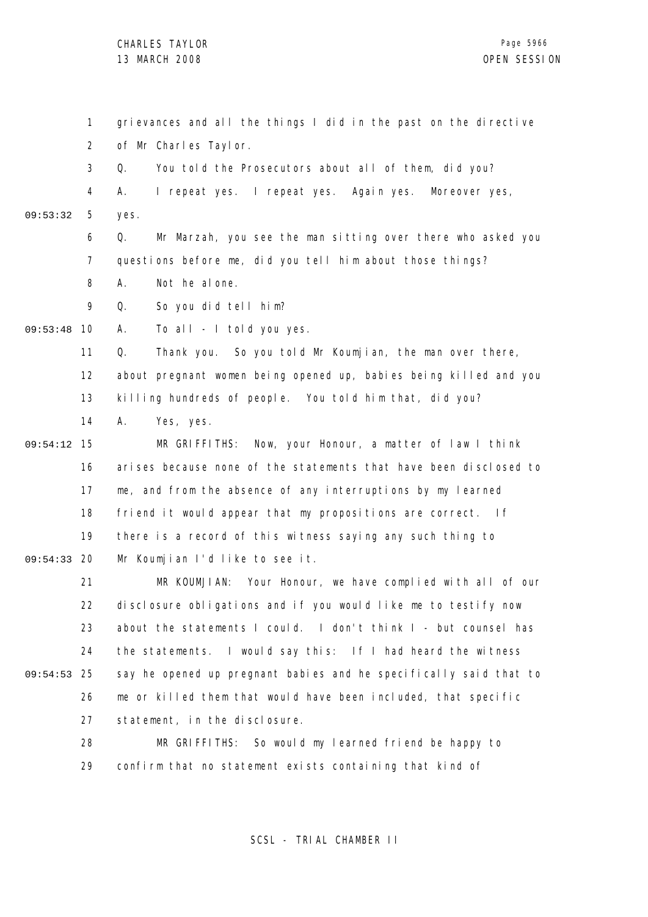grievances and all the things I did in the past on the directive of Mr Charles Taylor.

Q. You told the Prosecutors about all of them, did you?

A. I repeat yes. I repeat yes. Again yes. Moreover yes, yes.

Q. Mr Marzah, you see the man sitting over there who asked you questions before me, did you tell him about those things?

A. Not he alone.

Q. So you did tell him?

A. To all - I told you yes.

Q. Thank you. So you told Mr Koumjian, the man over there, about pregnant women being opened up, babies being killed and you killing hundreds of people. You told him that, did you?

A. Yes, yes.

MR GRIFFITHS: Now, your Honour, a matter of law I think arises because none of the statements that have been disclosed to me, and from the absence of any interruptions by my learned friend it would appear that my propositions are correct. If there is a record of this witness saying any such thing to Mr Koumjian I'd like to see it.

MR KOUMJIAN: Your Honour, we have complied with all of our disclosure obligations and if you would like me to testify now about the statements I could. I don't think I - but counsel has the statements. I would say this: If I had heard the witness say he opened up pregnant babies and he specifically said that to me or killed them that would have been included, that specific statement, in the disclosure.

MR GRIFFITHS: So would my learned friend be happy to confirm that no statement exists containing that kind of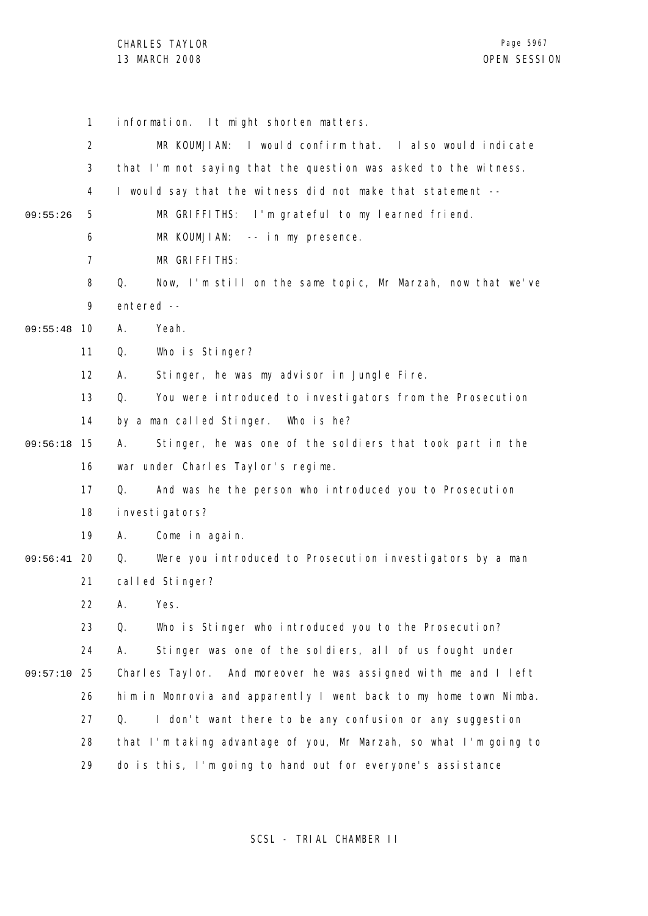information. It might shorten matters.

MR KOUMJIAN: I would confirm that. I also would indicate that I'm not saying that the question was asked to the witness. I would say that the witness did not make that statement --

MR GRIFFITHS: I'm grateful to my learned friend.

MR KOUMJIAN: -- in my presence.

MR GRIFFITHS:

Q. Now, I'm still on the same topic, Mr Marzah, now that we've entered --

A. Yeah.

Q. Who is Stinger?

A. Stinger, he was my advisor in Jungle Fire.

Q. You were introduced to investigators from the Prosecution by a man called Stinger. Who is he?

A. Stinger, he was one of the soldiers that took part in the war under Charles Taylor's regime.

Q. And was he the person who introduced you to Prosecution investigators?

A. Come in again.

Q. Were you introduced to Prosecution investigators by a man called Stinger?

A. Yes.

Q. Who is Stinger who introduced you to the Prosecution?

A. Stinger was one of the soldiers, all of us fought under Charles Taylor. And moreover he was assigned with me and I left him in Monrovia and apparently I went back to my home town Nimba.

Q. I don't want there to be any confusion or any suggestion that I'm taking advantage of you, Mr Marzah, so what I'm going to do is this, I'm going to hand out for everyone's assistance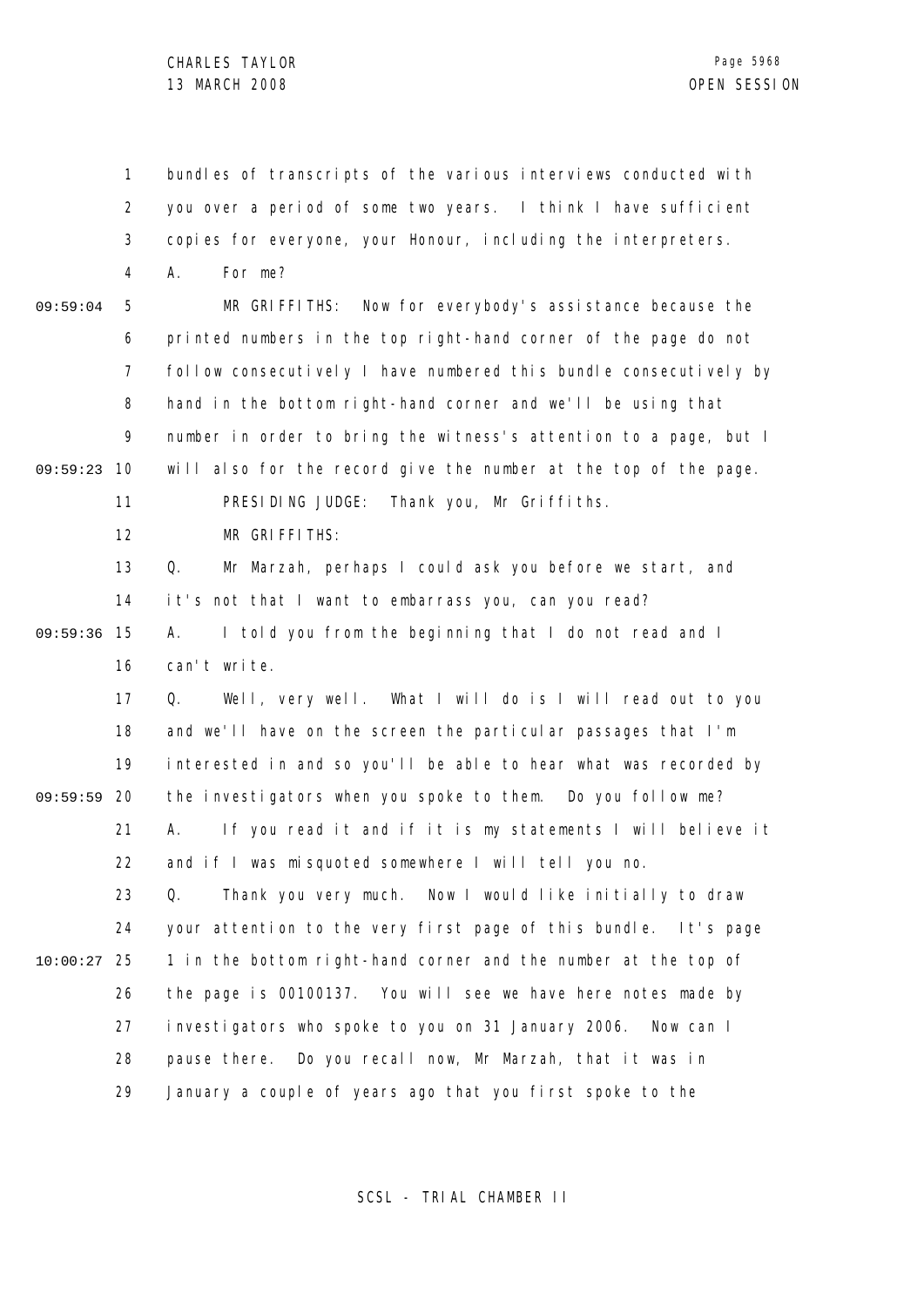bundles of transcripts of the various interviews conducted with you over a period of some two years. I think I have sufficient copies for everyone, your Honour, including the interpreters.

A. For me?

MR GRIFFITHS: Now for everybody's assistance because the printed numbers in the top right-hand corner of the page do not follow consecutively I have numbered this bundle consecutively by hand in the bottom right-hand corner and we'll be using that number in order to bring the witness's attention to a page, but I will also for the record give the number at the top of the page.

PRESIDING JUDGE: Thank you, Mr Griffiths.

MR GRIFFITHS:

Q. Mr Marzah, perhaps I could ask you before we start, and it's not that I want to embarrass you, can you read?

A. I told you from the beginning that I do not read and I can't write.

Q. Well, very well. What I will do is I will read out to you and we'll have on the screen the particular passages that I'm interested in and so you'll be able to hear what was recorded by the investigators when you spoke to them. Do you follow me?

A. If you read it and if it is my statements I will believe it and if I was misquoted somewhere I will tell you no.

Q. Thank you very much. Now I would like initially to draw your attention to the very first page of this bundle. It's page 1 in the bottom right-hand corner and the number at the top of the page is 00100137. You will see we have here notes made by investigators who spoke to you on 31 January 2006. Now can I pause there. Do you recall now, Mr Marzah, that it was in January a couple of years ago that you first spoke to the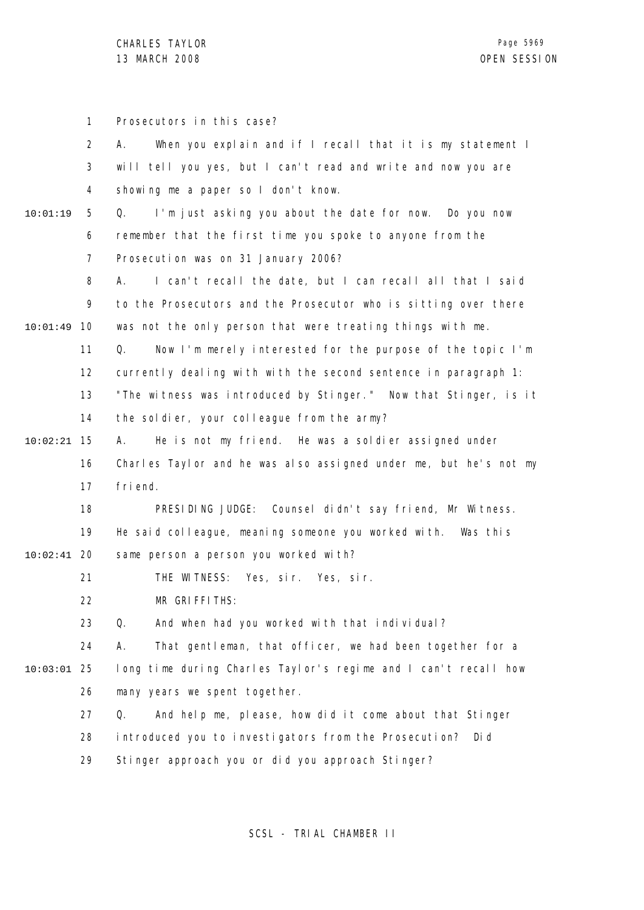Prosecutors in this case?

A. When you explain and if I recall that it is my statement I will tell you yes, but I can't read and write and now you are showing me a paper so I don't know.

Q. I'm just asking you about the date for now. Do you now remember that the first time you spoke to anyone from the Prosecution was on 31 January 2006?

A. I can't recall the date, but I can recall all that I said to the Prosecutors and the Prosecutor who is sitting over there was not the only person that were treating things with me.

Q. Now I'm merely interested for the purpose of the topic I'm currently dealing with with the second sentence in paragraph 1: "The witness was introduced by Stinger." Now that Stinger, is it the soldier, your colleague from the army?

A. He is not my friend. He was a soldier assigned under Charles Taylor and he was also assigned under me, but he's not my friend.

PRESIDING JUDGE: Counsel didn't say friend, Mr Witness. He said colleague, meaning someone you worked with. Was this same person a person you worked with?

THE WITNESS: Yes, sir. Yes, sir.

MR GRIFFITHS:

Q. And when had you worked with that individual?

A. That gentleman, that officer, we had been together for a long time during Charles Taylor's regime and I can't recall how many years we spent together.

Q. And help me, please, how did it come about that Stinger introduced you to investigators from the Prosecution? Did Stinger approach you or did you approach Stinger?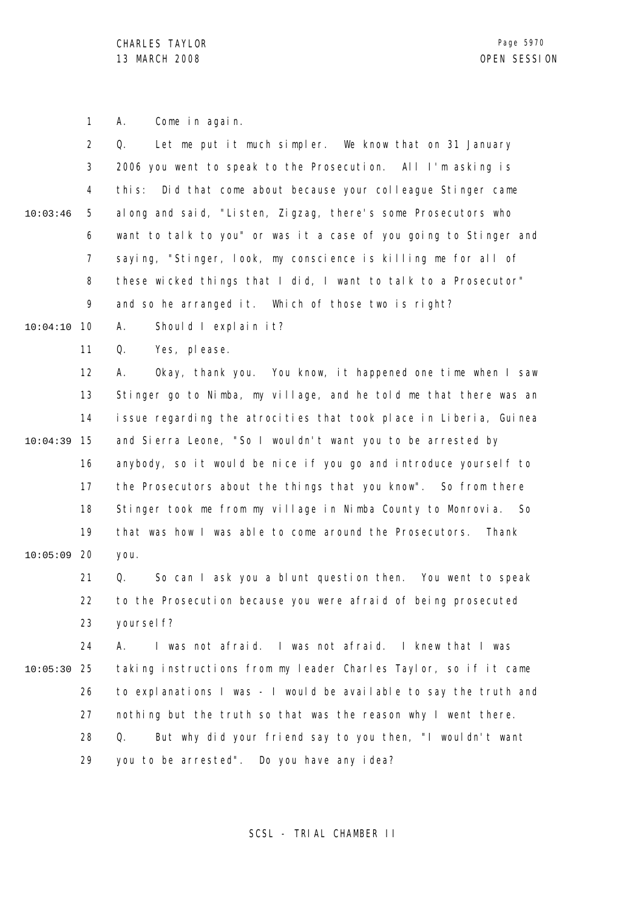A. Come in again.

Q. Let me put it much simpler. We know that on 31 January 2006 you went to speak to the Prosecution. All I'm asking is this: Did that come about because your colleague Stinger came along and said, "Listen, Zigzag, there's some Prosecutors who want to talk to you" or was it a case of you going to Stinger and saying, "Stinger, look, my conscience is killing me for all of these wicked things that I did, I want to talk to a Prosecutor" and so he arranged it. Which of those two is right?

A. Should I explain it?

Q. Yes, please.

A. Okay, thank you. You know, it happened one time when I saw Stinger go to Nimba, my village, and he told me that there was an issue regarding the atrocities that took place in Liberia, Guinea and Sierra Leone, "So I wouldn't want you to be arrested by anybody, so it would be nice if you go and introduce yourself to the Prosecutors about the things that you know". So from there Stinger took me from my village in Nimba County to Monrovia. So that was how I was able to come around the Prosecutors. Thank you.

Q. So can I ask you a blunt question then. You went to speak to the Prosecution because you were afraid of being prosecuted yourself?

A. I was not afraid. I was not afraid. I knew that I was taking instructions from my leader Charles Taylor, so if it came to explanations I was - I would be available to say the truth and nothing but the truth so that was the reason why I went there.

Q. But why did your friend say to you then, "I wouldn't want you to be arrested". Do you have any idea?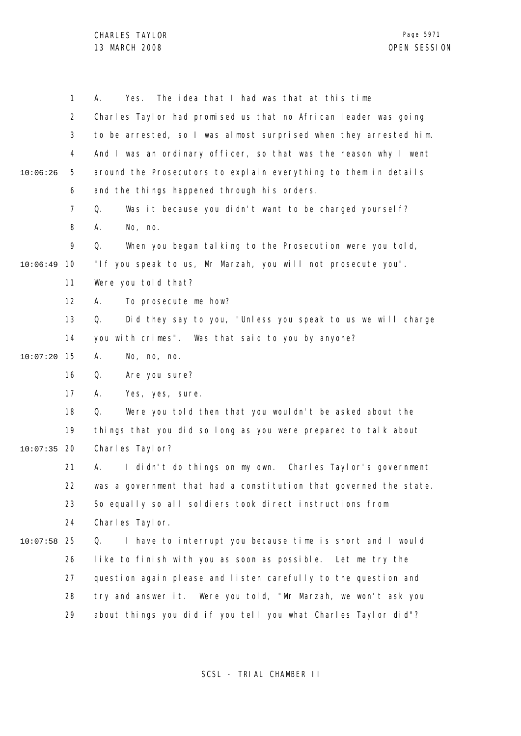A. Yes. The idea that I had was that at this time Charles Taylor had promised us that no African leader was going to be arrested, so I was almost surprised when they arrested him. And I was an ordinary officer, so that was the reason why I went around the Prosecutors to explain everything to them in details and the things happened through his orders.

Q. Was it because you didn't want to be charged yourself?

A. No, no.

Q. When you began talking to the Prosecution were you told, "If you speak to us, Mr Marzah, you will not prosecute you". Were you told that?

A. To prosecute me how?

Q. Did they say to you, "Unless you speak to us we will charge you with crimes". Was that said to you by anyone?

A. No, no, no.

Q. Are you sure?

A. Yes, yes, sure.

Q. Were you told then that you wouldn't be asked about the things that you did so long as you were prepared to talk about Charles Taylor?

A. I didn't do things on my own. Charles Taylor's government was a government that had a constitution that governed the state. So equally so all soldiers took direct instructions from Charles Taylor.

Q. I have to interrupt you because time is short and I would like to finish with you as soon as possible. Let me try the question again please and listen carefully to the question and try and answer it. Were you told, "Mr Marzah, we won't ask you about things you did if you tell you what Charles Taylor did"?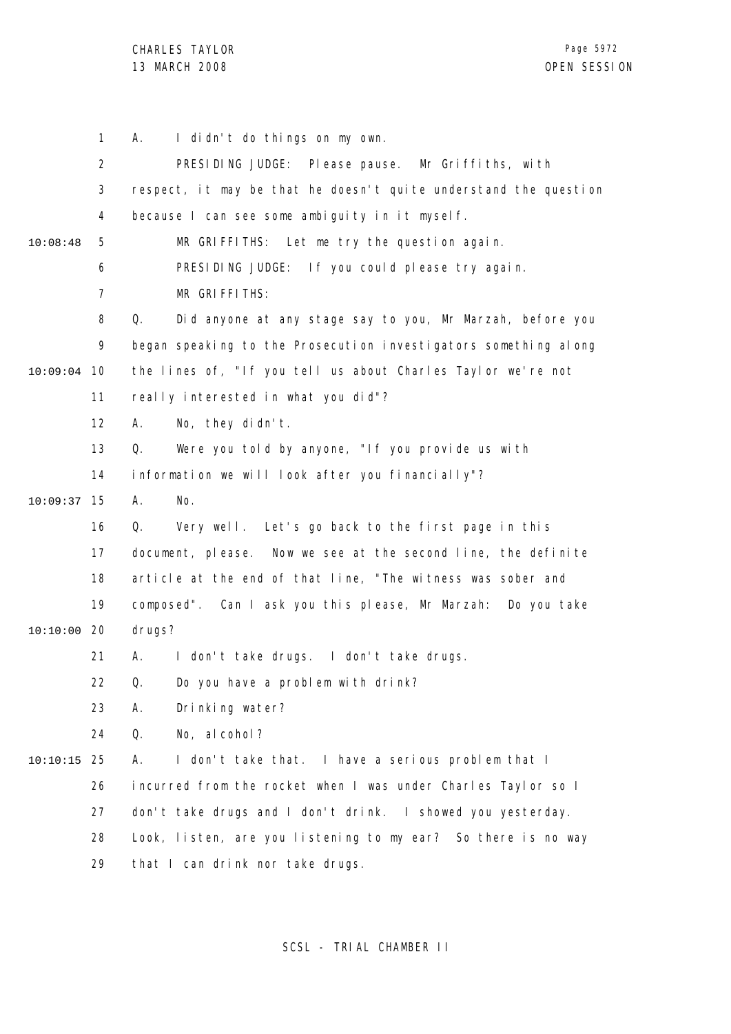A. I didn't do things on my own.

PRESIDING JUDGE: Please pause. Mr Griffiths, with respect, it may be that he doesn't quite understand the question because I can see some ambiguity in it myself.

MR GRIFFITHS: Let me try the question again.

PRESIDING JUDGE: If you could please try again.

MR GRIFFITHS:

Q. Did anyone at any stage say to you, Mr Marzah, before you began speaking to the Prosecution investigators something along the lines of, "If you tell us about Charles Taylor we're not really interested in what you did"?

A. No, they didn't.

Q. Were you told by anyone, "If you provide us with information we will look after you financially"?

A. No.

Q. Very well. Let's go back to the first page in this document, please. Now we see at the second line, the definite article at the end of that line, "The witness was sober and composed". Can I ask you this please, Mr Marzah: Do you take drugs?

A. I don't take drugs. I don't take drugs.

Q. Do you have a problem with drink?

A. Drinking water?

Q. No, alcohol?

A. I don't take that. I have a serious problem that I incurred from the rocket when I was under Charles Taylor so I don't take drugs and I don't drink. I showed you yesterday. Look, listen, are you listening to my ear? So there is no way that I can drink nor take drugs.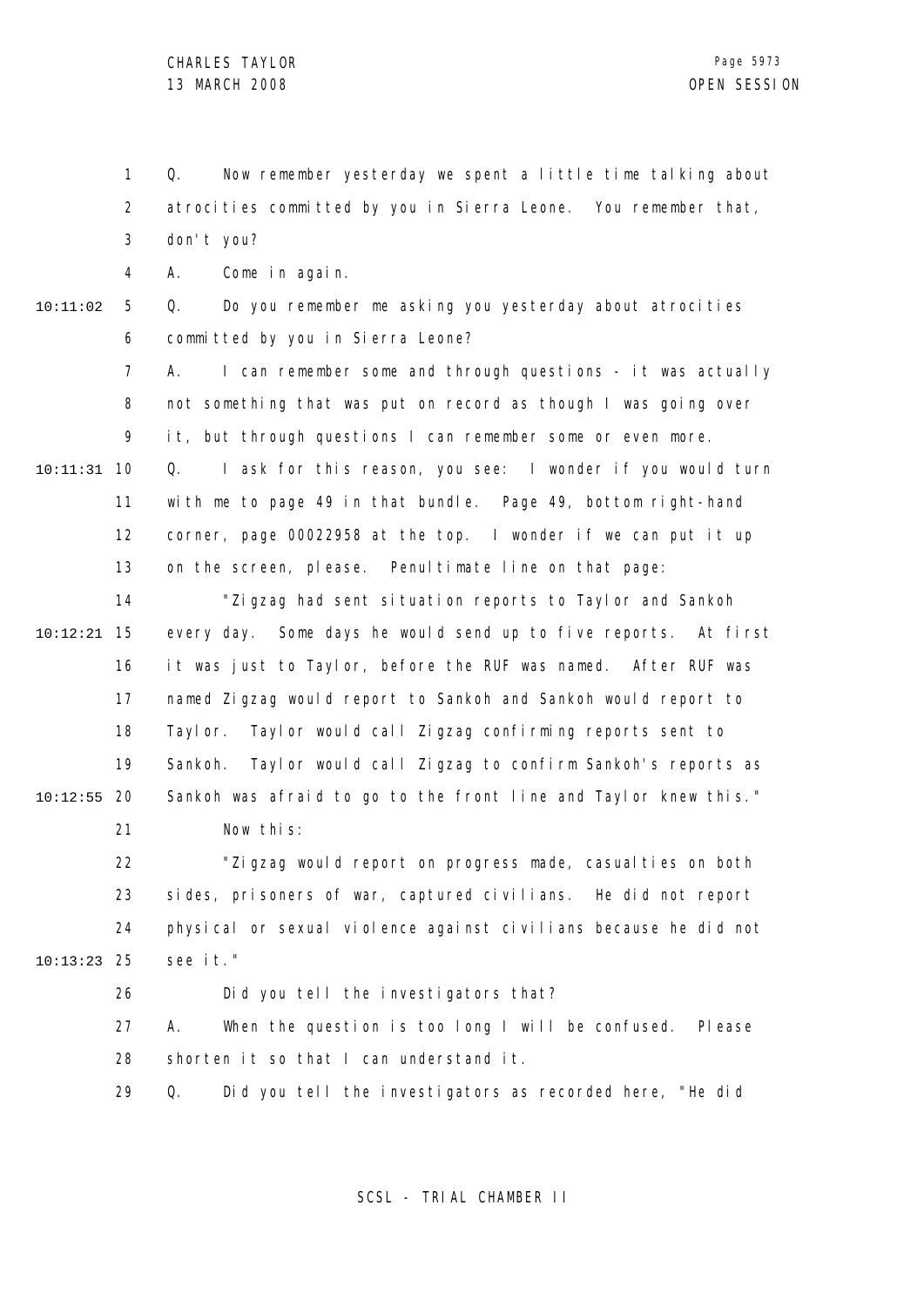Q. Now remember yesterday we spent a little time talking about atrocities committed by you in Sierra Leone. You remember that, don't you?

A. Come in again.

Q. Do you remember me asking you yesterday about atrocities committed by you in Sierra Leone?

A. I can remember some and through questions - it was actually not something that was put on record as though I was going over it, but through questions I can remember some or even more.

Q. I ask for this reason, you see: I wonder if you would turn with me to page 49 in that bundle. Page 49, bottom right-hand corner, page 00022958 at the top. I wonder if we can put it up on the screen, please. Penultimate line on that page:

"Zigzag had sent situation reports to Taylor and Sankoh every day. Some days he would send up to five reports. At first it was just to Taylor, before the RUF was named. After RUF was named Zigzag would report to Sankoh and Sankoh would report to Taylor. Taylor would call Zigzag confirming reports sent to Sankoh. Taylor would call Zigzag to confirm Sankoh's reports as Sankoh was afraid to go to the front line and Taylor knew this."

Now this:

"Zigzag would report on progress made, casualties on both sides, prisoners of war, captured civilians. He did not report physical or sexual violence against civilians because he did not see it."

Did you tell the investigators that?

A. When the question is too long I will be confused. Please shorten it so that I can understand it.

Q. Did you tell the investigators as recorded here, "He did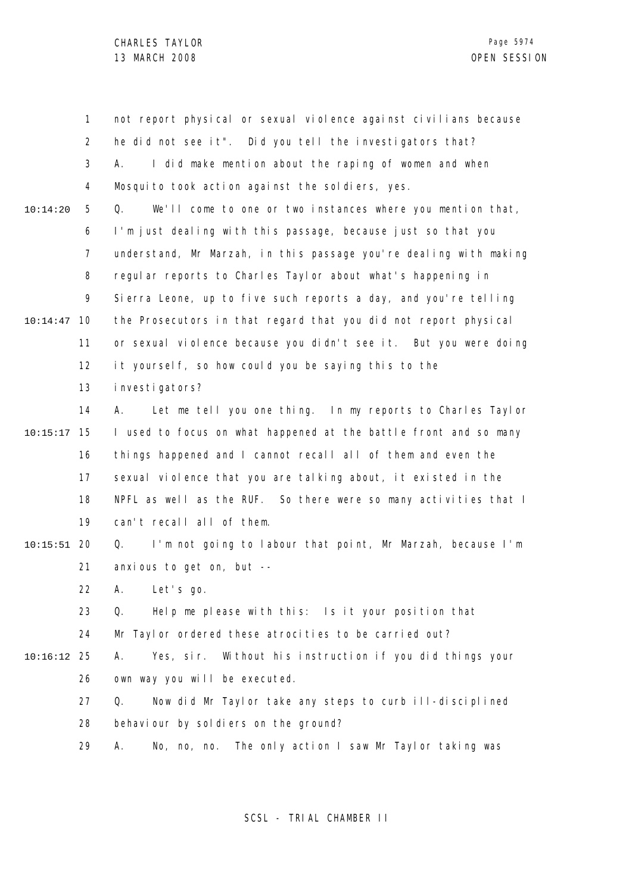not report physical or sexual violence against civilians because he did not see it". Did you tell the investigators that?

A. I did make mention about the raping of women and when Mosquito took action against the soldiers, yes.

Q. We'll come to one or two instances where you mention that, I'm just dealing with this passage, because just so that you understand, Mr Marzah, in this passage you're dealing with making regular reports to Charles Taylor about what's happening in Sierra Leone, up to five such reports a day, and you're telling the Prosecutors in that regard that you did not report physical or sexual violence because you didn't see it. But you were doing it yourself, so how could you be saying this to the investigators?

A. Let me tell you one thing. In my reports to Charles Taylor I used to focus on what happened at the battle front and so many things happened and I cannot recall all of them and even the sexual violence that you are talking about, it existed in the NPFL as well as the RUF. So there were so many activities that I can't recall all of them.

Q. I'm not going to labour that point, Mr Marzah, because I'm anxious to get on, but --

A. Let's go.

Q. Help me please with this: Is it your position that Mr Taylor ordered these atrocities to be carried out?

A. Yes, sir. Without his instruction if you did things your own way you will be executed.

Q. Now did Mr Taylor take any steps to curb ill-disciplined behaviour by soldiers on the ground?

A. No, no, no. The only action I saw Mr Taylor taking was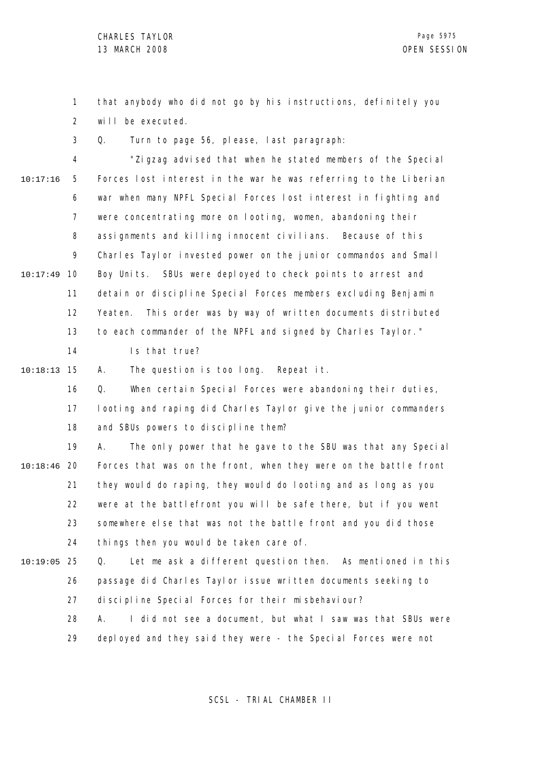that anybody who did not go by his instructions, definitely you will be executed.

Q. Turn to page 56, please, last paragraph:

"Zigzag advised that when he stated members of the Special Forces lost interest in the war he was referring to the Liberian war when many NPFL Special Forces lost interest in fighting and were concentrating more on looting, women, abandoning their assignments and killing innocent civilians. Because of this Charles Taylor invested power on the junior commandos and Small Boy Units. SBUs were deployed to check points to arrest and detain or discipline Special Forces members excluding Benjamin Yeaten. This order was by way of written documents distributed to each commander of the NPFL and signed by Charles Taylor."

Is that true?

A. The question is too long. Repeat it.

Q. When certain Special Forces were abandoning their duties, looting and raping did Charles Taylor give the junior commanders and SBUs powers to discipline them?

A. The only power that he gave to the SBU was that any Special Forces that was on the front, when they were on the battle front they would do raping, they would do looting and as long as you were at the battlefront you will be safe there, but if you went somewhere else that was not the battle front and you did those things then you would be taken care of.

Q. Let me ask a different question then. As mentioned in this passage did Charles Taylor issue written documents seeking to discipline Special Forces for their misbehaviour?

A. I did not see a document, but what I saw was that SBUs were deployed and they said they were - the Special Forces were not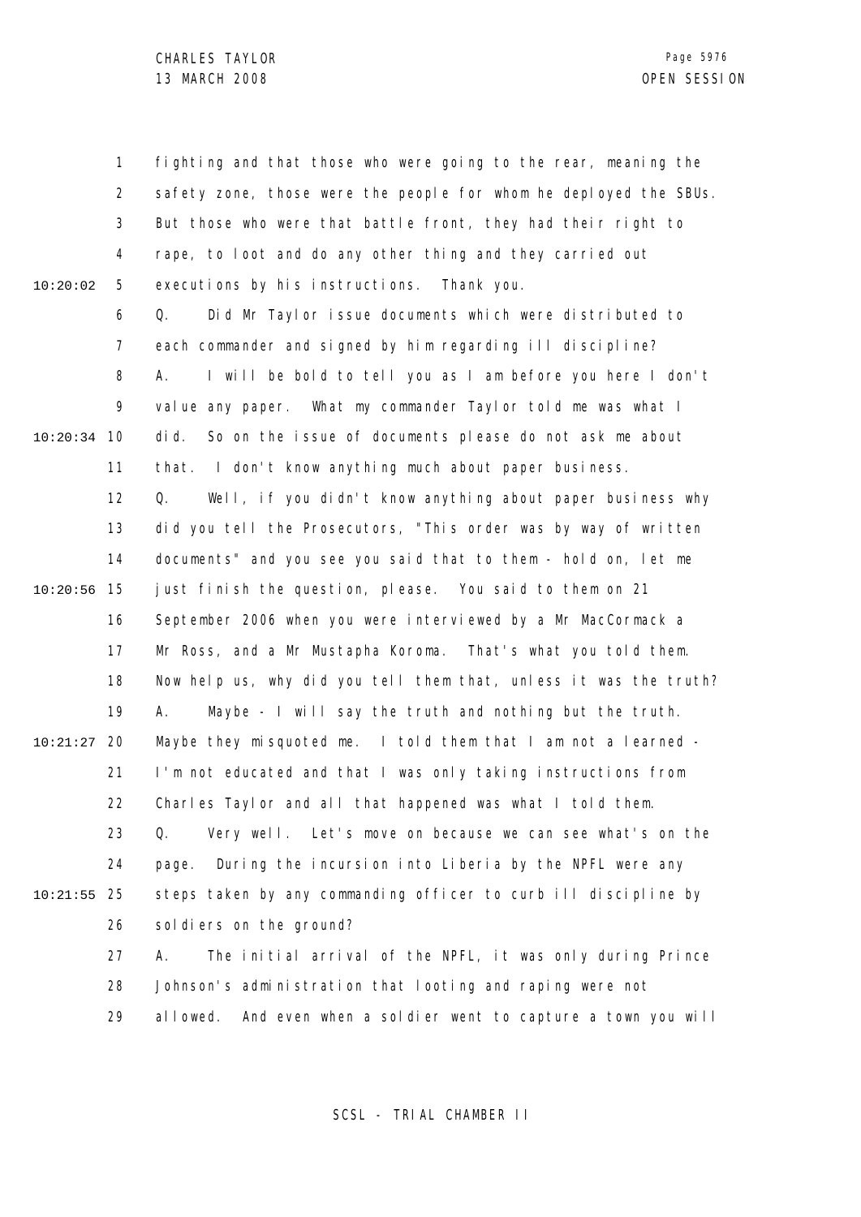fighting and that those who were going to the rear, meaning the safety zone, those were the people for whom he deployed the SBUs. But those who were that battle front, they had their right to rape, to loot and do any other thing and they carried out executions by his instructions. Thank you.

Q. Did Mr Taylor issue documents which were distributed to each commander and signed by him regarding ill discipline?

A. I will be bold to tell you as I am before you here I don't value any paper. What my commander Taylor told me was what I did. So on the issue of documents please do not ask me about that. I don't know anything much about paper business.

Q. Well, if you didn't know anything about paper business why did you tell the Prosecutors, "This order was by way of written documents" and you see you said that to them - hold on, let me just finish the question, please. You said to them on 21 September 2006 when you were interviewed by a Mr MacCormack a Mr Ross, and a Mr Mustapha Koroma. That's what you told them. Now help us, why did you tell them that, unless it was the truth?

A. Maybe - I will say the truth and nothing but the truth. Maybe they misquoted me. I told them that I am not a learned - I'm not educated and that I was only taking instructions from Charles Taylor and all that happened was what I told them.

Q. Very well. Let's move on because we can see what's on the page. During the incursion into Liberia by the NPFL were any steps taken by any commanding officer to curb ill discipline by soldiers on the ground?

A. The initial arrival of the NPFL, it was only during Prince Johnson's administration that looting and raping were not allowed. And even when a soldier went to capture a town you will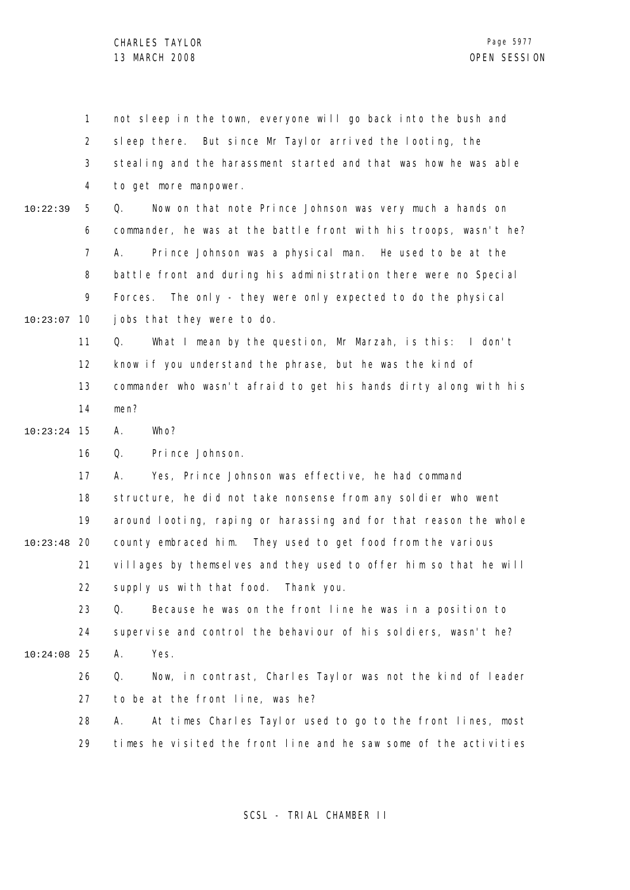not sleep in the town, everyone will go back into the bush and sleep there. But since Mr Taylor arrived the looting, the stealing and the harassment started and that was how he was able to get more manpower.

Q. Now on that note Prince Johnson was very much a hands on commander, he was at the battle front with his troops, wasn't he?

A. Prince Johnson was a physical man. He used to be at the battle front and during his administration there were no Special Forces. The only - they were only expected to do the physical jobs that they were to do.

Q. What I mean by the question, Mr Marzah, is this: I don't know if you understand the phrase, but he was the kind of commander who wasn't afraid to get his hands dirty along with his men?

A. Who?

Q. Prince Johnson.

A. Yes, Prince Johnson was effective, he had command structure, he did not take nonsense from any soldier who went around looting, raping or harassing and for that reason the whole county embraced him. They used to get food from the various villages by themselves and they used to offer him so that he will supply us with that food. Thank you.

Q. Because he was on the front line he was in a position to supervise and control the behaviour of his soldiers, wasn't he?

A. Yes.

Q. Now, in contrast, Charles Taylor was not the kind of leader to be at the front line, was he?

A. At times Charles Taylor used to go to the front lines, most times he visited the front line and he saw some of the activities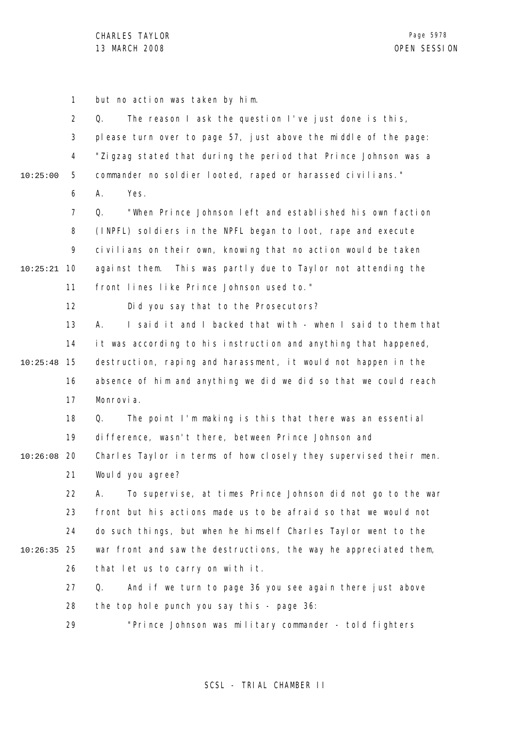but no action was taken by him.

Q. The reason I ask the question I've just done is this, please turn over to page 57, just above the middle of the page: "Zigzag stated that during the period that Prince Johnson was a commander no soldier looted, raped or harassed civilians."

A. Yes.

Q. "When Prince Johnson left and established his own faction (INPFL) soldiers in the NPFL began to loot, rape and execute civilians on their own, knowing that no action would be taken against them. This was partly due to Taylor not attending the front lines like Prince Johnson used to."

Did you say that to the Prosecutors?

A. I said it and I backed that with - when I said to them that it was according to his instruction and anything that happened, destruction, raping and harassment, it would not happen in the absence of him and anything we did we did so that we could reach Monrovia.

Q. The point I'm making is this that there was an essential difference, wasn't there, between Prince Johnson and Charles Taylor in terms of how closely they supervised their men. Would you agree?

A. To supervise, at times Prince Johnson did not go to the war front but his actions made us to be afraid so that we would not do such things, but when he himself Charles Taylor went to the war front and saw the destructions, the way he appreciated them, that let us to carry on with it.

Q. And if we turn to page 36 you see again there just above the top hole punch you say this - page 36:

"Prince Johnson was military commander - told fighters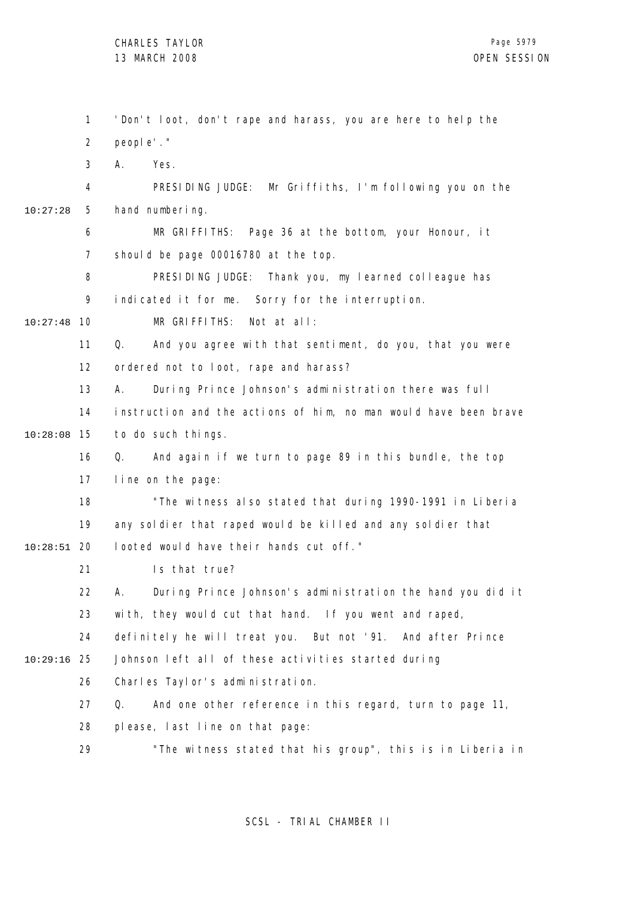'Don't loot, don't rape and harass, you are here to help the people'."

A. Yes.

PRESIDING JUDGE: Mr Griffiths, I'm following you on the hand numbering.

MR GRIFFITHS: Page 36 at the bottom, your Honour, it should be page 00016780 at the top.

PRESIDING JUDGE: Thank you, my learned colleague has indicated it for me. Sorry for the interruption.

MR GRIFFITHS: Not at all:

Q. And you agree with that sentiment, do you, that you were ordered not to loot, rape and harass?

A. During Prince Johnson's administration there was full instruction and the actions of him, no man would have been brave to do such things.

Q. And again if we turn to page 89 in this bundle, the top line on the page:

"The witness also stated that during 1990-1991 in Liberia any soldier that raped would be killed and any soldier that looted would have their hands cut off."

Is that true?

A. During Prince Johnson's administration the hand you did it with, they would cut that hand. If you went and raped, definitely he will treat you. But not '91. And after Prince Johnson left all of these activities started during Charles Taylor's administration.

Q. And one other reference in this regard, turn to page 11, please, last line on that page:

"The witness stated that his group", this is in Liberia in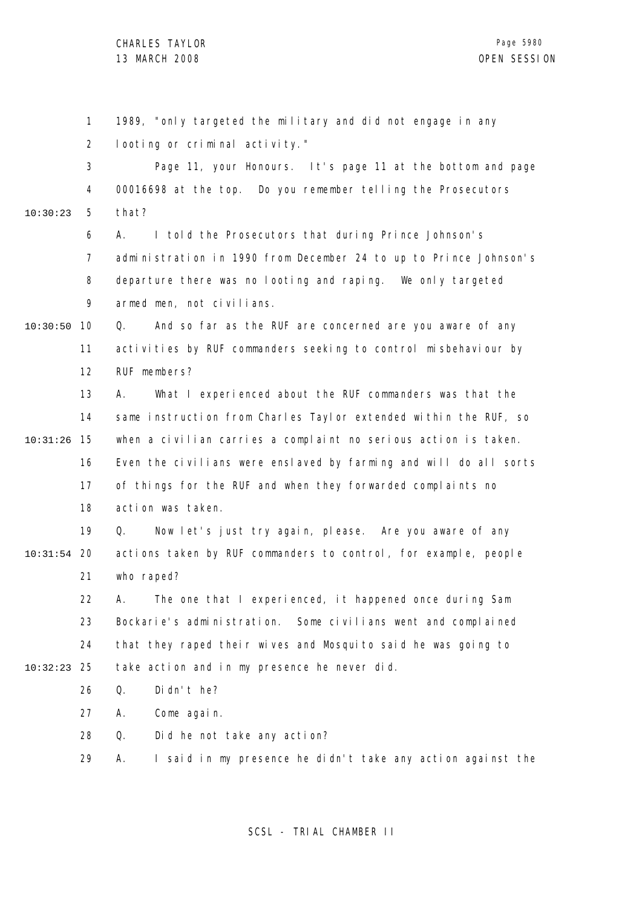1989, "only targeted the military and did not engage in any looting or criminal activity."

Page 11, your Honours. It's page 11 at the bottom and page 00016698 at the top. Do you remember telling the Prosecutors that?

A. I told the Prosecutors that during Prince Johnson's administration in 1990 from December 24 to up to Prince Johnson's departure there was no looting and raping. We only targeted armed men, not civilians.

Q. And so far as the RUF are concerned are you aware of any activities by RUF commanders seeking to control misbehaviour by RUF members?

A. What I experienced about the RUF commanders was that the same instruction from Charles Taylor extended within the RUF, so when a civilian carries a complaint no serious action is taken. Even the civilians were enslaved by farming and will do all sorts of things for the RUF and when they forwarded complaints no action was taken.

Q. Now let's just try again, please. Are you aware of any actions taken by RUF commanders to control, for example, people who raped?

A. The one that I experienced, it happened once during Sam Bockarie's administration. Some civilians went and complained that they raped their wives and Mosquito said he was going to take action and in my presence he never did.

Q. Didn't he?

A. Come again.

Q. Did he not take any action?

A. I said in my presence he didn't take any action against the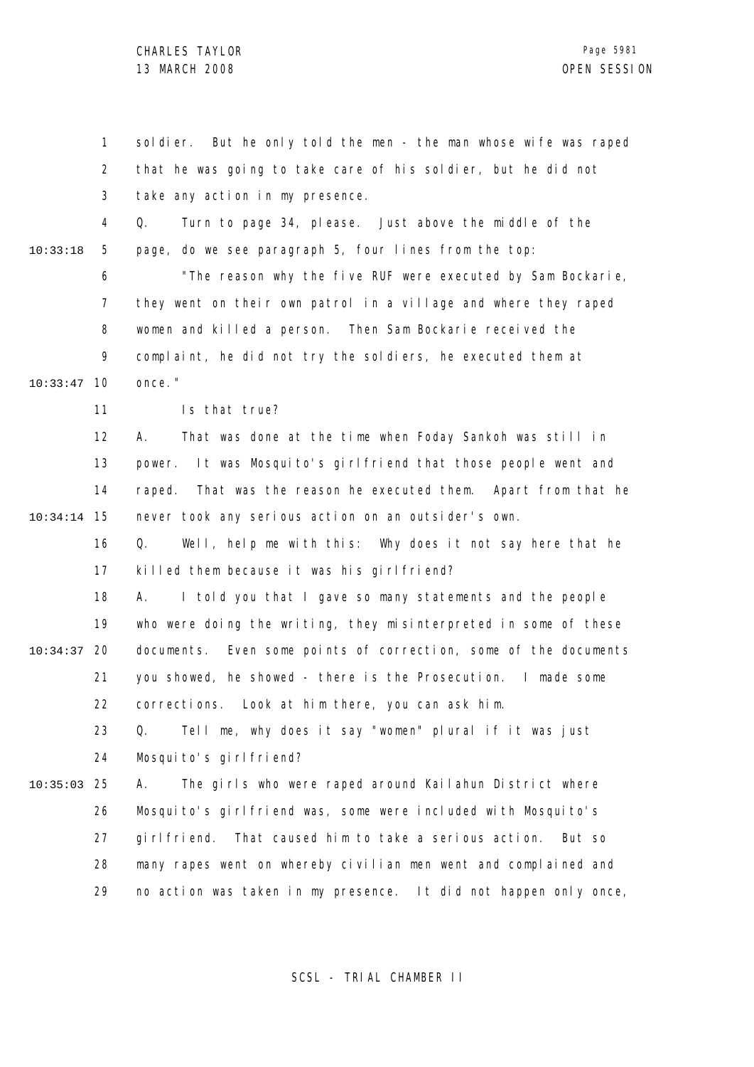soldier. But he only told the men - the man whose wife was raped that he was going to take care of his soldier, but he did not take any action in my presence.

Q. Turn to page 34, please. Just above the middle of the page, do we see paragraph 5, four lines from the top:

"The reason why the five RUF were executed by Sam Bockarie, they went on their own patrol in a village and where they raped women and killed a person. Then Sam Bockarie received the complaint, he did not try the soldiers, he executed them at once."

Is that true?

A. That was done at the time when Foday Sankoh was still in power. It was Mosquito's girlfriend that those people went and raped. That was the reason he executed them. Apart from that he never took any serious action on an outsider's own.

Q. Well, help me with this: Why does it not say here that he killed them because it was his girlfriend?

A. I told you that I gave so many statements and the people who were doing the writing, they misinterpreted in some of these documents. Even some points of correction, some of the documents you showed, he showed - there is the Prosecution. I made some corrections. Look at him there, you can ask him.

Q. Tell me, why does it say "women" plural if it was just Mosquito's girlfriend?

A. The girls who were raped around Kailahun District where Mosquito's girlfriend was, some were included with Mosquito's girlfriend. That caused him to take a serious action. But so many rapes went on whereby civilian men went and complained and no action was taken in my presence. It did not happen only once,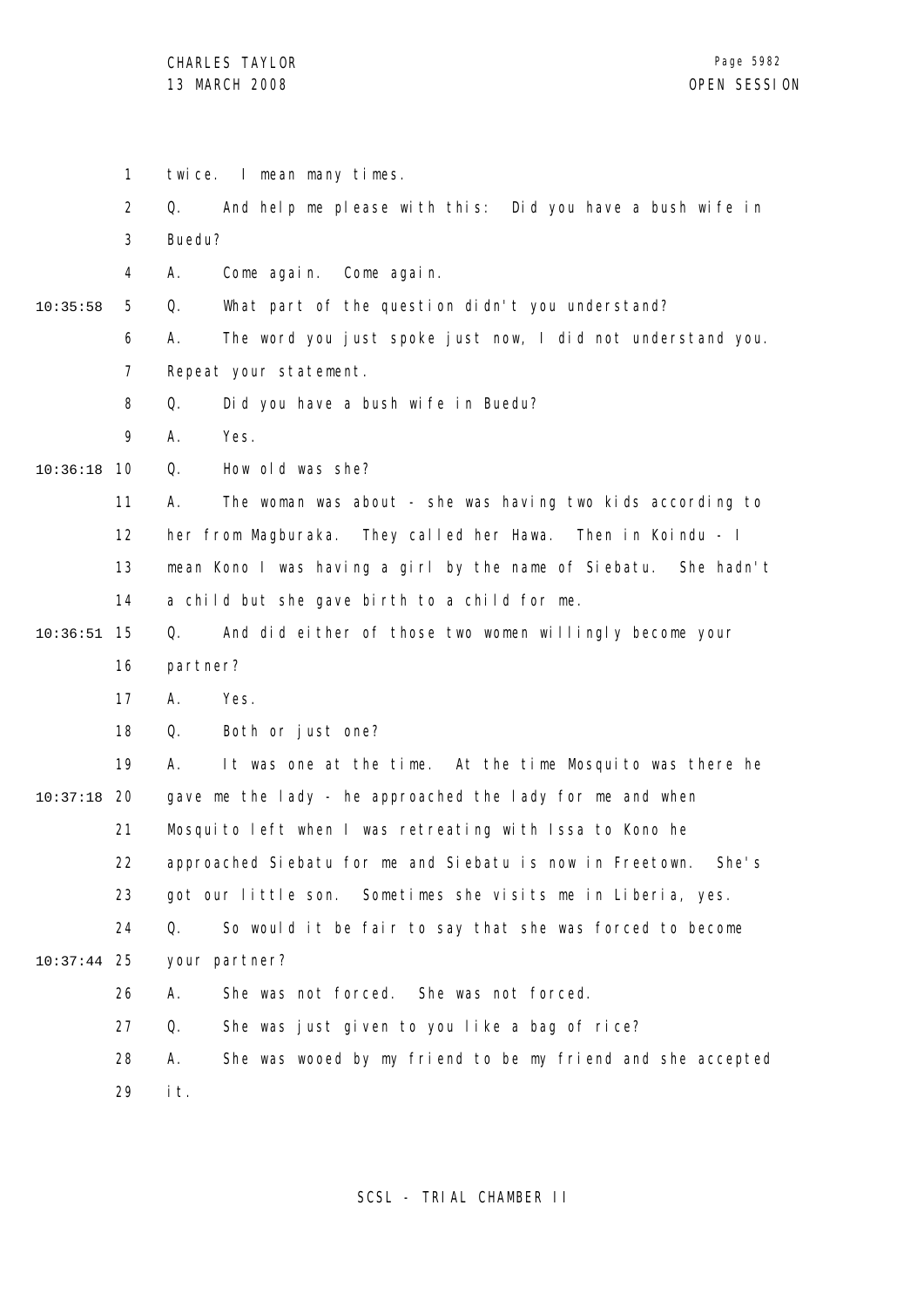twice. I mean many times.

Q. And help me please with this: Did you have a bush wife in Buedu?

A. Come again. Come again.

Q. What part of the question didn't you understand?

A. The word you just spoke just now, I did not understand you. Repeat your statement.

Q. Did you have a bush wife in Buedu?

A. Yes.

Q. How old was she?

A. The woman was about - she was having two kids according to her from Magburaka. They called her Hawa. Then in Koindu - I mean Kono I was having a girl by the name of Siebatu. She hadn't a child but she gave birth to a child for me.

Q. And did either of those two women willingly become your partner?

A. Yes.

Q. Both or just one?

A. It was one at the time. At the time Mosquito was there he gave me the lady - he approached the lady for me and when Mosquito left when I was retreating with Issa to Kono he approached Siebatu for me and Siebatu is now in Freetown. She's got our little son. Sometimes she visits me in Liberia, yes.

Q. So would it be fair to say that she was forced to become your partner?

A. She was not forced. She was not forced.

Q. She was just given to you like a bag of rice?

A. She was wooed by my friend to be my friend and she accepted it.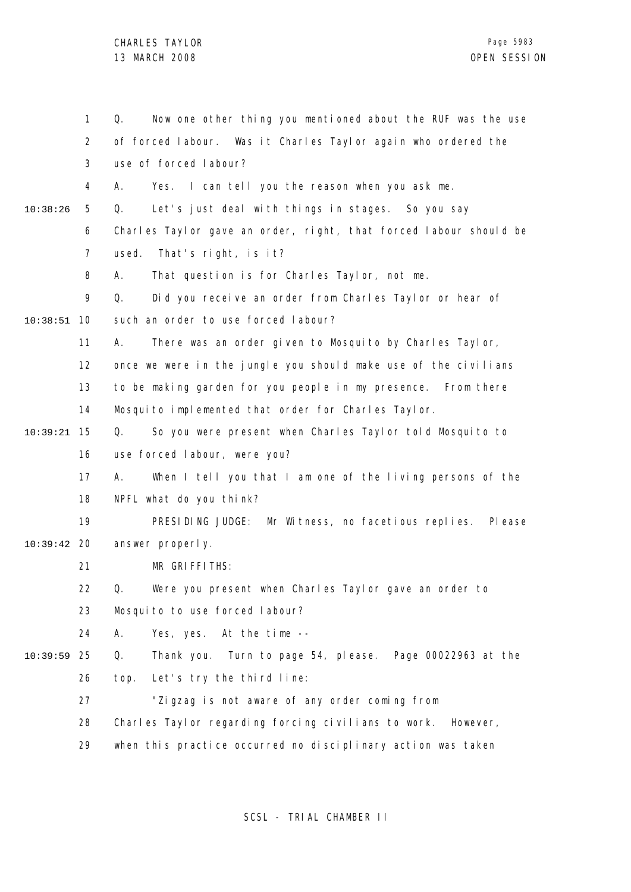Q. Now one other thing you mentioned about the RUF was the use of forced labour. Was it Charles Taylor again who ordered the use of forced labour?

A. Yes. I can tell you the reason when you ask me.

Q. Let's just deal with things in stages. So you say Charles Taylor gave an order, right, that forced labour should be used. That's right, is it?

A. That question is for Charles Taylor, not me.

Q. Did you receive an order from Charles Taylor or hear of such an order to use forced labour?

A. There was an order given to Mosquito by Charles Taylor, once we were in the jungle you should make use of the civilians to be making garden for you people in my presence. From there Mosquito implemented that order for Charles Taylor.

Q. So you were present when Charles Taylor told Mosquito to use forced labour, were you?

A. When I tell you that I am one of the living persons of the NPFL what do you think?

PRESIDING JUDGE: Mr Witness, no facetious replies. Please answer properly.

MR GRIFFITHS:

Q. Were you present when Charles Taylor gave an order to Mosquito to use forced labour?

A. Yes, yes. At the time --

Q. Thank you. Turn to page 54, please. Page 00022963 at the top. Let's try the third line:

"Zigzag is not aware of any order coming from Charles Taylor regarding forcing civilians to work. However, when this practice occurred no disciplinary action was taken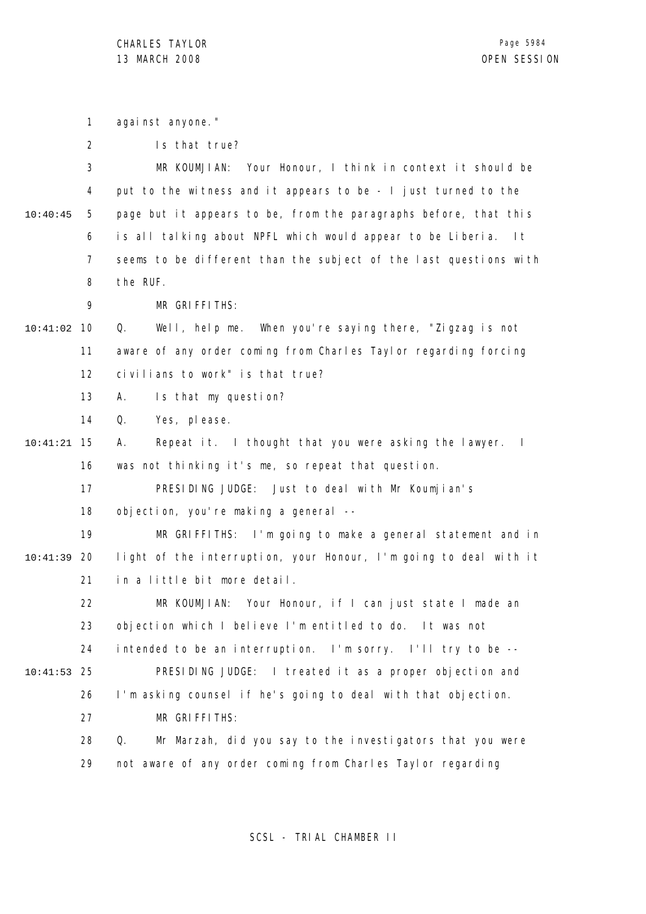against anyone."

Is that true?

MR KOUMJIAN: Your Honour, I think in context it should be put to the witness and it appears to be - I just turned to the page but it appears to be, from the paragraphs before, that this is all talking about NPFL which would appear to be Liberia. It seems to be different than the subject of the last questions with the RUF.

MR GRIFFITHS:

Q. Well, help me. When you're saying there, "Zigzag is not aware of any order coming from Charles Taylor regarding forcing civilians to work" is that true?

A. Is that my question?

Q. Yes, please.

A. Repeat it. I thought that you were asking the lawyer. I was not thinking it's me, so repeat that question.

PRESIDING JUDGE: Just to deal with Mr Koumjian's objection, you're making a general --

MR GRIFFITHS: I'm going to make a general statement and in light of the interruption, your Honour, I'm going to deal with it in a little bit more detail.

MR KOUMJIAN: Your Honour, if I can just state I made an objection which I believe I'm entitled to do. It was not intended to be an interruption. I'm sorry. I'll try to be --

PRESIDING JUDGE: I treated it as a proper objection and I'm asking counsel if he's going to deal with that objection.

MR GRIFFITHS:

Q. Mr Marzah, did you say to the investigators that you were not aware of any order coming from Charles Taylor regarding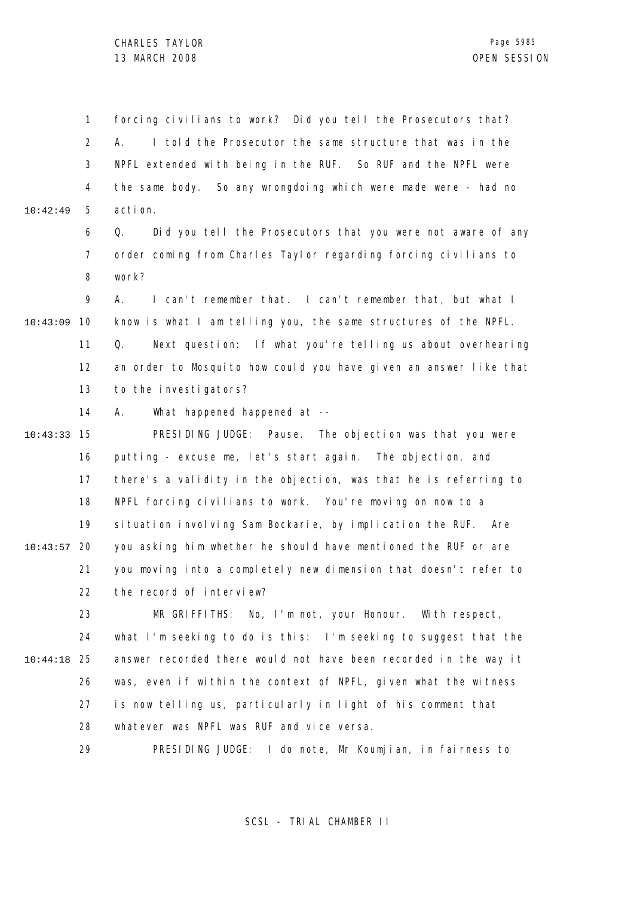forcing civilians to work? Did you tell the Prosecutors that?

A. I told the Prosecutor the same structure that was in the NPFL extended with being in the RUF. So RUF and the NPFL were the same body. So any wrongdoing which were made were - had no action.

Q. Did you tell the Prosecutors that you were not aware of any order coming from Charles Taylor regarding forcing civilians to work?

A. I can't remember that. I can't remember that, but what I know is what I am telling you, the same structures of the NPFL.

Q. Next question: If what you're telling us about overhearing an order to Mosquito how could you have given an answer like that to the investigators?

A. What happened happened at --

PRESIDING JUDGE: Pause. The objection was that you were putting - excuse me, let's start again. The objection, and there's a validity in the objection, was that he is referring to NPFL forcing civilians to work. You're moving on now to a situation involving Sam Bockarie, by implication the RUF. Are you asking him whether he should have mentioned the RUF or are you moving into a completely new dimension that doesn't refer to the record of interview?

MR GRIFFITHS: No, I'm not, your Honour. With respect, what I'm seeking to do is this: I'm seeking to suggest that the answer recorded there would not have been recorded in the way it was, even if within the context of NPFL, given what the witness is now telling us, particularly in light of his comment that whatever was NPFL was RUF and vice versa.

PRESIDING JUDGE: I do note, Mr Koumjian, in fairness to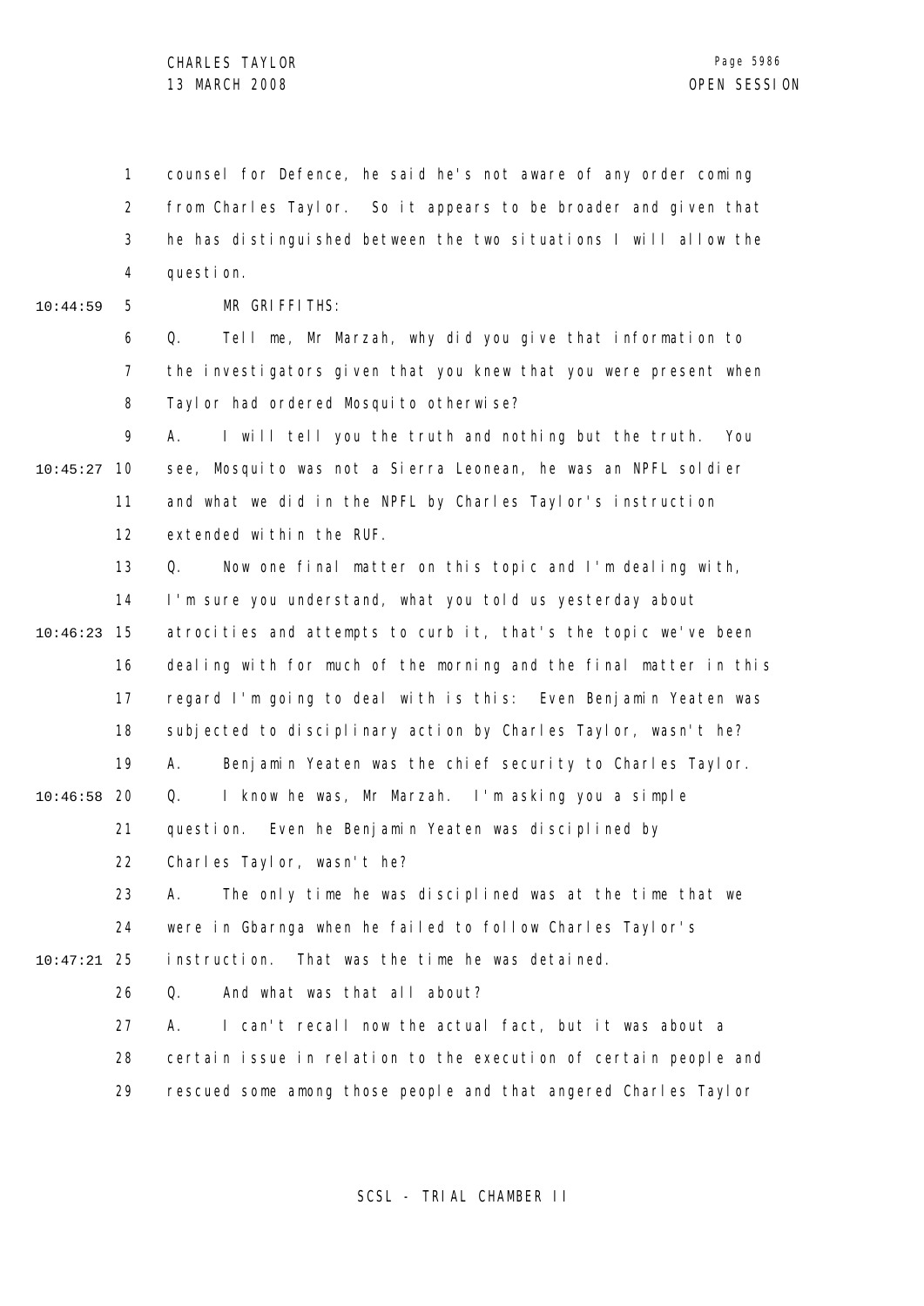counsel for Defence, he said he's not aware of any order coming from Charles Taylor. So it appears to be broader and given that he has distinguished between the two situations I will allow the question.

MR GRIFFITHS:

Q. Tell me, Mr Marzah, why did you give that information to the investigators given that you knew that you were present when Taylor had ordered Mosquito otherwise?

A. I will tell you the truth and nothing but the truth. You see, Mosquito was not a Sierra Leonean, he was an NPFL soldier and what we did in the NPFL by Charles Taylor's instruction extended within the RUF.

Q. Now one final matter on this topic and I'm dealing with, I'm sure you understand, what you told us yesterday about atrocities and attempts to curb it, that's the topic we've been dealing with for much of the morning and the final matter in this regard I'm going to deal with is this: Even Benjamin Yeaten was subjected to disciplinary action by Charles Taylor, wasn't he?

A. Benjamin Yeaten was the chief security to Charles Taylor.

Q. I know he was, Mr Marzah. I'm asking you a simple question. Even he Benjamin Yeaten was disciplined by Charles Taylor, wasn't he?

A. The only time he was disciplined was at the time that we were in Gbarnga when he failed to follow Charles Taylor's instruction. That was the time he was detained.

Q. And what was that all about?

A. I can't recall now the actual fact, but it was about a certain issue in relation to the execution of certain people and rescued some among those people and that angered Charles Taylor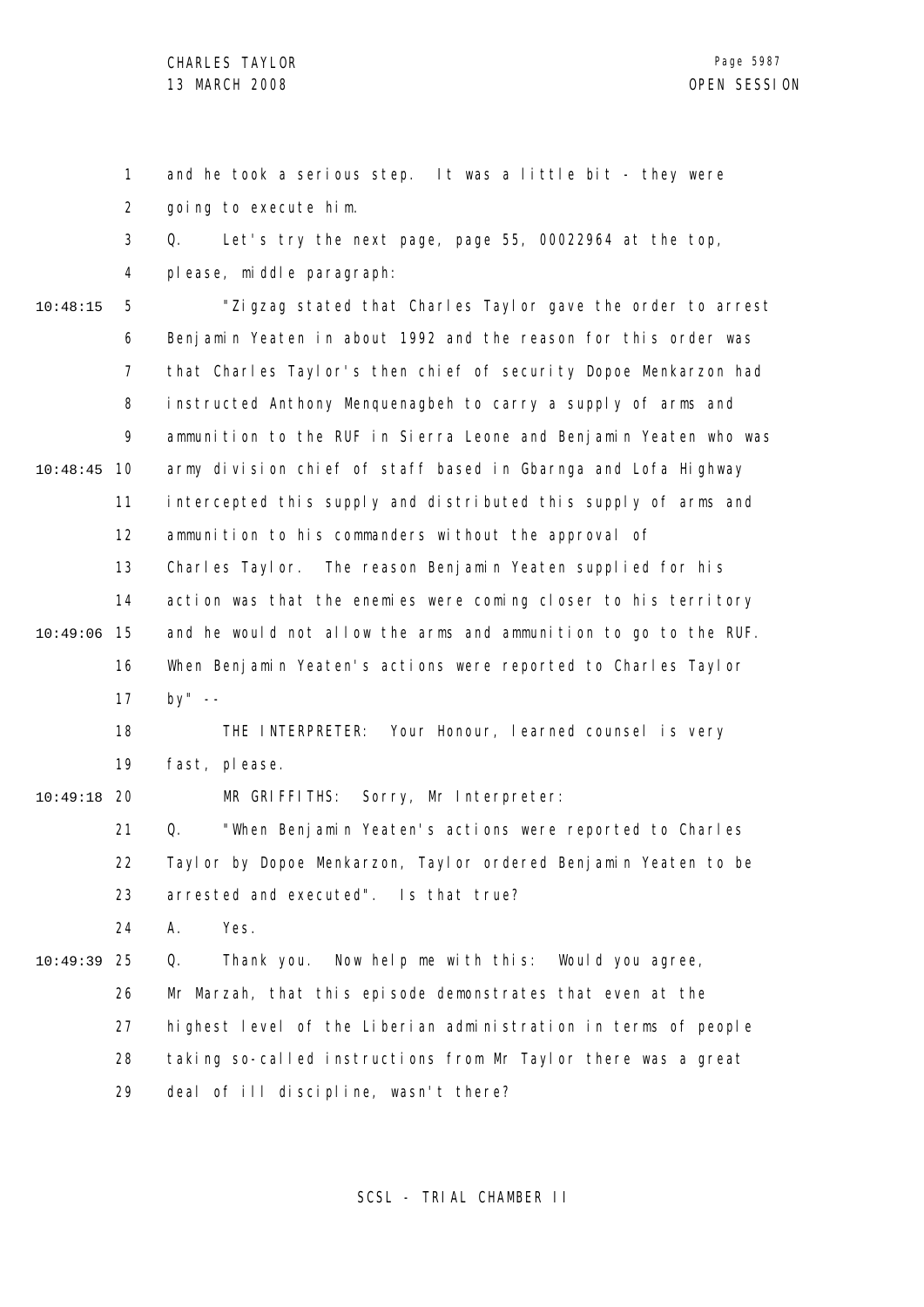and he took a serious step. It was a little bit - they were going to execute him.

Q. Let's try the next page, page 55, 00022964 at the top, please, middle paragraph:

"Zigzag stated that Charles Taylor gave the order to arrest Benjamin Yeaten in about 1992 and the reason for this order was that Charles Taylor's then chief of security Dopoe Menkarzon had instructed Anthony Menquenagbeh to carry a supply of arms and ammunition to the RUF in Sierra Leone and Benjamin Yeaten who was army division chief of staff based in Gbarnga and Lofa Highway intercepted this supply and distributed this supply of arms and ammunition to his commanders without the approval of Charles Taylor. The reason Benjamin Yeaten supplied for his action was that the enemies were coming closer to his territory and he would not allow the arms and ammunition to go to the RUF. When Benjamin Yeaten's actions were reported to Charles Taylor by" --

THE INTERPRETER: Your Honour, learned counsel is very fast, please.

MR GRIFFITHS: Sorry, Mr Interpreter:

Q. "When Benjamin Yeaten's actions were reported to Charles Taylor by Dopoe Menkarzon, Taylor ordered Benjamin Yeaten to be arrested and executed". Is that true?

A. Yes.

Q. Thank you. Now help me with this: Would you agree, Mr Marzah, that this episode demonstrates that even at the highest level of the Liberian administration in terms of people taking so-called instructions from Mr Taylor there was a great deal of ill discipline, wasn't there?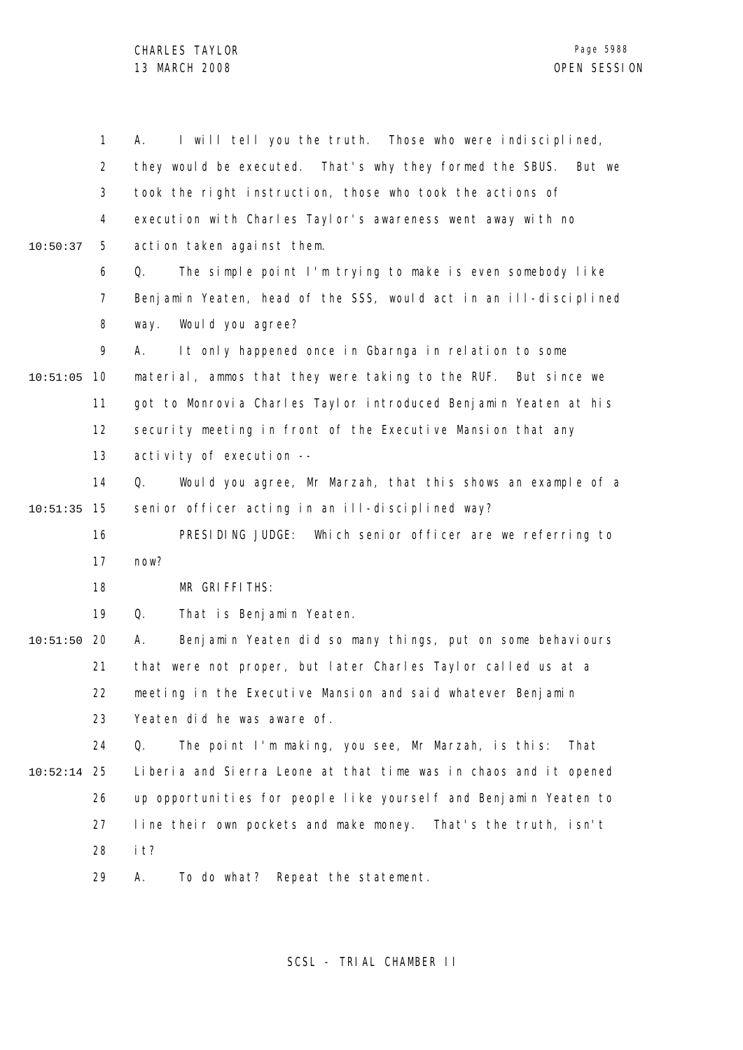A. I will tell you the truth. Those who were indisciplined, they would be executed. That's why they formed the SBUS. But we took the right instruction, those who took the actions of execution with Charles Taylor's awareness went away with no action taken against them.

Q. The simple point I'm trying to make is even somebody like Benjamin Yeaten, head of the SSS, would act in an ill-disciplined way. Would you agree?

A. It only happened once in Gbarnga in relation to some material, ammos that they were taking to the RUF. But since we got to Monrovia Charles Taylor introduced Benjamin Yeaten at his security meeting in front of the Executive Mansion that any activity of execution --

Q. Would you agree, Mr Marzah, that this shows an example of a senior officer acting in an ill-disciplined way?

PRESIDING JUDGE: Which senior officer are we referring to now?

MR GRIFFITHS:

Q. That is Benjamin Yeaten.

A. Benjamin Yeaten did so many things, put on some behaviours that were not proper, but later Charles Taylor called us at a meeting in the Executive Mansion and said whatever Benjamin Yeaten did he was aware of.

Q. The point I'm making, you see, Mr Marzah, is this: That Liberia and Sierra Leone at that time was in chaos and it opened up opportunities for people like yourself and Benjamin Yeaten to line their own pockets and make money. That's the truth, isn't it?

A. To do what? Repeat the statement.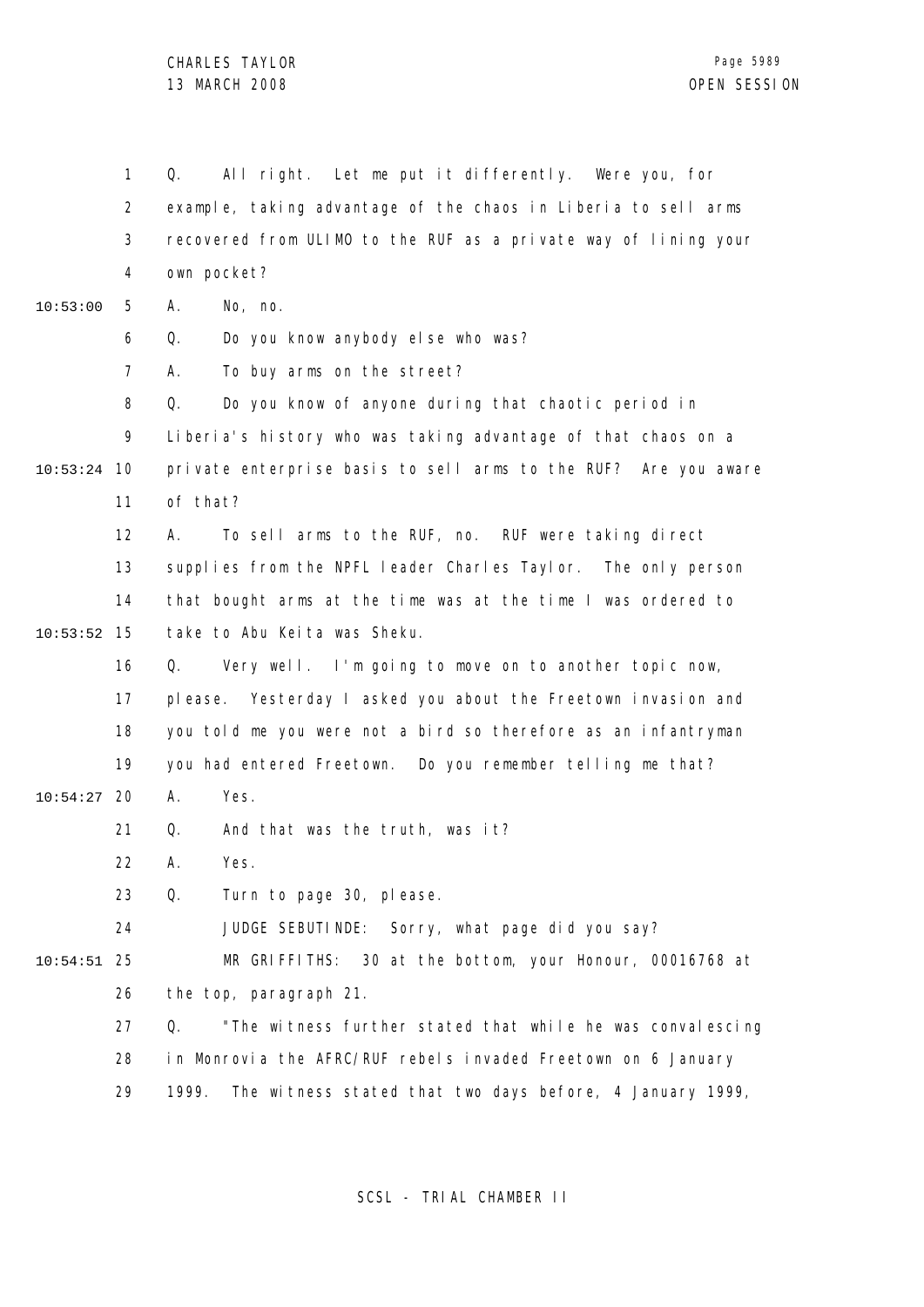Q. All right. Let me put it differently. Were you, for example, taking advantage of the chaos in Liberia to sell arms recovered from ULIMO to the RUF as a private way of lining your own pocket?

A. No, no.

Q. Do you know anybody else who was?

A. To buy arms on the street?

Q. Do you know of anyone during that chaotic period in Liberia's history who was taking advantage of that chaos on a private enterprise basis to sell arms to the RUF? Are you aware of that?

A. To sell arms to the RUF, no. RUF were taking direct supplies from the NPFL leader Charles Taylor. The only person that bought arms at the time was at the time I was ordered to take to Abu Keita was Sheku.

Q. Very well. I'm going to move on to another topic now, please. Yesterday I asked you about the Freetown invasion and you told me you were not a bird so therefore as an infantryman you had entered Freetown. Do you remember telling me that?

A. Yes.

Q. And that was the truth, was it?

A. Yes.

Q. Turn to page 30, please.

JUDGE SEBUTINDE: Sorry, what page did you say?

MR GRIFFITHS: 30 at the bottom, your Honour, 00016768 at the top, paragraph 21.

Q. "The witness further stated that while he was convalescing in Monrovia the AFRC/RUF rebels invaded Freetown on 6 January 1999. The witness stated that two days before, 4 January 1999,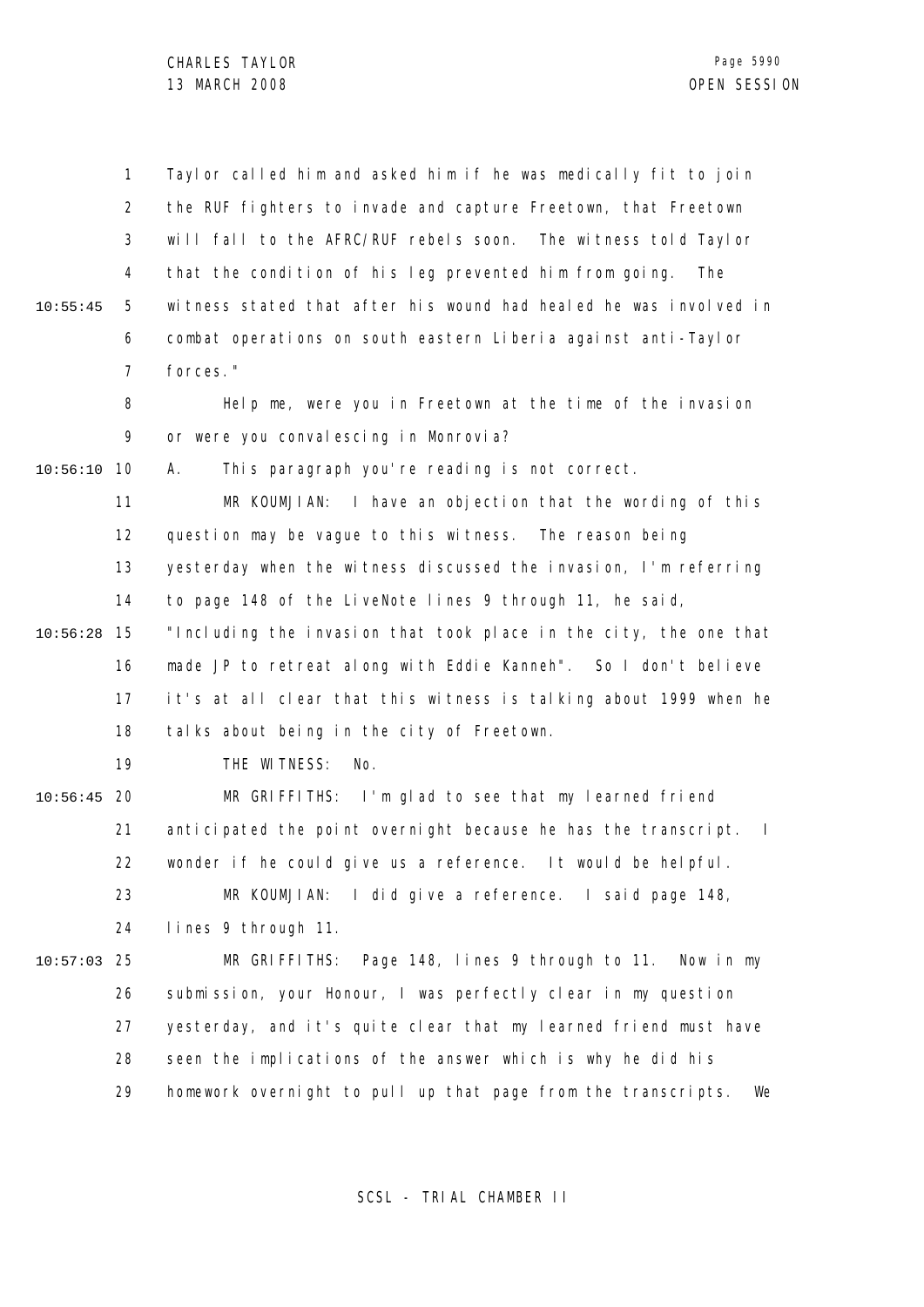Taylor called him and asked him if he was medically fit to join the RUF fighters to invade and capture Freetown, that Freetown will fall to the AFRC/RUF rebels soon. The witness told Taylor that the condition of his leg prevented him from going. The witness stated that after his wound had healed he was involved in combat operations on south eastern Liberia against anti-Taylor forces."

Help me, were you in Freetown at the time of the invasion or were you convalescing in Monrovia?

A. This paragraph you're reading is not correct.

MR KOUMJIAN: I have an objection that the wording of this question may be vague to this witness. The reason being yesterday when the witness discussed the invasion, I'm referring to page 148 of the LiveNote lines 9 through 11, he said, "Including the invasion that took place in the city, the one that made JP to retreat along with Eddie Kanneh". So I don't believe it's at all clear that this witness is talking about 1999 when he talks about being in the city of Freetown.

THE WITNESS: No.

MR GRIFFITHS: I'm glad to see that my learned friend anticipated the point overnight because he has the transcript. I wonder if he could give us a reference. It would be helpful.

MR KOUMJIAN: I did give a reference. I said page 148, lines 9 through 11.

MR GRIFFITHS: Page 148, lines 9 through to 11. Now in my submission, your Honour, I was perfectly clear in my question yesterday, and it's quite clear that my learned friend must have seen the implications of the answer which is why he did his homework overnight to pull up that page from the transcripts. We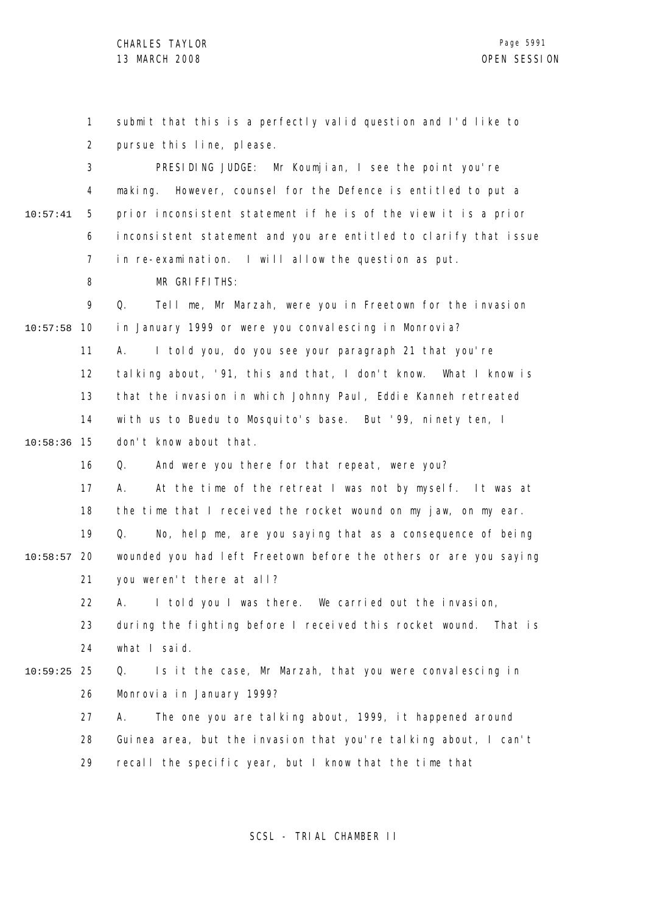submit that this is a perfectly valid question and I'd like to pursue this line, please.

PRESIDING JUDGE: Mr Koumjian, I see the point you're making. However, counsel for the Defence is entitled to put a prior inconsistent statement if he is of the view it is a prior inconsistent statement and you are entitled to clarify that issue in re-examination. I will allow the question as put.

MR GRIFFITHS:

Q. Tell me, Mr Marzah, were you in Freetown for the invasion in January 1999 or were you convalescing in Monrovia?

A. I told you, do you see your paragraph 21 that you're talking about, '91, this and that, I don't know. What I know is that the invasion in which Johnny Paul, Eddie Kanneh retreated with us to Buedu to Mosquito's base. But '99, ninety ten, I don't know about that.

Q. And were you there for that repeat, were you?

A. At the time of the retreat I was not by myself. It was at the time that I received the rocket wound on my jaw, on my ear.

Q. No, help me, are you saying that as a consequence of being wounded you had left Freetown before the others or are you saying you weren't there at all?

A. I told you I was there. We carried out the invasion, during the fighting before I received this rocket wound. That is what I said.

Q. Is it the case, Mr Marzah, that you were convalescing in Monrovia in January 1999?

A. The one you are talking about, 1999, it happened around Guinea area, but the invasion that you're talking about, I can't recall the specific year, but I know that the time that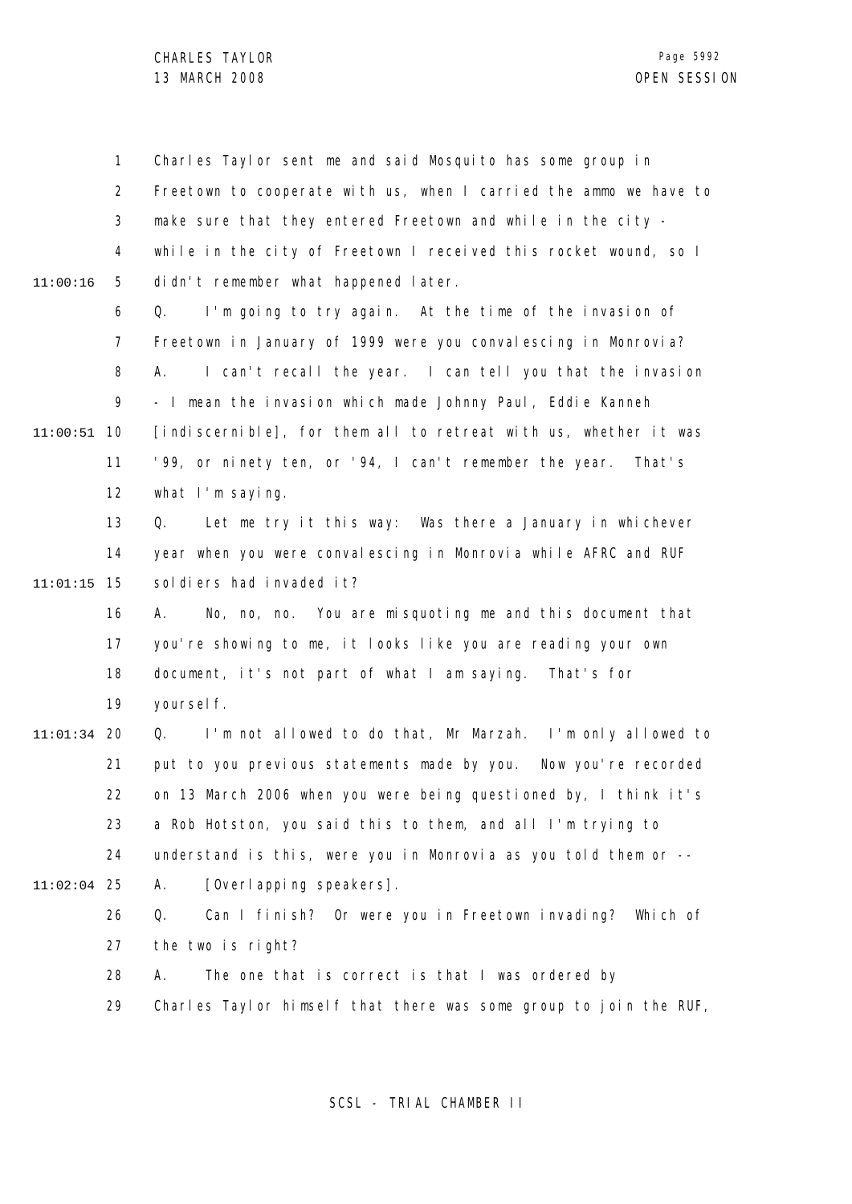Charles Taylor sent me and said Mosquito has some group in Freetown to cooperate with us, when I carried the ammo we have to make sure that they entered Freetown and while in the city - while in the city of Freetown I received this rocket wound, so I didn't remember what happened later.

Q. I'm going to try again. At the time of the invasion of Freetown in January of 1999 were you convalescing in Monrovia?

A. I can't recall the year. I can tell you that the invasion - I mean the invasion which made Johnny Paul, Eddie Kanneh [indiscernible], for them all to retreat with us, whether it was '99, or ninety ten, or '94, I can't remember the year. That's what I'm saying.

Q. Let me try it this way: Was there a January in whichever year when you were convalescing in Monrovia while AFRC and RUF soldiers had invaded it?

A. No, no, no. You are misquoting me and this document that you're showing to me, it looks like you are reading your own document, it's not part of what I am saying. That's for yourself.

Q. I'm not allowed to do that, Mr Marzah. I'm only allowed to put to you previous statements made by you. Now you're recorded on 13 March 2006 when you were being questioned by, I think it's a Rob Hotston, you said this to them, and all I'm trying to understand is this, were you in Monrovia as you told them or --

A. [Overlapping speakers].

Q. Can I finish? Or were you in Freetown invading? Which of the two is right?

A. The one that is correct is that I was ordered by Charles Taylor himself that there was some group to join the RUF,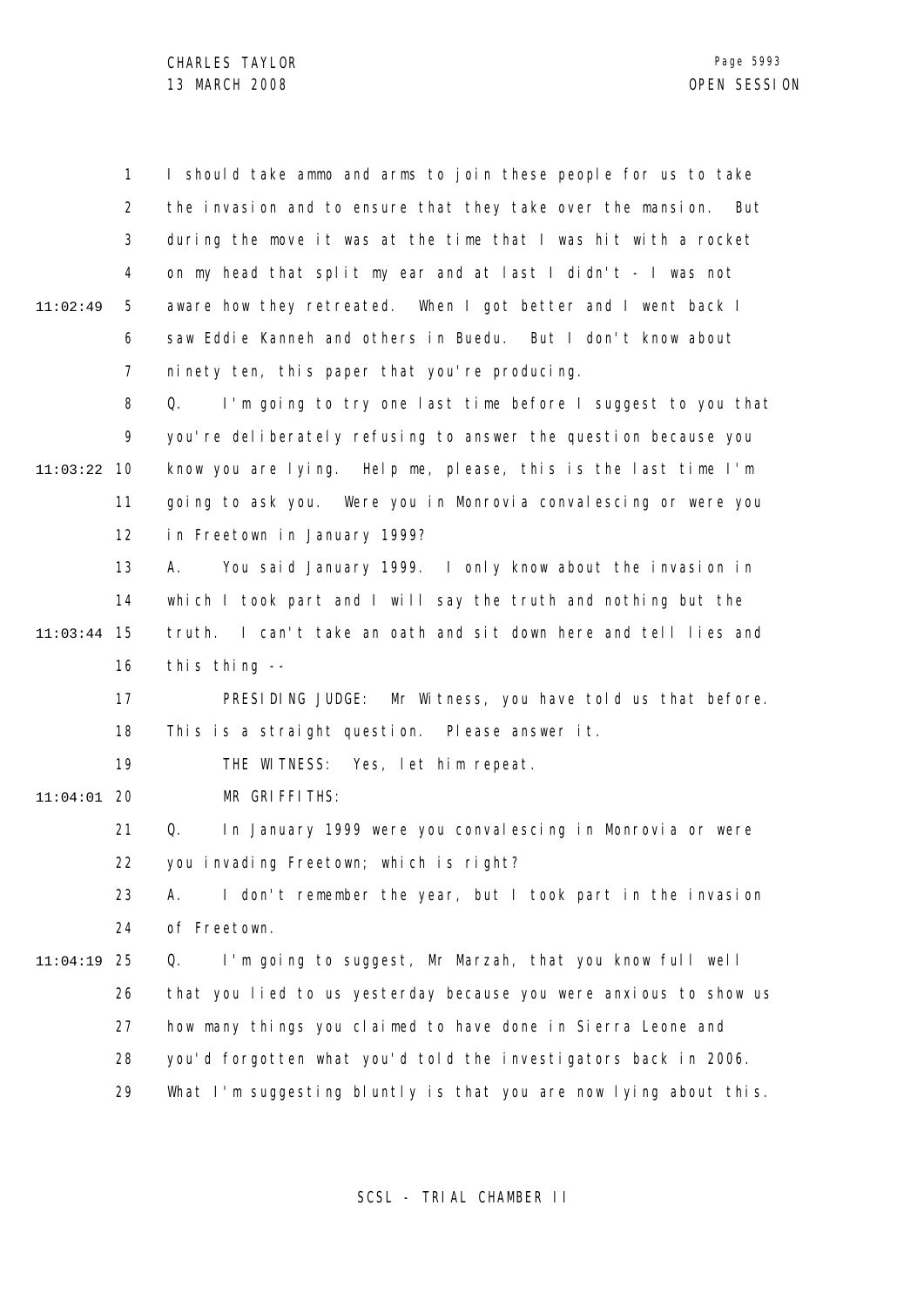I should take ammo and arms to join these people for us to take the invasion and to ensure that they take over the mansion. But during the move it was at the time that I was hit with a rocket on my head that split my ear and at last I didn't - I was not aware how they retreated. When I got better and I went back I saw Eddie Kanneh and others in Buedu. But I don't know about ninety ten, this paper that you're producing.

Q. I'm going to try one last time before I suggest to you that you're deliberately refusing to answer the question because you know you are lying. Help me, please, this is the last time I'm going to ask you. Were you in Monrovia convalescing or were you in Freetown in January 1999?

A. You said January 1999. I only know about the invasion in which I took part and I will say the truth and nothing but the truth. I can't take an oath and sit down here and tell lies and this thing --

PRESIDING JUDGE: Mr Witness, you have told us that before. This is a straight question. Please answer it.

THE WITNESS: Yes, let him repeat.

MR GRIFFITHS:

Q. In January 1999 were you convalescing in Monrovia or were you invading Freetown; which is right?

A. I don't remember the year, but I took part in the invasion of Freetown.

Q. I'm going to suggest, Mr Marzah, that you know full well that you lied to us yesterday because you were anxious to show us how many things you claimed to have done in Sierra Leone and you'd forgotten what you'd told the investigators back in 2006. What I'm suggesting bluntly is that you are now lying about this.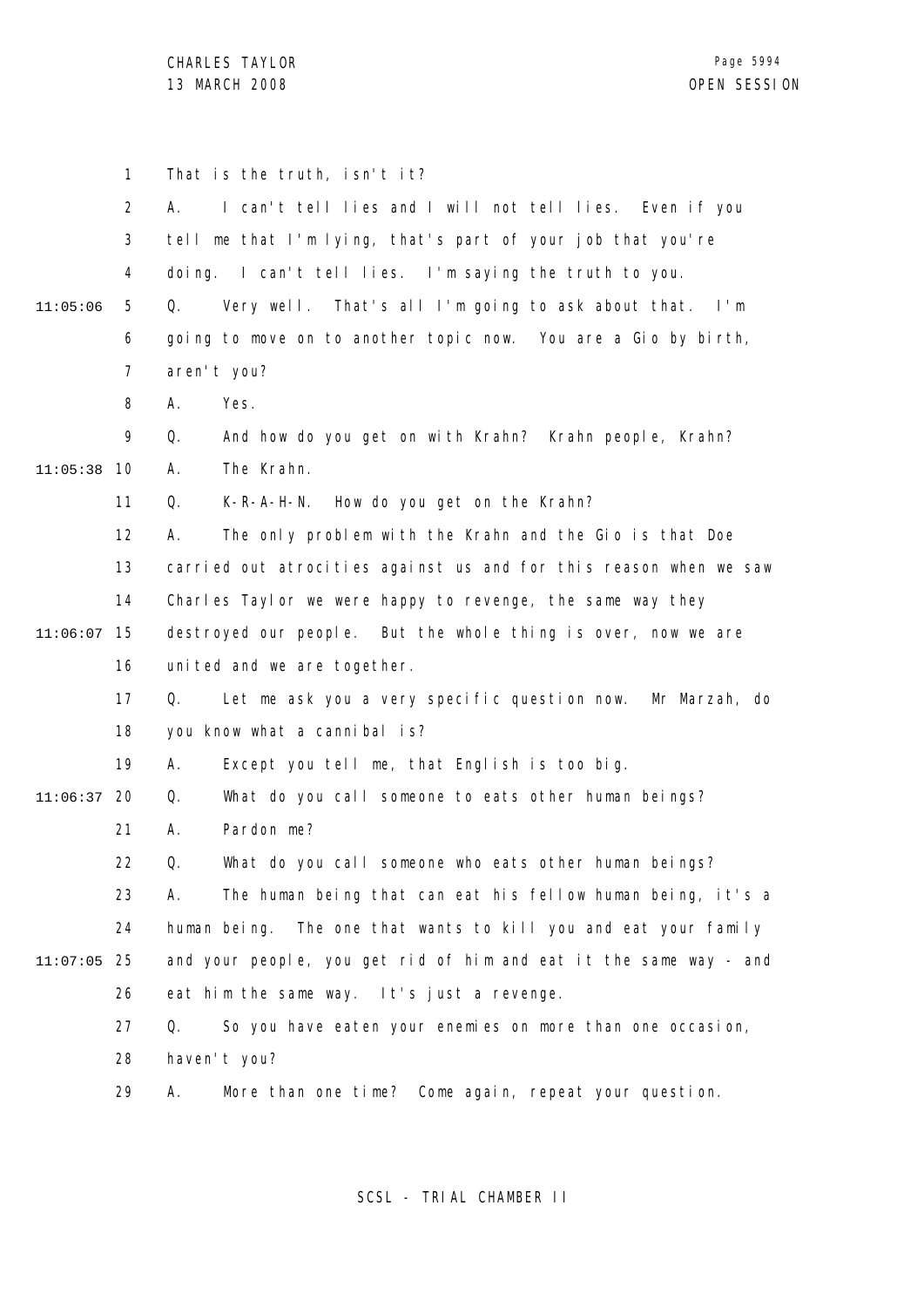That is the truth, isn't it?

A. I can't tell lies and I will not tell lies. Even if you tell me that I'm lying, that's part of your job that you're doing. I can't tell lies. I'm saying the truth to you.

Q. Very well. That's all I'm going to ask about that. I'm going to move on to another topic now. You are a Gio by birth, aren't you?

A. Yes.

Q. And how do you get on with Krahn? Krahn people, Krahn?

A. The Krahn.

Q. K-R-A-H-N. How do you get on the Krahn?

A. The only problem with the Krahn and the Gio is that Doe carried out atrocities against us and for this reason when we saw Charles Taylor we were happy to revenge, the same way they destroyed our people. But the whole thing is over, now we are united and we are together.

Q. Let me ask you a very specific question now. Mr Marzah, do you know what a cannibal is?

A. Except you tell me, that English is too big.

Q. What do you call someone to eats other human beings?

A. Pardon me?

Q. What do you call someone who eats other human beings?

A. The human being that can eat his fellow human being, it's a human being. The one that wants to kill you and eat your family and your people, you get rid of him and eat it the same way - and eat him the same way. It's just a revenge.

Q. So you have eaten your enemies on more than one occasion, haven't you?

A. More than one time? Come again, repeat your question.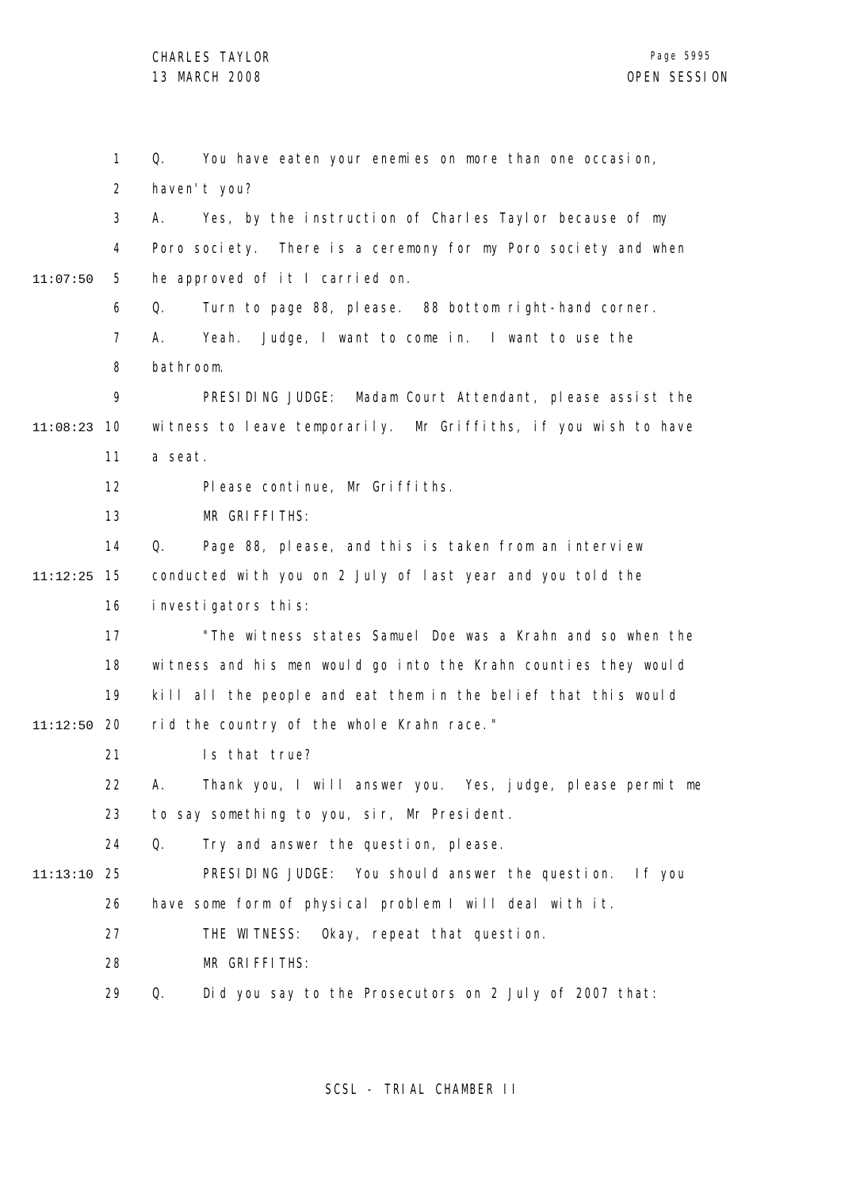Q. You have eaten your enemies on more than one occasion, haven't you?

A. Yes, by the instruction of Charles Taylor because of my Poro society. There is a ceremony for my Poro society and when he approved of it I carried on.

Q. Turn to page 88, please. 88 bottom right-hand corner.

A. Yeah. Judge, I want to come in. I want to use the bathroom.

PRESIDING JUDGE: Madam Court Attendant, please assist the witness to leave temporarily. Mr Griffiths, if you wish to have a seat.

Please continue, Mr Griffiths.

MR GRIFFITHS:

Q. Page 88, please, and this is taken from an interview conducted with you on 2 July of last year and you told the investigators this:

"The witness states Samuel Doe was a Krahn and so when the witness and his men would go into the Krahn counties they would kill all the people and eat them in the belief that this would rid the country of the whole Krahn race."

Is that true?

A. Thank you, I will answer you. Yes, judge, please permit me to say something to you, sir, Mr President.

Q. Try and answer the question, please.

PRESIDING JUDGE: You should answer the question. If you have some form of physical problem I will deal with it.

THE WITNESS: Okay, repeat that question.

MR GRIFFITHS:

Q. Did you say to the Prosecutors on 2 July of 2007 that: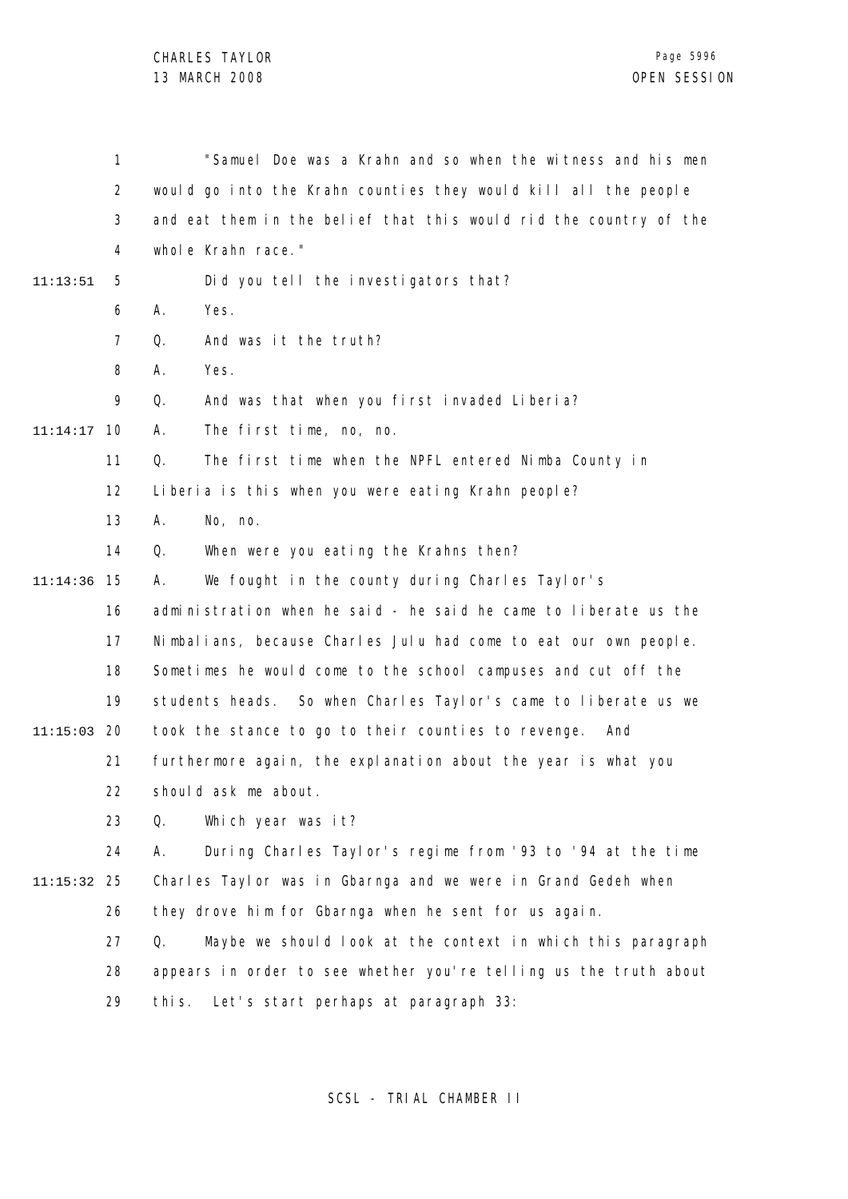"Samuel Doe was a Krahn and so when the witness and his men would go into the Krahn counties they would kill all the people and eat them in the belief that this would rid the country of the whole Krahn race."

Did you tell the investigators that?

A. Yes.

Q. And was it the truth?

A. Yes.

Q. And was that when you first invaded Liberia?

A. The first time, no, no.

Q. The first time when the NPFL entered Nimba County in Liberia is this when you were eating Krahn people?

A. No, no.

Q. When were you eating the Krahns then?

A. We fought in the county during Charles Taylor's administration when he said - he said he came to liberate us the Nimbalians, because Charles Julu had come to eat our own people. Sometimes he would come to the school campuses and cut off the students heads. So when Charles Taylor's came to liberate us we took the stance to go to their counties to revenge. And furthermore again, the explanation about the year is what you should ask me about.

Q. Which year was it?

A. During Charles Taylor's regime from '93 to '94 at the time Charles Taylor was in Gbarnga and we were in Grand Gedeh when they drove him for Gbarnga when he sent for us again.

Q. Maybe we should look at the context in which this paragraph appears in order to see whether you're telling us the truth about this. Let's start perhaps at paragraph 33: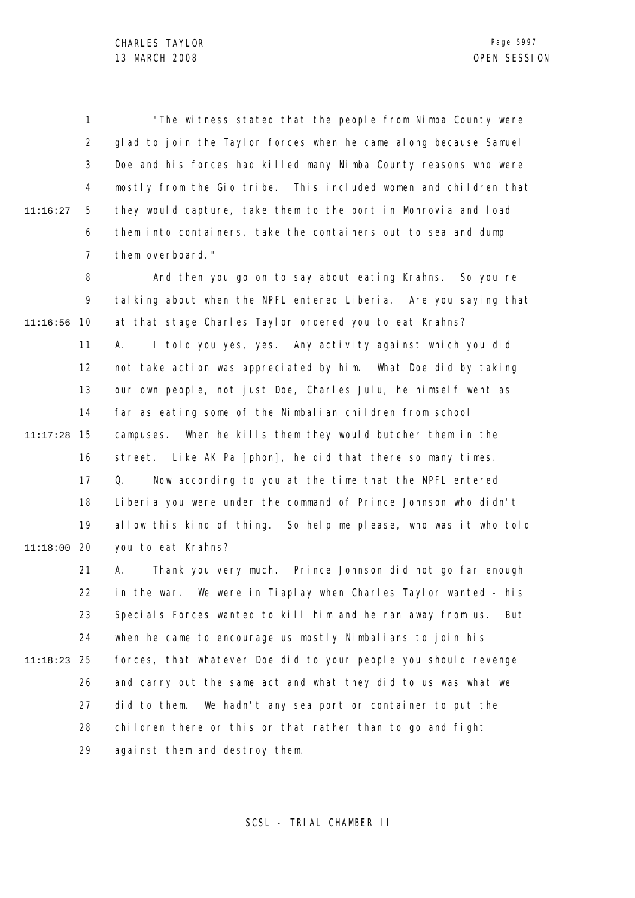"The witness stated that the people from Nimba County were glad to join the Taylor forces when he came along because Samuel Doe and his forces had killed many Nimba County reasons who were mostly from the Gio tribe. This included women and children that they would capture, take them to the port in Monrovia and load them into containers, take the containers out to sea and dump them overboard."

And then you go on to say about eating Krahns. So you're talking about when the NPFL entered Liberia. Are you saying that at that stage Charles Taylor ordered you to eat Krahns?

A. I told you yes, yes. Any activity against which you did not take action was appreciated by him. What Doe did by taking our own people, not just Doe, Charles Julu, he himself went as far as eating some of the Nimbalian children from school campuses. When he kills them they would butcher them in the street. Like AK Pa [phon], he did that there so many times.

Q. Now according to you at the time that the NPFL entered Liberia you were under the command of Prince Johnson who didn't allow this kind of thing. So help me please, who was it who told you to eat Krahns?

A. Thank you very much. Prince Johnson did not go far enough in the war. We were in Tiaplay when Charles Taylor wanted - his Specials Forces wanted to kill him and he ran away from us. But when he came to encourage us mostly Nimbalians to join his forces, that whatever Doe did to your people you should revenge and carry out the same act and what they did to us was what we did to them. We hadn't any sea port or container to put the children there or this or that rather than to go and fight against them and destroy them.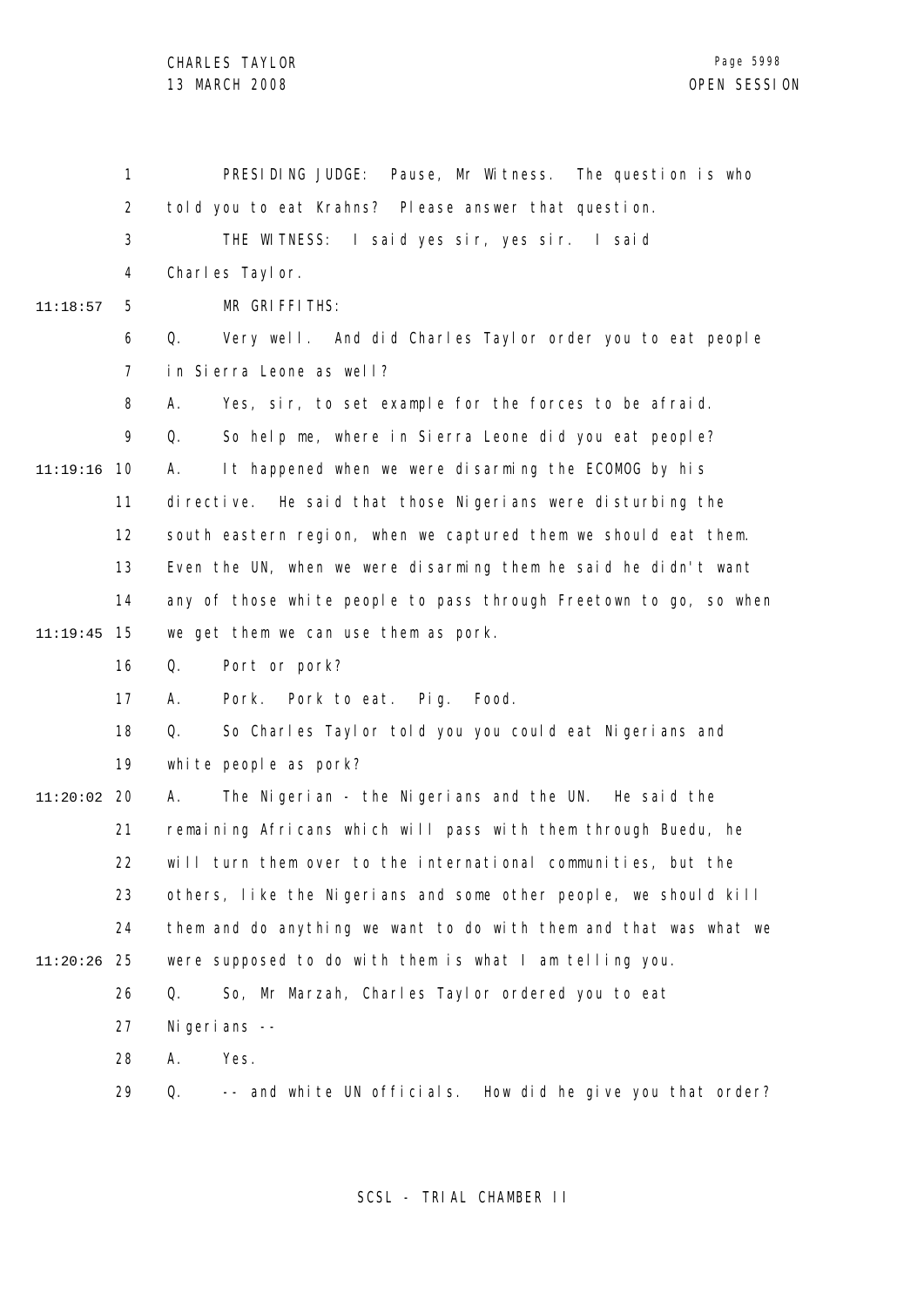PRESIDING JUDGE: Pause, Mr Witness. The question is who told you to eat Krahns? Please answer that question.

THE WITNESS: I said yes sir, yes sir. I said Charles Taylor.

MR GRIFFITHS:

Q. Very well. And did Charles Taylor order you to eat people in Sierra Leone as well?

A. Yes, sir, to set example for the forces to be afraid.

Q. So help me, where in Sierra Leone did you eat people?

A. It happened when we were disarming the ECOMOG by his directive. He said that those Nigerians were disturbing the south eastern region, when we captured them we should eat them. Even the UN, when we were disarming them he said he didn't want any of those white people to pass through Freetown to go, so when we get them we can use them as pork.

Q. Port or pork?

A. Pork. Pork to eat. Pig. Food.

Q. So Charles Taylor told you you could eat Nigerians and white people as pork?

A. The Nigerian - the Nigerians and the UN. He said the remaining Africans which will pass with them through Buedu, he will turn them over to the international communities, but the others, like the Nigerians and some other people, we should kill them and do anything we want to do with them and that was what we were supposed to do with them is what I am telling you.

Q. So, Mr Marzah, Charles Taylor ordered you to eat Nigerians --

A. Yes.

Q. -- and white UN officials. How did he give you that order?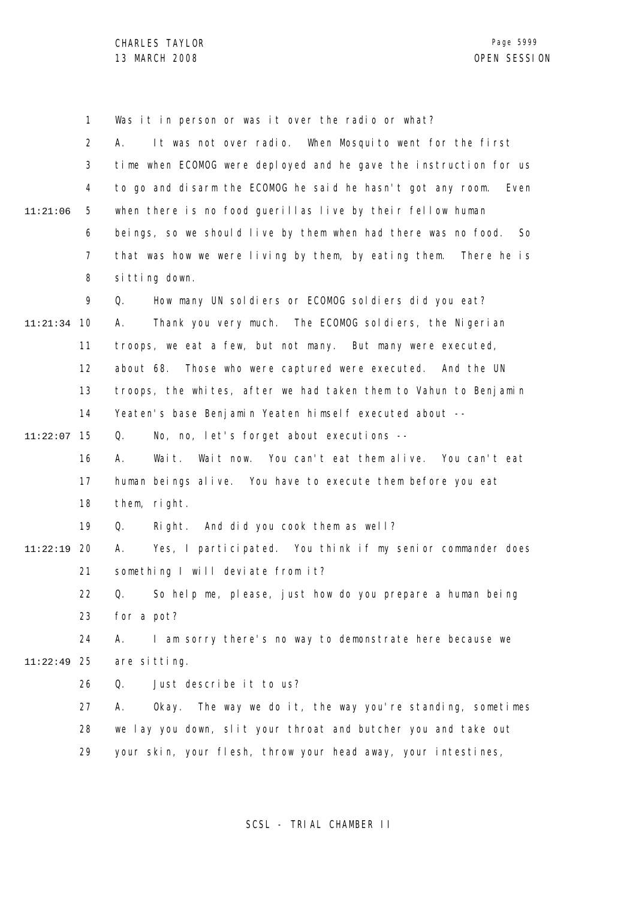Was it in person or was it over the radio or what?

A. It was not over radio. When Mosquito went for the first time when ECOMOG were deployed and he gave the instruction for us to go and disarm the ECOMOG he said he hasn't got any room. Even when there is no food guerillas live by their fellow human beings, so we should live by them when had there was no food. So that was how we were living by them, by eating them. There he is sitting down.

Q. How many UN soldiers or ECOMOG soldiers did you eat?

A. Thank you very much. The ECOMOG soldiers, the Nigerian troops, we eat a few, but not many. But many were executed, about 68. Those who were captured were executed. And the UN troops, the whites, after we had taken them to Vahun to Benjamin Yeaten's base Benjamin Yeaten himself executed about --

Q. No, no, let's forget about executions --

A. Wait. Wait now. You can't eat them alive. You can't eat human beings alive. You have to execute them before you eat them, right.

Q. Right. And did you cook them as well?

A. Yes, I participated. You think if my senior commander does something I will deviate from it?

Q. So help me, please, just how do you prepare a human being for a pot?

A. I am sorry there's no way to demonstrate here because we are sitting.

Q. Just describe it to us?

A. Okay. The way we do it, the way you're standing, sometimes we lay you down, slit your throat and butcher you and take out your skin, your flesh, throw your head away, your intestines,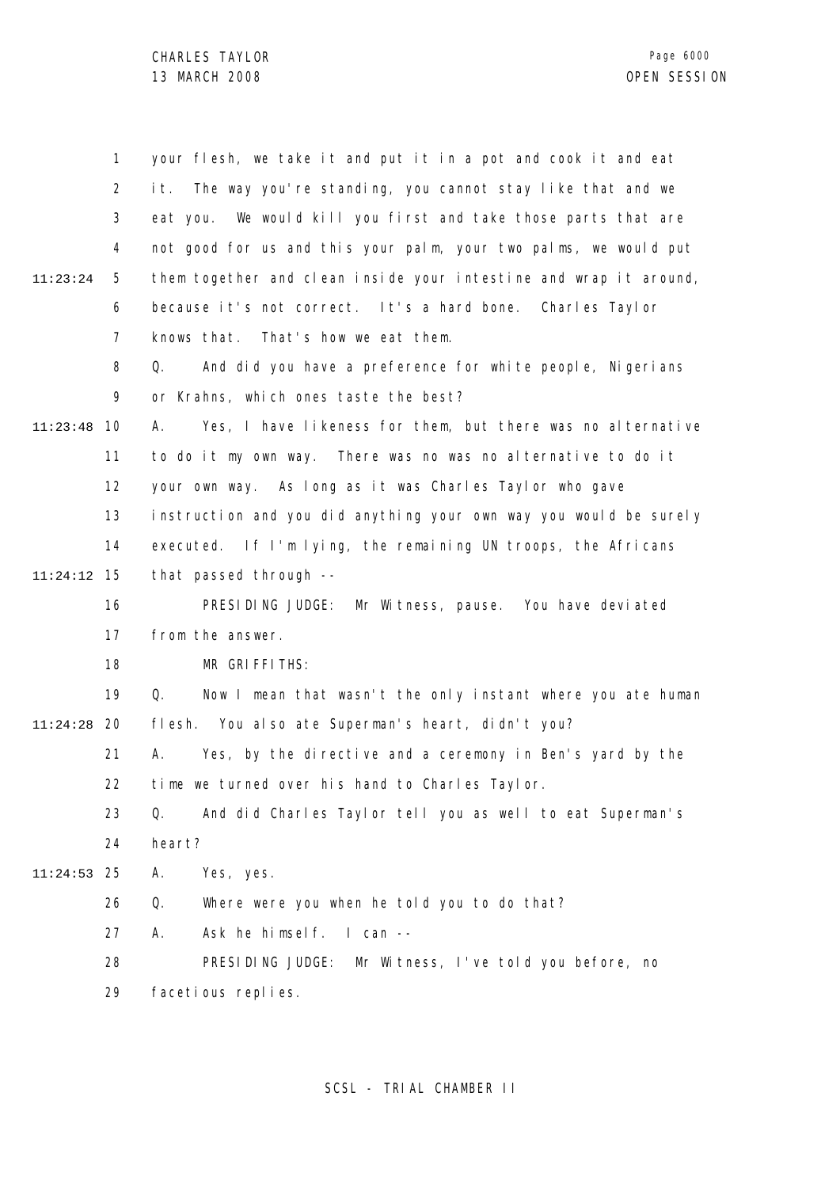your flesh, we take it and put it in a pot and cook it and eat it. The way you're standing, you cannot stay like that and we eat you. We would kill you first and take those parts that are not good for us and this your palm, your two palms, we would put them together and clean inside your intestine and wrap it around, because it's not correct. It's a hard bone. Charles Taylor knows that. That's how we eat them.

Q. And did you have a preference for white people, Nigerians or Krahns, which ones taste the best?

A. Yes, I have likeness for them, but there was no alternative to do it my own way. There was no was no alternative to do it your own way. As long as it was Charles Taylor who gave instruction and you did anything your own way you would be surely executed. If I'm lying, the remaining UN troops, the Africans that passed through --

PRESIDING JUDGE: Mr Witness, pause. You have deviated from the answer.

MR GRIFFITHS:

Q. Now I mean that wasn't the only instant where you ate human flesh. You also ate Superman's heart, didn't you?

A. Yes, by the directive and a ceremony in Ben's yard by the time we turned over his hand to Charles Taylor.

Q. And did Charles Taylor tell you as well to eat Superman's heart?

A. Yes, yes.

Q. Where were you when he told you to do that?

A. Ask he himself. I can --

PRESIDING JUDGE: Mr Witness, I've told you before, no facetious replies.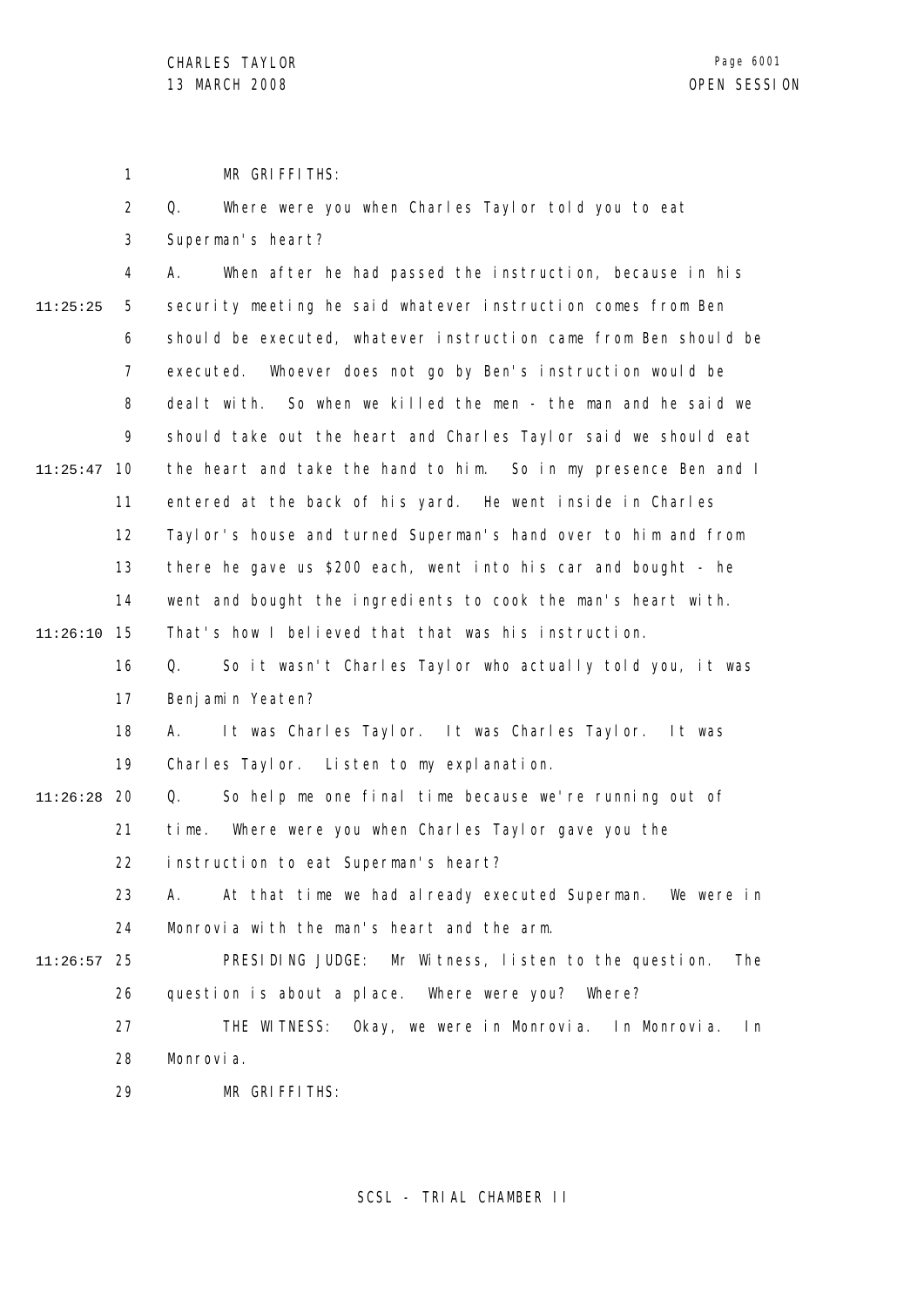MR GRIFFITHS:

Q. Where were you when Charles Taylor told you to eat Superman's heart?

A. When after he had passed the instruction, because in his security meeting he said whatever instruction comes from Ben should be executed, whatever instruction came from Ben should be executed. Whoever does not go by Ben's instruction would be dealt with. So when we killed the men - the man and he said we should take out the heart and Charles Taylor said we should eat the heart and take the hand to him. So in my presence Ben and I entered at the back of his yard. He went inside in Charles Taylor's house and turned Superman's hand over to him and from there he gave us $200 each, went into his car and bought - he went and bought the ingredients to cook the man's heart with. That's how I believed that that was his instruction.

Q. So it wasn't Charles Taylor who actually told you, it was Benjamin Yeaten?

A. It was Charles Taylor. It was Charles Taylor. It was Charles Taylor. Listen to my explanation.

Q. So help me one final time because we're running out of time. Where were you when Charles Taylor gave you the instruction to eat Superman's heart?

A. At that time we had already executed Superman. We were in Monrovia with the man's heart and the arm.

PRESIDING JUDGE: Mr Witness, listen to the question. The question is about a place. Where were you? Where?

THE WITNESS: Okay, we were in Monrovia. In Monrovia. In Monrovia.

MR GRIFFITHS: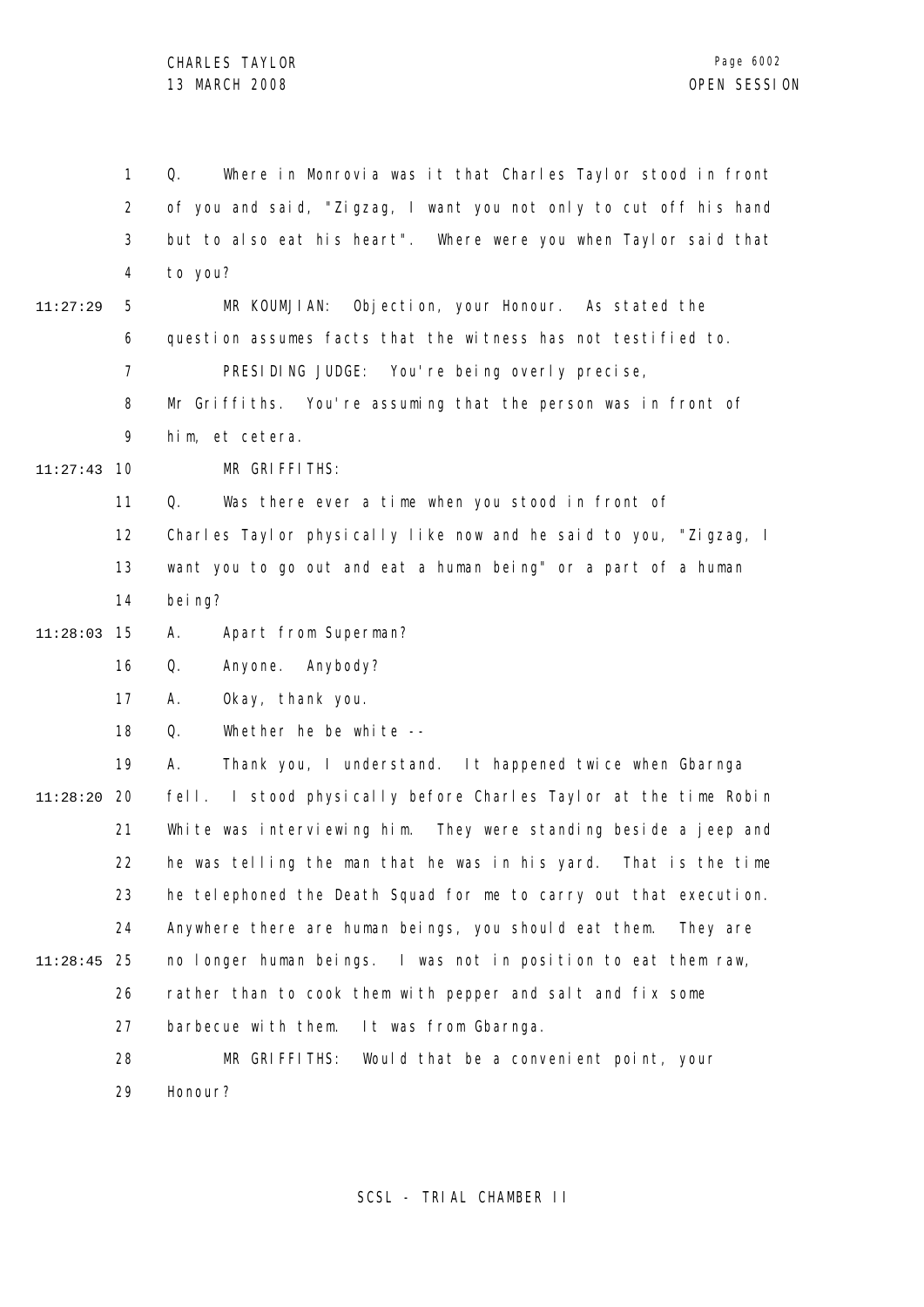Q. Where in Monrovia was it that Charles Taylor stood in front of you and said, "Zigzag, I want you not only to cut off his hand but to also eat his heart". Where were you when Taylor said that to you?

MR KOUMJIAN: Objection, your Honour. As stated the question assumes facts that the witness has not testified to.

PRESIDING JUDGE: You're being overly precise, Mr Griffiths. You're assuming that the person was in front of him, et cetera.

MR GRIFFITHS:

Q. Was there ever a time when you stood in front of Charles Taylor physically like now and he said to you, "Zigzag, I want you to go out and eat a human being" or a part of a human being?

A. Apart from Superman?

Q. Anyone. Anybody?

A. Okay, thank you.

Q. Whether he be white --

A. Thank you, I understand. It happened twice when Gbarnga fell. I stood physically before Charles Taylor at the time Robin White was interviewing him. They were standing beside a jeep and he was telling the man that he was in his yard. That is the time he telephoned the Death Squad for me to carry out that execution. Anywhere there are human beings, you should eat them. They are no longer human beings. I was not in position to eat them raw, rather than to cook them with pepper and salt and fix some barbecue with them. It was from Gbarnga.

MR GRIFFITHS: Would that be a convenient point, your Honour?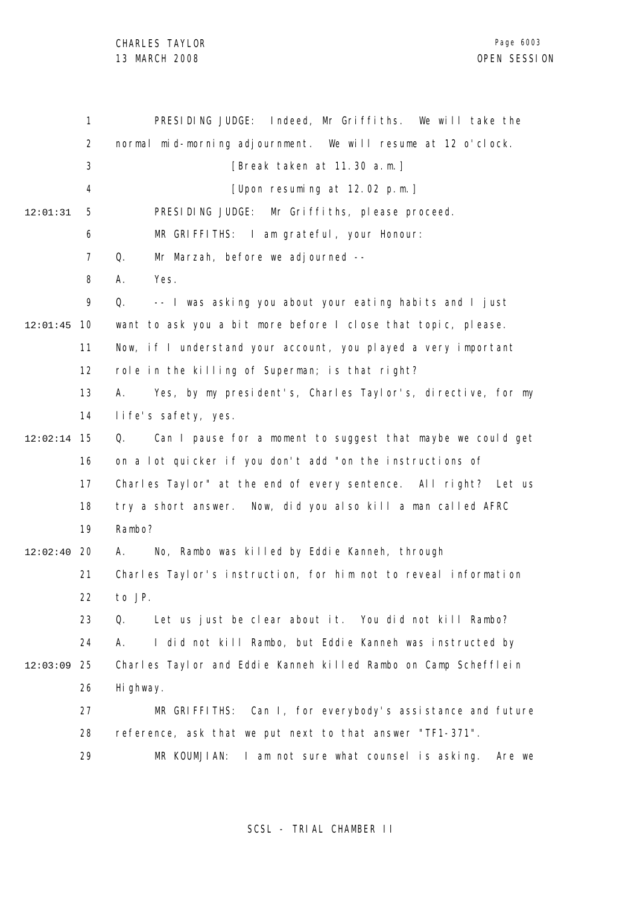PRESIDING JUDGE: Indeed, Mr Griffiths. We will take the normal mid-morning adjournment. We will resume at 12 o'clock.

[Break taken at 11.30 a.m.]

[Upon resuming at 12.02 p.m.]

PRESIDING JUDGE: Mr Griffiths, please proceed.

MR GRIFFITHS: I am grateful, your Honour:

Q. Mr Marzah, before we adjourned --

A. Yes.

Q. -- I was asking you about your eating habits and I just want to ask you a bit more before I close that topic, please. Now, if I understand your account, you played a very important role in the killing of Superman; is that right?

A. Yes, by my president's, Charles Taylor's, directive, for my life's safety, yes.

Q. Can I pause for a moment to suggest that maybe we could get on a lot quicker if you don't add "on the instructions of Charles Taylor" at the end of every sentence. All right? Let us try a short answer. Now, did you also kill a man called AFRC Rambo?

A. No, Rambo was killed by Eddie Kanneh, through Charles Taylor's instruction, for him not to reveal information to JP.

Q. Let us just be clear about it. You did not kill Rambo?

A. I did not kill Rambo, but Eddie Kanneh was instructed by Charles Taylor and Eddie Kanneh killed Rambo on Camp Schefflein Highway.

MR GRIFFITHS: Can I, for everybody's assistance and future reference, ask that we put next to that answer "TF1-371".

MR KOUMJIAN: I am not sure what counsel is asking. Are we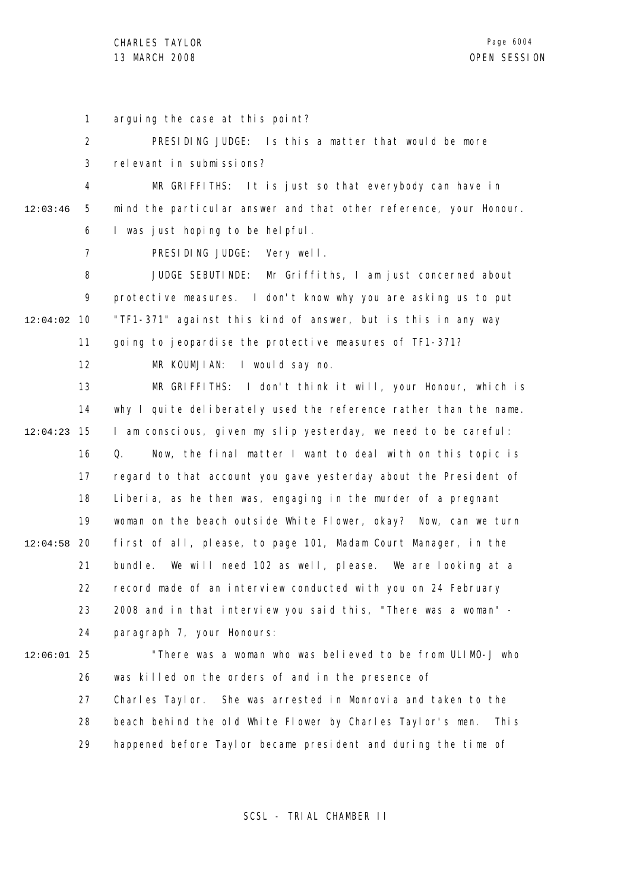arguing the case at this point?

PRESIDING JUDGE: Is this a matter that would be more relevant in submissions?

MR GRIFFITHS: It is just so that everybody can have in mind the particular answer and that other reference, your Honour. I was just hoping to be helpful.

PRESIDING JUDGE: Very well.

JUDGE SEBUTINDE: Mr Griffiths, I am just concerned about protective measures. I don't know why you are asking us to put "TF1-371" against this kind of answer, but is this in any way going to jeopardise the protective measures of TF1-371?

MR KOUMJIAN: I would say no.

MR GRIFFITHS: I don't think it will, your Honour, which is why I quite deliberately used the reference rather than the name. I am conscious, given my slip yesterday, we need to be careful:

Q. Now, the final matter I want to deal with on this topic is regard to that account you gave yesterday about the President of Liberia, as he then was, engaging in the murder of a pregnant woman on the beach outside White Flower, okay? Now, can we turn first of all, please, to page 101, Madam Court Manager, in the bundle. We will need 102 as well, please. We are looking at a record made of an interview conducted with you on 24 February 2008 and in that interview you said this, "There was a woman" - paragraph 7, your Honours:

"There was a woman who was believed to be from ULIMO-J who was killed on the orders of and in the presence of Charles Taylor. She was arrested in Monrovia and taken to the beach behind the old White Flower by Charles Taylor's men. This happened before Taylor became president and during the time of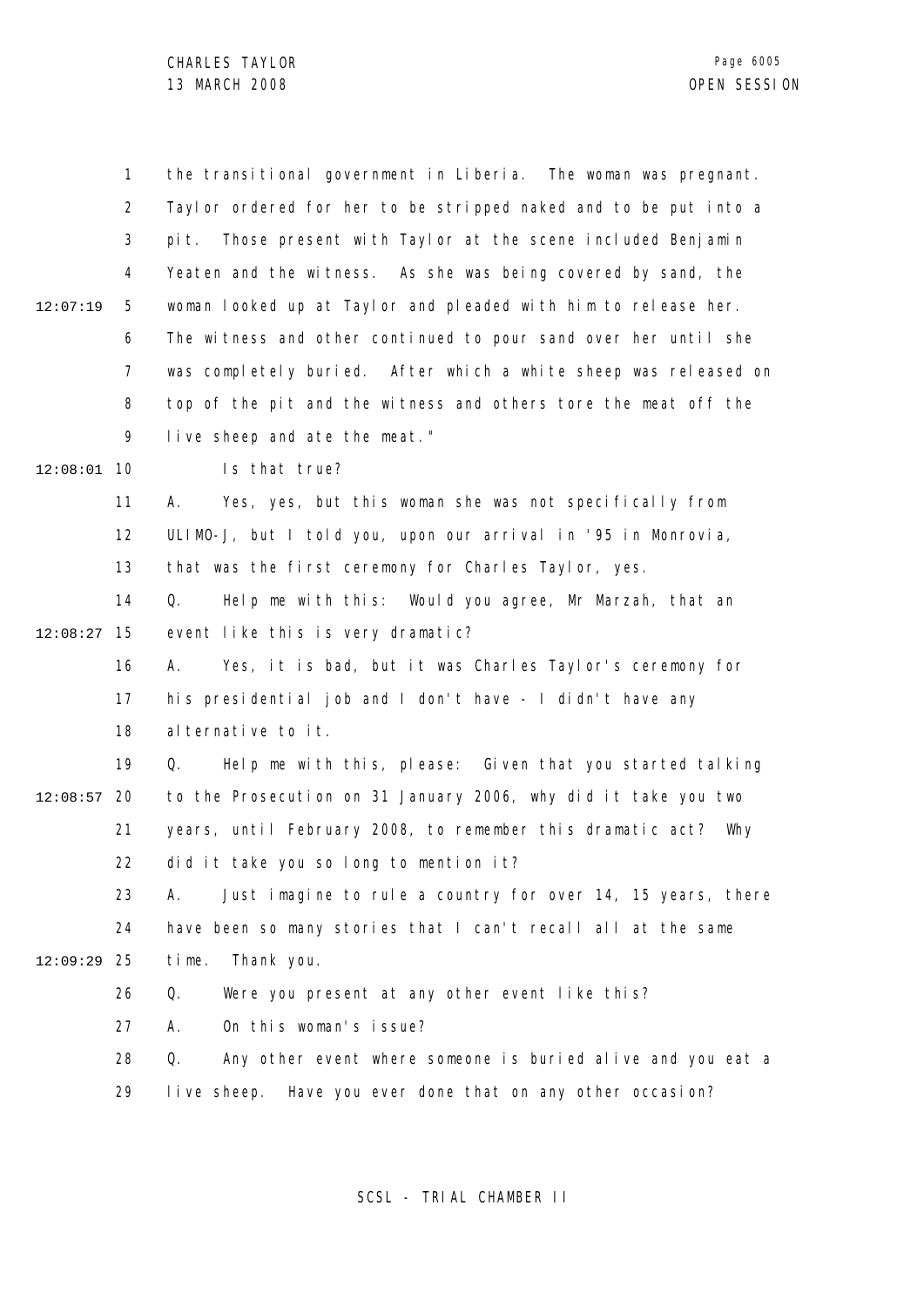the transitional government in Liberia. The woman was pregnant. Taylor ordered for her to be stripped naked and to be put into a pit. Those present with Taylor at the scene included Benjamin Yeaten and the witness. As she was being covered by sand, the woman looked up at Taylor and pleaded with him to release her. The witness and other continued to pour sand over her until she was completely buried. After which a white sheep was released on top of the pit and the witness and others tore the meat off the live sheep and ate the meat."

Is that true?

A. Yes, yes, but this woman she was not specifically from ULIMO-J, but I told you, upon our arrival in '95 in Monrovia, that was the first ceremony for Charles Taylor, yes.

Q. Help me with this: Would you agree, Mr Marzah, that an event like this is very dramatic?

A. Yes, it is bad, but it was Charles Taylor's ceremony for his presidential job and I don't have - I didn't have any alternative to it.

Q. Help me with this, please: Given that you started talking to the Prosecution on 31 January 2006, why did it take you two years, until February 2008, to remember this dramatic act? Why did it take you so long to mention it?

A. Just imagine to rule a country for over 14, 15 years, there have been so many stories that I can't recall all at the same time. Thank you.

Q. Were you present at any other event like this?

A. On this woman's issue?

Q. Any other event where someone is buried alive and you eat a live sheep. Have you ever done that on any other occasion?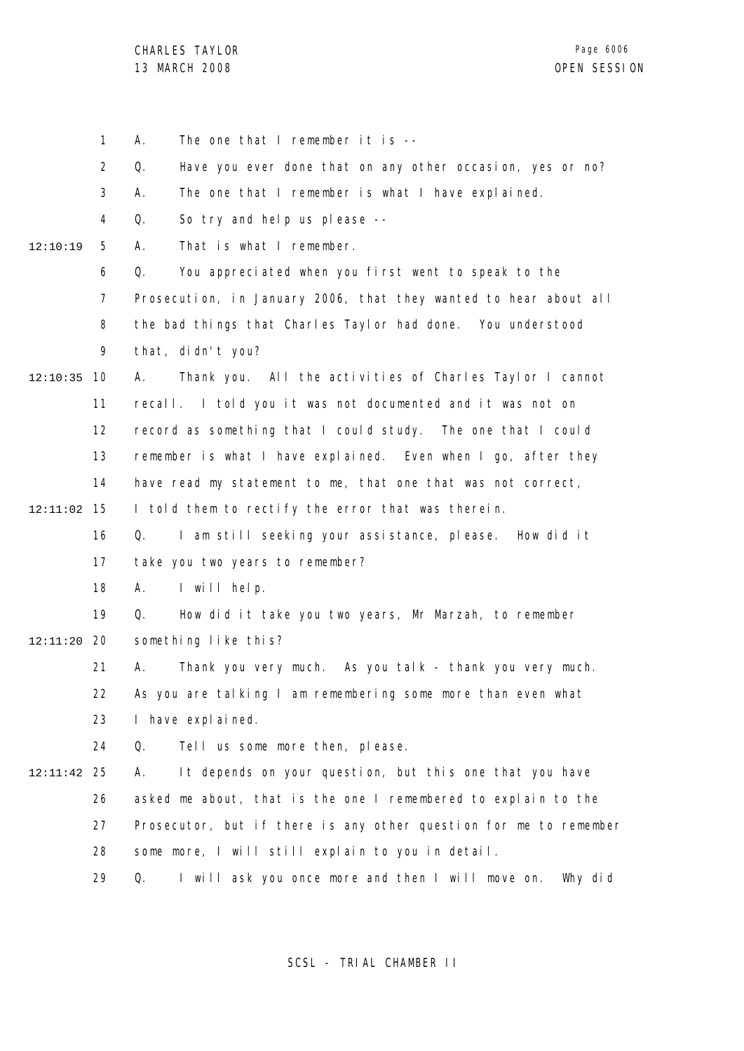A. The one that I remember it is --

Q. Have you ever done that on any other occasion, yes or no?

A. The one that I remember is what I have explained.

Q. So try and help us please --

A. That is what I remember.

Q. You appreciated when you first went to speak to the Prosecution, in January 2006, that they wanted to hear about all the bad things that Charles Taylor had done. You understood that, didn't you?

A. Thank you. All the activities of Charles Taylor I cannot recall. I told you it was not documented and it was not on record as something that I could study. The one that I could remember is what I have explained. Even when I go, after they have read my statement to me, that one that was not correct, I told them to rectify the error that was therein.

Q. I am still seeking your assistance, please. How did it take you two years to remember?

A. I will help.

Q. How did it take you two years, Mr Marzah, to remember something like this?

A. Thank you very much. As you talk - thank you very much. As you are talking I am remembering some more than even what I have explained.

Q. Tell us some more then, please.

A. It depends on your question, but this one that you have asked me about, that is the one I remembered to explain to the Prosecutor, but if there is any other question for me to remember some more, I will still explain to you in detail.

Q. I will ask you once more and then I will move on. Why did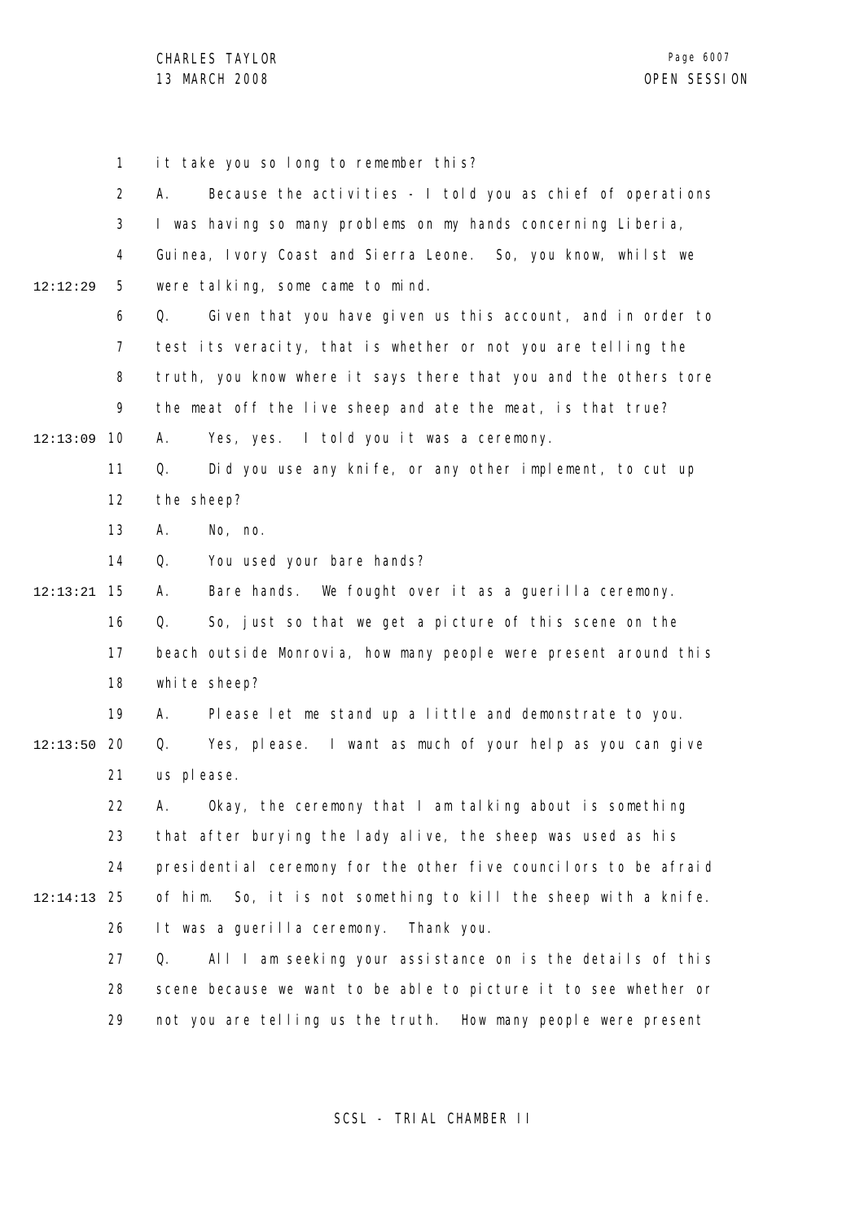it take you so long to remember this?

A. Because the activities - I told you as chief of operations I was having so many problems on my hands concerning Liberia, Guinea, Ivory Coast and Sierra Leone. So, you know, whilst we were talking, some came to mind.

Q. Given that you have given us this account, and in order to test its veracity, that is whether or not you are telling the truth, you know where it says there that you and the others tore the meat off the live sheep and ate the meat, is that true?

A. Yes, yes. I told you it was a ceremony.

Q. Did you use any knife, or any other implement, to cut up the sheep?

A. No, no.

Q. You used your bare hands?

A. Bare hands. We fought over it as a guerilla ceremony.

Q. So, just so that we get a picture of this scene on the beach outside Monrovia, how many people were present around this white sheep?

A. Please let me stand up a little and demonstrate to you.

Q. Yes, please. I want as much of your help as you can give us please.

A. Okay, the ceremony that I am talking about is something that after burying the lady alive, the sheep was used as his presidential ceremony for the other five councilors to be afraid of him. So, it is not something to kill the sheep with a knife. It was a guerilla ceremony. Thank you.

Q. All I am seeking your assistance on is the details of this scene because we want to be able to picture it to see whether or not you are telling us the truth. How many people were present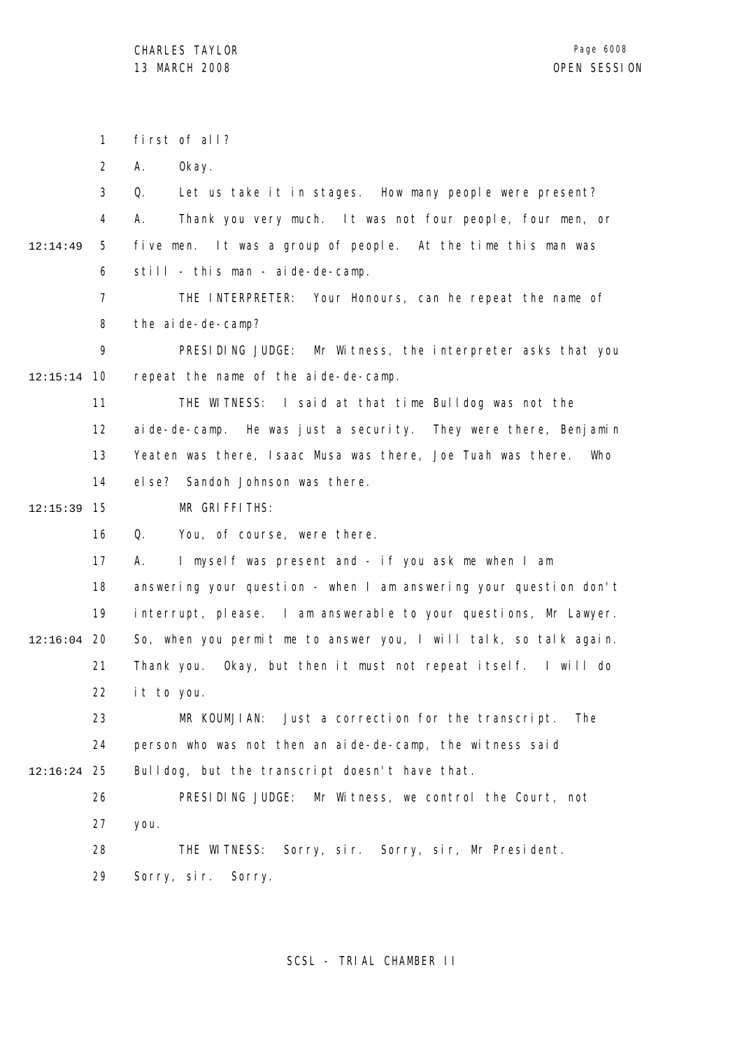first of all?

A. Okay.

Q. Let us take it in stages. How many people were present?

A. Thank you very much. It was not four people, four men, or five men. It was a group of people. At the time this man was still - this man - aide-de-camp.

THE INTERPRETER: Your Honours, can he repeat the name of the aide-de-camp?

PRESIDING JUDGE: Mr Witness, the interpreter asks that you repeat the name of the aide-de-camp.

THE WITNESS: I said at that time Bulldog was not the aide-de-camp. He was just a security. They were there, Benjamin Yeaten was there, Isaac Musa was there, Joe Tuah was there. Who else? Sandoh Johnson was there.

MR GRIFFITHS:

Q. You, of course, were there.

A. I myself was present and - if you ask me when I am answering your question - when I am answering your question don't interrupt, please. I am answerable to your questions, Mr Lawyer. So, when you permit me to answer you, I will talk, so talk again. Thank you. Okay, but then it must not repeat itself. I will do it to you.

MR KOUMJIAN: Just a correction for the transcript. The person who was not then an aide-de-camp, the witness said Bulldog, but the transcript doesn't have that.

PRESIDING JUDGE: Mr Witness, we control the Court, not you.

THE WITNESS: Sorry, sir. Sorry, sir, Mr President. Sorry, sir. Sorry.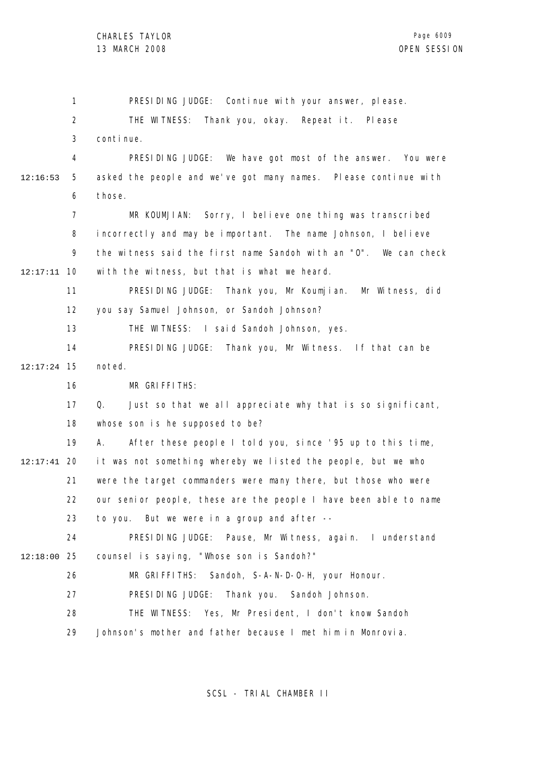PRESIDING JUDGE: Continue with your answer, please.

THE WITNESS: Thank you, okay. Repeat it. Please continue.

PRESIDING JUDGE: We have got most of the answer. You were asked the people and we've got many names. Please continue with those.

MR KOUMJIAN: Sorry, I believe one thing was transcribed incorrectly and may be important. The name Johnson, I believe the witness said the first name Sandoh with an "O". We can check with the witness, but that is what we heard.

PRESIDING JUDGE: Thank you, Mr Koumjian. Mr Witness, did you say Samuel Johnson, or Sandoh Johnson?

THE WITNESS: I said Sandoh Johnson, yes.

PRESIDING JUDGE: Thank you, Mr Witness. If that can be noted.

MR GRIFFITHS:

Q. Just so that we all appreciate why that is so significant, whose son is he supposed to be?

A. After these people I told you, since '95 up to this time, it was not something whereby we listed the people, but we who were the target commanders were many there, but those who were our senior people, these are the people I have been able to name to you. But we were in a group and after --

PRESIDING JUDGE: Pause, Mr Witness, again. I understand counsel is saying, "Whose son is Sandoh?"

MR GRIFFITHS: Sandoh, S-A-N-D-O-H, your Honour.

PRESIDING JUDGE: Thank you. Sandoh Johnson.

THE WITNESS: Yes, Mr President, I don't know Sandoh Johnson's mother and father because I met him in Monrovia.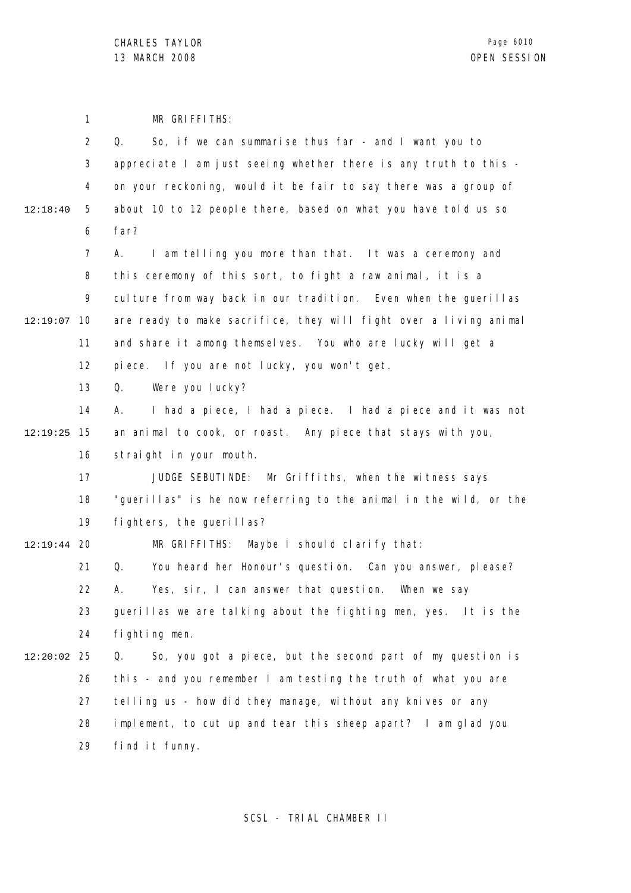MR GRIFFITHS:

Q. So, if we can summarise thus far - and I want you to appreciate I am just seeing whether there is any truth to this - on your reckoning, would it be fair to say there was a group of about 10 to 12 people there, based on what you have told us so far?

A. I am telling you more than that. It was a ceremony and this ceremony of this sort, to fight a raw animal, it is a culture from way back in our tradition. Even when the guerillas are ready to make sacrifice, they will fight over a living animal and share it among themselves. You who are lucky will get a piece. If you are not lucky, you won't get.

Q. Were you lucky?

A. I had a piece, I had a piece. I had a piece and it was not an animal to cook, or roast. Any piece that stays with you, straight in your mouth.

JUDGE SEBUTINDE: Mr Griffiths, when the witness says "guerillas" is he now referring to the animal in the wild, or the fighters, the guerillas?

MR GRIFFITHS: Maybe I should clarify that:

Q. You heard her Honour's question. Can you answer, please?

A. Yes, sir, I can answer that question. When we say guerillas we are talking about the fighting men, yes. It is the fighting men.

Q. So, you got a piece, but the second part of my question is this - and you remember I am testing the truth of what you are telling us - how did they manage, without any knives or any implement, to cut up and tear this sheep apart? I am glad you find it funny.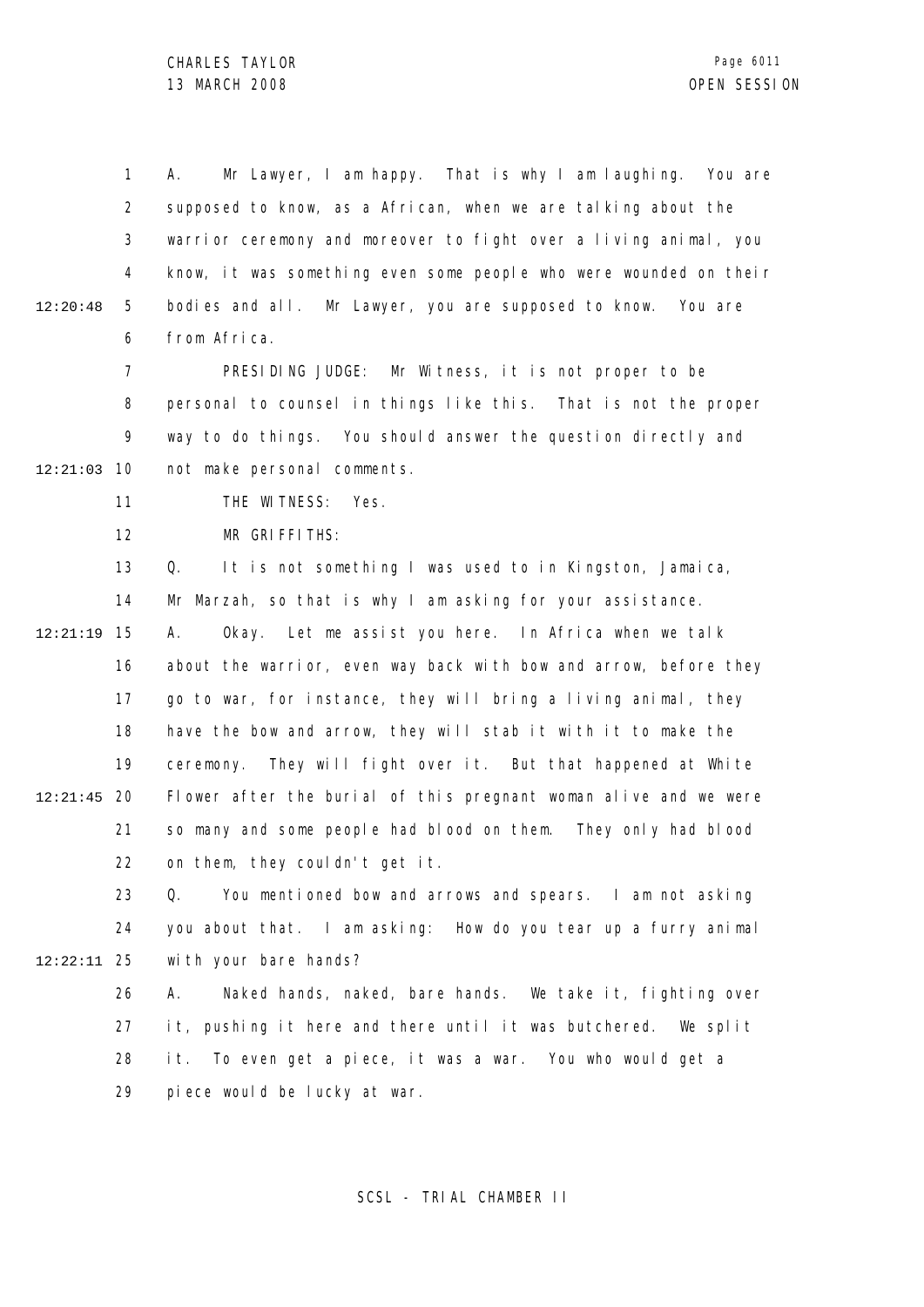A. Mr Lawyer, I am happy. That is why I am laughing. You are supposed to know, as a African, when we are talking about the warrior ceremony and moreover to fight over a living animal, you know, it was something even some people who were wounded on their bodies and all. Mr Lawyer, you are supposed to know. You are from Africa.

PRESIDING JUDGE: Mr Witness, it is not proper to be personal to counsel in things like this. That is not the proper way to do things. You should answer the question directly and not make personal comments.

THE WITNESS: Yes.

MR GRIFFITHS:

Q. It is not something I was used to in Kingston, Jamaica, Mr Marzah, so that is why I am asking for your assistance.

A. Okay. Let me assist you here. In Africa when we talk about the warrior, even way back with bow and arrow, before they go to war, for instance, they will bring a living animal, they have the bow and arrow, they will stab it with it to make the ceremony. They will fight over it. But that happened at White Flower after the burial of this pregnant woman alive and we were so many and some people had blood on them. They only had blood on them, they couldn't get it.

Q. You mentioned bow and arrows and spears. I am not asking you about that. I am asking: How do you tear up a furry animal with your bare hands?

A. Naked hands, naked, bare hands. We take it, fighting over it, pushing it here and there until it was butchered. We split it. To even get a piece, it was a war. You who would get a piece would be lucky at war.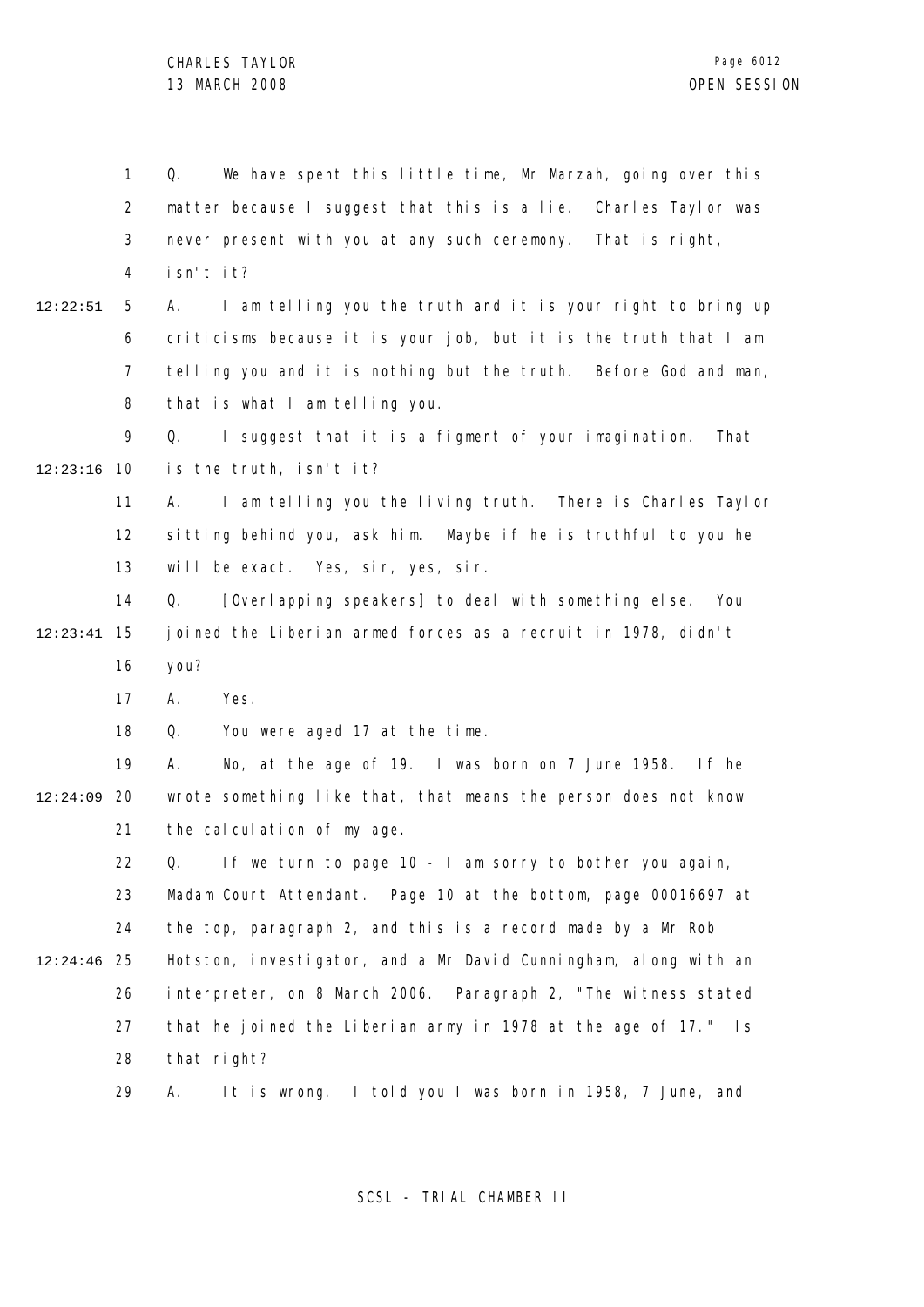Q. We have spent this little time, Mr Marzah, going over this matter because I suggest that this is a lie. Charles Taylor was never present with you at any such ceremony. That is right, isn't it?

A. I am telling you the truth and it is your right to bring up criticisms because it is your job, but it is the truth that I am telling you and it is nothing but the truth. Before God and man, that is what I am telling you.

Q. I suggest that it is a figment of your imagination. That is the truth, isn't it?

A. I am telling you the living truth. There is Charles Taylor sitting behind you, ask him. Maybe if he is truthful to you he will be exact. Yes, sir, yes, sir.

Q. [Overlapping speakers] to deal with something else. You joined the Liberian armed forces as a recruit in 1978, didn't you?

A. Yes.

Q. You were aged 17 at the time.

A. No, at the age of 19. I was born on 7 June 1958. If he wrote something like that, that means the person does not know the calculation of my age.

Q. If we turn to page 10 - I am sorry to bother you again, Madam Court Attendant. Page 10 at the bottom, page 00016697 at the top, paragraph 2, and this is a record made by a Mr Rob Hotston, investigator, and a Mr David Cunningham, along with an interpreter, on 8 March 2006. Paragraph 2, "The witness stated that he joined the Liberian army in 1978 at the age of 17." Is that right?

A. It is wrong. I told you I was born in 1958, 7 June, and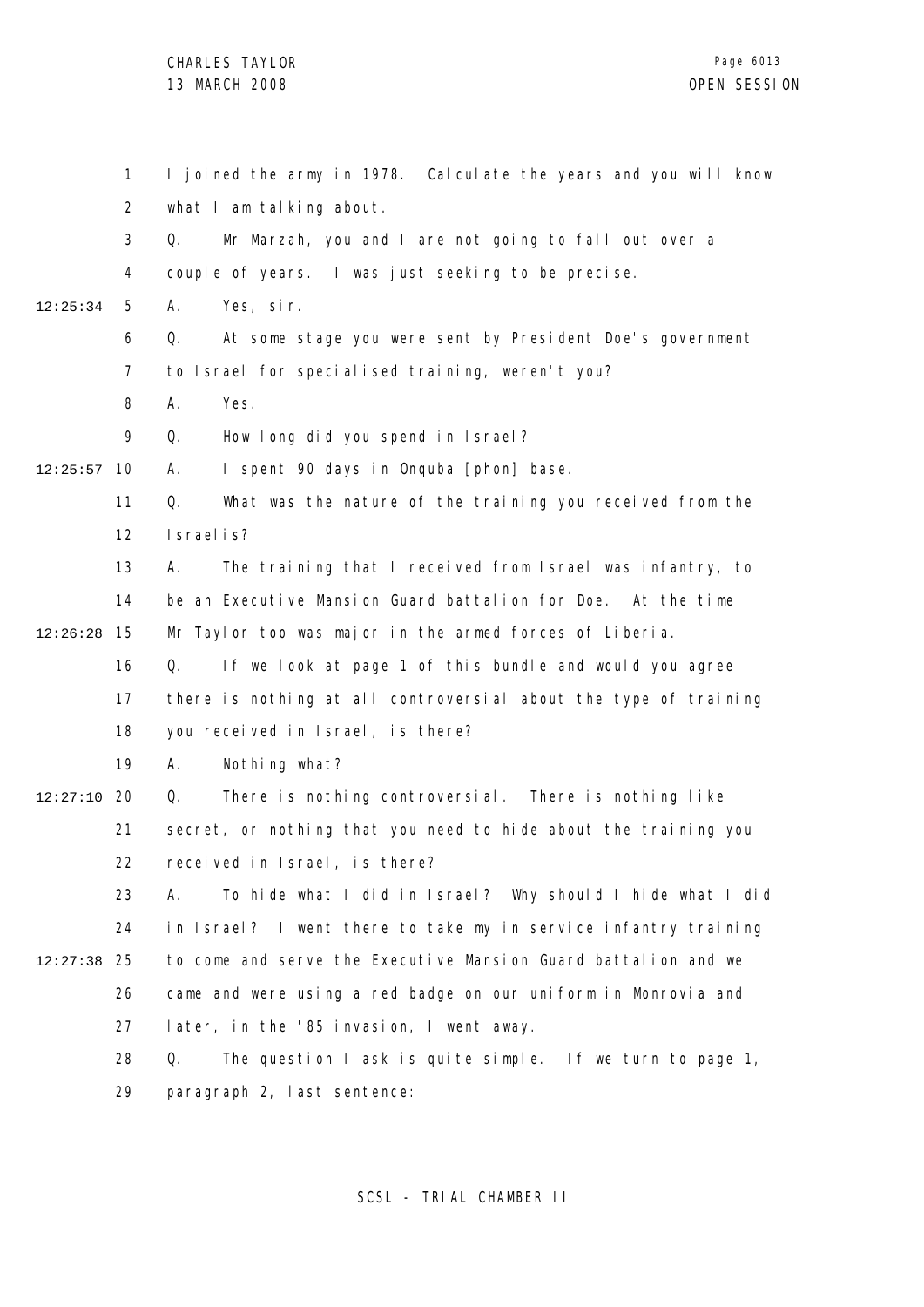I joined the army in 1978. Calculate the years and you will know what I am talking about.

Q. Mr Marzah, you and I are not going to fall out over a couple of years. I was just seeking to be precise.

A. Yes, sir.

Q. At some stage you were sent by President Doe's government to Israel for specialised training, weren't you?

A. Yes.

Q. How long did you spend in Israel?

A. I spent 90 days in Onquba [phon] base.

Q. What was the nature of the training you received from the Israelis?

A. The training that I received from Israel was infantry, to be an Executive Mansion Guard battalion for Doe. At the time Mr Taylor too was major in the armed forces of Liberia.

Q. If we look at page 1 of this bundle and would you agree there is nothing at all controversial about the type of training you received in Israel, is there?

A. Nothing what?

Q. There is nothing controversial. There is nothing like secret, or nothing that you need to hide about the training you received in Israel, is there?

A. To hide what I did in Israel? Why should I hide what I did in Israel? I went there to take my in service infantry training to come and serve the Executive Mansion Guard battalion and we came and were using a red badge on our uniform in Monrovia and later, in the '85 invasion, I went away.

Q. The question I ask is quite simple. If we turn to page 1, paragraph 2, last sentence: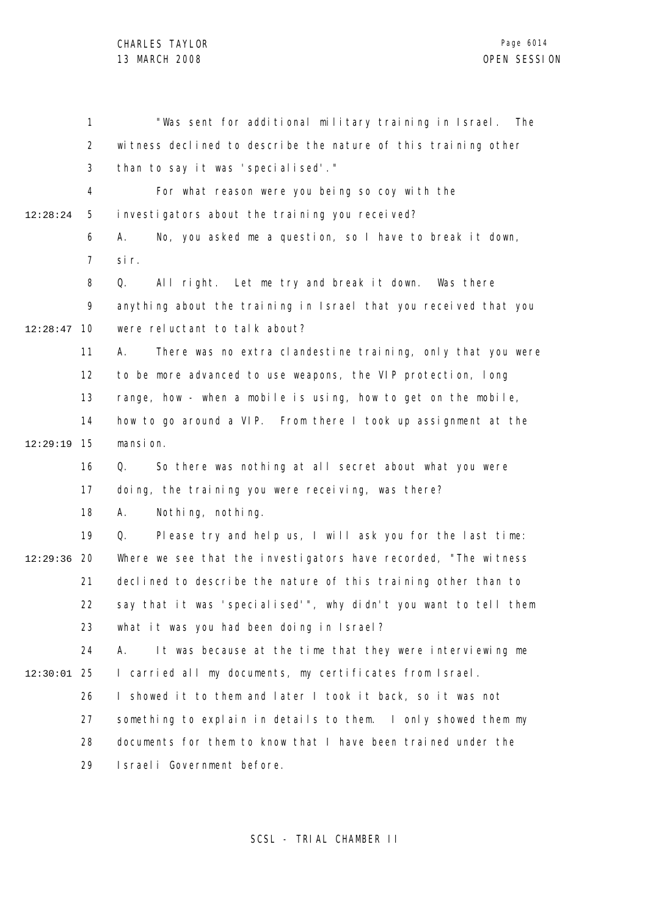"Was sent for additional military training in Israel. The witness declined to describe the nature of this training other than to say it was 'specialised'."

For what reason were you being so coy with the investigators about the training you received?

A. No, you asked me a question, so I have to break it down, sir.

Q. All right. Let me try and break it down. Was there anything about the training in Israel that you received that you were reluctant to talk about?

A. There was no extra clandestine training, only that you were to be more advanced to use weapons, the VIP protection, long range, how - when a mobile is using, how to get on the mobile, how to go around a VIP. From there I took up assignment at the mansion.

Q. So there was nothing at all secret about what you were doing, the training you were receiving, was there?

A. Nothing, nothing.

Q. Please try and help us, I will ask you for the last time: Where we see that the investigators have recorded, "The witness declined to describe the nature of this training other than to say that it was 'specialised'", why didn't you want to tell them what it was you had been doing in Israel?

A. It was because at the time that they were interviewing me I carried all my documents, my certificates from Israel. I showed it to them and later I took it back, so it was not something to explain in details to them. I only showed them my documents for them to know that I have been trained under the Israeli Government before.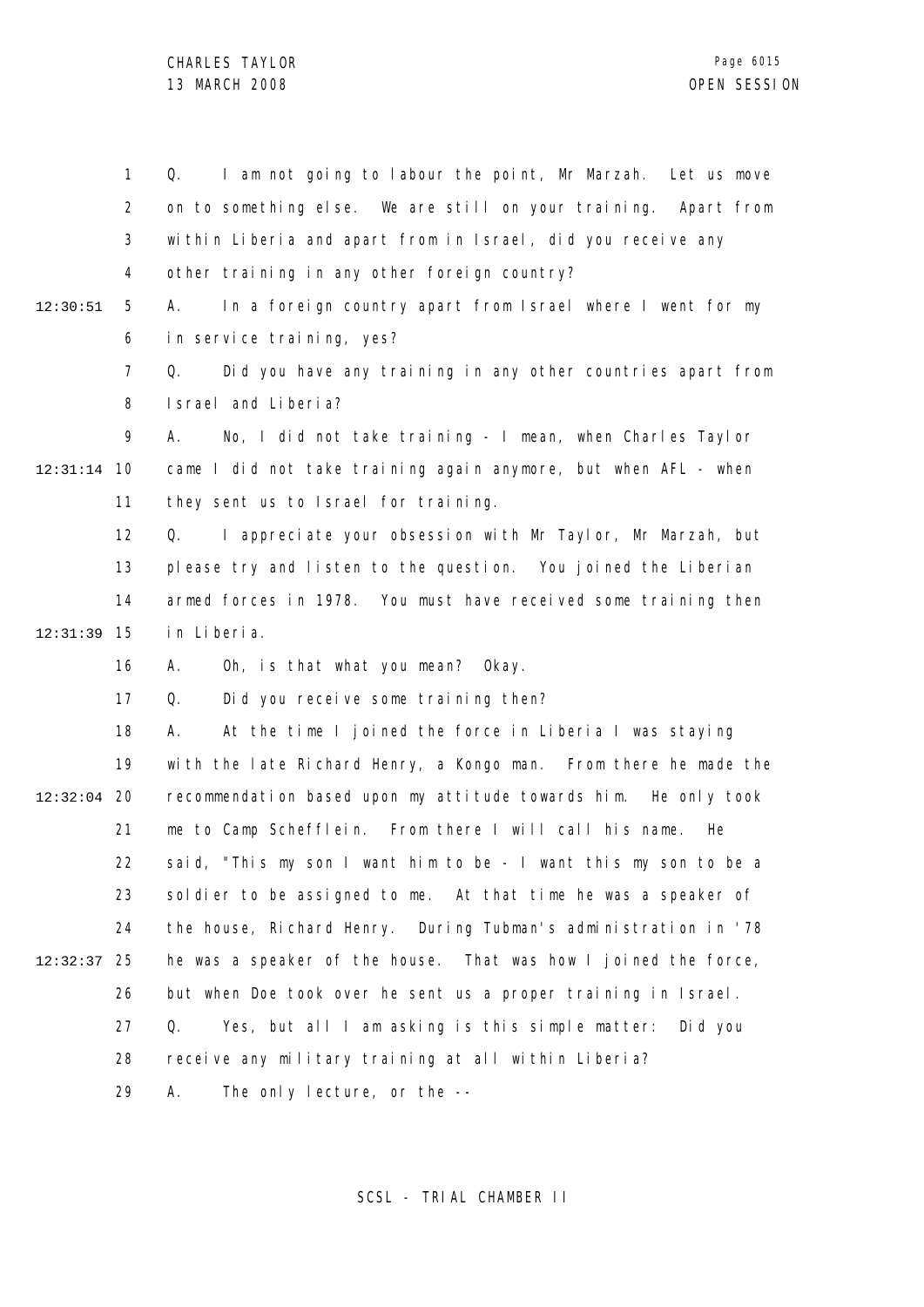Q. I am not going to labour the point, Mr Marzah. Let us move on to something else. We are still on your training. Apart from within Liberia and apart from in Israel, did you receive any other training in any other foreign country?

A. In a foreign country apart from Israel where I went for my in service training, yes?

Q. Did you have any training in any other countries apart from Israel and Liberia?

A. No, I did not take training - I mean, when Charles Taylor came I did not take training again anymore, but when AFL - when they sent us to Israel for training.

Q. I appreciate your obsession with Mr Taylor, Mr Marzah, but please try and listen to the question. You joined the Liberian armed forces in 1978. You must have received some training then in Liberia.

A. Oh, is that what you mean? Okay.

Q. Did you receive some training then?

A. At the time I joined the force in Liberia I was staying with the late Richard Henry, a Kongo man. From there he made the recommendation based upon my attitude towards him. He only took me to Camp Schefflein. From there I will call his name. He said, "This my son I want him to be - I want this my son to be a soldier to be assigned to me. At that time he was a speaker of the house, Richard Henry. During Tubman's administration in '78 he was a speaker of the house. That was how I joined the force, but when Doe took over he sent us a proper training in Israel.

Q. Yes, but all I am asking is this simple matter: Did you receive any military training at all within Liberia?

A. The only lecture, or the --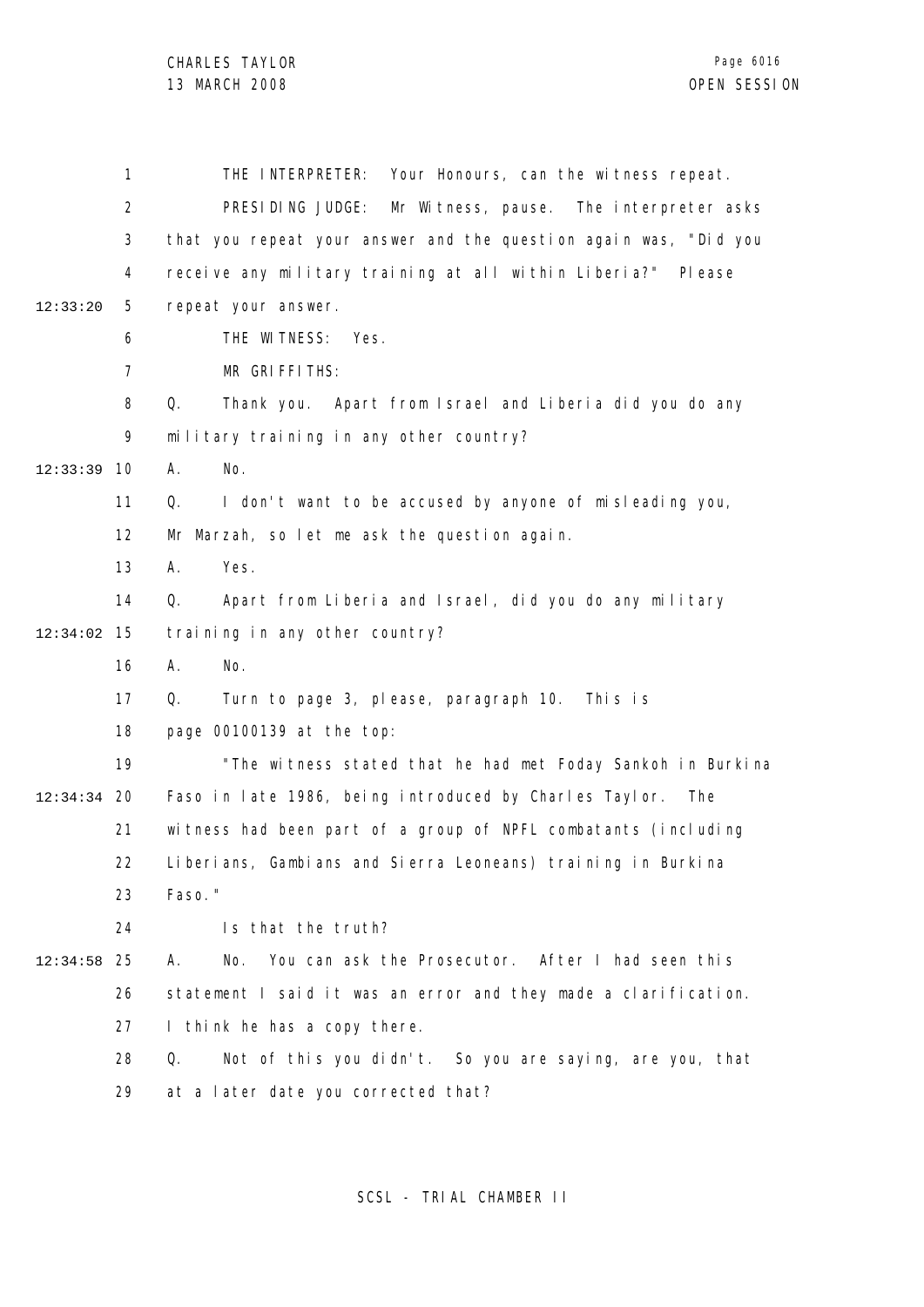THE INTERPRETER: Your Honours, can the witness repeat.

PRESIDING JUDGE: Mr Witness, pause. The interpreter asks that you repeat your answer and the question again was, "Did you receive any military training at all within Liberia?" Please repeat your answer.

THE WITNESS: Yes.

MR GRIFFITHS:

Q. Thank you. Apart from Israel and Liberia did you do any military training in any other country?

A. No.

Q. I don't want to be accused by anyone of misleading you, Mr Marzah, so let me ask the question again.

A. Yes.

Q. Apart from Liberia and Israel, did you do any military training in any other country?

A. No.

Q. Turn to page 3, please, paragraph 10. This is page 00100139 at the top:

"The witness stated that he had met Foday Sankoh in Burkina Faso in late 1986, being introduced by Charles Taylor. The witness had been part of a group of NPFL combatants (including Liberians, Gambians and Sierra Leoneans) training in Burkina Faso."

Is that the truth?

A. No. You can ask the Prosecutor. After I had seen this statement I said it was an error and they made a clarification. I think he has a copy there.

Q. Not of this you didn't. So you are saying, are you, that at a later date you corrected that?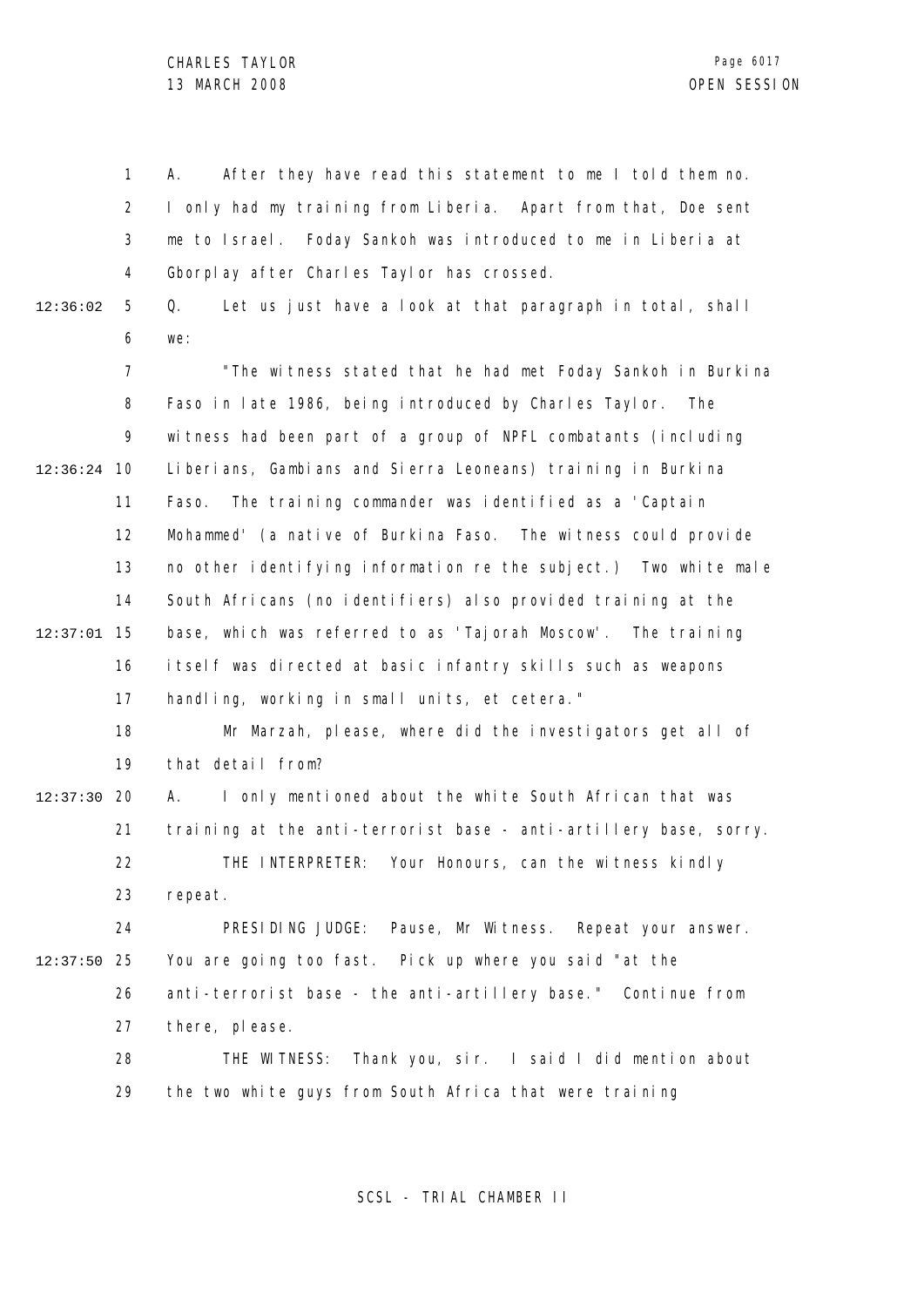A. After they have read this statement to me I told them no. I only had my training from Liberia. Apart from that, Doe sent me to Israel. Foday Sankoh was introduced to me in Liberia at Gborplay after Charles Taylor has crossed.

Q. Let us just have a look at that paragraph in total, shall we:

"The witness stated that he had met Foday Sankoh in Burkina Faso in late 1986, being introduced by Charles Taylor. The witness had been part of a group of NPFL combatants (including Liberians, Gambians and Sierra Leoneans) training in Burkina Faso. The training commander was identified as a 'Captain Mohammed' (a native of Burkina Faso. The witness could provide no other identifying information re the subject.) Two white male South Africans (no identifiers) also provided training at the base, which was referred to as 'Tajorah Moscow'. The training itself was directed at basic infantry skills such as weapons handling, working in small units, et cetera."

Mr Marzah, please, where did the investigators get all of that detail from?

A. I only mentioned about the white South African that was training at the anti-terrorist base - anti-artillery base, sorry.

THE INTERPRETER: Your Honours, can the witness kindly repeat.

PRESIDING JUDGE: Pause, Mr Witness. Repeat your answer. You are going too fast. Pick up where you said "at the anti-terrorist base - the anti-artillery base." Continue from there, please.

THE WITNESS: Thank you, sir. I said I did mention about the two white guys from South Africa that were training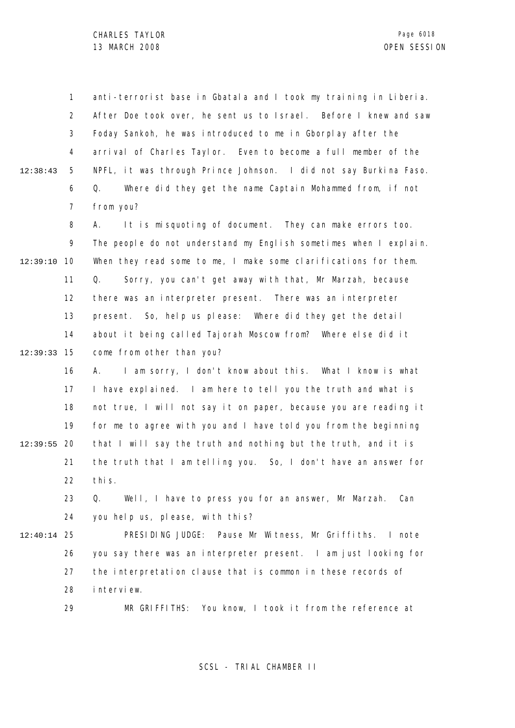anti-terrorist base in Gbatala and I took my training in Liberia. After Doe took over, he sent us to Israel. Before I knew and saw Foday Sankoh, he was introduced to me in Gborplay after the arrival of Charles Taylor. Even to become a full member of the NPFL, it was through Prince Johnson. I did not say Burkina Faso.

Q. Where did they get the name Captain Mohammed from, if not from you?

A. It is misquoting of document. They can make errors too. The people do not understand my English sometimes when I explain. When they read some to me, I make some clarifications for them.

Q. Sorry, you can't get away with that, Mr Marzah, because there was an interpreter present. There was an interpreter present. So, help us please: Where did they get the detail about it being called Tajorah Moscow from? Where else did it come from other than you?

A. I am sorry, I don't know about this. What I know is what I have explained. I am here to tell you the truth and what is not true, I will not say it on paper, because you are reading it for me to agree with you and I have told you from the beginning that I will say the truth and nothing but the truth, and it is the truth that I am telling you. So, I don't have an answer for this.

Q. Well, I have to press you for an answer, Mr Marzah. Can you help us, please, with this?

PRESIDING JUDGE: Pause Mr Witness, Mr Griffiths. I note you say there was an interpreter present. I am just looking for the interpretation clause that is common in these records of interview.

MR GRIFFITHS: You know, I took it from the reference at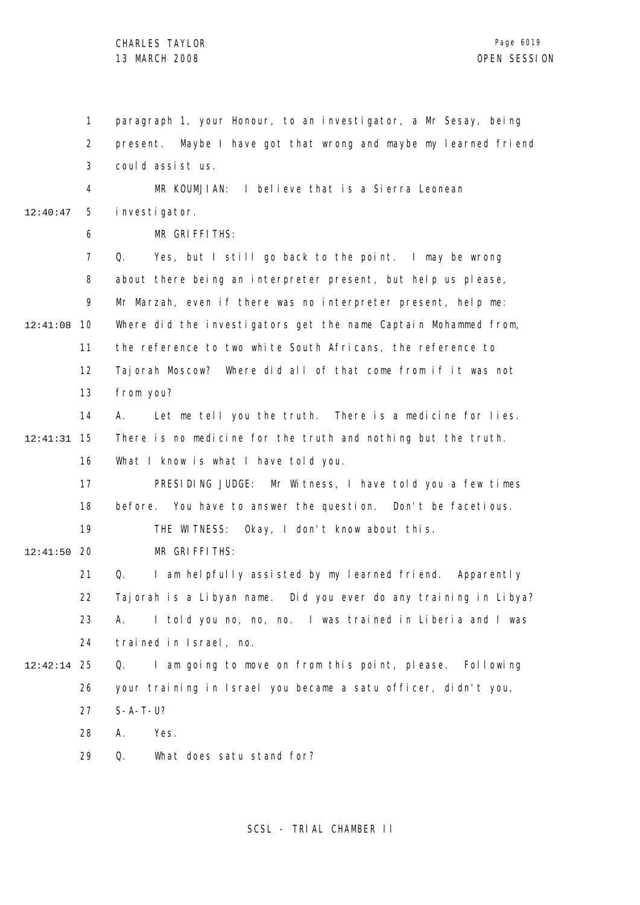paragraph 1, your Honour, to an investigator, a Mr Sesay, being present. Maybe I have got that wrong and maybe my learned friend could assist us.

MR KOUMJIAN: I believe that is a Sierra Leonean investigator.

MR GRIFFITHS:

Q. Yes, but I still go back to the point. I may be wrong about there being an interpreter present, but help us please, Mr Marzah, even if there was no interpreter present, help me: Where did the investigators get the name Captain Mohammed from, the reference to two white South Africans, the reference to Tajorah Moscow? Where did all of that come from if it was not from you?

A. Let me tell you the truth. There is a medicine for lies. There is no medicine for the truth and nothing but the truth. What I know is what I have told you.

PRESIDING JUDGE: Mr Witness, I have told you a few times before. You have to answer the question. Don't be facetious.

THE WITNESS: Okay, I don't know about this.

MR GRIFFITHS:

Q. I am helpfully assisted by my learned friend. Apparently Tajorah is a Libyan name. Did you ever do any training in Libya?

A. I told you no, no, no. I was trained in Liberia and I was trained in Israel, no.

Q. I am going to move on from this point, please. Following your training in Israel you became a satu officer, didn't you, S-A-T-U?

A. Yes.

Q. What does satu stand for?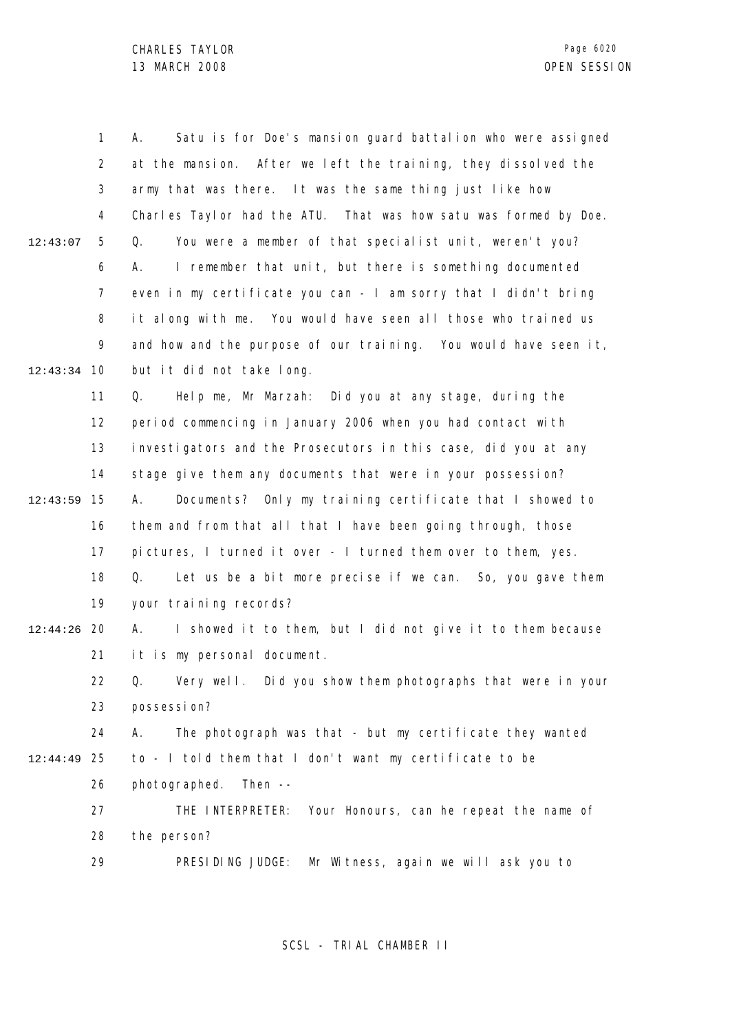A. Satu is for Doe's mansion guard battalion who were assigned at the mansion. After we left the training, they dissolved the army that was there. It was the same thing just like how Charles Taylor had the ATU. That was how satu was formed by Doe.

Q. You were a member of that specialist unit, weren't you?

A. I remember that unit, but there is something documented even in my certificate you can - I am sorry that I didn't bring it along with me. You would have seen all those who trained us and how and the purpose of our training. You would have seen it, but it did not take long.

Q. Help me, Mr Marzah: Did you at any stage, during the period commencing in January 2006 when you had contact with investigators and the Prosecutors in this case, did you at any stage give them any documents that were in your possession?

A. Documents? Only my training certificate that I showed to them and from that all that I have been going through, those pictures, I turned it over - I turned them over to them, yes.

Q. Let us be a bit more precise if we can. So, you gave them your training records?

A. I showed it to them, but I did not give it to them because it is my personal document.

Q. Very well. Did you show them photographs that were in your possession?

A. The photograph was that - but my certificate they wanted to - I told them that I don't want my certificate to be photographed. Then --

THE INTERPRETER: Your Honours, can he repeat the name of the person?

PRESIDING JUDGE: Mr Witness, again we will ask you to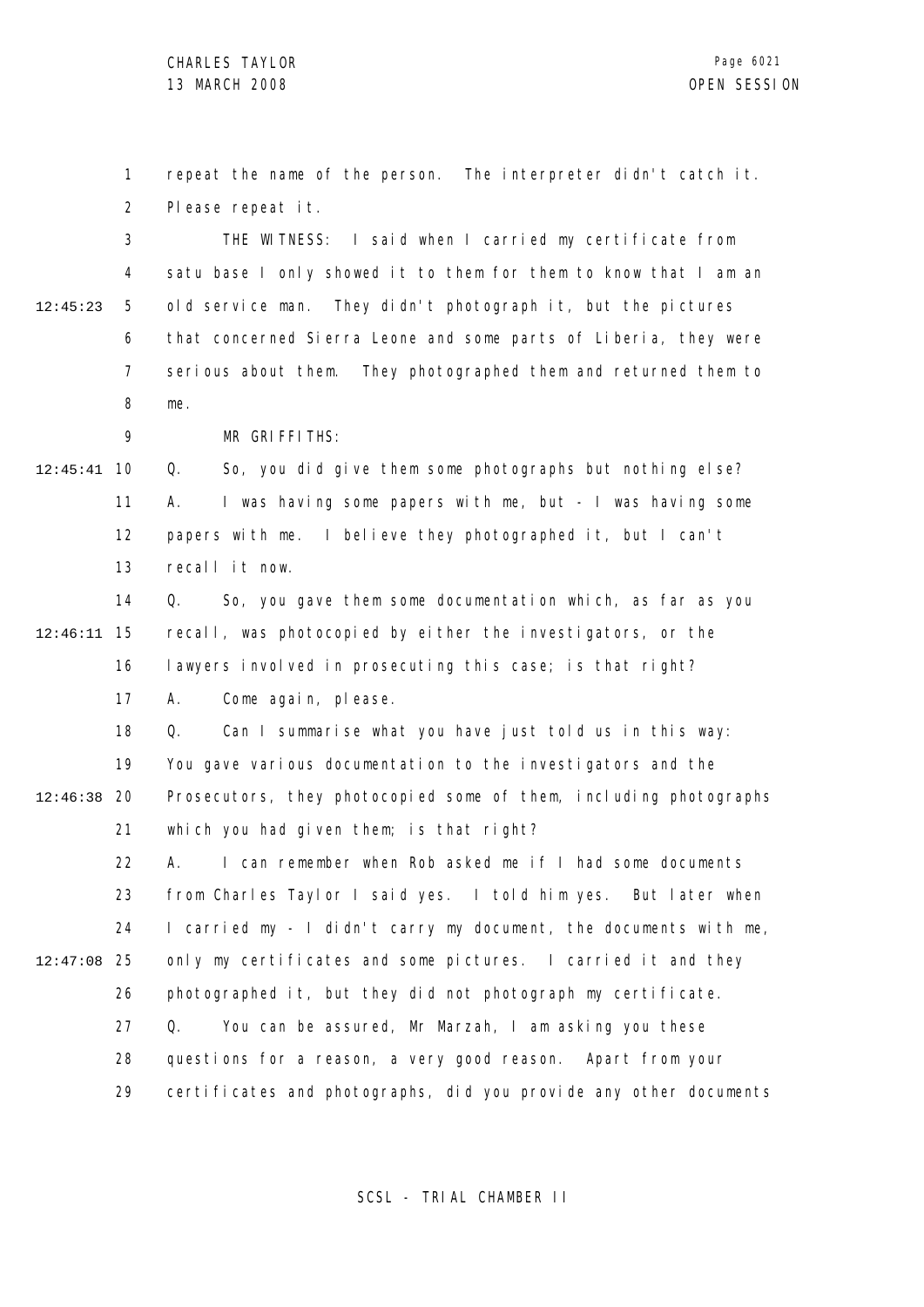repeat the name of the person. The interpreter didn't catch it. Please repeat it.

THE WITNESS: I said when I carried my certificate from satu base I only showed it to them for them to know that I am an old service man. They didn't photograph it, but the pictures that concerned Sierra Leone and some parts of Liberia, they were serious about them. They photographed them and returned them to me.

MR GRIFFITHS:

Q. So, you did give them some photographs but nothing else?

A. I was having some papers with me, but - I was having some papers with me. I believe they photographed it, but I can't recall it now.

Q. So, you gave them some documentation which, as far as you recall, was photocopied by either the investigators, or the lawyers involved in prosecuting this case; is that right?

A. Come again, please.

Q. Can I summarise what you have just told us in this way: You gave various documentation to the investigators and the Prosecutors, they photocopied some of them, including photographs which you had given them; is that right?

A. I can remember when Rob asked me if I had some documents from Charles Taylor I said yes. I told him yes. But later when I carried my - I didn't carry my document, the documents with me, only my certificates and some pictures. I carried it and they photographed it, but they did not photograph my certificate.

Q. You can be assured, Mr Marzah, I am asking you these questions for a reason, a very good reason. Apart from your certificates and photographs, did you provide any other documents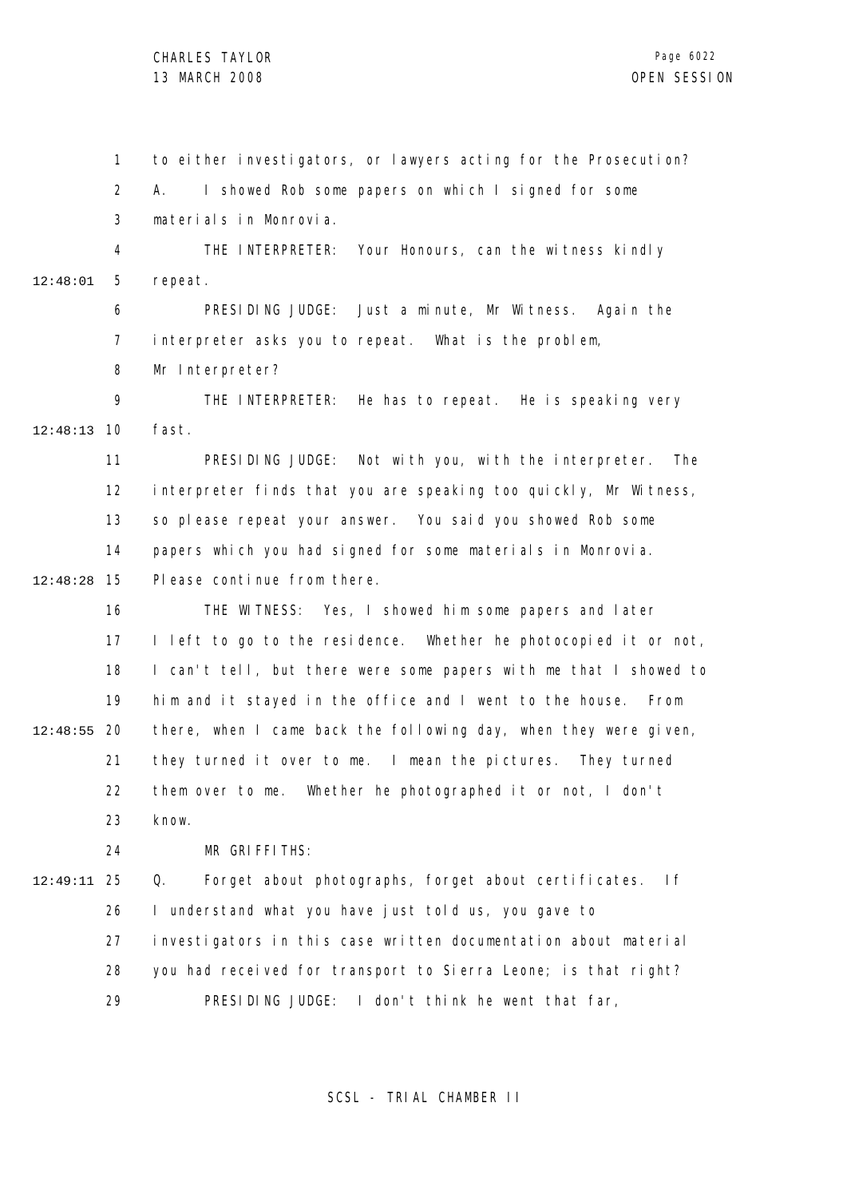to either investigators, or lawyers acting for the Prosecution?

A. I showed Rob some papers on which I signed for some materials in Monrovia.

THE INTERPRETER: Your Honours, can the witness kindly repeat.

PRESIDING JUDGE: Just a minute, Mr Witness. Again the interpreter asks you to repeat. What is the problem, Mr Interpreter?

THE INTERPRETER: He has to repeat. He is speaking very fast.

PRESIDING JUDGE: Not with you, with the interpreter. The interpreter finds that you are speaking too quickly, Mr Witness, so please repeat your answer. You said you showed Rob some papers which you had signed for some materials in Monrovia. Please continue from there.

THE WITNESS: Yes, I showed him some papers and later I left to go to the residence. Whether he photocopied it or not, I can't tell, but there were some papers with me that I showed to him and it stayed in the office and I went to the house. From there, when I came back the following day, when they were given, they turned it over to me. I mean the pictures. They turned them over to me. Whether he photographed it or not, I don't know.

MR GRIFFITHS:

Q. Forget about photographs, forget about certificates. If I understand what you have just told us, you gave to investigators in this case written documentation about material you had received for transport to Sierra Leone; is that right?

PRESIDING JUDGE: I don't think he went that far,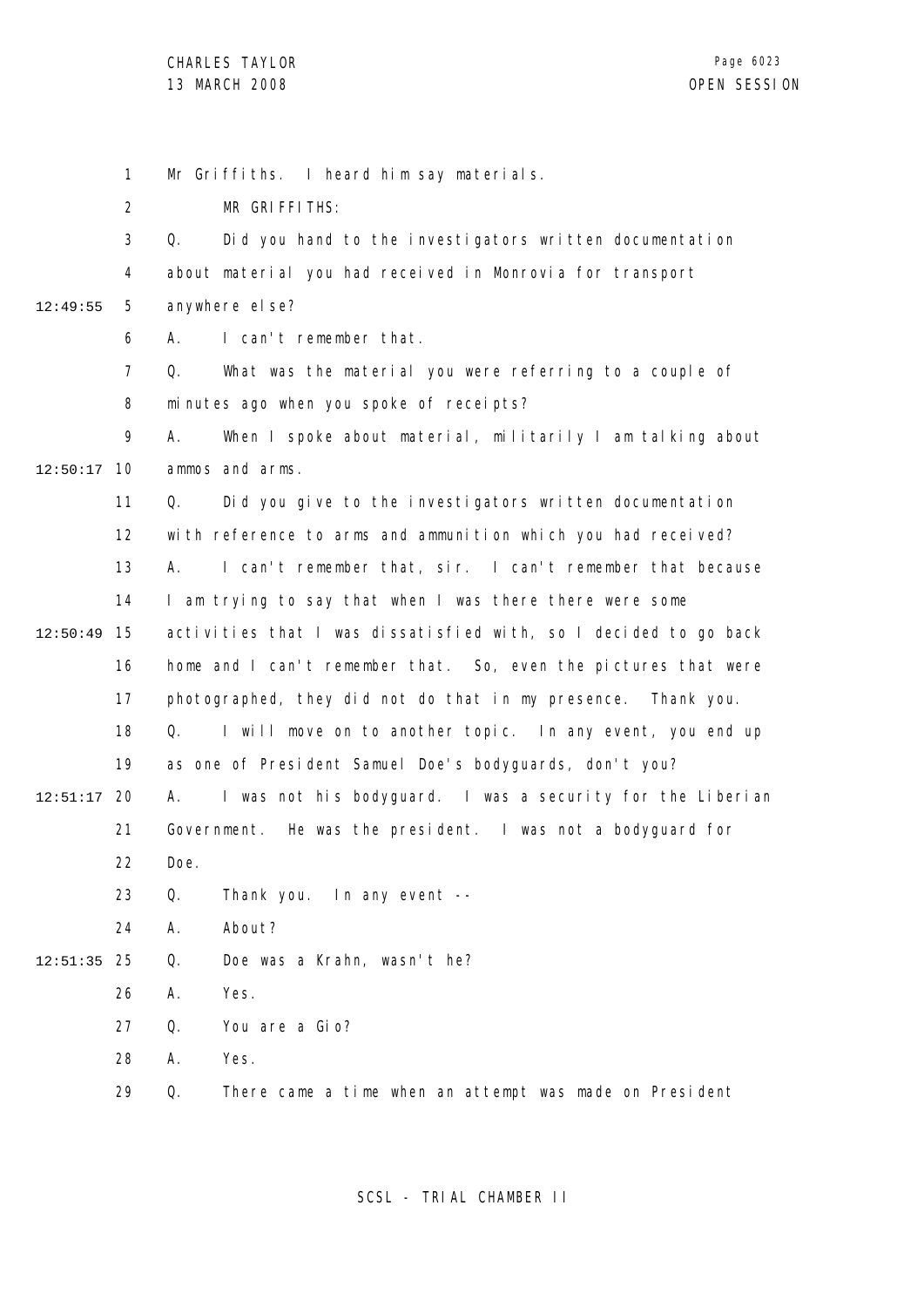Mr Griffiths. I heard him say materials.

MR GRIFFITHS:

Q. Did you hand to the investigators written documentation about material you had received in Monrovia for transport anywhere else?

A. I can't remember that.

Q. What was the material you were referring to a couple of minutes ago when you spoke of receipts?

A. When I spoke about material, militarily I am talking about ammos and arms.

Q. Did you give to the investigators written documentation with reference to arms and ammunition which you had received?

A. I can't remember that, sir. I can't remember that because I am trying to say that when I was there there were some activities that I was dissatisfied with, so I decided to go back home and I can't remember that. So, even the pictures that were photographed, they did not do that in my presence. Thank you.

Q. I will move on to another topic. In any event, you end up as one of President Samuel Doe's bodyguards, don't you?

A. I was not his bodyguard. I was a security for the Liberian Government. He was the president. I was not a bodyguard for Doe.

Q. Thank you. In any event --

A. About?

Q. Doe was a Krahn, wasn't he?

A. Yes.

Q. You are a Gio?

A. Yes.

Q. There came a time when an attempt was made on President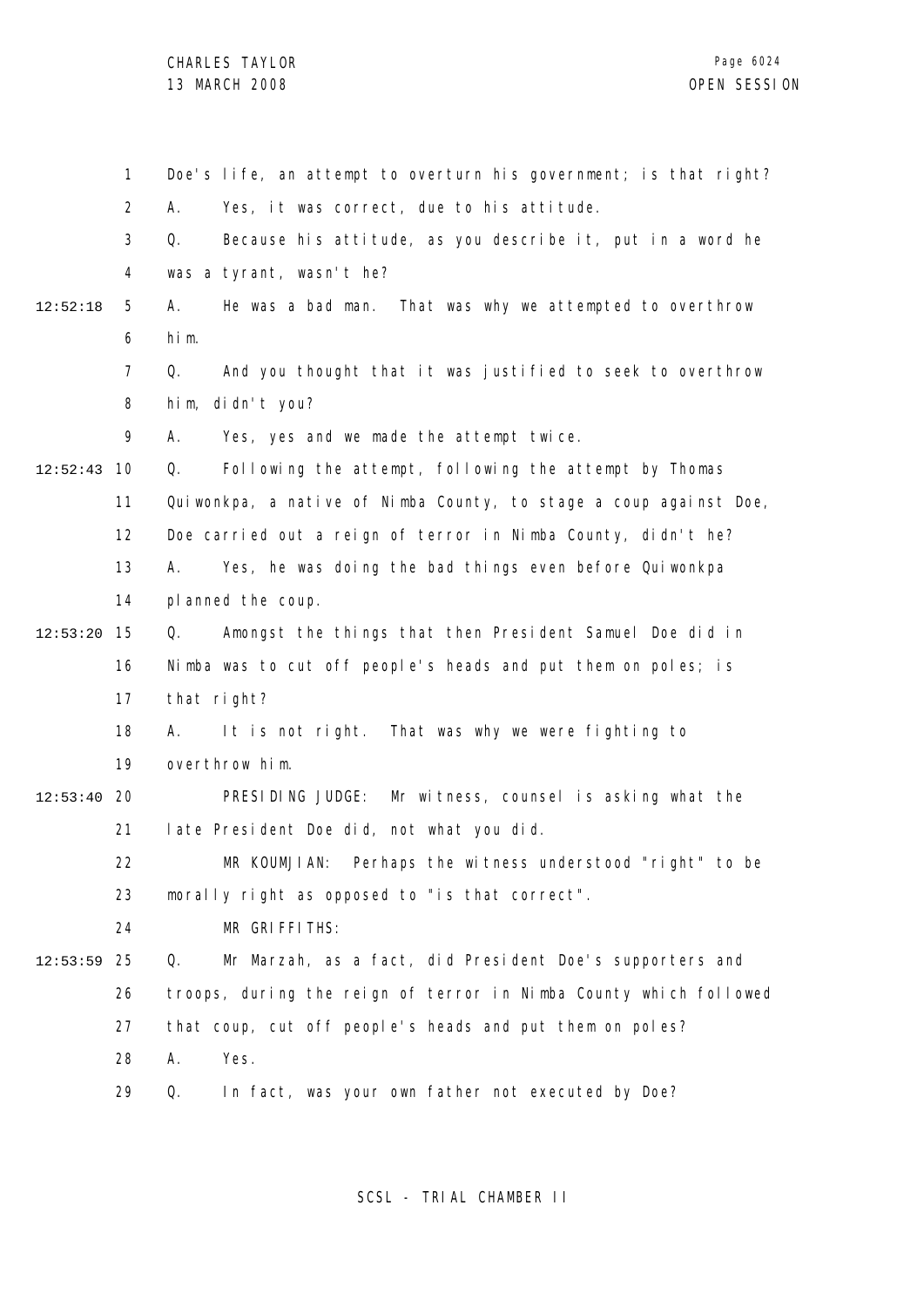Doe's life, an attempt to overturn his government; is that right?

A. Yes, it was correct, due to his attitude.

Q. Because his attitude, as you describe it, put in a word he was a tyrant, wasn't he?

A. He was a bad man. That was why we attempted to overthrow him.

Q. And you thought that it was justified to seek to overthrow him, didn't you?

A. Yes, yes and we made the attempt twice.

Q. Following the attempt, following the attempt by Thomas Quiwonkpa, a native of Nimba County, to stage a coup against Doe, Doe carried out a reign of terror in Nimba County, didn't he?

A. Yes, he was doing the bad things even before Quiwonkpa planned the coup.

Q. Amongst the things that then President Samuel Doe did in Nimba was to cut off people's heads and put them on poles; is that right?

A. It is not right. That was why we were fighting to overthrow him.

PRESIDING JUDGE: Mr witness, counsel is asking what the late President Doe did, not what you did.

MR KOUMJIAN: Perhaps the witness understood "right" to be morally right as opposed to "is that correct".

MR GRIFFITHS:

Q. Mr Marzah, as a fact, did President Doe's supporters and troops, during the reign of terror in Nimba County which followed that coup, cut off people's heads and put them on poles?

A. Yes.

Q. In fact, was your own father not executed by Doe?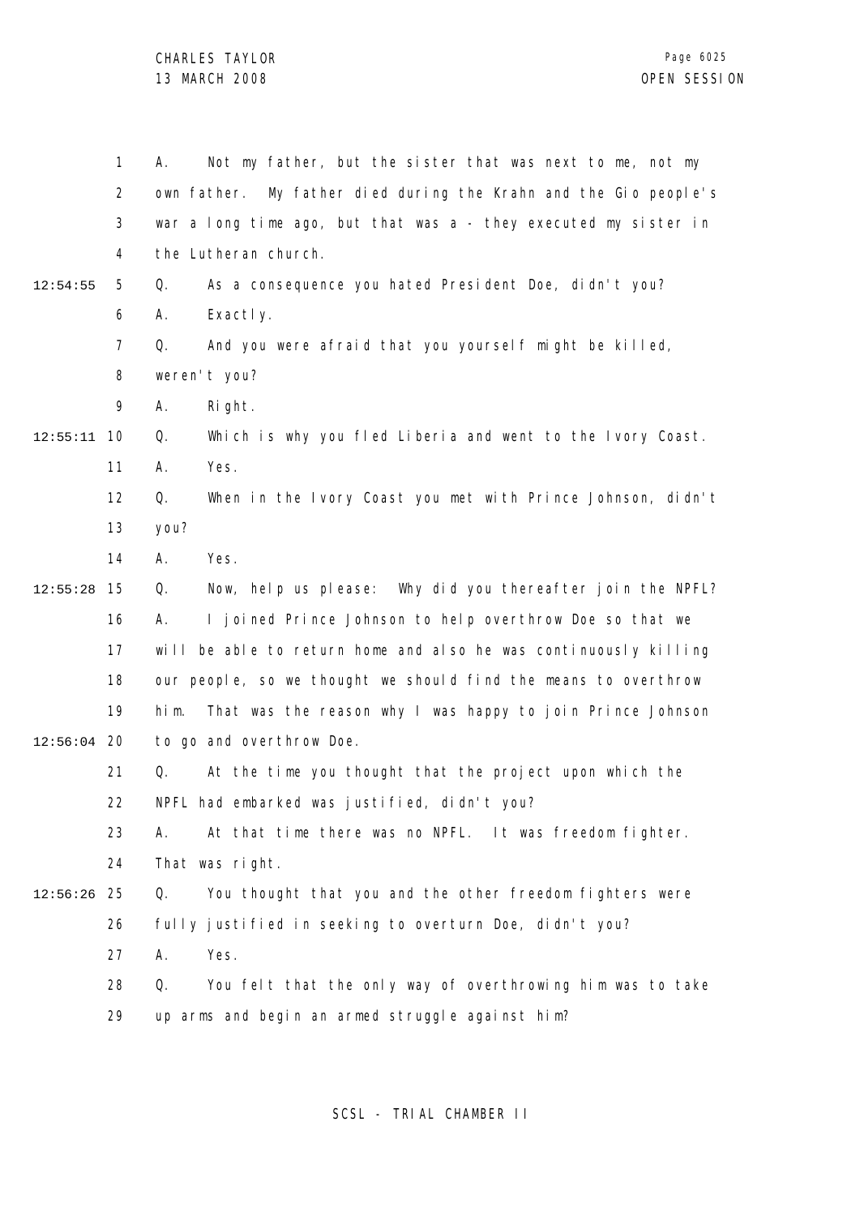A. Not my father, but the sister that was next to me, not my own father. My father died during the Krahn and the Gio people's war a long time ago, but that was a - they executed my sister in the Lutheran church.

Q. As a consequence you hated President Doe, didn't you?

A. Exactly.

Q. And you were afraid that you yourself might be killed, weren't you?

A. Right.

Q. Which is why you fled Liberia and went to the Ivory Coast.

A. Yes.

Q. When in the Ivory Coast you met with Prince Johnson, didn't you?

A. Yes.

Q. Now, help us please: Why did you thereafter join the NPFL?

A. I joined Prince Johnson to help overthrow Doe so that we will be able to return home and also he was continuously killing our people, so we thought we should find the means to overthrow him. That was the reason why I was happy to join Prince Johnson to go and overthrow Doe.

Q. At the time you thought that the project upon which the NPFL had embarked was justified, didn't you?

A. At that time there was no NPFL. It was freedom fighter. That was right.

Q. You thought that you and the other freedom fighters were fully justified in seeking to overturn Doe, didn't you?

A. Yes.

Q. You felt that the only way of overthrowing him was to take up arms and begin an armed struggle against him?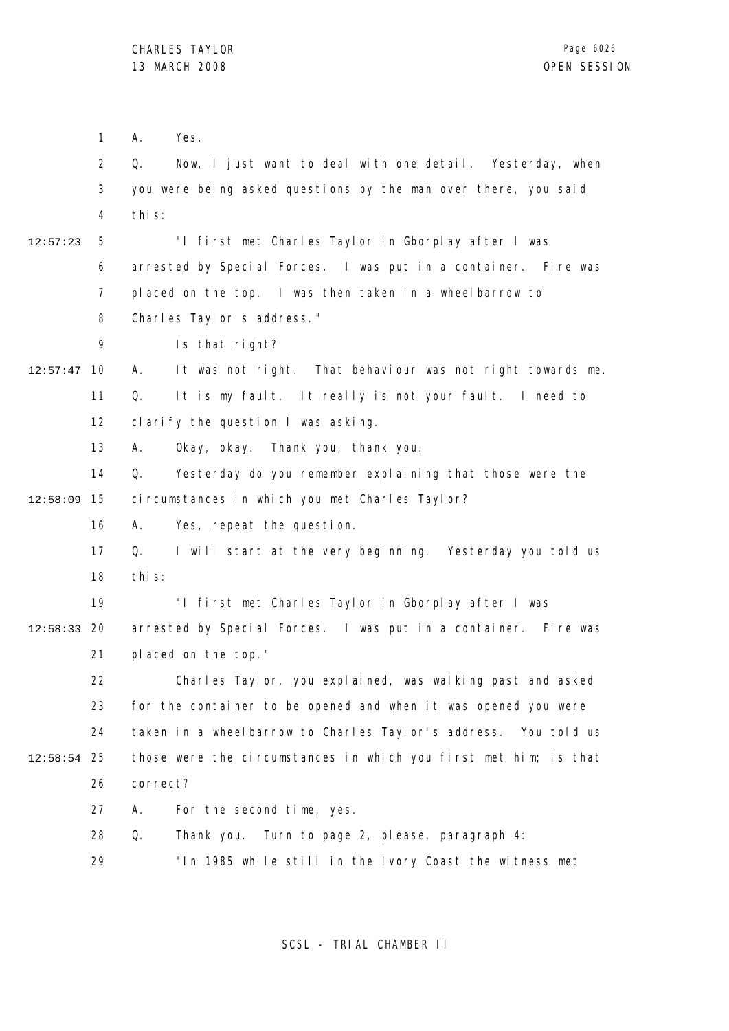A. Yes.

Q. Now, I just want to deal with one detail. Yesterday, when you were being asked questions by the man over there, you said this:

"I first met Charles Taylor in Gborplay after I was arrested by Special Forces. I was put in a container. Fire was placed on the top. I was then taken in a wheelbarrow to Charles Taylor's address."

Is that right?

A. It was not right. That behaviour was not right towards me.

Q. It is my fault. It really is not your fault. I need to clarify the question I was asking.

A. Okay, okay. Thank you, thank you.

Q. Yesterday do you remember explaining that those were the circumstances in which you met Charles Taylor?

A. Yes, repeat the question.

Q. I will start at the very beginning. Yesterday you told us this:

"I first met Charles Taylor in Gborplay after I was arrested by Special Forces. I was put in a container. Fire was placed on the top."

Charles Taylor, you explained, was walking past and asked for the container to be opened and when it was opened you were taken in a wheelbarrow to Charles Taylor's address. You told us those were the circumstances in which you first met him; is that correct?

A. For the second time, yes.

Q. Thank you. Turn to page 2, please, paragraph 4:

"In 1985 while still in the Ivory Coast the witness met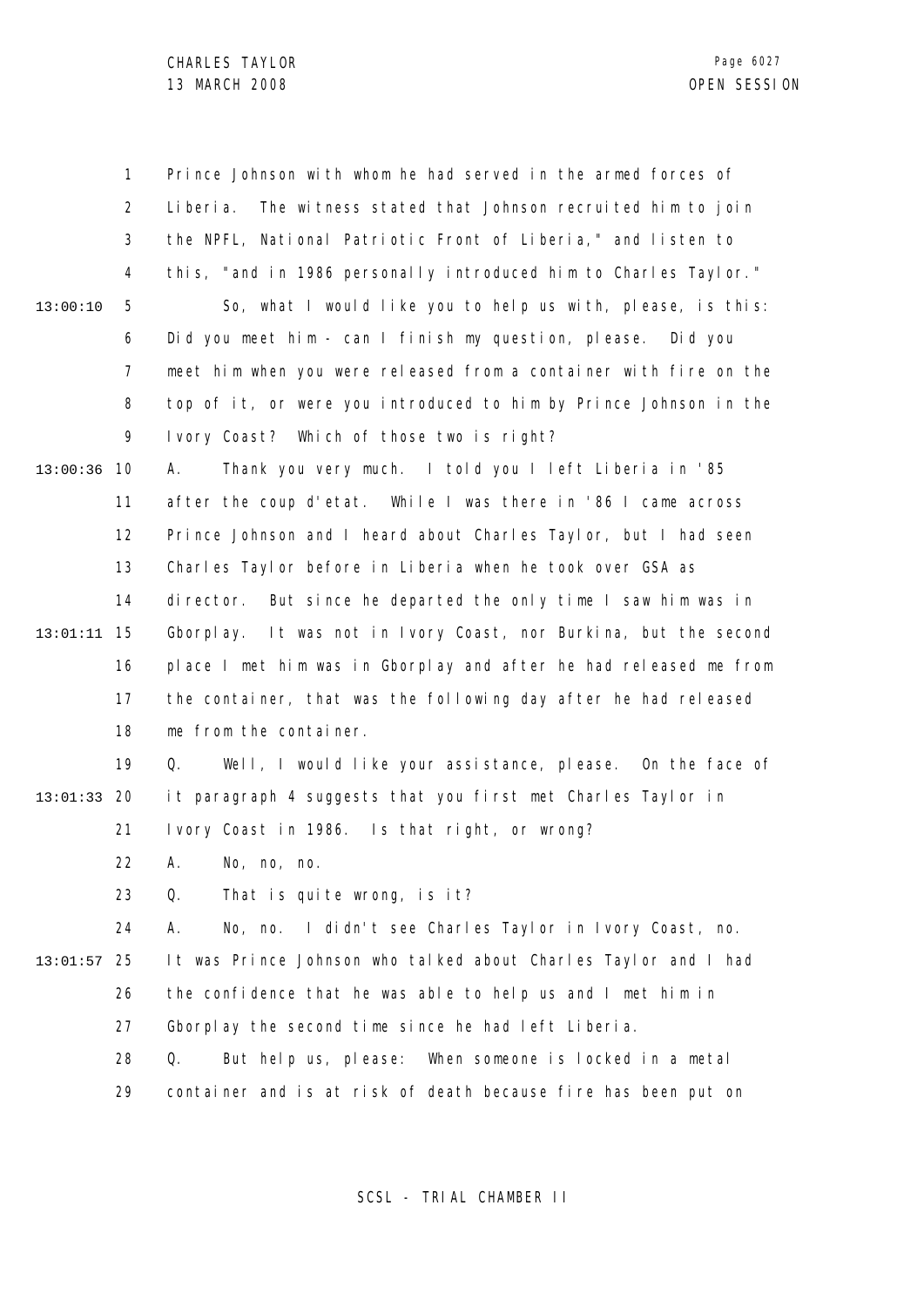Prince Johnson with whom he had served in the armed forces of Liberia. The witness stated that Johnson recruited him to join the NPFL, National Patriotic Front of Liberia," and listen to this, "and in 1986 personally introduced him to Charles Taylor."

So, what I would like you to help us with, please, is this: Did you meet him - can I finish my question, please. Did you meet him when you were released from a container with fire on the top of it, or were you introduced to him by Prince Johnson in the Ivory Coast? Which of those two is right?

A. Thank you very much. I told you I left Liberia in '85 after the coup d'etat. While I was there in '86 I came across Prince Johnson and I heard about Charles Taylor, but I had seen Charles Taylor before in Liberia when he took over GSA as director. But since he departed the only time I saw him was in Gborplay. It was not in Ivory Coast, nor Burkina, but the second place I met him was in Gborplay and after he had released me from the container, that was the following day after he had released me from the container.

Q. Well, I would like your assistance, please. On the face of it paragraph 4 suggests that you first met Charles Taylor in Ivory Coast in 1986. Is that right, or wrong?

A. No, no, no.

Q. That is quite wrong, is it?

A. No, no. I didn't see Charles Taylor in Ivory Coast, no. It was Prince Johnson who talked about Charles Taylor and I had the confidence that he was able to help us and I met him in Gborplay the second time since he had left Liberia.

Q. But help us, please: When someone is locked in a metal container and is at risk of death because fire has been put on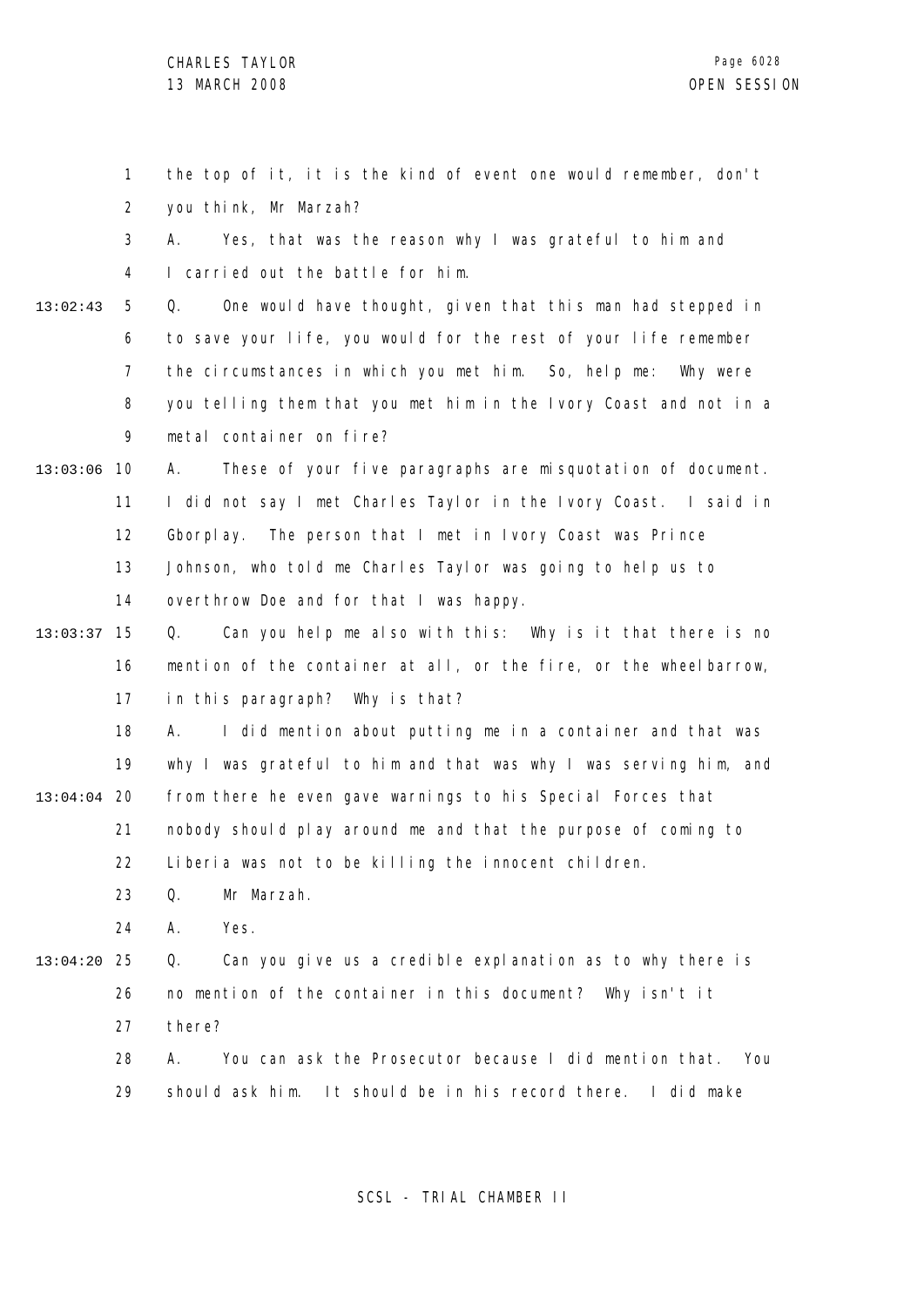the top of it, it is the kind of event one would remember, don't you think, Mr Marzah?

A. Yes, that was the reason why I was grateful to him and I carried out the battle for him.

Q. One would have thought, given that this man had stepped in to save your life, you would for the rest of your life remember the circumstances in which you met him. So, help me: Why were you telling them that you met him in the Ivory Coast and not in a metal container on fire?

A. These of your five paragraphs are misquotation of document. I did not say I met Charles Taylor in the Ivory Coast. I said in Gborplay. The person that I met in Ivory Coast was Prince Johnson, who told me Charles Taylor was going to help us to overthrow Doe and for that I was happy.

Q. Can you help me also with this: Why is it that there is no mention of the container at all, or the fire, or the wheelbarrow, in this paragraph? Why is that?

A. I did mention about putting me in a container and that was why I was grateful to him and that was why I was serving him, and from there he even gave warnings to his Special Forces that nobody should play around me and that the purpose of coming to Liberia was not to be killing the innocent children.

Q. Mr Marzah.

A. Yes.

Q. Can you give us a credible explanation as to why there is no mention of the container in this document? Why isn't it there?

A. You can ask the Prosecutor because I did mention that. You should ask him. It should be in his record there. I did make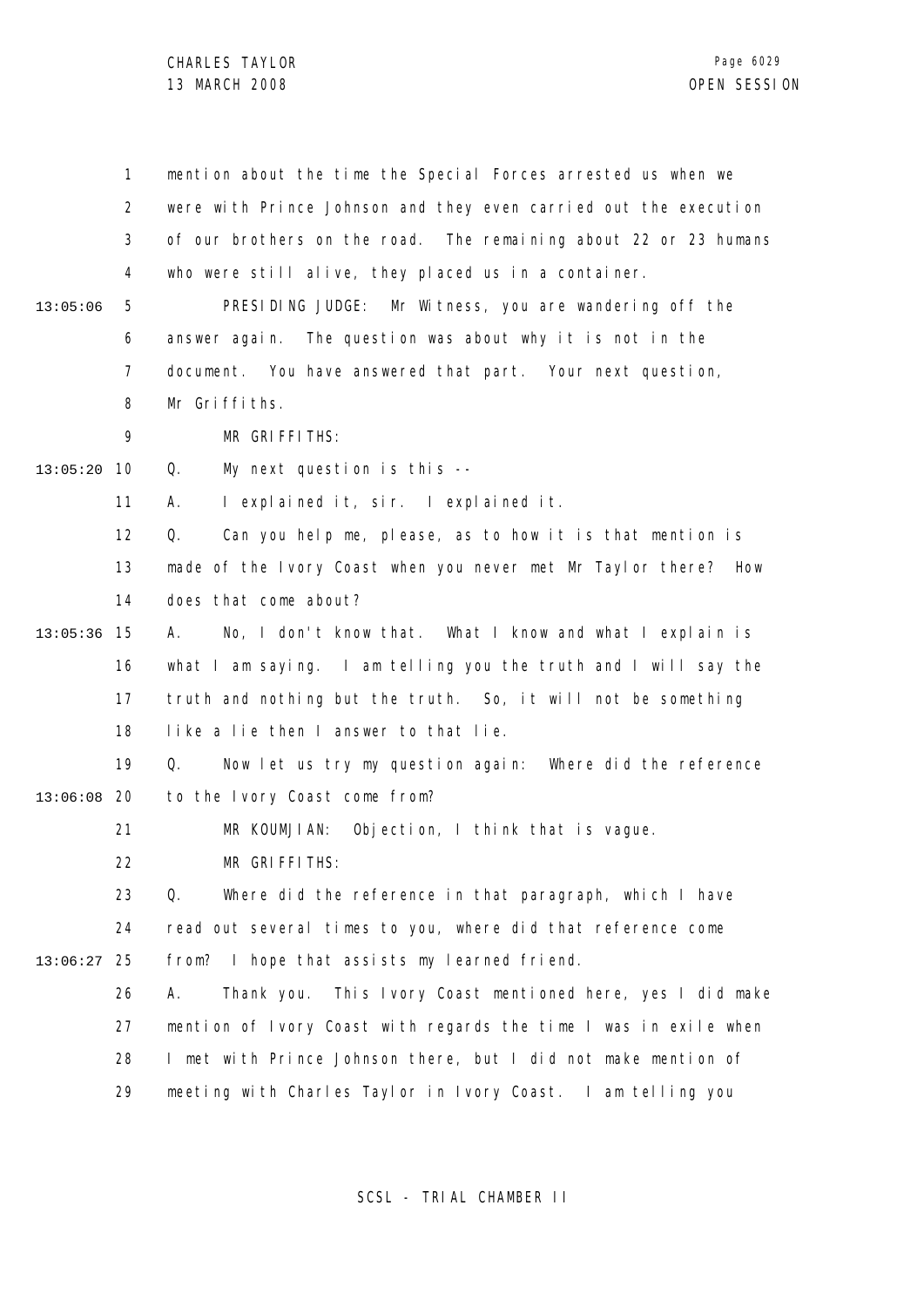mention about the time the Special Forces arrested us when we were with Prince Johnson and they even carried out the execution of our brothers on the road. The remaining about 22 or 23 humans who were still alive, they placed us in a container.

PRESIDING JUDGE: Mr Witness, you are wandering off the answer again. The question was about why it is not in the document. You have answered that part. Your next question, Mr Griffiths.

MR GRIFFITHS:

Q. My next question is this --

A. I explained it, sir. I explained it.

Q. Can you help me, please, as to how it is that mention is made of the Ivory Coast when you never met Mr Taylor there? How does that come about?

A. No, I don't know that. What I know and what I explain is what I am saying. I am telling you the truth and I will say the truth and nothing but the truth. So, it will not be something like a lie then I answer to that lie.

Q. Now let us try my question again: Where did the reference to the Ivory Coast come from?

MR KOUMJIAN: Objection, I think that is vague.

MR GRIFFITHS:

Q. Where did the reference in that paragraph, which I have read out several times to you, where did that reference come from? I hope that assists my learned friend.

A. Thank you. This Ivory Coast mentioned here, yes I did make mention of Ivory Coast with regards the time I was in exile when I met with Prince Johnson there, but I did not make mention of meeting with Charles Taylor in Ivory Coast. I am telling you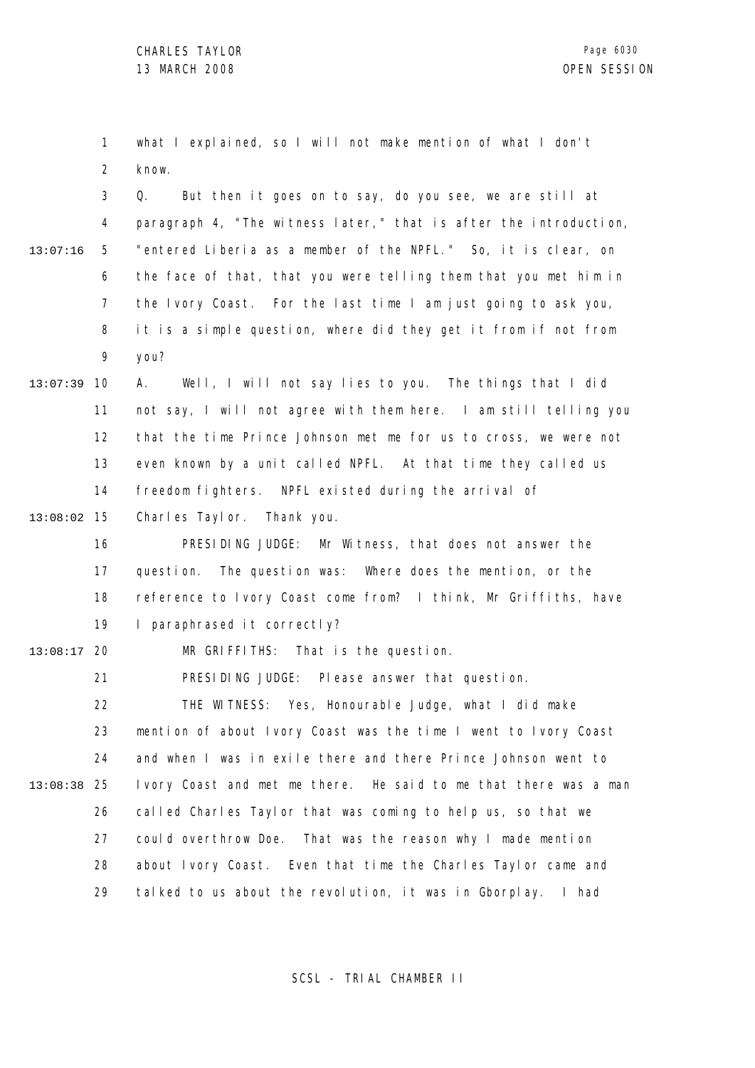what I explained, so I will not make mention of what I don't know.

Q. But then it goes on to say, do you see, we are still at paragraph 4, "The witness later," that is after the introduction, "entered Liberia as a member of the NPFL." So, it is clear, on the face of that, that you were telling them that you met him in the Ivory Coast. For the last time I am just going to ask you, it is a simple question, where did they get it from if not from you?

A. Well, I will not say lies to you. The things that I did not say, I will not agree with them here. I am still telling you that the time Prince Johnson met me for us to cross, we were not even known by a unit called NPFL. At that time they called us freedom fighters. NPFL existed during the arrival of Charles Taylor. Thank you.

PRESIDING JUDGE: Mr Witness, that does not answer the question. The question was: Where does the mention, or the reference to Ivory Coast come from? I think, Mr Griffiths, have I paraphrased it correctly?

MR GRIFFITHS: That is the question.

PRESIDING JUDGE: Please answer that question.

THE WITNESS: Yes, Honourable Judge, what I did make mention of about Ivory Coast was the time I went to Ivory Coast and when I was in exile there and there Prince Johnson went to Ivory Coast and met me there. He said to me that there was a man called Charles Taylor that was coming to help us, so that we could overthrow Doe. That was the reason why I made mention about Ivory Coast. Even that time the Charles Taylor came and talked to us about the revolution, it was in Gborplay. I had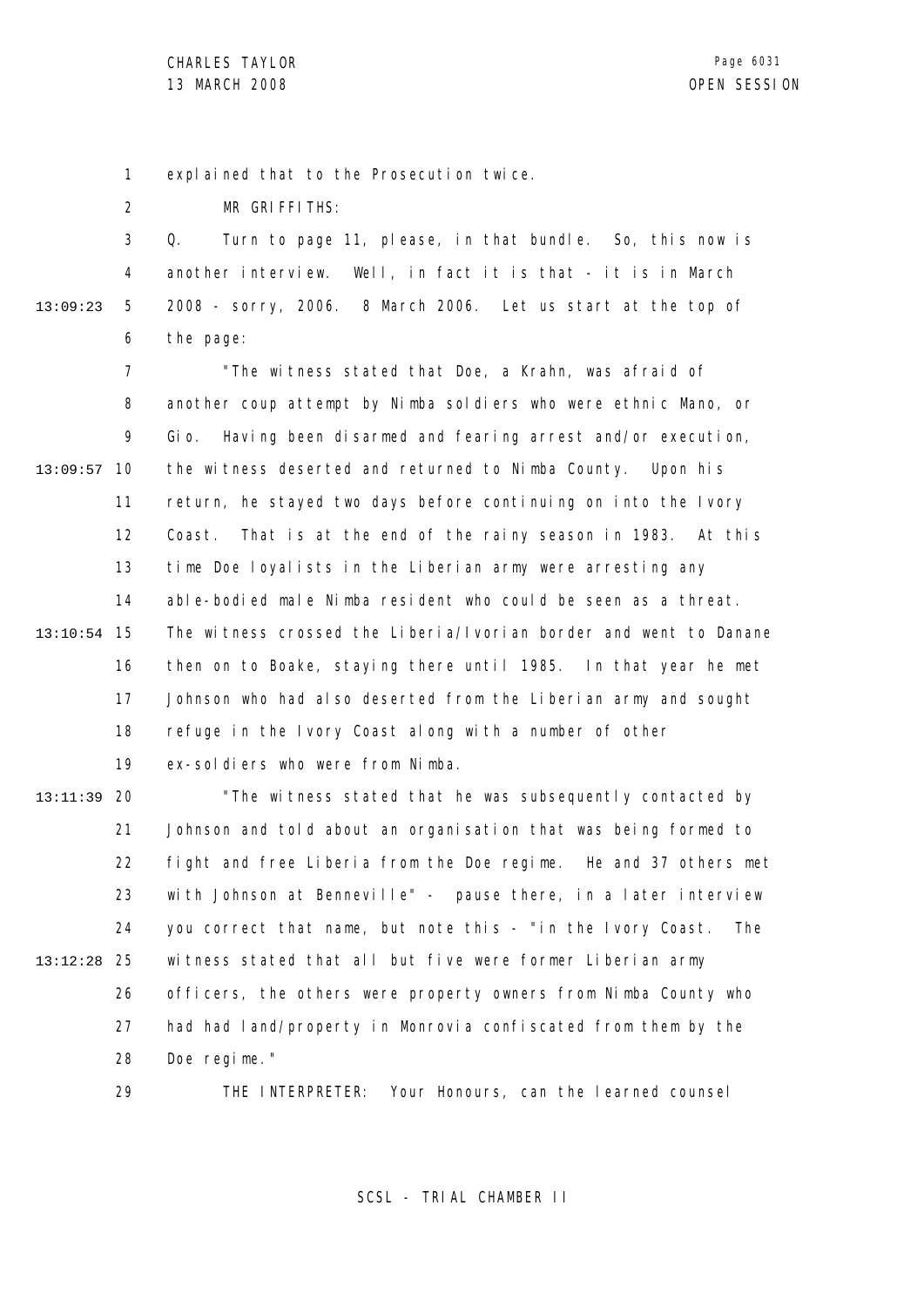explained that to the Prosecution twice.

MR GRIFFITHS:

Q. Turn to page 11, please, in that bundle. So, this now is another interview. Well, in fact it is that - it is in March 2008 - sorry, 2006. 8 March 2006. Let us start at the top of the page:

"The witness stated that Doe, a Krahn, was afraid of another coup attempt by Nimba soldiers who were ethnic Mano, or Gio. Having been disarmed and fearing arrest and/or execution, the witness deserted and returned to Nimba County. Upon his return, he stayed two days before continuing on into the Ivory Coast. That is at the end of the rainy season in 1983. At this time Doe loyalists in the Liberian army were arresting any able-bodied male Nimba resident who could be seen as a threat. The witness crossed the Liberia/Ivorian border and went to Danane then on to Boake, staying there until 1985. In that year he met Johnson who had also deserted from the Liberian army and sought refuge in the Ivory Coast along with a number of other ex-soldiers who were from Nimba.

"The witness stated that he was subsequently contacted by Johnson and told about an organisation that was being formed to fight and free Liberia from the Doe regime. He and 37 others met with Johnson at Benneville" - pause there, in a later interview you correct that name, but note this - "in the Ivory Coast. The witness stated that all but five were former Liberian army officers, the others were property owners from Nimba County who had had land/property in Monrovia confiscated from them by the Doe regime."

THE INTERPRETER: Your Honours, can the learned counsel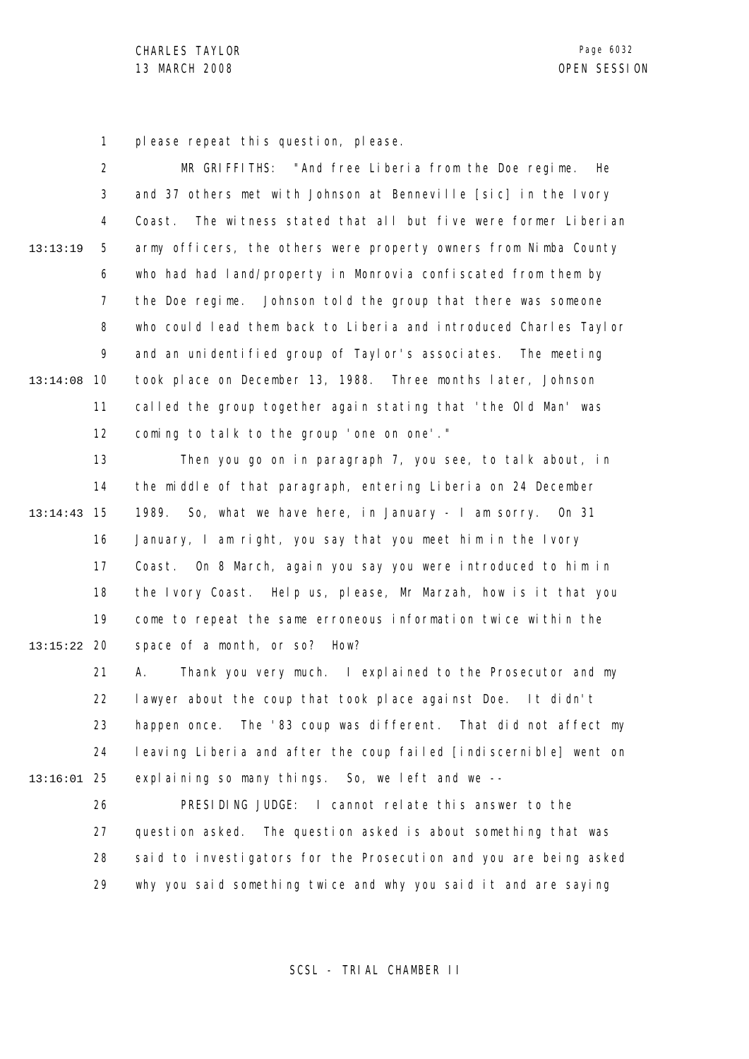please repeat this question, please.

MR GRIFFITHS: "And free Liberia from the Doe regime. He and 37 others met with Johnson at Benneville [sic] in the Ivory Coast. The witness stated that all but five were former Liberian army officers, the others were property owners from Nimba County who had had land/property in Monrovia confiscated from them by the Doe regime. Johnson told the group that there was someone who could lead them back to Liberia and introduced Charles Taylor and an unidentified group of Taylor's associates. The meeting took place on December 13, 1988. Three months later, Johnson called the group together again stating that 'the Old Man' was coming to talk to the group 'one on one'."

Then you go on in paragraph 7, you see, to talk about, in the middle of that paragraph, entering Liberia on 24 December 1989. So, what we have here, in January - I am sorry. On 31 January, I am right, you say that you meet him in the Ivory Coast. On 8 March, again you say you were introduced to him in the Ivory Coast. Help us, please, Mr Marzah, how is it that you come to repeat the same erroneous information twice within the space of a month, or so? How?

A. Thank you very much. I explained to the Prosecutor and my lawyer about the coup that took place against Doe. It didn't happen once. The '83 coup was different. That did not affect my leaving Liberia and after the coup failed [indiscernible] went on explaining so many things. So, we left and we --

PRESIDING JUDGE: I cannot relate this answer to the question asked. The question asked is about something that was said to investigators for the Prosecution and you are being asked why you said something twice and why you said it and are saying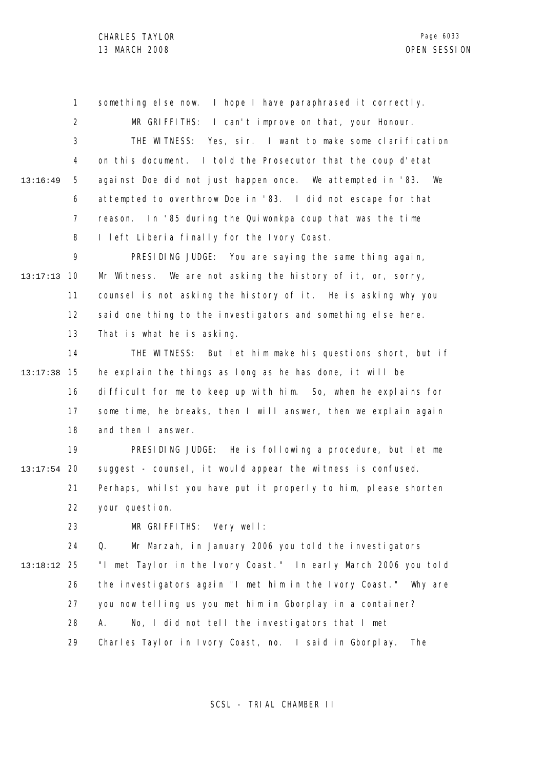something else now. I hope I have paraphrased it correctly.

MR GRIFFITHS: I can't improve on that, your Honour.

THE WITNESS: Yes, sir. I want to make some clarification on this document. I told the Prosecutor that the coup d'etat against Doe did not just happen once. We attempted in '83. We attempted to overthrow Doe in '83. I did not escape for that reason. In '85 during the Quiwonkpa coup that was the time I left Liberia finally for the Ivory Coast.

PRESIDING JUDGE: You are saying the same thing again, Mr Witness. We are not asking the history of it, or, sorry, counsel is not asking the history of it. He is asking why you said one thing to the investigators and something else here. That is what he is asking.

THE WITNESS: But let him make his questions short, but if he explain the things as long as he has done, it will be difficult for me to keep up with him. So, when he explains for some time, he breaks, then I will answer, then we explain again and then I answer.

PRESIDING JUDGE: He is following a procedure, but let me suggest - counsel, it would appear the witness is confused. Perhaps, whilst you have put it properly to him, please shorten your question.

MR GRIFFITHS: Very well:

Q. Mr Marzah, in January 2006 you told the investigators "I met Taylor in the Ivory Coast." In early March 2006 you told the investigators again "I met him in the Ivory Coast." Why are you now telling us you met him in Gborplay in a container?

A. No, I did not tell the investigators that I met Charles Taylor in Ivory Coast, no. I said in Gborplay. The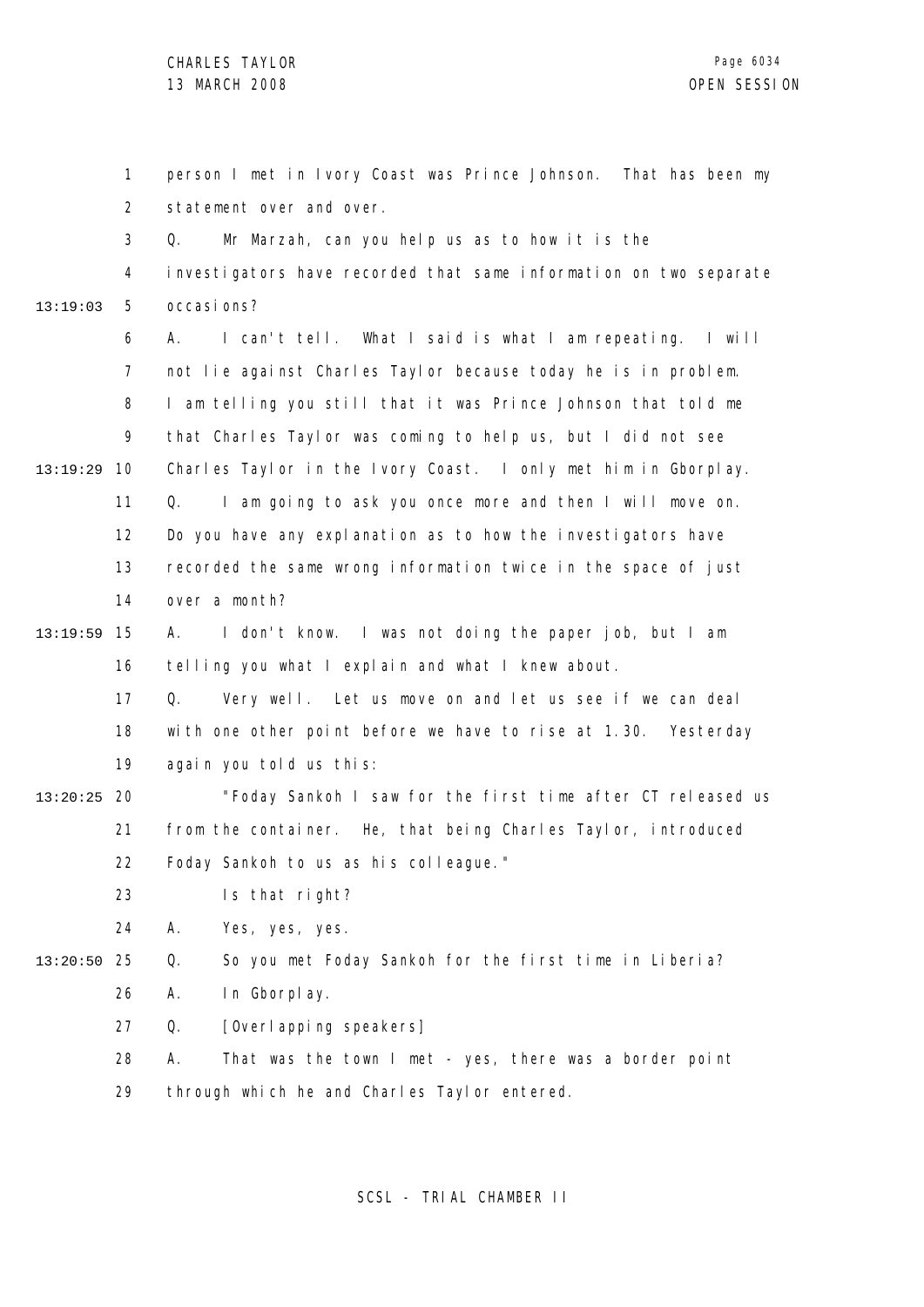person I met in Ivory Coast was Prince Johnson. That has been my statement over and over.

Q. Mr Marzah, can you help us as to how it is the investigators have recorded that same information on two separate occasions?

A. I can't tell. What I said is what I am repeating. I will not lie against Charles Taylor because today he is in problem. I am telling you still that it was Prince Johnson that told me that Charles Taylor was coming to help us, but I did not see Charles Taylor in the Ivory Coast. I only met him in Gborplay.

Q. I am going to ask you once more and then I will move on. Do you have any explanation as to how the investigators have recorded the same wrong information twice in the space of just over a month?

A. I don't know. I was not doing the paper job, but I am telling you what I explain and what I knew about.

Q. Very well. Let us move on and let us see if we can deal with one other point before we have to rise at 1.30. Yesterday again you told us this:

"Foday Sankoh I saw for the first time after CT released us from the container. He, that being Charles Taylor, introduced Foday Sankoh to us as his colleague."

Is that right?

A. Yes, yes, yes.

Q. So you met Foday Sankoh for the first time in Liberia?

A. In Gborplay.

Q. [Overlapping speakers]

A. That was the town I met - yes, there was a border point through which he and Charles Taylor entered.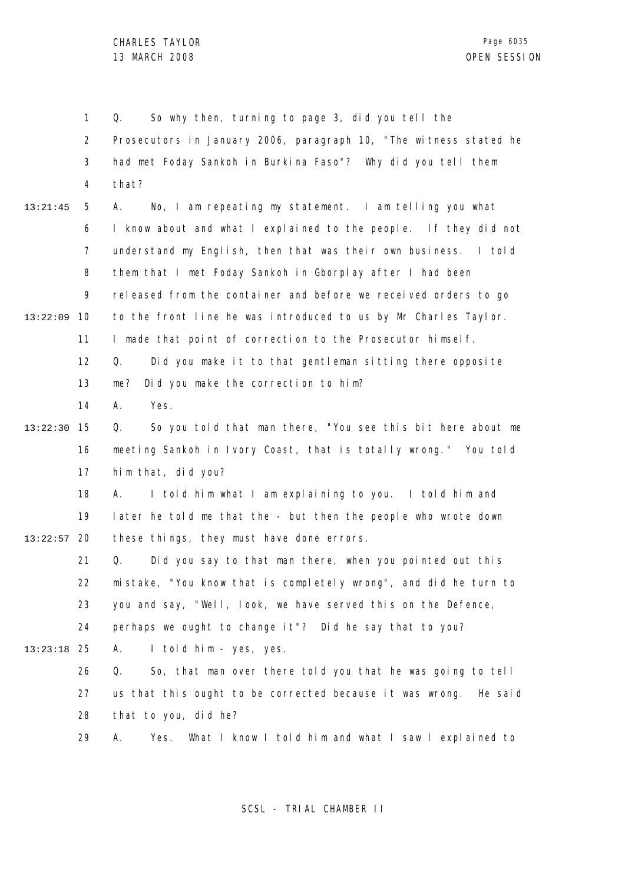Q. So why then, turning to page 3, did you tell the Prosecutors in January 2006, paragraph 10, "The witness stated he had met Foday Sankoh in Burkina Faso"? Why did you tell them that?

A. No, I am repeating my statement. I am telling you what I know about and what I explained to the people. If they did not understand my English, then that was their own business. I told them that I met Foday Sankoh in Gborplay after I had been released from the container and before we received orders to go to the front line he was introduced to us by Mr Charles Taylor. I made that point of correction to the Prosecutor himself.

Q. Did you make it to that gentleman sitting there opposite me? Did you make the correction to him?

A. Yes.

Q. So you told that man there, "You see this bit here about me meeting Sankoh in Ivory Coast, that is totally wrong." You told him that, did you?

A. I told him what I am explaining to you. I told him and later he told me that the - but then the people who wrote down these things, they must have done errors.

Q. Did you say to that man there, when you pointed out this mistake, "You know that is completely wrong", and did he turn to you and say, "Well, look, we have served this on the Defence, perhaps we ought to change it"? Did he say that to you?

A. I told him - yes, yes.

Q. So, that man over there told you that he was going to tell us that this ought to be corrected because it was wrong. He said that to you, did he?

A. Yes. What I know I told him and what I saw I explained to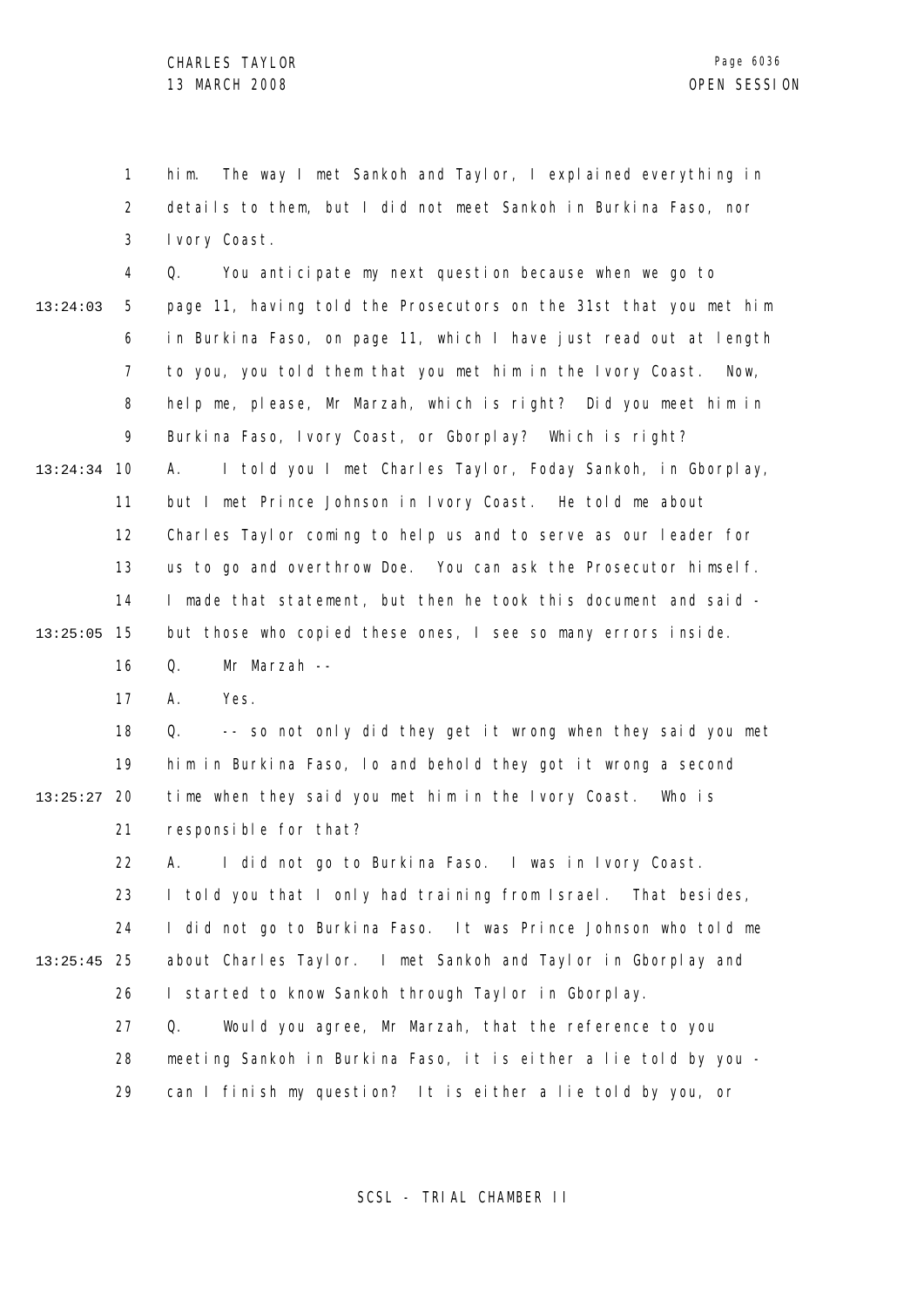him. The way I met Sankoh and Taylor, I explained everything in details to them, but I did not meet Sankoh in Burkina Faso, nor Ivory Coast.

Q. You anticipate my next question because when we go to page 11, having told the Prosecutors on the 31st that you met him in Burkina Faso, on page 11, which I have just read out at length to you, you told them that you met him in the Ivory Coast. Now, help me, please, Mr Marzah, which is right? Did you meet him in Burkina Faso, Ivory Coast, or Gborplay? Which is right?

A. I told you I met Charles Taylor, Foday Sankoh, in Gborplay, but I met Prince Johnson in Ivory Coast. He told me about Charles Taylor coming to help us and to serve as our leader for us to go and overthrow Doe. You can ask the Prosecutor himself. I made that statement, but then he took this document and said - but those who copied these ones, I see so many errors inside.

Q. Mr Marzah --

A. Yes.

Q. -- so not only did they get it wrong when they said you met him in Burkina Faso, lo and behold they got it wrong a second time when they said you met him in the Ivory Coast. Who is responsible for that?

A. I did not go to Burkina Faso. I was in Ivory Coast. I told you that I only had training from Israel. That besides, I did not go to Burkina Faso. It was Prince Johnson who told me about Charles Taylor. I met Sankoh and Taylor in Gborplay and I started to know Sankoh through Taylor in Gborplay.

Q. Would you agree, Mr Marzah, that the reference to you meeting Sankoh in Burkina Faso, it is either a lie told by you - can I finish my question? It is either a lie told by you, or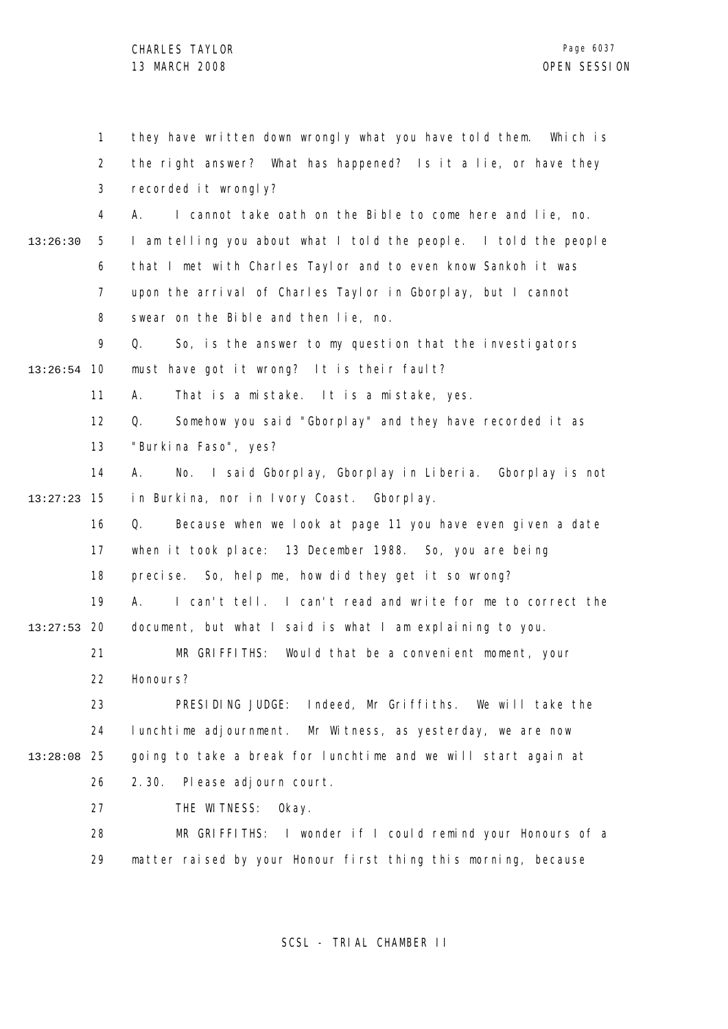they have written down wrongly what you have told them. Which is the right answer? What has happened? Is it a lie, or have they recorded it wrongly?

A. I cannot take oath on the Bible to come here and lie, no. I am telling you about what I told the people. I told the people that I met with Charles Taylor and to even know Sankoh it was upon the arrival of Charles Taylor in Gborplay, but I cannot swear on the Bible and then lie, no.

Q. So, is the answer to my question that the investigators must have got it wrong? It is their fault?

A. That is a mistake. It is a mistake, yes.

Q. Somehow you said "Gborplay" and they have recorded it as "Burkina Faso", yes?

A. No. I said Gborplay, Gborplay in Liberia. Gborplay is not in Burkina, nor in Ivory Coast. Gborplay.

Q. Because when we look at page 11 you have even given a date when it took place: 13 December 1988. So, you are being precise. So, help me, how did they get it so wrong?

A. I can't tell. I can't read and write for me to correct the document, but what I said is what I am explaining to you.

MR GRIFFITHS: Would that be a convenient moment, your Honours?

PRESIDING JUDGE: Indeed, Mr Griffiths. We will take the lunchtime adjournment. Mr Witness, as yesterday, we are now going to take a break for lunchtime and we will start again at 2.30. Please adjourn court.

THE WITNESS: Okay.

MR GRIFFITHS: I wonder if I could remind your Honours of a matter raised by your Honour first thing this morning, because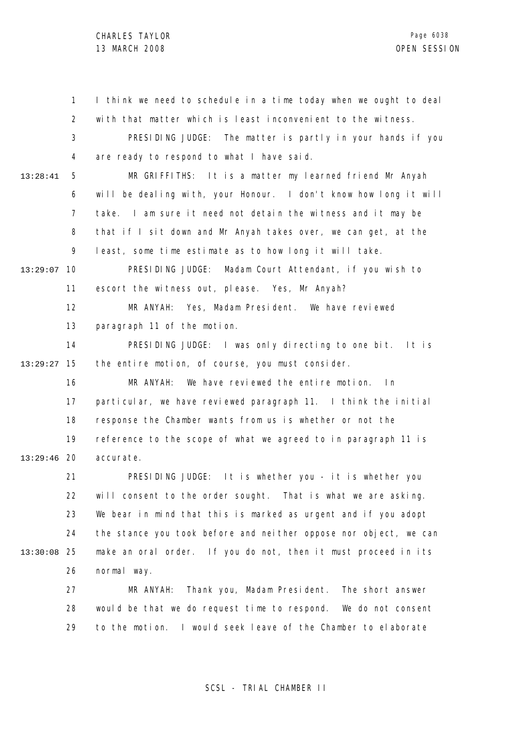I think we need to schedule in a time today when we ought to deal with that matter which is least inconvenient to the witness.

PRESIDING JUDGE: The matter is partly in your hands if you are ready to respond to what I have said.

MR GRIFFITHS: It is a matter my learned friend Mr Anyah will be dealing with, your Honour. I don't know how long it will take. I am sure it need not detain the witness and it may be that if I sit down and Mr Anyah takes over, we can get, at the least, some time estimate as to how long it will take.

PRESIDING JUDGE: Madam Court Attendant, if you wish to escort the witness out, please. Yes, Mr Anyah?

MR ANYAH: Yes, Madam President. We have reviewed paragraph 11 of the motion.

PRESIDING JUDGE: I was only directing to one bit. It is the entire motion, of course, you must consider.

MR ANYAH: We have reviewed the entire motion. In particular, we have reviewed paragraph 11. I think the initial response the Chamber wants from us is whether or not the reference to the scope of what we agreed to in paragraph 11 is accurate.

PRESIDING JUDGE: It is whether you - it is whether you will consent to the order sought. That is what we are asking. We bear in mind that this is marked as urgent and if you adopt the stance you took before and neither oppose nor object, we can make an oral order. If you do not, then it must proceed in its normal way.

MR ANYAH: Thank you, Madam President. The short answer would be that we do request time to respond. We do not consent to the motion. I would seek leave of the Chamber to elaborate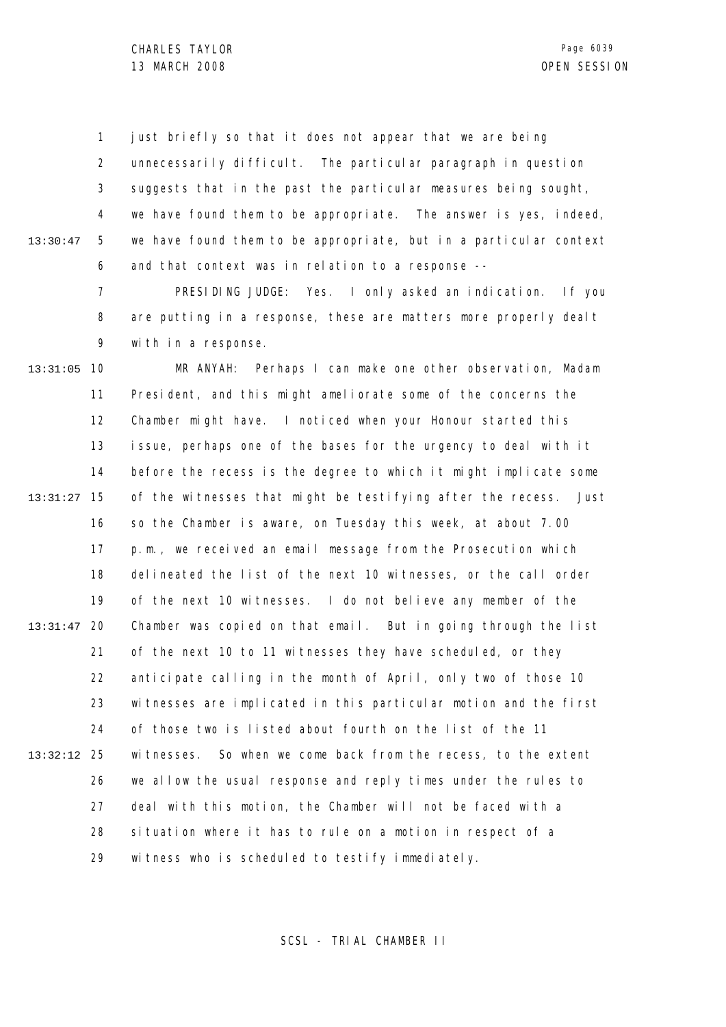just briefly so that it does not appear that we are being unnecessarily difficult. The particular paragraph in question suggests that in the past the particular measures being sought, we have found them to be appropriate. The answer is yes, indeed, we have found them to be appropriate, but in a particular context and that context was in relation to a response --

PRESIDING JUDGE: Yes. I only asked an indication. If you are putting in a response, these are matters more properly dealt with in a response.

MR ANYAH: Perhaps I can make one other observation, Madam President, and this might ameliorate some of the concerns the Chamber might have. I noticed when your Honour started this issue, perhaps one of the bases for the urgency to deal with it before the recess is the degree to which it might implicate some of the witnesses that might be testifying after the recess. Just so the Chamber is aware, on Tuesday this week, at about 7.00 p.m., we received an email message from the Prosecution which delineated the list of the next 10 witnesses, or the call order of the next 10 witnesses. I do not believe any member of the Chamber was copied on that email. But in going through the list of the next 10 to 11 witnesses they have scheduled, or they anticipate calling in the month of April, only two of those 10 witnesses are implicated in this particular motion and the first of those two is listed about fourth on the list of the 11 witnesses. So when we come back from the recess, to the extent we allow the usual response and reply times under the rules to deal with this motion, the Chamber will not be faced with a situation where it has to rule on a motion in respect of a witness who is scheduled to testify immediately.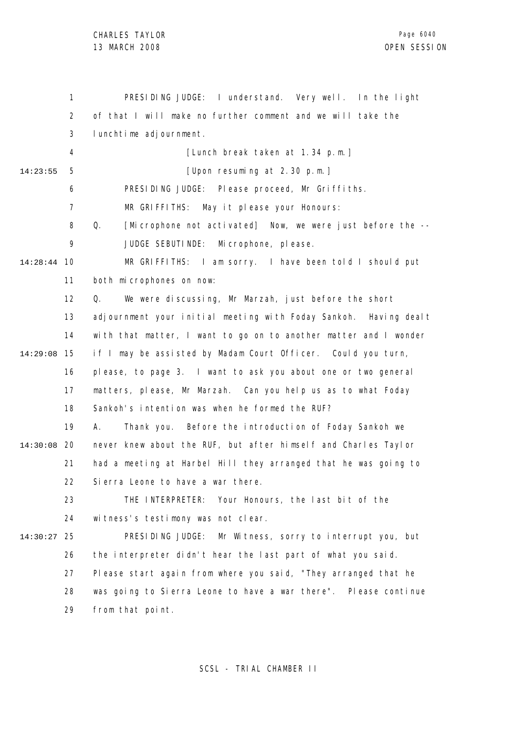PRESIDING JUDGE: I understand. Very well. In the light of that I will make no further comment and we will take the lunchtime adjournment.

[Lunch break taken at 1.34 p.m.]

[Upon resuming at 2.30 p.m.]

PRESIDING JUDGE: Please proceed, Mr Griffiths.

MR GRIFFITHS: May it please your Honours:

Q. [Microphone not activated] Now, we were just before the --

JUDGE SEBUTINDE: Microphone, please.

MR GRIFFITHS: I am sorry. I have been told I should put both microphones on now:

Q. We were discussing, Mr Marzah, just before the short adjournment your initial meeting with Foday Sankoh. Having dealt with that matter, I want to go on to another matter and I wonder if I may be assisted by Madam Court Officer. Could you turn, please, to page 3. I want to ask you about one or two general matters, please, Mr Marzah. Can you help us as to what Foday Sankoh's intention was when he formed the RUF?

A. Thank you. Before the introduction of Foday Sankoh we never knew about the RUF, but after himself and Charles Taylor had a meeting at Harbel Hill they arranged that he was going to Sierra Leone to have a war there.

THE INTERPRETER: Your Honours, the last bit of the witness's testimony was not clear.

PRESIDING JUDGE: Mr Witness, sorry to interrupt you, but the interpreter didn't hear the last part of what you said. Please start again from where you said, "They arranged that he was going to Sierra Leone to have a war there". Please continue from that point.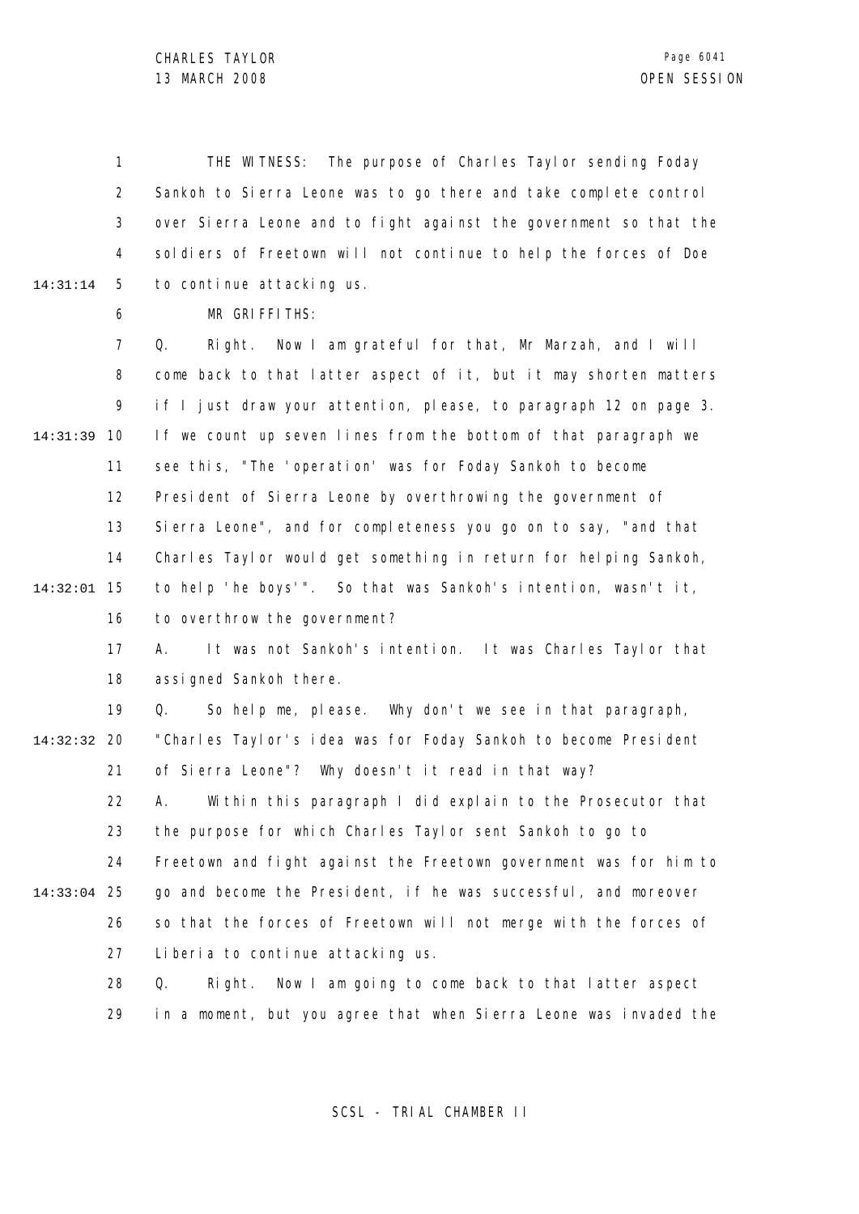THE WITNESS: The purpose of Charles Taylor sending Foday Sankoh to Sierra Leone was to go there and take complete control over Sierra Leone and to fight against the government so that the soldiers of Freetown will not continue to help the forces of Doe to continue attacking us.

MR GRIFFITHS:

Q. Right. Now I am grateful for that, Mr Marzah, and I will come back to that latter aspect of it, but it may shorten matters if I just draw your attention, please, to paragraph 12 on page 3. If we count up seven lines from the bottom of that paragraph we see this, "The 'operation' was for Foday Sankoh to become President of Sierra Leone by overthrowing the government of Sierra Leone", and for completeness you go on to say, "and that Charles Taylor would get something in return for helping Sankoh, to help 'the boys'". So that was Sankoh's intention, wasn't it, to overthrow the government?

A. It was not Sankoh's intention. It was Charles Taylor that assigned Sankoh there.

Q. So help me, please. Why don't we see in that paragraph, "Charles Taylor's idea was for Foday Sankoh to become President of Sierra Leone"? Why doesn't it read in that way?

A. Within this paragraph I did explain to the Prosecutor that the purpose for which Charles Taylor sent Sankoh to go to Freetown and fight against the Freetown government was for him to go and become the President, if he was successful, and moreover so that the forces of Freetown will not merge with the forces of Liberia to continue attacking us.

Q. Right. Now I am going to come back to that latter aspect in a moment, but you agree that when Sierra Leone was invaded the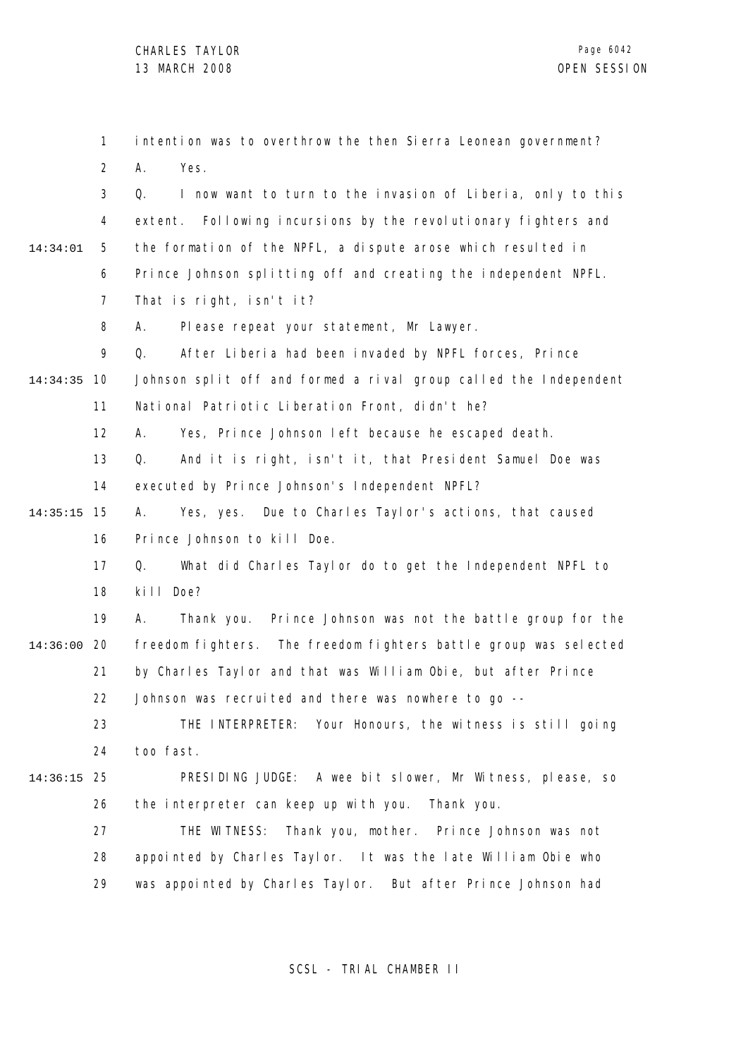intention was to overthrow the then Sierra Leonean government?

A. Yes.

Q. I now want to turn to the invasion of Liberia, only to this extent. Following incursions by the revolutionary fighters and the formation of the NPFL, a dispute arose which resulted in Prince Johnson splitting off and creating the independent NPFL. That is right, isn't it?

A. Please repeat your statement, Mr Lawyer.

Q. After Liberia had been invaded by NPFL forces, Prince Johnson split off and formed a rival group called the Independent National Patriotic Liberation Front, didn't he?

A. Yes, Prince Johnson left because he escaped death.

Q. And it is right, isn't it, that President Samuel Doe was executed by Prince Johnson's Independent NPFL?

A. Yes, yes. Due to Charles Taylor's actions, that caused Prince Johnson to kill Doe.

Q. What did Charles Taylor do to get the Independent NPFL to kill Doe?

A. Thank you. Prince Johnson was not the battle group for the freedom fighters. The freedom fighters battle group was selected by Charles Taylor and that was William Obie, but after Prince Johnson was recruited and there was nowhere to go --

THE INTERPRETER: Your Honours, the witness is still going too fast.

PRESIDING JUDGE: A wee bit slower, Mr Witness, please, so the interpreter can keep up with you. Thank you.

THE WITNESS: Thank you, mother. Prince Johnson was not appointed by Charles Taylor. It was the late William Obie who was appointed by Charles Taylor. But after Prince Johnson had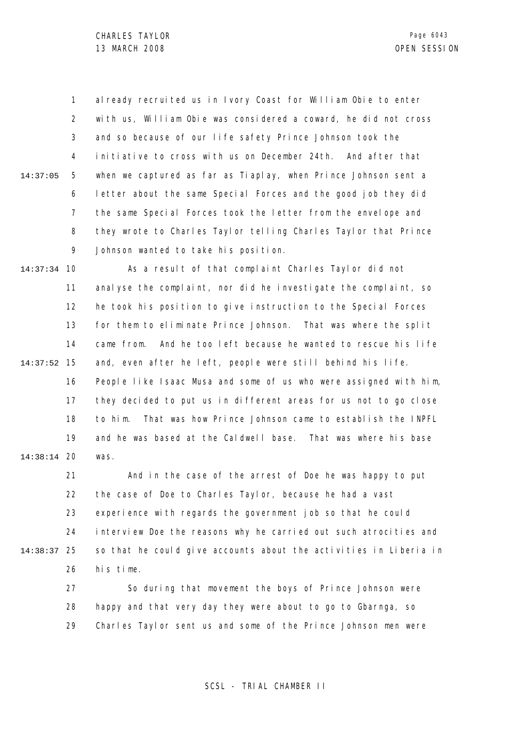already recruited us in Ivory Coast for William Obie to enter with us, William Obie was considered a coward, he did not cross and so because of our life safety Prince Johnson took the initiative to cross with us on December 24th. And after that when we captured as far as Tiaplay, when Prince Johnson sent a letter about the same Special Forces and the good job they did the same Special Forces took the letter from the envelope and they wrote to Charles Taylor telling Charles Taylor that Prince Johnson wanted to take his position.

As a result of that complaint Charles Taylor did not analyse the complaint, nor did he investigate the complaint, so he took his position to give instruction to the Special Forces for them to eliminate Prince Johnson. That was where the split came from. And he too left because he wanted to rescue his life and, even after he left, people were still behind his life. People like Isaac Musa and some of us who were assigned with him, they decided to put us in different areas for us not to go close to him. That was how Prince Johnson came to establish the INPFL and he was based at the Caldwell base. That was where his base was.

And in the case of the arrest of Doe he was happy to put the case of Doe to Charles Taylor, because he had a vast experience with regards the government job so that he could interview Doe the reasons why he carried out such atrocities and so that he could give accounts about the activities in Liberia in his time.

So during that movement the boys of Prince Johnson were happy and that very day they were about to go to Gbarnga, so Charles Taylor sent us and some of the Prince Johnson men were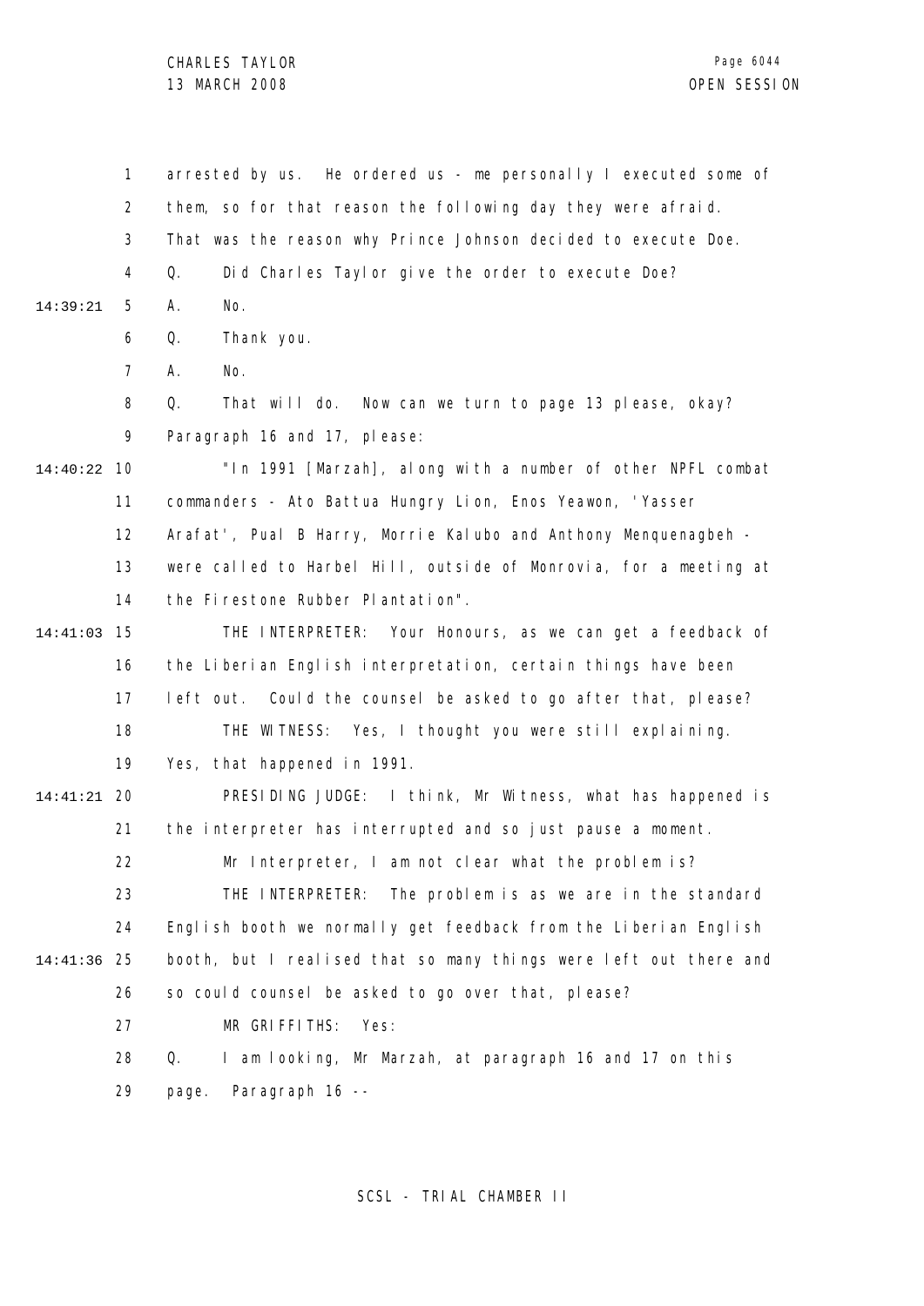arrested by us. He ordered us - me personally I executed some of them, so for that reason the following day they were afraid. That was the reason why Prince Johnson decided to execute Doe.

Q. Did Charles Taylor give the order to execute Doe?

A. No.

Q. Thank you.

A. No.

Q. That will do. Now can we turn to page 13 please, okay? Paragraph 16 and 17, please:

"In 1991 [Marzah], along with a number of other NPFL combat commanders - Ato Battua Hungry Lion, Enos Yeawon, 'Yasser Arafat', Pual B Harry, Morrie Kalubo and Anthony Menquenagbeh - were called to Harbel Hill, outside of Monrovia, for a meeting at the Firestone Rubber Plantation".

THE INTERPRETER: Your Honours, as we can get a feedback of the Liberian English interpretation, certain things have been left out. Could the counsel be asked to go after that, please?

THE WITNESS: Yes, I thought you were still explaining. Yes, that happened in 1991.

PRESIDING JUDGE: I think, Mr Witness, what has happened is the interpreter has interrupted and so just pause a moment.

Mr Interpreter, I am not clear what the problem is?

THE INTERPRETER: The problem is as we are in the standard English booth we normally get feedback from the Liberian English booth, but I realised that so many things were left out there and so could counsel be asked to go over that, please?

MR GRIFFITHS: Yes:

Q. I am looking, Mr Marzah, at paragraph 16 and 17 on this page. Paragraph 16 --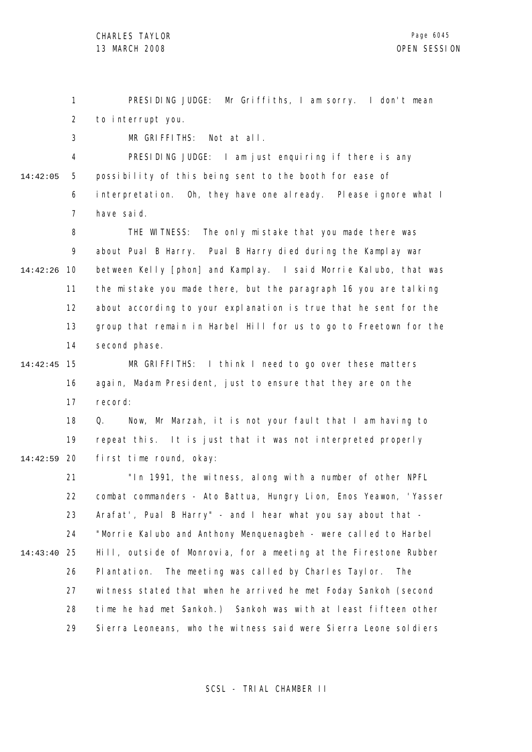PRESIDING JUDGE: Mr Griffiths, I am sorry. I don't mean to interrupt you.

MR GRIFFITHS: Not at all.

PRESIDING JUDGE: I am just enquiring if there is any possibility of this being sent to the booth for ease of interpretation. Oh, they have one already. Please ignore what I have said.

THE WITNESS: The only mistake that you made there was about Pual B Harry. Pual B Harry died during the Kamplay war between Kelly [phon] and Kamplay. I said Morrie Kalubo, that was the mistake you made there, but the paragraph 16 you are talking about according to your explanation is true that he sent for the group that remain in Harbel Hill for us to go to Freetown for the second phase.

MR GRIFFITHS: I think I need to go over these matters again, Madam President, just to ensure that they are on the record:

Q. Now, Mr Marzah, it is not your fault that I am having to repeat this. It is just that it was not interpreted properly first time round, okay:

"In 1991, the witness, along with a number of other NPFL combat commanders - Ato Battua, Hungry Lion, Enos Yeawon, 'Yasser Arafat', Pual B Harry" - and I hear what you say about that - "Morrie Kalubo and Anthony Menquenagbeh - were called to Harbel Hill, outside of Monrovia, for a meeting at the Firestone Rubber Plantation. The meeting was called by Charles Taylor. The witness stated that when he arrived he met Foday Sankoh (second time he had met Sankoh.) Sankoh was with at least fifteen other Sierra Leoneans, who the witness said were Sierra Leone soldiers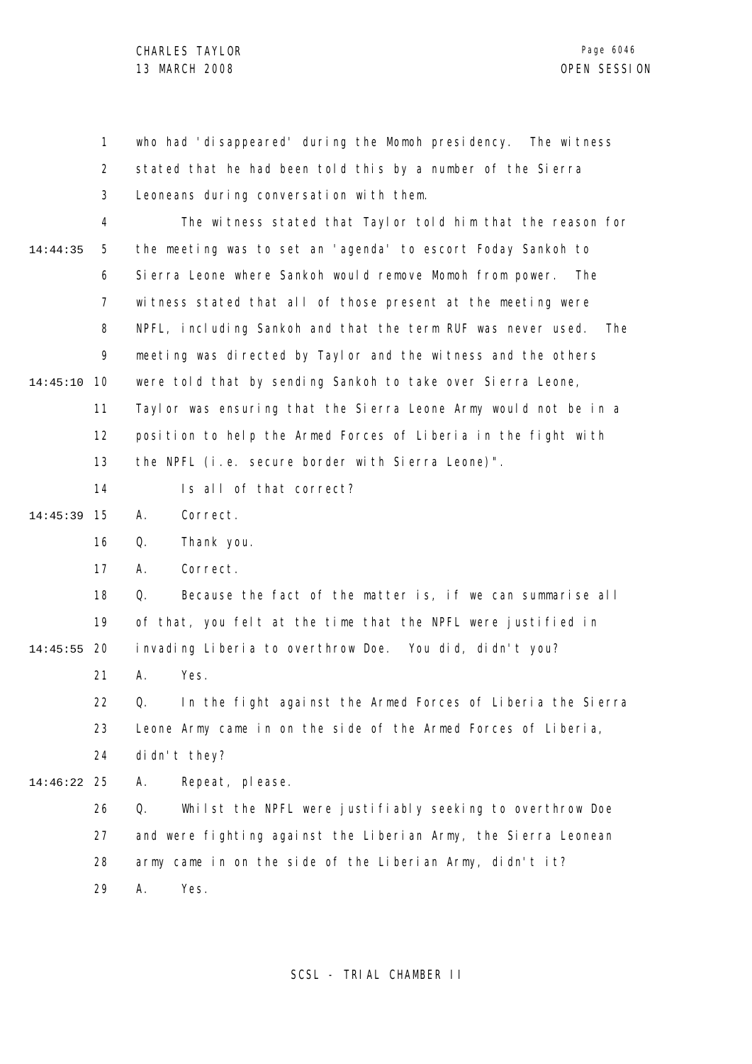who had 'disappeared' during the Momoh presidency. The witness stated that he had been told this by a number of the Sierra Leoneans during conversation with them.

The witness stated that Taylor told him that the reason for the meeting was to set an 'agenda' to escort Foday Sankoh to Sierra Leone where Sankoh would remove Momoh from power. The witness stated that all of those present at the meeting were NPFL, including Sankoh and that the term RUF was never used. The meeting was directed by Taylor and the witness and the others were told that by sending Sankoh to take over Sierra Leone, Taylor was ensuring that the Sierra Leone Army would not be in a position to help the Armed Forces of Liberia in the fight with the NPFL (i.e. secure border with Sierra Leone)".

Is all of that correct?

A. Correct.

Q. Thank you.

A. Correct.

Q. Because the fact of the matter is, if we can summarise all of that, you felt at the time that the NPFL were justified in invading Liberia to overthrow Doe. You did, didn't you?

A. Yes.

Q. In the fight against the Armed Forces of Liberia the Sierra Leone Army came in on the side of the Armed Forces of Liberia, didn't they?

A. Repeat, please.

Q. Whilst the NPFL were justifiably seeking to overthrow Doe and were fighting against the Liberian Army, the Sierra Leonean army came in on the side of the Liberian Army, didn't it?

A. Yes.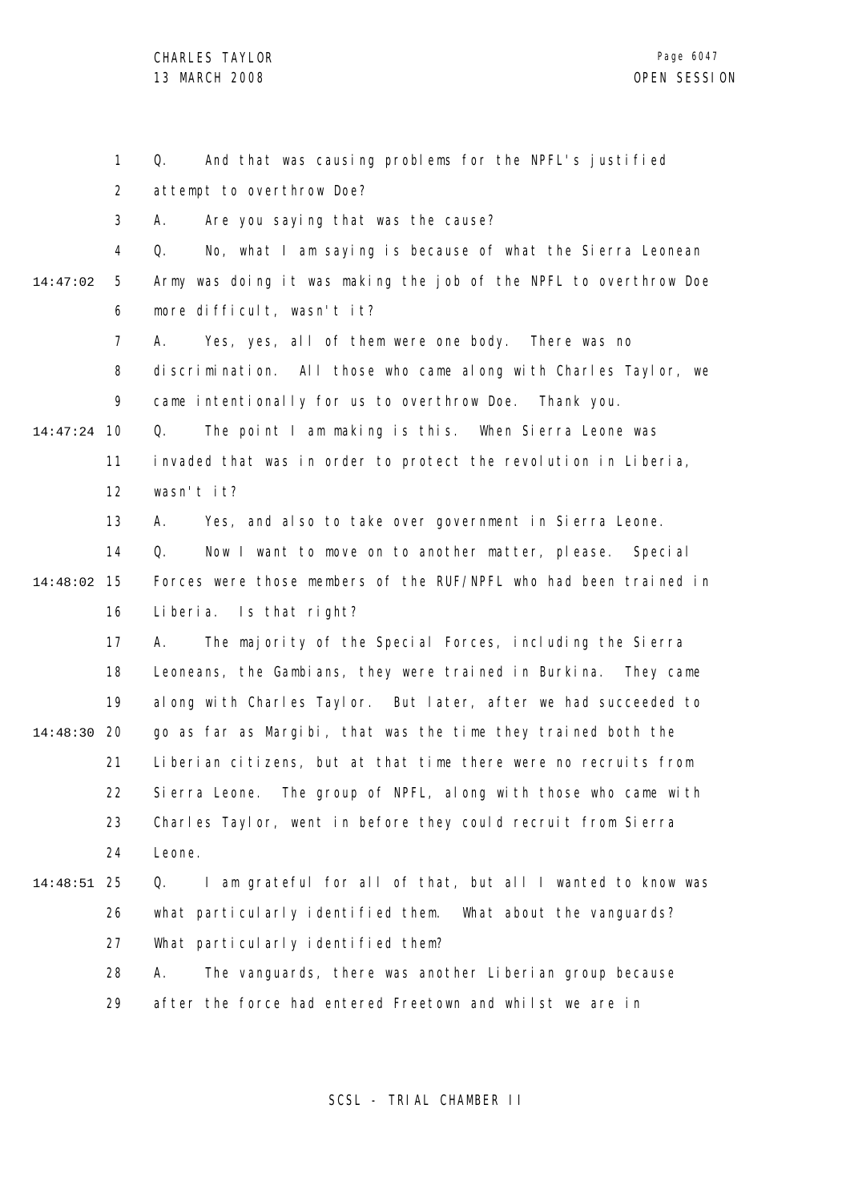Q. And that was causing problems for the NPFL's justified attempt to overthrow Doe?

A. Are you saying that was the cause?

Q. No, what I am saying is because of what the Sierra Leonean Army was doing it was making the job of the NPFL to overthrow Doe more difficult, wasn't it?

A. Yes, yes, all of them were one body. There was no discrimination. All those who came along with Charles Taylor, we came intentionally for us to overthrow Doe. Thank you.

Q. The point I am making is this. When Sierra Leone was invaded that was in order to protect the revolution in Liberia, wasn't it?

A. Yes, and also to take over government in Sierra Leone.

Q. Now I want to move on to another matter, please. Special Forces were those members of the RUF/NPFL who had been trained in Liberia. Is that right?

A. The majority of the Special Forces, including the Sierra Leoneans, the Gambians, they were trained in Burkina. They came along with Charles Taylor. But later, after we had succeeded to go as far as Margibi, that was the time they trained both the Liberian citizens, but at that time there were no recruits from Sierra Leone. The group of NPFL, along with those who came with Charles Taylor, went in before they could recruit from Sierra Leone.

Q. I am grateful for all of that, but all I wanted to know was what particularly identified them. What about the vanguards? What particularly identified them?

A. The vanguards, there was another Liberian group because after the force had entered Freetown and whilst we are in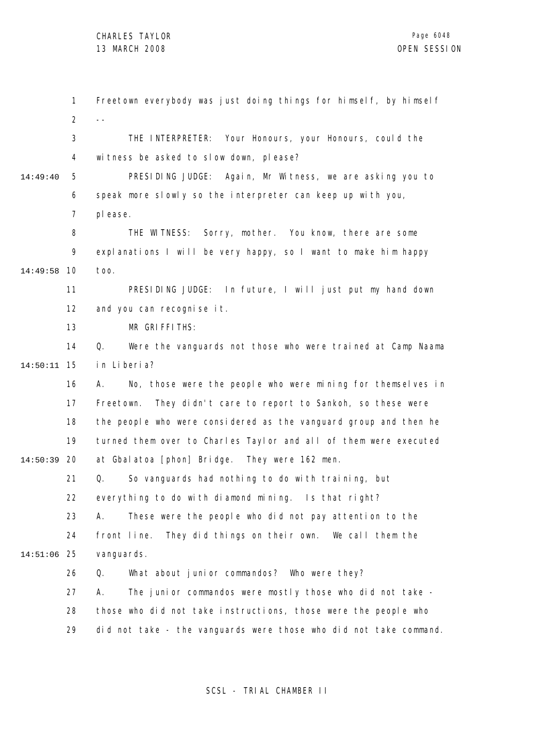Freetown everybody was just doing things for himself, by himself --

THE INTERPRETER: Your Honours, your Honours, could the witness be asked to slow down, please?

PRESIDING JUDGE: Again, Mr Witness, we are asking you to speak more slowly so the interpreter can keep up with you, please.

THE WITNESS: Sorry, mother. You know, there are some explanations I will be very happy, so I want to make him happy too.

PRESIDING JUDGE: In future, I will just put my hand down and you can recognise it.

MR GRIFFITHS:

Q. Were the vanguards not those who were trained at Camp Naama in Liberia?

A. No, those were the people who were mining for themselves in Freetown. They didn't care to report to Sankoh, so these were the people who were considered as the vanguard group and then he turned them over to Charles Taylor and all of them were executed at Gbalatoa [phon] Bridge. They were 162 men.

Q. So vanguards had nothing to do with training, but everything to do with diamond mining. Is that right?

A. These were the people who did not pay attention to the front line. They did things on their own. We call them the vanguards.

Q. What about junior commandos? Who were they?

A. The junior commandos were mostly those who did not take - those who did not take instructions, those were the people who did not take - the vanguards were those who did not take command.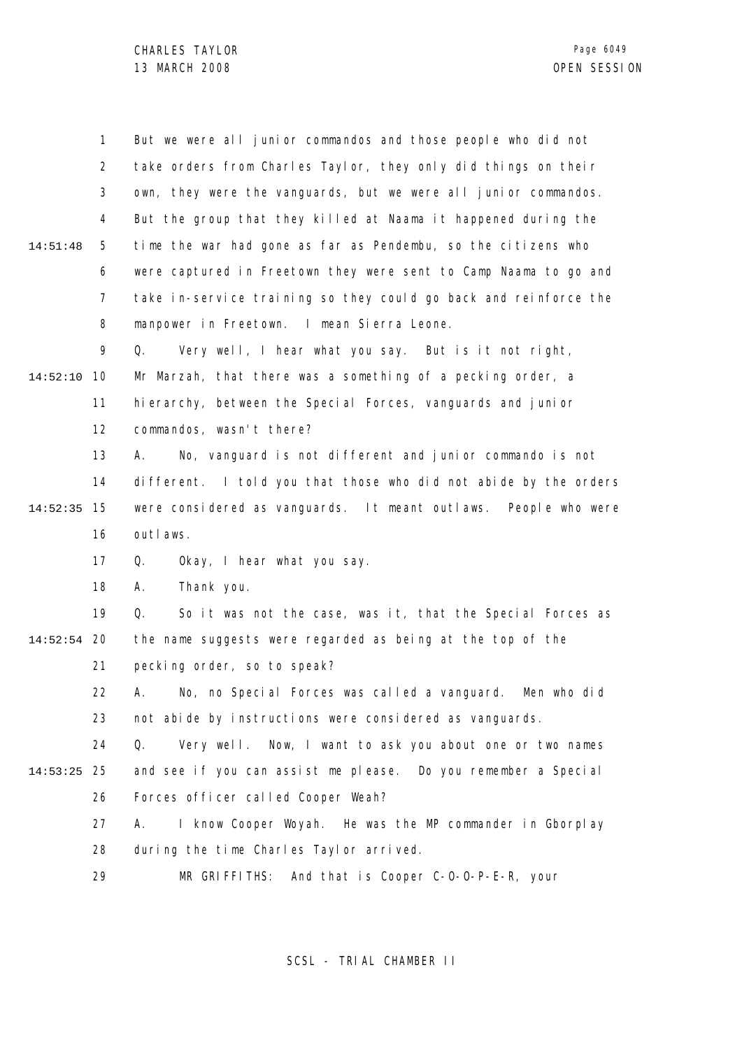But we were all junior commandos and those people who did not take orders from Charles Taylor, they only did things on their own, they were the vanguards, but we were all junior commandos. But the group that they killed at Naama it happened during the time the war had gone as far as Pendembu, so the citizens who were captured in Freetown they were sent to Camp Naama to go and take in-service training so they could go back and reinforce the manpower in Freetown. I mean Sierra Leone.

Q. Very well, I hear what you say. But is it not right, Mr Marzah, that there was a something of a pecking order, a hierarchy, between the Special Forces, vanguards and junior commandos, wasn't there?

A. No, vanguard is not different and junior commando is not different. I told you that those who did not abide by the orders were considered as vanguards. It meant outlaws. People who were outlaws.

Q. Okay, I hear what you say.

A. Thank you.

Q. So it was not the case, was it, that the Special Forces as the name suggests were regarded as being at the top of the pecking order, so to speak?

A. No, no Special Forces was called a vanguard. Men who did not abide by instructions were considered as vanguards.

Q. Very well. Now, I want to ask you about one or two names and see if you can assist me please. Do you remember a Special Forces officer called Cooper Weah?

A. I know Cooper Woyah. He was the MP commander in Gborplay during the time Charles Taylor arrived.

MR GRIFFITHS: And that is Cooper C-O-O-P-E-R, your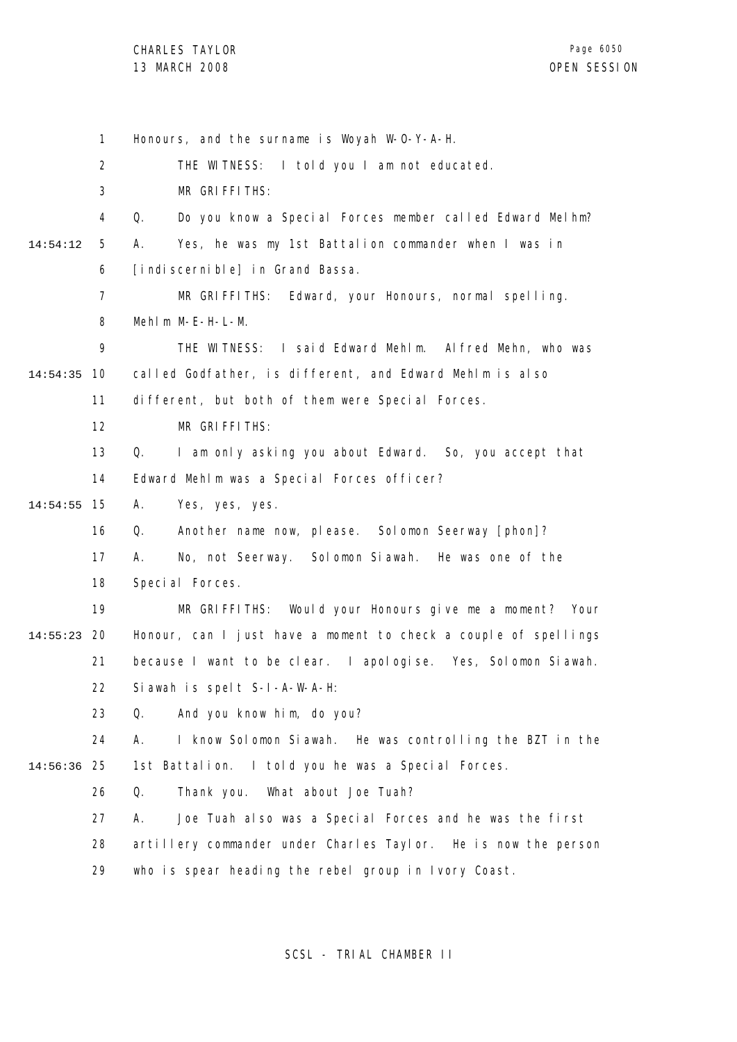Honours, and the surname is Woyah W-O-Y-A-H.

THE WITNESS: I told you I am not educated.

MR GRIFFITHS:

Q. Do you know a Special Forces member called Edward Melhm?

A. Yes, he was my 1st Battalion commander when I was in [indiscernible] in Grand Bassa.

MR GRIFFITHS: Edward, your Honours, normal spelling. Mehlm M-E-H-L-M.

THE WITNESS: I said Edward Mehlm. Alfred Mehn, who was called Godfather, is different, and Edward Mehlm is also different, but both of them were Special Forces.

MR GRIFFITHS:

Q. I am only asking you about Edward. So, you accept that Edward Mehlm was a Special Forces officer?

A. Yes, yes, yes.

Q. Another name now, please. Solomon Seerway [phon]?

A. No, not Seerway. Solomon Siawah. He was one of the Special Forces.

MR GRIFFITHS: Would your Honours give me a moment? Your Honour, can I just have a moment to check a couple of spellings because I want to be clear. I apologise. Yes, Solomon Siawah. Siawah is spelt S-I-A-W-A-H:

Q. And you know him, do you?

A. I know Solomon Siawah. He was controlling the BZT in the 1st Battalion. I told you he was a Special Forces.

Q. Thank you. What about Joe Tuah?

A. Joe Tuah also was a Special Forces and he was the first artillery commander under Charles Taylor. He is now the person who is spear heading the rebel group in Ivory Coast.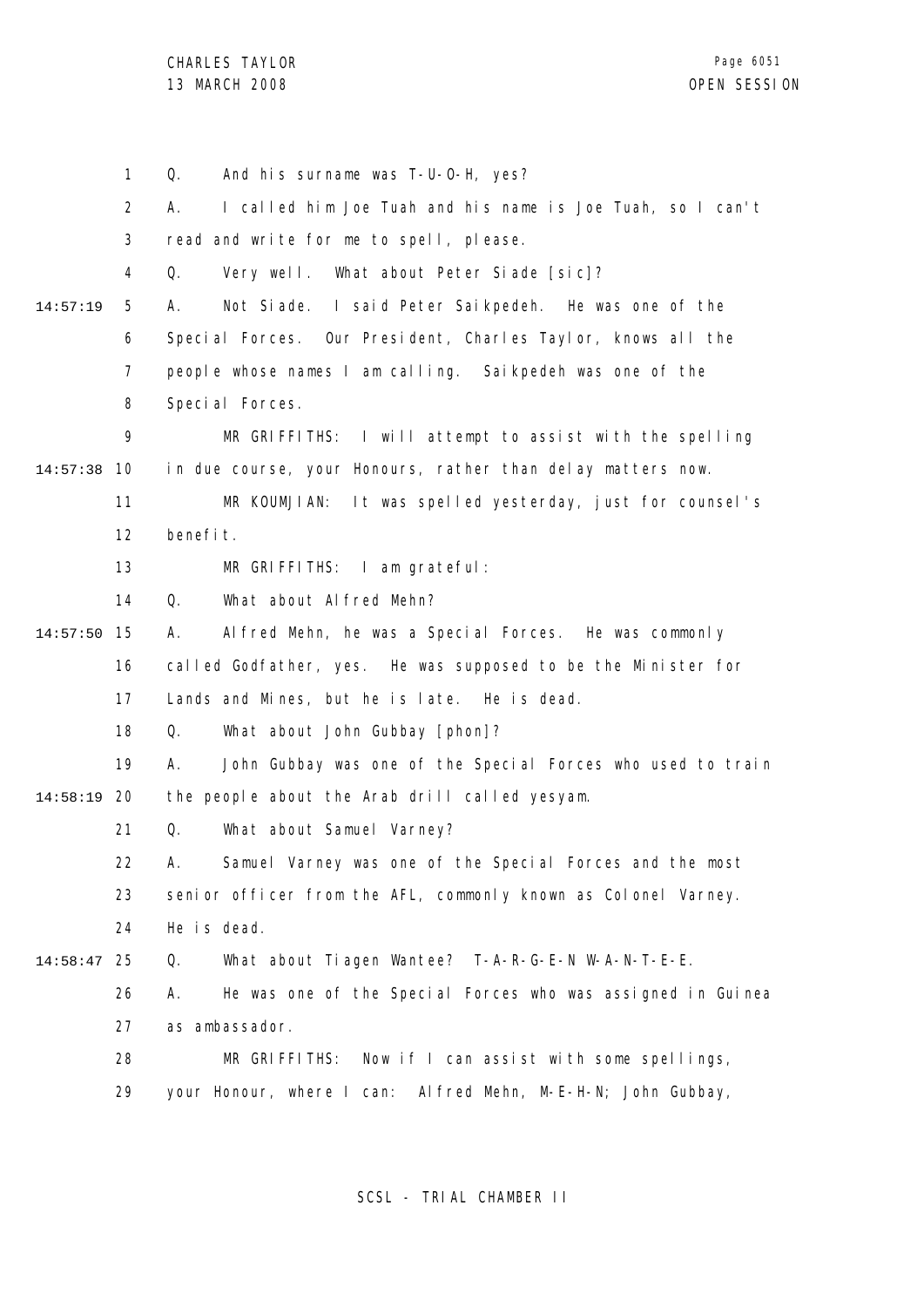Q. And his surname was T-U-O-H, yes?

A. I called him Joe Tuah and his name is Joe Tuah, so I can't read and write for me to spell, please.

Q. Very well. What about Peter Siade [sic]?

A. Not Siade. I said Peter Saikpedeh. He was one of the Special Forces. Our President, Charles Taylor, knows all the people whose names I am calling. Saikpedeh was one of the Special Forces.

MR GRIFFITHS: I will attempt to assist with the spelling in due course, your Honours, rather than delay matters now.

MR KOUMJIAN: It was spelled yesterday, just for counsel's benefit.

MR GRIFFITHS: I am grateful:

Q. What about Alfred Mehn?

A. Alfred Mehn, he was a Special Forces. He was commonly called Godfather, yes. He was supposed to be the Minister for Lands and Mines, but he is late. He is dead.

Q. What about John Gubbay [phon]?

A. John Gubbay was one of the Special Forces who used to train the people about the Arab drill called yesyam.

Q. What about Samuel Varney?

A. Samuel Varney was one of the Special Forces and the most senior officer from the AFL, commonly known as Colonel Varney. He is dead.

Q. What about Tiagen Wantee? T-A-R-G-E-N W-A-N-T-E-E.

A. He was one of the Special Forces who was assigned in Guinea as ambassador.

MR GRIFFITHS: Now if I can assist with some spellings, your Honour, where I can: Alfred Mehn, M-E-H-N; John Gubbay,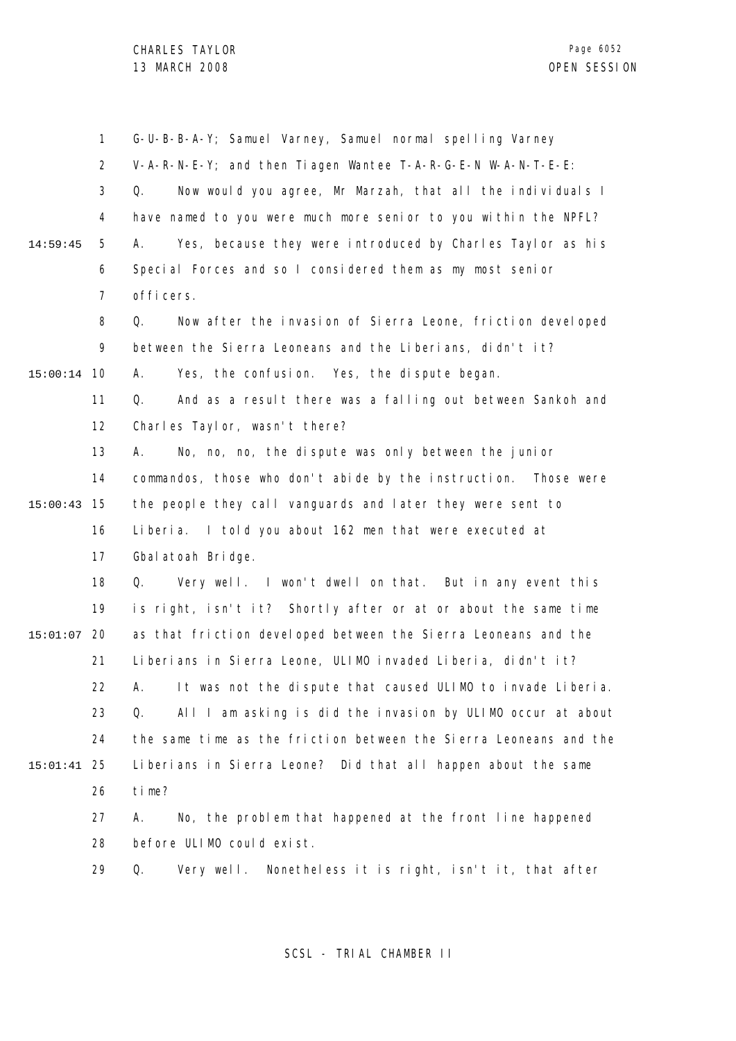G-U-B-B-A-Y; Samuel Varney, Samuel normal spelling Varney V-A-R-N-E-Y; and then Tiagen Wantee T-A-R-G-E-N W-A-N-T-E-E:

Q. Now would you agree, Mr Marzah, that all the individuals I have named to you were much more senior to you within the NPFL?

A. Yes, because they were introduced by Charles Taylor as his Special Forces and so I considered them as my most senior officers.

Q. Now after the invasion of Sierra Leone, friction developed between the Sierra Leoneans and the Liberians, didn't it?

A. Yes, the confusion. Yes, the dispute began.

Q. And as a result there was a falling out between Sankoh and Charles Taylor, wasn't there?

A. No, no, no, the dispute was only between the junior commandos, those who don't abide by the instruction. Those were the people they call vanguards and later they were sent to Liberia. I told you about 162 men that were executed at Gbalatoah Bridge.

Q. Very well. I won't dwell on that. But in any event this is right, isn't it? Shortly after or at or about the same time as that friction developed between the Sierra Leoneans and the Liberians in Sierra Leone, ULIMO invaded Liberia, didn't it?

A. It was not the dispute that caused ULIMO to invade Liberia.

Q. All I am asking is did the invasion by ULIMO occur at about the same time as the friction between the Sierra Leoneans and the Liberians in Sierra Leone? Did that all happen about the same time?

A. No, the problem that happened at the front line happened before ULIMO could exist.

Q. Very well. Nonetheless it is right, isn't it, that after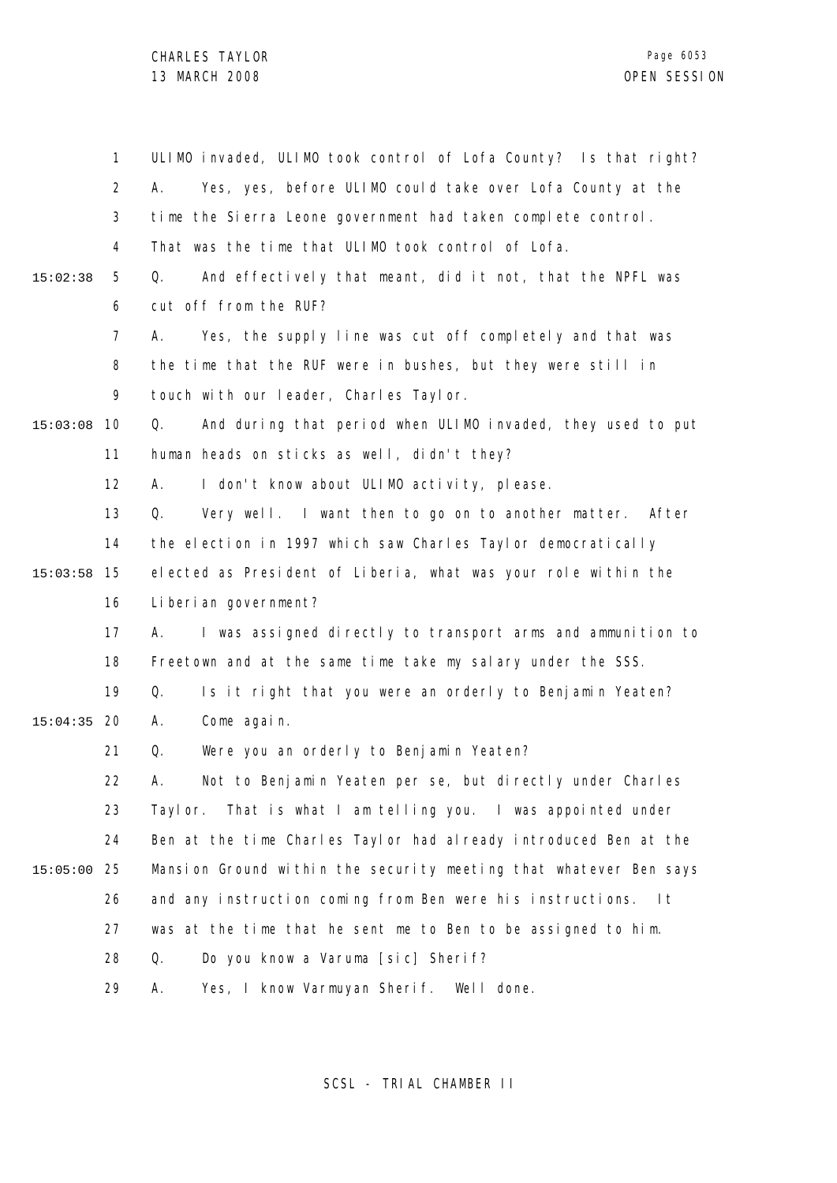ULIMO invaded, ULIMO took control of Lofa County? Is that right?

A. Yes, yes, before ULIMO could take over Lofa County at the time the Sierra Leone government had taken complete control. That was the time that ULIMO took control of Lofa.

Q. And effectively that meant, did it not, that the NPFL was cut off from the RUF?

A. Yes, the supply line was cut off completely and that was the time that the RUF were in bushes, but they were still in touch with our leader, Charles Taylor.

Q. And during that period when ULIMO invaded, they used to put human heads on sticks as well, didn't they?

A. I don't know about ULIMO activity, please.

Q. Very well. I want then to go on to another matter. After the election in 1997 which saw Charles Taylor democratically elected as President of Liberia, what was your role within the Liberian government?

A. I was assigned directly to transport arms and ammunition to Freetown and at the same time take my salary under the SSS.

Q. Is it right that you were an orderly to Benjamin Yeaten?

A. Come again.

Q. Were you an orderly to Benjamin Yeaten?

A. Not to Benjamin Yeaten per se, but directly under Charles Taylor. That is what I am telling you. I was appointed under Ben at the time Charles Taylor had already introduced Ben at the Mansion Ground within the security meeting that whatever Ben says and any instruction coming from Ben were his instructions. It was at the time that he sent me to Ben to be assigned to him.

Q. Do you know a Varuma [sic] Sherif?

A. Yes, I know Varmuyan Sherif. Well done.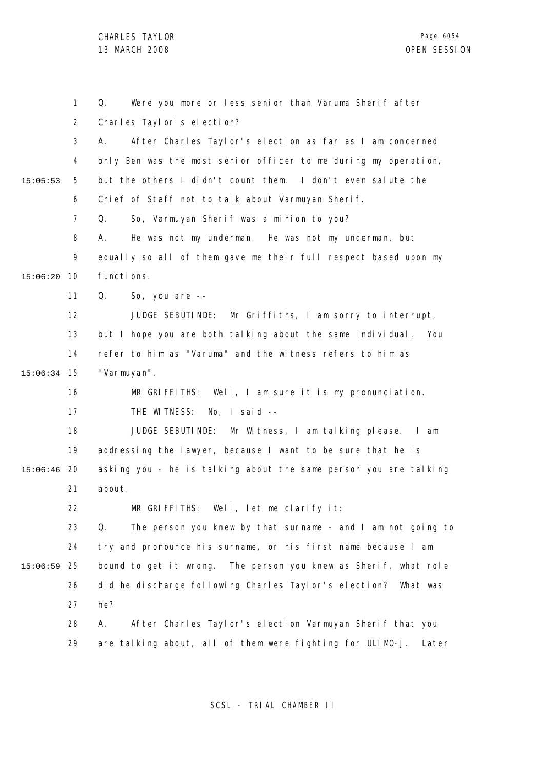Q. Were you more or less senior than Varuma Sherif after Charles Taylor's election?

A. After Charles Taylor's election as far as I am concerned only Ben was the most senior officer to me during my operation, but the others I didn't count them. I don't even salute the Chief of Staff not to talk about Varmuyan Sherif.

Q. So, Varmuyan Sherif was a minion to you?

A. He was not my underman. He was not my underman, but equally so all of them gave me their full respect based upon my functions.

Q. So, you are --

JUDGE SEBUTINDE: Mr Griffiths, I am sorry to interrupt, but I hope you are both talking about the same individual. You refer to him as "Varuma" and the witness refers to him as "Varmuyan".

MR GRIFFITHS: Well, I am sure it is my pronunciation.

THE WITNESS: No, I said --

JUDGE SEBUTINDE: Mr Witness, I am talking please. I am addressing the lawyer, because I want to be sure that he is asking you - he is talking about the same person you are talking about.

MR GRIFFITHS: Well, let me clarify it:

Q. The person you knew by that surname - and I am not going to try and pronounce his surname, or his first name because I am bound to get it wrong. The person you knew as Sherif, what role did he discharge following Charles Taylor's election? What was he?

A. After Charles Taylor's election Varmuyan Sherif that you are talking about, all of them were fighting for ULIMO-J. Later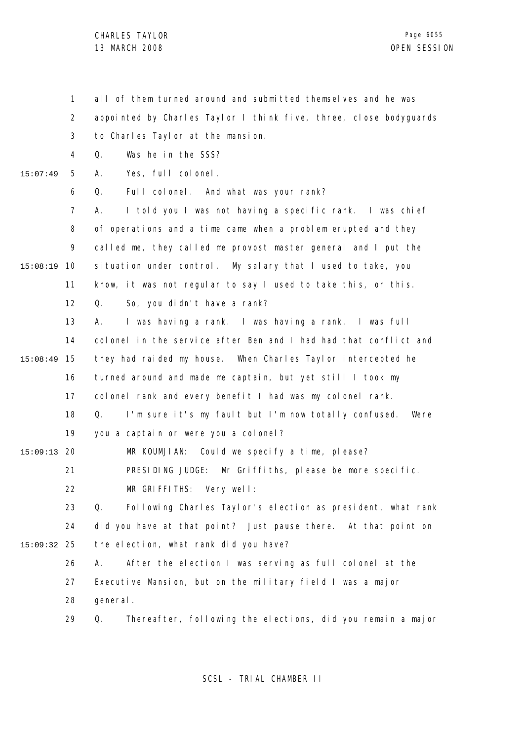all of them turned around and submitted themselves and he was appointed by Charles Taylor I think five, three, close bodyguards to Charles Taylor at the mansion.

Q. Was he in the SSS?

A. Yes, full colonel.

Q. Full colonel. And what was your rank?

A. I told you I was not having a specific rank. I was chief of operations and a time came when a problem erupted and they called me, they called me provost master general and I put the situation under control. My salary that I used to take, you know, it was not regular to say I used to take this, or this.

Q. So, you didn't have a rank?

A. I was having a rank. I was having a rank. I was full colonel in the service after Ben and I had had that conflict and they had raided my house. When Charles Taylor intercepted he turned around and made me captain, but yet still I took my colonel rank and every benefit I had was my colonel rank.

Q. I'm sure it's my fault but I'm now totally confused. Were you a captain or were you a colonel?

MR KOUMJIAN: Could we specify a time, please?

PRESIDING JUDGE: Mr Griffiths, please be more specific.

MR GRIFFITHS: Very well:

Q. Following Charles Taylor's election as president, what rank did you have at that point? Just pause there. At that point on the election, what rank did you have?

A. After the election I was serving as full colonel at the Executive Mansion, but on the military field I was a major general.

Q. Thereafter, following the elections, did you remain a major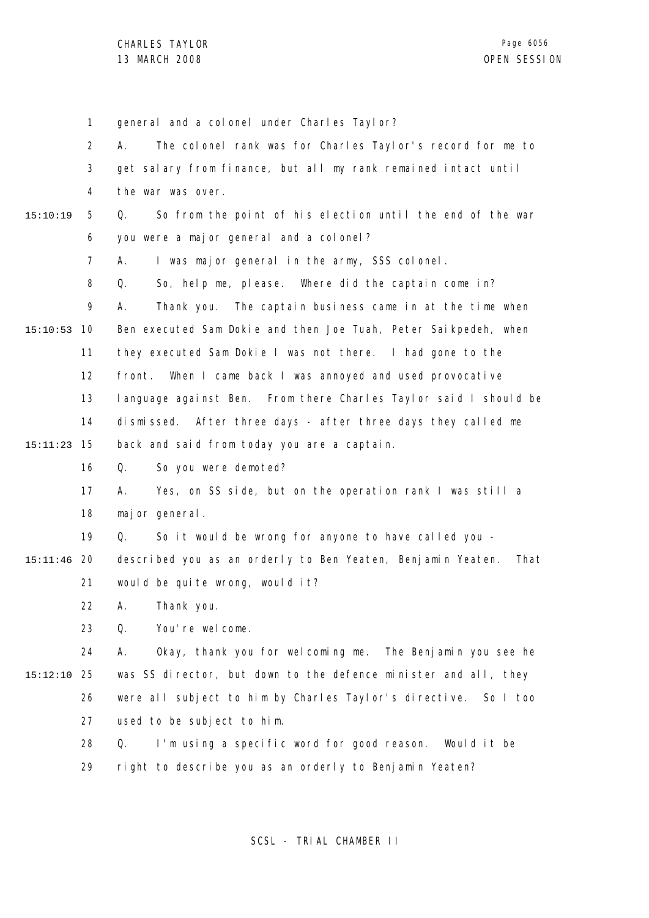general and a colonel under Charles Taylor?

A. The colonel rank was for Charles Taylor's record for me to get salary from finance, but all my rank remained intact until the war was over.

Q. So from the point of his election until the end of the war you were a major general and a colonel?

A. I was major general in the army, SSS colonel.

Q. So, help me, please. Where did the captain come in?

A. Thank you. The captain business came in at the time when Ben executed Sam Dokie and then Joe Tuah, Peter Saikpedeh, when they executed Sam Dokie I was not there. I had gone to the front. When I came back I was annoyed and used provocative language against Ben. From there Charles Taylor said I should be dismissed. After three days - after three days they called me back and said from today you are a captain.

Q. So you were demoted?

A. Yes, on SS side, but on the operation rank I was still a major general.

Q. So it would be wrong for anyone to have called you - described you as an orderly to Ben Yeaten, Benjamin Yeaten. That would be quite wrong, would it?

A. Thank you.

Q. You're welcome.

A. Okay, thank you for welcoming me. The Benjamin you see he was SS director, but down to the defence minister and all, they were all subject to him by Charles Taylor's directive. So I too used to be subject to him.

Q. I'm using a specific word for good reason. Would it be right to describe you as an orderly to Benjamin Yeaten?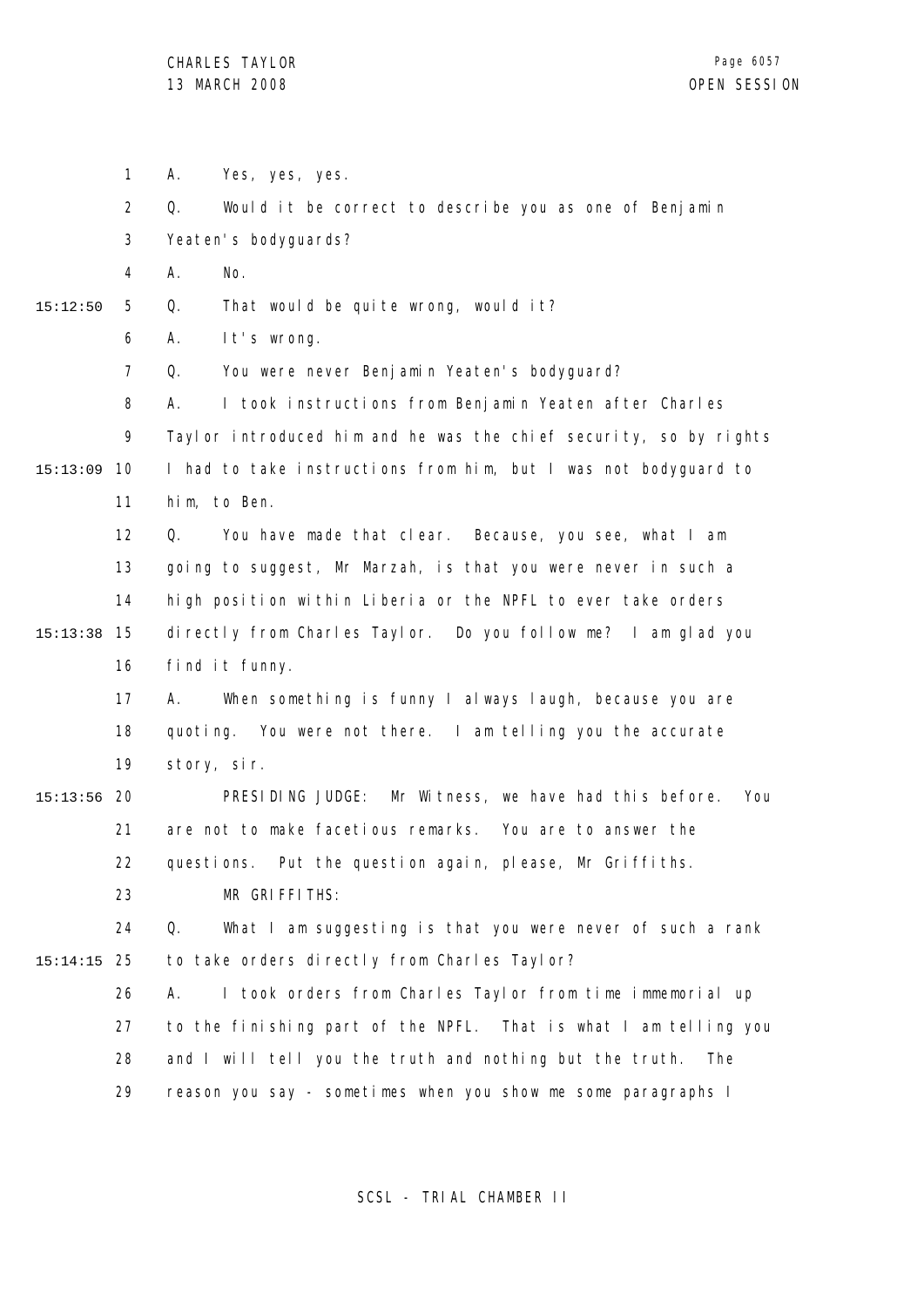A. Yes, yes, yes.

Q. Would it be correct to describe you as one of Benjamin Yeaten's bodyguards?

A. No.

Q. That would be quite wrong, would it?

A. It's wrong.

Q. You were never Benjamin Yeaten's bodyguard?

A. I took instructions from Benjamin Yeaten after Charles Taylor introduced him and he was the chief security, so by rights I had to take instructions from him, but I was not bodyguard to him, to Ben.

Q. You have made that clear. Because, you see, what I am going to suggest, Mr Marzah, is that you were never in such a high position within Liberia or the NPFL to ever take orders directly from Charles Taylor. Do you follow me? I am glad you find it funny.

A. When something is funny I always laugh, because you are quoting. You were not there. I am telling you the accurate story, sir.

PRESIDING JUDGE: Mr Witness, we have had this before. You are not to make facetious remarks. You are to answer the questions. Put the question again, please, Mr Griffiths.

MR GRIFFITHS:

Q. What I am suggesting is that you were never of such a rank to take orders directly from Charles Taylor?

A. I took orders from Charles Taylor from time immemorial up to the finishing part of the NPFL. That is what I am telling you and I will tell you the truth and nothing but the truth. The reason you say - sometimes when you show me some paragraphs I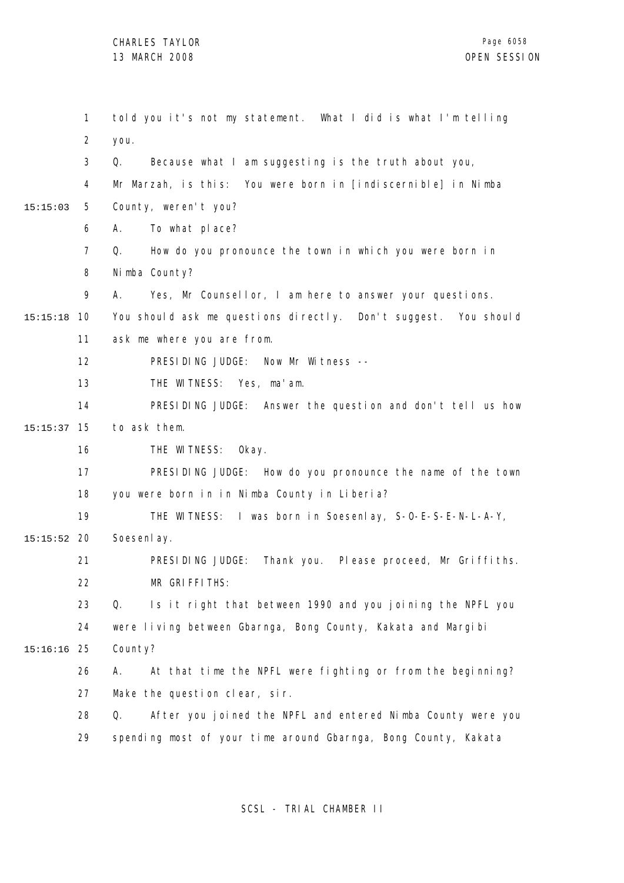told you it's not my statement. What I did is what I'm telling you.

Q. Because what I am suggesting is the truth about you, Mr Marzah, is this: You were born in [indiscernible] in Nimba County, weren't you?

A. To what place?

Q. How do you pronounce the town in which you were born in Nimba County?

A. Yes, Mr Counsellor, I am here to answer your questions. You should ask me questions directly. Don't suggest. You should ask me where you are from.

PRESIDING JUDGE: Now Mr Witness --

THE WITNESS: Yes, ma'am.

PRESIDING JUDGE: Answer the question and don't tell us how to ask them.

THE WITNESS: Okay.

PRESIDING JUDGE: How do you pronounce the name of the town you were born in in Nimba County in Liberia?

THE WITNESS: I was born in Soesenlay, S-O-E-S-E-N-L-A-Y, Soesenlay.

PRESIDING JUDGE: Thank you. Please proceed, Mr Griffiths.

MR GRIFFITHS:

Q. Is it right that between 1990 and you joining the NPFL you were living between Gbarnga, Bong County, Kakata and Margibi County?

A. At that time the NPFL were fighting or from the beginning? Make the question clear, sir.

Q. After you joined the NPFL and entered Nimba County were you spending most of your time around Gbarnga, Bong County, Kakata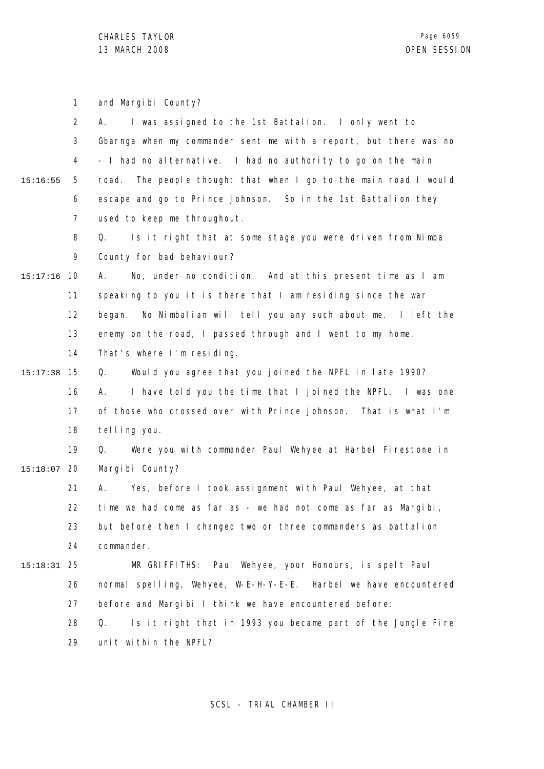and Margibi County?

A. I was assigned to the 1st Battalion. I only went to Gbarnga when my commander sent me with a report, but there was no - I had no alternative. I had no authority to go on the main road. The people thought that when I go to the main road I would escape and go to Prince Johnson. So in the 1st Battalion they used to keep me throughout.

Q. Is it right that at some stage you were driven from Nimba County for bad behaviour?

A. No, under no condition. And at this present time as I am speaking to you it is there that I am residing since the war began. No Nimbalian will tell you any such about me. I left the enemy on the road, I passed through and I went to my home. That's where I'm residing.

Q. Would you agree that you joined the NPFL in late 1990?

A. I have told you the time that I joined the NPFL. I was one of those who crossed over with Prince Johnson. That is what I'm telling you.

Q. Were you with commander Paul Wehyee at Harbel Firestone in Margibi County?

A. Yes, before I took assignment with Paul Wehyee, at that time we had come as far as - we had not come as far as Margibi, but before then I changed two or three commanders as battalion commander.

MR GRIFFITHS: Paul Wehyee, your Honours, is spelt Paul normal spelling, Wehyee, W-E-H-Y-E-E. Harbel we have encountered before and Margibi I think we have encountered before:

Q. Is it right that in 1993 you became part of the Jungle Fire unit within the NPFL?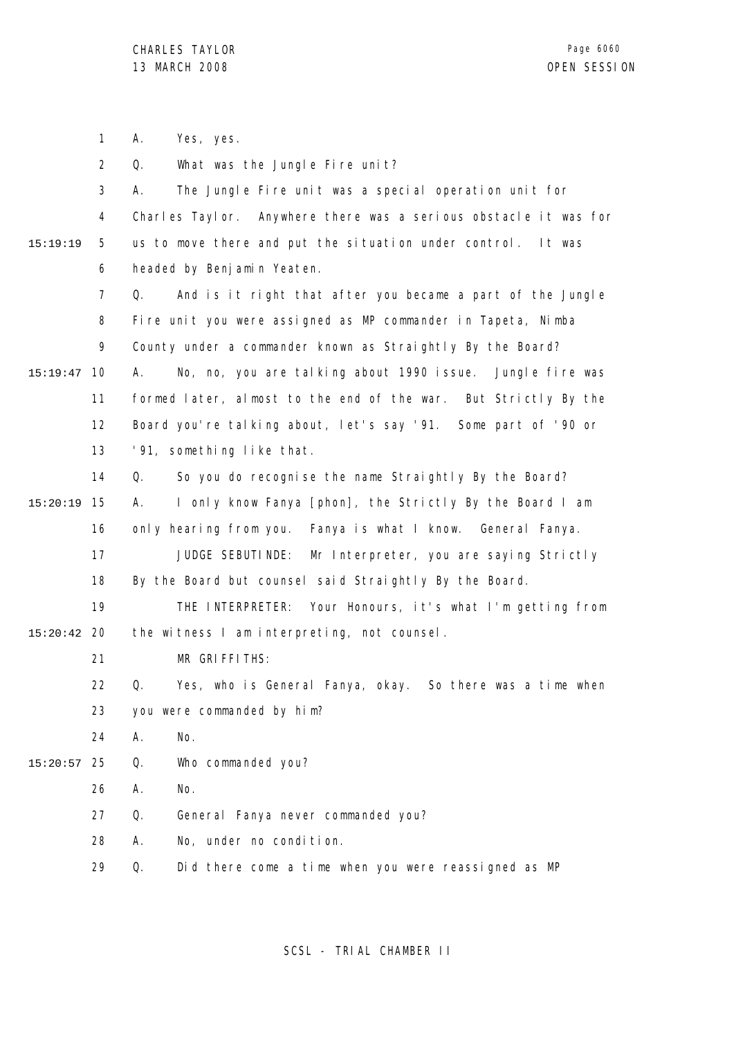A. Yes, yes.

Q. What was the Jungle Fire unit?

A. The Jungle Fire unit was a special operation unit for Charles Taylor. Anywhere there was a serious obstacle it was for us to move there and put the situation under control. It was headed by Benjamin Yeaten.

Q. And is it right that after you became a part of the Jungle Fire unit you were assigned as MP commander in Tapeta, Nimba County under a commander known as Straightly By the Board?

A. No, no, you are talking about 1990 issue. Jungle fire was formed later, almost to the end of the war. But Strictly By the Board you're talking about, let's say '91. Some part of '90 or '91, something like that.

Q. So you do recognise the name Straightly By the Board?

A. I only know Fanya [phon], the Strictly By the Board I am only hearing from you. Fanya is what I know. General Fanya.

JUDGE SEBUTINDE: Mr Interpreter, you are saying Strictly By the Board but counsel said Straightly By the Board.

THE INTERPRETER: Your Honours, it's what I'm getting from the witness I am interpreting, not counsel.

MR GRIFFITHS:

Q. Yes, who is General Fanya, okay. So there was a time when you were commanded by him?

A. No.

Q. Who commanded you?

A. No.

Q. General Fanya never commanded you?

A. No, under no condition.

Q. Did there come a time when you were reassigned as MP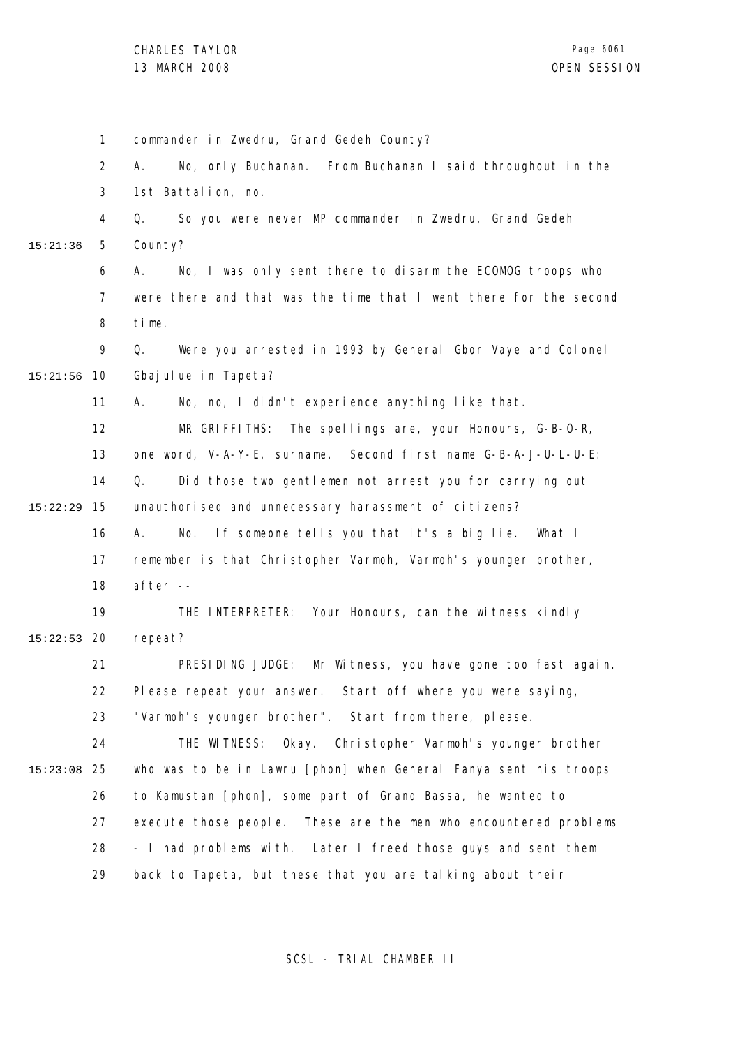commander in Zwedru, Grand Gedeh County?

A. No, only Buchanan. From Buchanan I said throughout in the 1st Battalion, no.

Q. So you were never MP commander in Zwedru, Grand Gedeh County?

A. No, I was only sent there to disarm the ECOMOG troops who were there and that was the time that I went there for the second time.

Q. Were you arrested in 1993 by General Gbor Vaye and Colonel Gbajulue in Tapeta?

A. No, no, I didn't experience anything like that.

MR GRIFFITHS: The spellings are, your Honours, G-B-O-R, one word, V-A-Y-E, surname. Second first name G-B-A-J-U-L-U-E:

Q. Did those two gentlemen not arrest you for carrying out unauthorised and unnecessary harassment of citizens?

A. No. If someone tells you that it's a big lie. What I remember is that Christopher Varmoh, Varmoh's younger brother, after --

THE INTERPRETER: Your Honours, can the witness kindly repeat?

PRESIDING JUDGE: Mr Witness, you have gone too fast again. Please repeat your answer. Start off where you were saying, "Varmoh's younger brother". Start from there, please.

THE WITNESS: Okay. Christopher Varmoh's younger brother who was to be in Lawru [phon] when General Fanya sent his troops to Kamustan [phon], some part of Grand Bassa, he wanted to execute those people. These are the men who encountered problems - I had problems with. Later I freed those guys and sent them back to Tapeta, but these that you are talking about their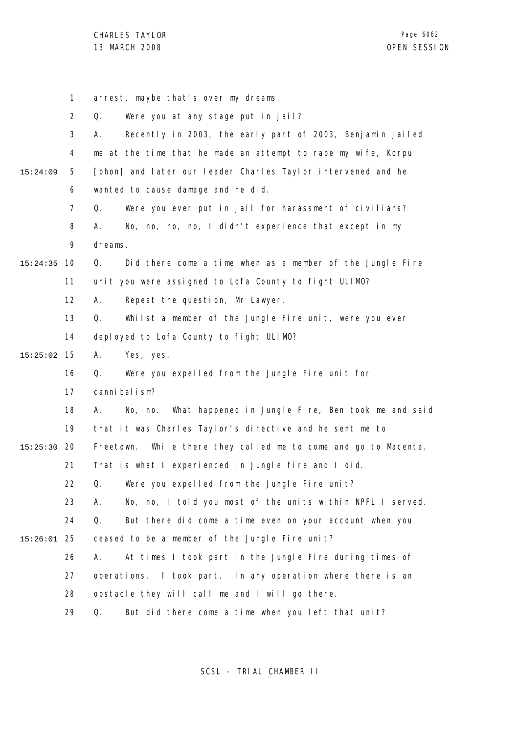arrest, maybe that's over my dreams.

Q. Were you at any stage put in jail?

A. Recently in 2003, the early part of 2003, Benjamin jailed me at the time that he made an attempt to rape my wife, Korpu [phon] and later our leader Charles Taylor intervened and he wanted to cause damage and he did.

Q. Were you ever put in jail for harassment of civilians?

A. No, no, no, no, I didn't experience that except in my dreams.

Q. Did there come a time when as a member of the Jungle Fire unit you were assigned to Lofa County to fight ULIMO?

A. Repeat the question, Mr Lawyer.

Q. Whilst a member of the Jungle Fire unit, were you ever deployed to Lofa County to fight ULIMO?

A. Yes, yes.

Q. Were you expelled from the Jungle Fire unit for cannibalism?

A. No, no. What happened in Jungle Fire, Ben took me and said that it was Charles Taylor's directive and he sent me to Freetown. While there they called me to come and go to Macenta. That is what I experienced in Jungle fire and I did.

Q. Were you expelled from the Jungle Fire unit?

A. No, no, I told you most of the units within NPFL I served.

Q. But there did come a time even on your account when you ceased to be a member of the Jungle Fire unit?

A. At times I took part in the Jungle Fire during times of operations. I took part. In any operation where there is an obstacle they will call me and I will go there.

Q. But did there come a time when you left that unit?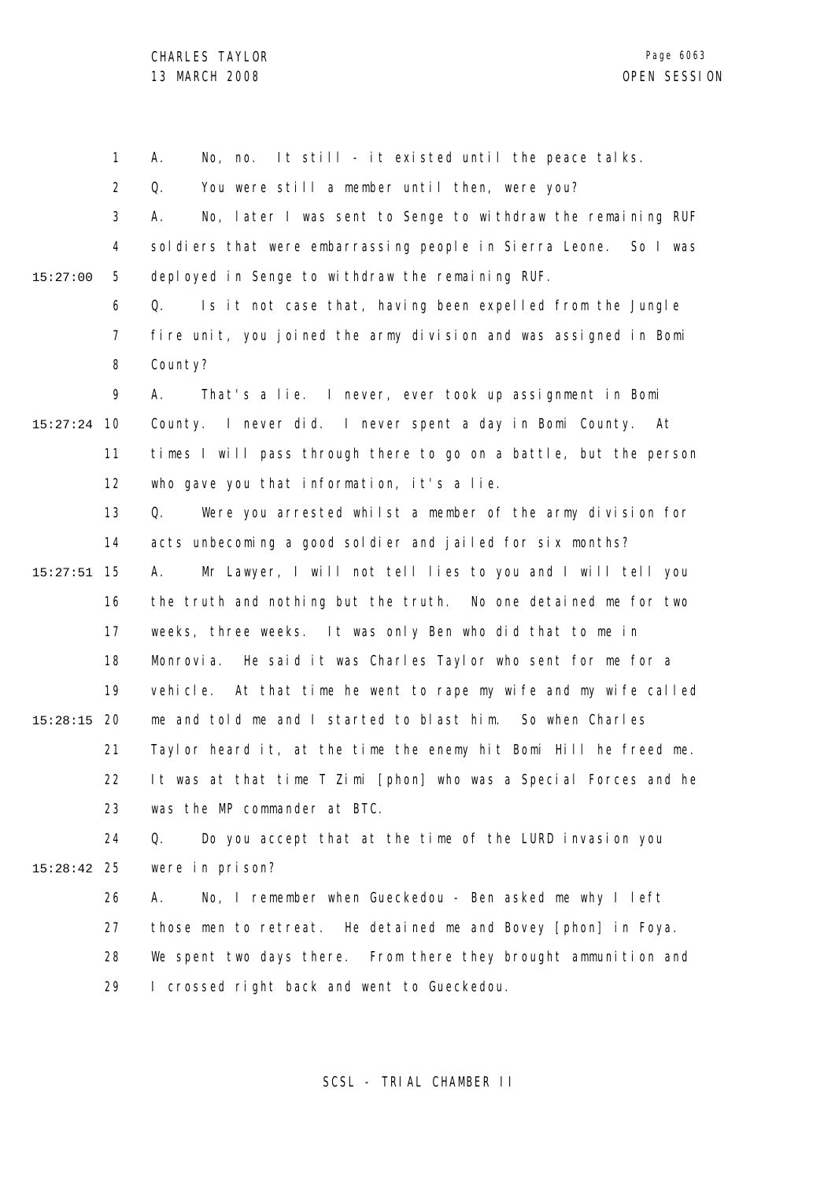A. No, no. It still - it existed until the peace talks.

Q. You were still a member until then, were you?

A. No, later I was sent to Senge to withdraw the remaining RUF soldiers that were embarrassing people in Sierra Leone. So I was deployed in Senge to withdraw the remaining RUF.

Q. Is it not case that, having been expelled from the Jungle fire unit, you joined the army division and was assigned in Bomi County?

A. That's a lie. I never, ever took up assignment in Bomi County. I never did. I never spent a day in Bomi County. At times I will pass through there to go on a battle, but the person who gave you that information, it's a lie.

Q. Were you arrested whilst a member of the army division for acts unbecoming a good soldier and jailed for six months?

A. Mr Lawyer, I will not tell lies to you and I will tell you the truth and nothing but the truth. No one detained me for two weeks, three weeks. It was only Ben who did that to me in Monrovia. He said it was Charles Taylor who sent for me for a vehicle. At that time he went to rape my wife and my wife called me and told me and I started to blast him. So when Charles Taylor heard it, at the time the enemy hit Bomi Hill he freed me. It was at that time T Zimi [phon] who was a Special Forces and he was the MP commander at BTC.

Q. Do you accept that at the time of the LURD invasion you were in prison?

A. No, I remember when Gueckedou - Ben asked me why I left those men to retreat. He detained me and Bovey [phon] in Foya. We spent two days there. From there they brought ammunition and I crossed right back and went to Gueckedou.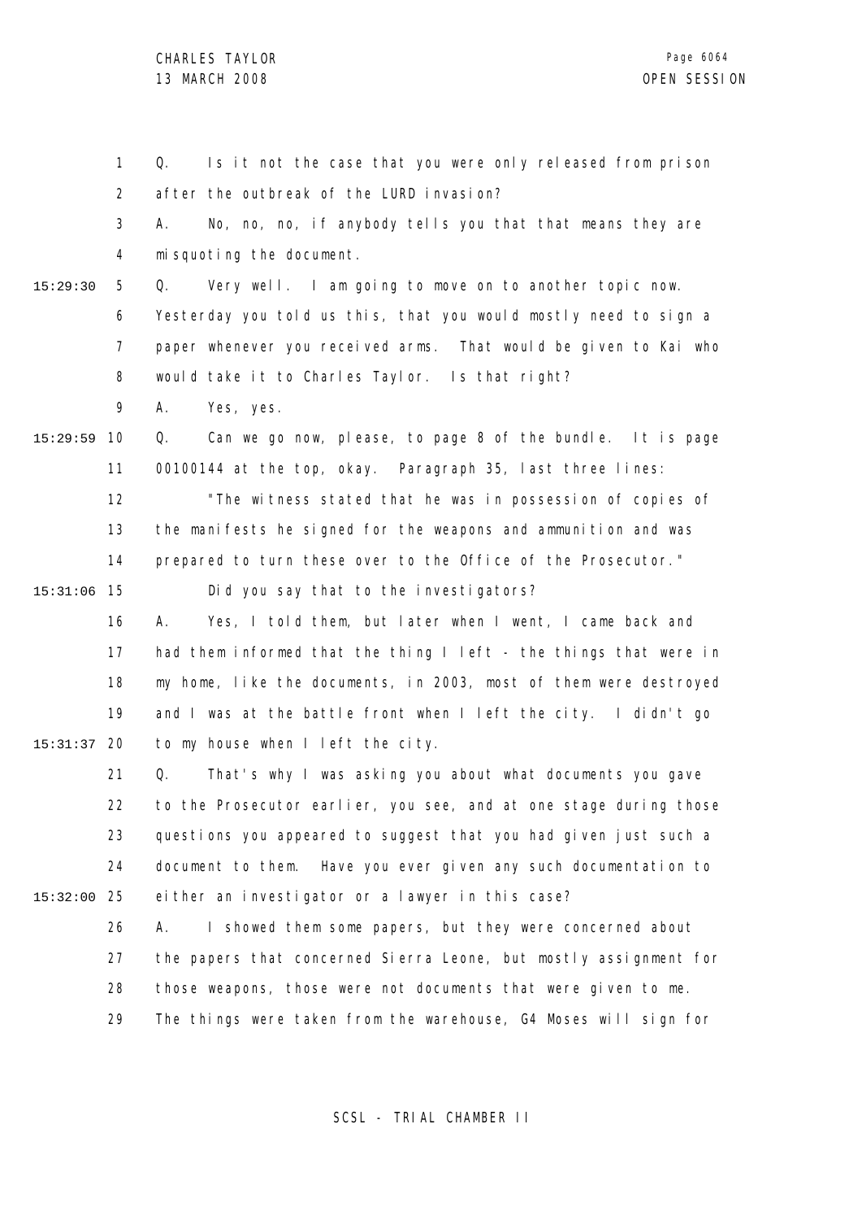Q. Is it not the case that you were only released from prison after the outbreak of the LURD invasion?

A. No, no, no, if anybody tells you that that means they are misquoting the document.

Q. Very well. I am going to move on to another topic now. Yesterday you told us this, that you would mostly need to sign a paper whenever you received arms. That would be given to Kai who would take it to Charles Taylor. Is that right?

A. Yes, yes.

Q. Can we go now, please, to page 8 of the bundle. It is page 00100144 at the top, okay. Paragraph 35, last three lines:

"The witness stated that he was in possession of copies of the manifests he signed for the weapons and ammunition and was prepared to turn these over to the Office of the Prosecutor."

Did you say that to the investigators?

A. Yes, I told them, but later when I went, I came back and had them informed that the thing I left - the things that were in my home, like the documents, in 2003, most of them were destroyed and I was at the battle front when I left the city. I didn't go to my house when I left the city.

Q. That's why I was asking you about what documents you gave to the Prosecutor earlier, you see, and at one stage during those questions you appeared to suggest that you had given just such a document to them. Have you ever given any such documentation to either an investigator or a lawyer in this case?

A. I showed them some papers, but they were concerned about the papers that concerned Sierra Leone, but mostly assignment for those weapons, those were not documents that were given to me. The things were taken from the warehouse, G4 Moses will sign for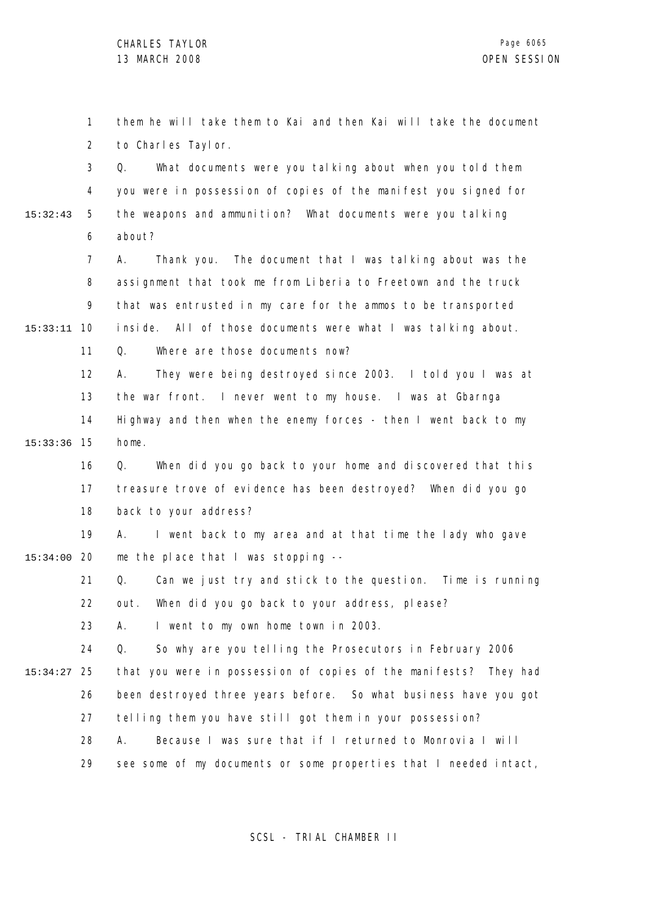them he will take them to Kai and then Kai will take the document to Charles Taylor.

Q. What documents were you talking about when you told them you were in possession of copies of the manifest you signed for the weapons and ammunition? What documents were you talking about?

A. Thank you. The document that I was talking about was the assignment that took me from Liberia to Freetown and the truck that was entrusted in my care for the ammos to be transported inside. All of those documents were what I was talking about.

Q. Where are those documents now?

A. They were being destroyed since 2003. I told you I was at the war front. I never went to my house. I was at Gbarnga Highway and then when the enemy forces - then I went back to my home.

Q. When did you go back to your home and discovered that this treasure trove of evidence has been destroyed? When did you go back to your address?

A. I went back to my area and at that time the lady who gave me the place that I was stopping --

Q. Can we just try and stick to the question. Time is running out. When did you go back to your address, please?

A. I went to my own home town in 2003.

Q. So why are you telling the Prosecutors in February 2006 that you were in possession of copies of the manifests? They had been destroyed three years before. So what business have you got telling them you have still got them in your possession?

A. Because I was sure that if I returned to Monrovia I will see some of my documents or some properties that I needed intact,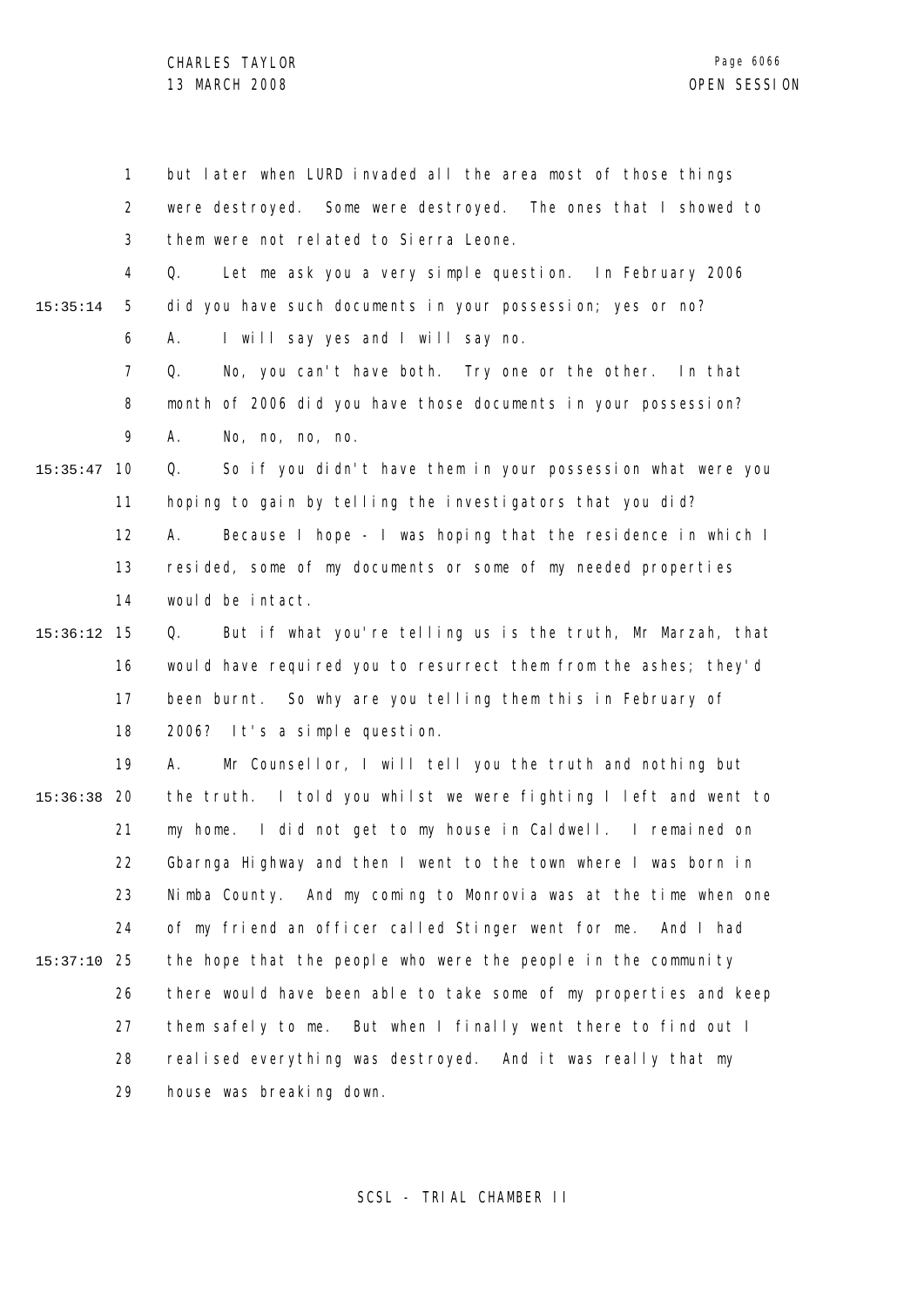but later when LURD invaded all the area most of those things were destroyed. Some were destroyed. The ones that I showed to them were not related to Sierra Leone.

Q. Let me ask you a very simple question. In February 2006 did you have such documents in your possession; yes or no?

A. I will say yes and I will say no.

Q. No, you can't have both. Try one or the other. In that month of 2006 did you have those documents in your possession?

A. No, no, no, no.

Q. So if you didn't have them in your possession what were you hoping to gain by telling the investigators that you did?

A. Because I hope - I was hoping that the residence in which I resided, some of my documents or some of my needed properties would be intact.

Q. But if what you're telling us is the truth, Mr Marzah, that would have required you to resurrect them from the ashes; they'd been burnt. So why are you telling them this in February of 2006? It's a simple question.

A. Mr Counsellor, I will tell you the truth and nothing but the truth. I told you whilst we were fighting I left and went to my home. I did not get to my house in Caldwell. I remained on Gbarnga Highway and then I went to the town where I was born in Nimba County. And my coming to Monrovia was at the time when one of my friend an officer called Stinger went for me. And I had the hope that the people who were the people in the community there would have been able to take some of my properties and keep them safely to me. But when I finally went there to find out I realised everything was destroyed. And it was really that my house was breaking down.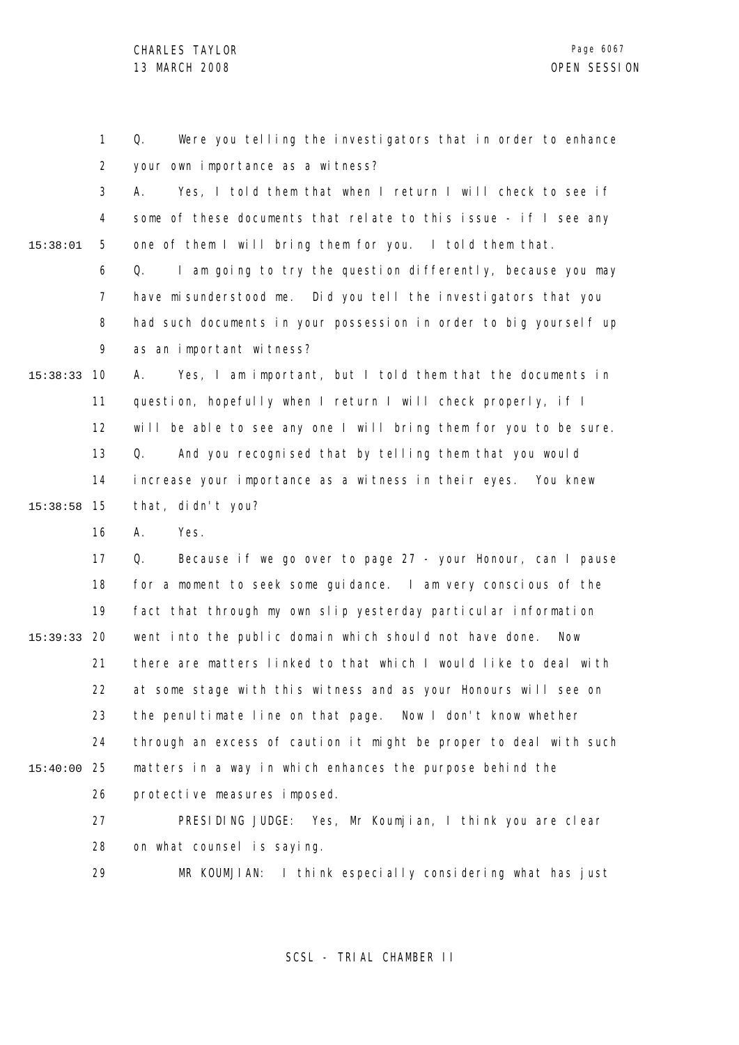Q. Were you telling the investigators that in order to enhance your own importance as a witness?

A. Yes, I told them that when I return I will check to see if some of these documents that relate to this issue - if I see any one of them I will bring them for you. I told them that.

Q. I am going to try the question differently, because you may have misunderstood me. Did you tell the investigators that you had such documents in your possession in order to big yourself up as an important witness?

A. Yes, I am important, but I told them that the documents in question, hopefully when I return I will check properly, if I will be able to see any one I will bring them for you to be sure.

Q. And you recognised that by telling them that you would increase your importance as a witness in their eyes. You knew that, didn't you?

A. Yes.

Q. Because if we go over to page 27 - your Honour, can I pause for a moment to seek some guidance. I am very conscious of the fact that through my own slip yesterday particular information went into the public domain which should not have done. Now there are matters linked to that which I would like to deal with at some stage with this witness and as your Honours will see on the penultimate line on that page. Now I don't know whether through an excess of caution it might be proper to deal with such matters in a way in which enhances the purpose behind the protective measures imposed.

PRESIDING JUDGE: Yes, Mr Koumjian, I think you are clear on what counsel is saying.

MR KOUMJIAN: I think especially considering what has just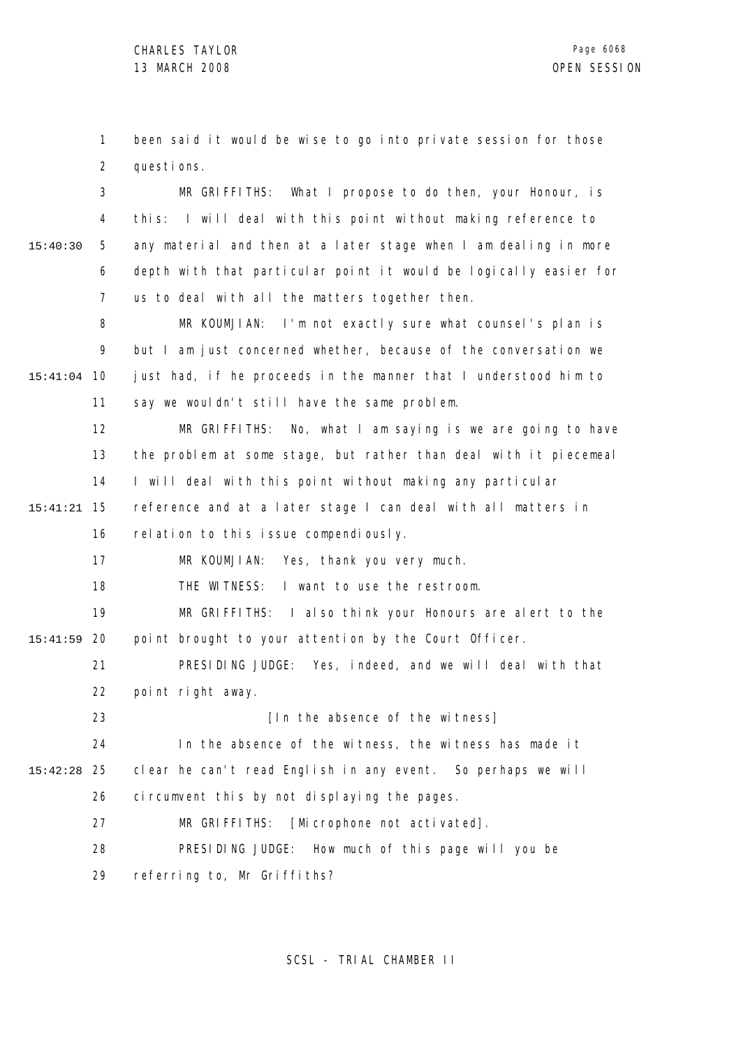been said it would be wise to go into private session for those questions.

MR GRIFFITHS: What I propose to do then, your Honour, is this: I will deal with this point without making reference to any material and then at a later stage when I am dealing in more depth with that particular point it would be logically easier for us to deal with all the matters together then.

MR KOUMJIAN: I'm not exactly sure what counsel's plan is but I am just concerned whether, because of the conversation we just had, if he proceeds in the manner that I understood him to say we wouldn't still have the same problem.

MR GRIFFITHS: No, what I am saying is we are going to have the problem at some stage, but rather than deal with it piecemeal I will deal with this point without making any particular reference and at a later stage I can deal with all matters in relation to this issue compendiously.

MR KOUMJIAN: Yes, thank you very much.

THE WITNESS: I want to use the restroom.

MR GRIFFITHS: I also think your Honours are alert to the point brought to your attention by the Court Officer.

PRESIDING JUDGE: Yes, indeed, and we will deal with that point right away.

[In the absence of the witness]

In the absence of the witness, the witness has made it clear he can't read English in any event. So perhaps we will circumvent this by not displaying the pages.

MR GRIFFITHS: [Microphone not activated].

PRESIDING JUDGE: How much of this page will you be referring to, Mr Griffiths?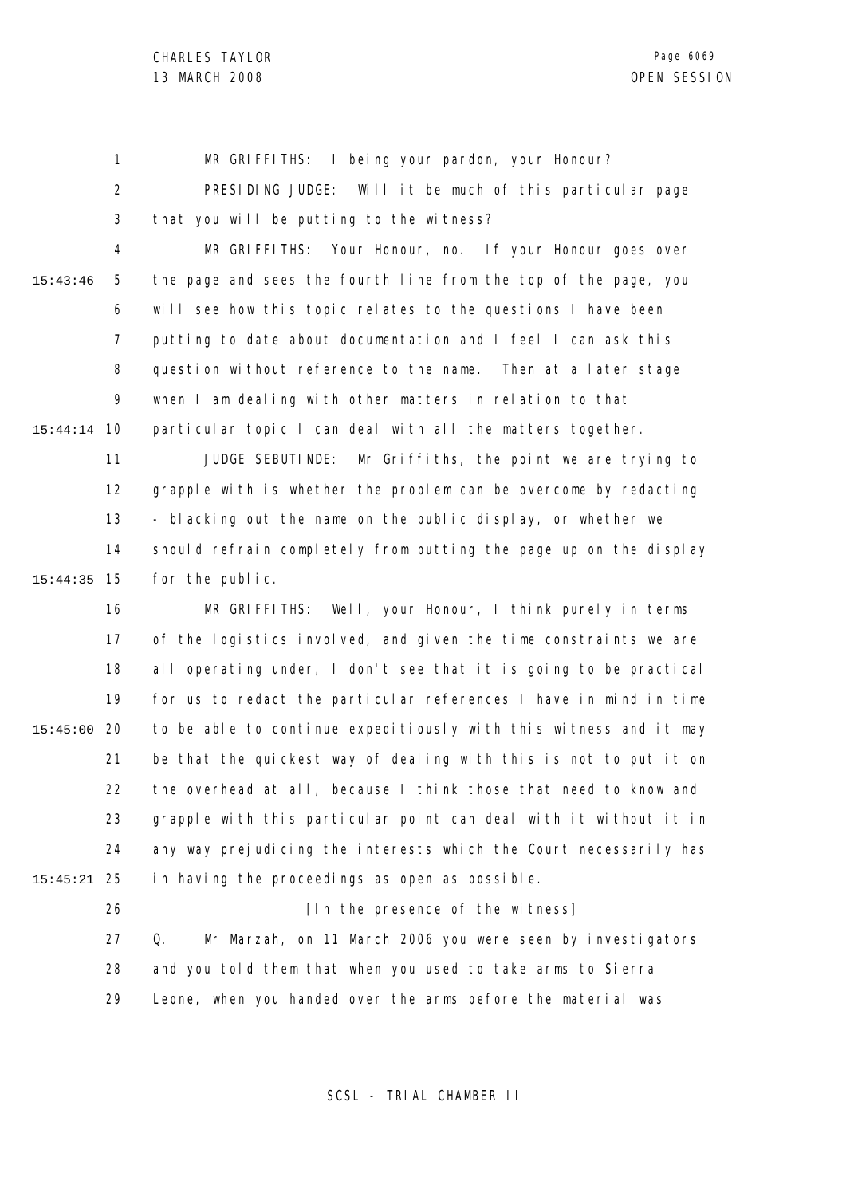MR GRIFFITHS: I being your pardon, your Honour?

PRESIDING JUDGE: Will it be much of this particular page that you will be putting to the witness?

MR GRIFFITHS: Your Honour, no. If your Honour goes over the page and sees the fourth line from the top of the page, you will see how this topic relates to the questions I have been putting to date about documentation and I feel I can ask this question without reference to the name. Then at a later stage when I am dealing with other matters in relation to that particular topic I can deal with all the matters together.

JUDGE SEBUTINDE: Mr Griffiths, the point we are trying to grapple with is whether the problem can be overcome by redacting - blacking out the name on the public display, or whether we should refrain completely from putting the page up on the display for the public.

MR GRIFFITHS: Well, your Honour, I think purely in terms of the logistics involved, and given the time constraints we are all operating under, I don't see that it is going to be practical for us to redact the particular references I have in mind in time to be able to continue expeditiously with this witness and it may be that the quickest way of dealing with this is not to put it on the overhead at all, because I think those that need to know and grapple with this particular point can deal with it without it in any way prejudicing the interests which the Court necessarily has in having the proceedings as open as possible.

[In the presence of the witness]

Q. Mr Marzah, on 11 March 2006 you were seen by investigators and you told them that when you used to take arms to Sierra Leone, when you handed over the arms before the material was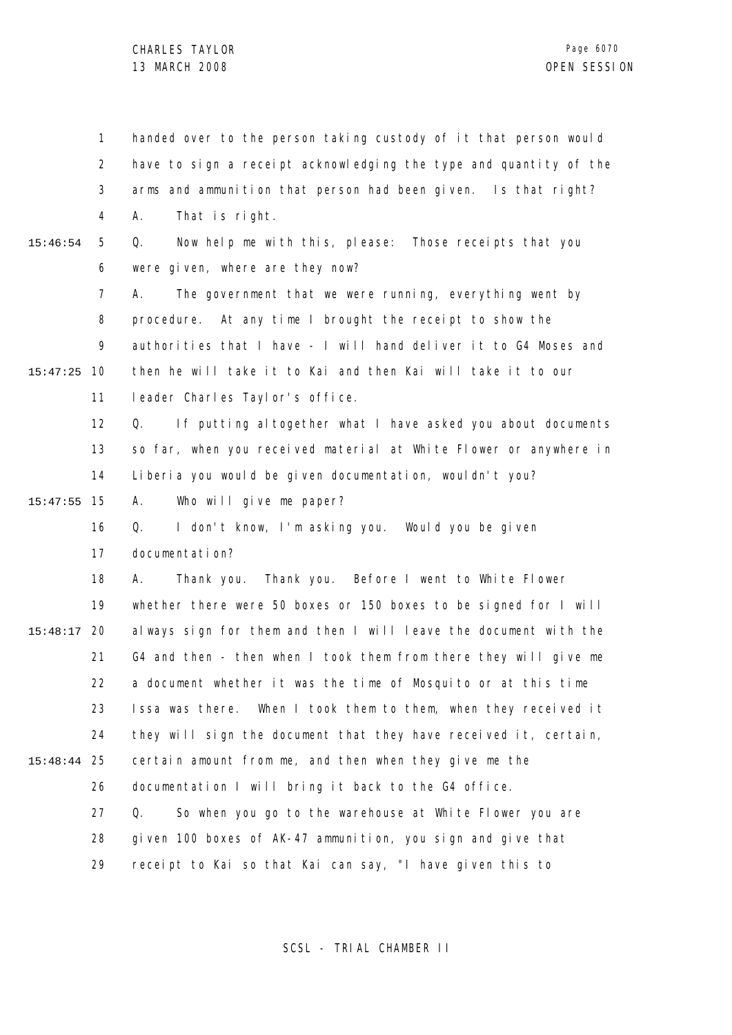handed over to the person taking custody of it that person would have to sign a receipt acknowledging the type and quantity of the arms and ammunition that person had been given. Is that right?

A. That is right.

Q. Now help me with this, please: Those receipts that you were given, where are they now?

A. The government that we were running, everything went by procedure. At any time I brought the receipt to show the authorities that I have - I will hand deliver it to G4 Moses and then he will take it to Kai and then Kai will take it to our leader Charles Taylor's office.

Q. If putting altogether what I have asked you about documents so far, when you received material at White Flower or anywhere in Liberia you would be given documentation, wouldn't you?

A. Who will give me paper?

Q. I don't know, I'm asking you. Would you be given documentation?

A. Thank you. Thank you. Before I went to White Flower whether there were 50 boxes or 150 boxes to be signed for I will always sign for them and then I will leave the document with the G4 and then - then when I took them from there they will give me a document whether it was the time of Mosquito or at this time Issa was there. When I took them to them, when they received it they will sign the document that they have received it, certain, certain amount from me, and then when they give me the documentation I will bring it back to the G4 office.

Q. So when you go to the warehouse at White Flower you are given 100 boxes of AK-47 ammunition, you sign and give that receipt to Kai so that Kai can say, "I have given this to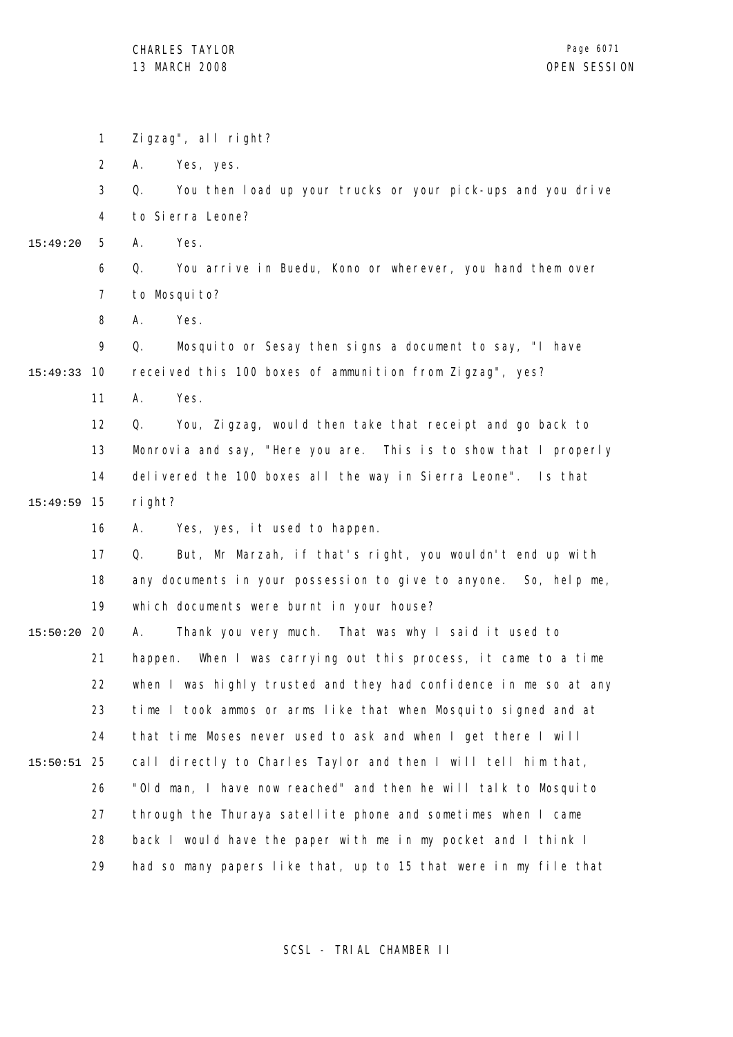Zigzag", all right?

A. Yes, yes.

Q. You then load up your trucks or your pick-ups and you drive to Sierra Leone?

A. Yes.

Q. You arrive in Buedu, Kono or wherever, you hand them over to Mosquito?

A. Yes.

Q. Mosquito or Sesay then signs a document to say, "I have received this 100 boxes of ammunition from Zigzag", yes?

A. Yes.

Q. You, Zigzag, would then take that receipt and go back to Monrovia and say, "Here you are. This is to show that I properly delivered the 100 boxes all the way in Sierra Leone". Is that right?

A. Yes, yes, it used to happen.

Q. But, Mr Marzah, if that's right, you wouldn't end up with any documents in your possession to give to anyone. So, help me, which documents were burnt in your house?

A. Thank you very much. That was why I said it used to happen. When I was carrying out this process, it came to a time when I was highly trusted and they had confidence in me so at any time I took ammos or arms like that when Mosquito signed and at that time Moses never used to ask and when I get there I will call directly to Charles Taylor and then I will tell him that, "Old man, I have now reached" and then he will talk to Mosquito through the Thuraya satellite phone and sometimes when I came back I would have the paper with me in my pocket and I think I had so many papers like that, up to 15 that were in my file that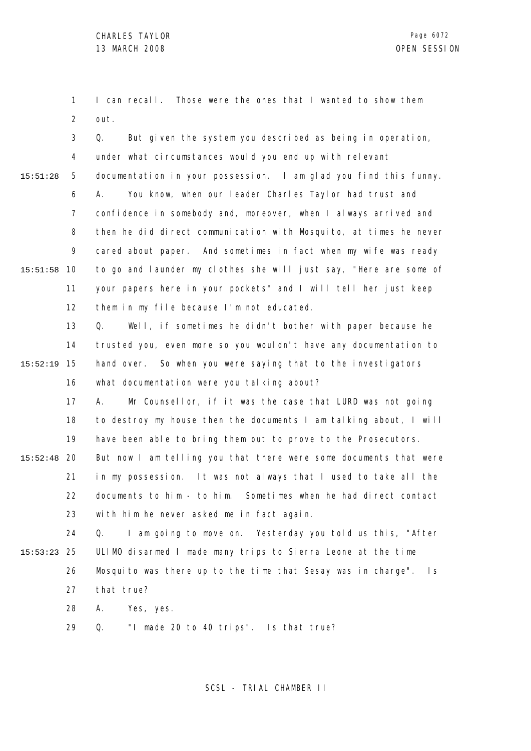I can recall. Those were the ones that I wanted to show them out.

Q. But given the system you described as being in operation, under what circumstances would you end up with relevant documentation in your possession. I am glad you find this funny.

A. You know, when our leader Charles Taylor had trust and confidence in somebody and, moreover, when I always arrived and then he did direct communication with Mosquito, at times he never cared about paper. And sometimes in fact when my wife was ready to go and launder my clothes she will just say, "Here are some of your papers here in your pockets" and I will tell her just keep them in my file because I'm not educated.

Q. Well, if sometimes he didn't bother with paper because he trusted you, even more so you wouldn't have any documentation to hand over. So when you were saying that to the investigators what documentation were you talking about?

A. Mr Counsellor, if it was the case that LURD was not going to destroy my house then the documents I am talking about, I will have been able to bring them out to prove to the Prosecutors. But now I am telling you that there were some documents that were in my possession. It was not always that I used to take all the documents to him - to him. Sometimes when he had direct contact with him he never asked me in fact again.

Q. I am going to move on. Yesterday you told us this, "After ULIMO disarmed I made many trips to Sierra Leone at the time Mosquito was there up to the time that Sesay was in charge". Is that true?

A. Yes, yes.

Q. "I made 20 to 40 trips". Is that true?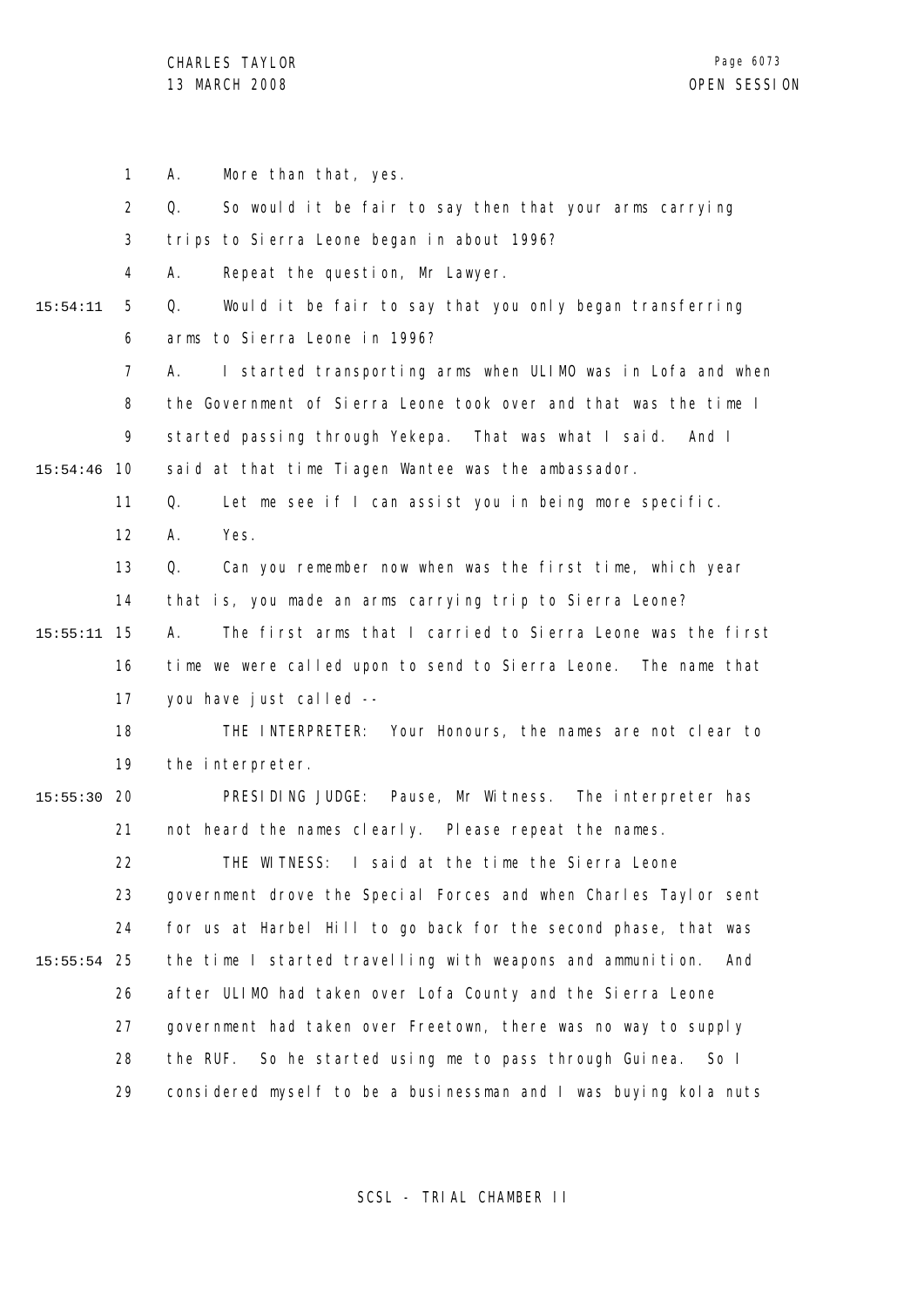A. More than that, yes.

Q. So would it be fair to say then that your arms carrying trips to Sierra Leone began in about 1996?

A. Repeat the question, Mr Lawyer.

Q. Would it be fair to say that you only began transferring arms to Sierra Leone in 1996?

A. I started transporting arms when ULIMO was in Lofa and when the Government of Sierra Leone took over and that was the time I started passing through Yekepa. That was what I said. And I said at that time Tiagen Wantee was the ambassador.

Q. Let me see if I can assist you in being more specific.

A. Yes.

Q. Can you remember now when was the first time, which year that is, you made an arms carrying trip to Sierra Leone?

A. The first arms that I carried to Sierra Leone was the first time we were called upon to send to Sierra Leone. The name that you have just called --

THE INTERPRETER: Your Honours, the names are not clear to the interpreter.

PRESIDING JUDGE: Pause, Mr Witness. The interpreter has not heard the names clearly. Please repeat the names.

THE WITNESS: I said at the time the Sierra Leone government drove the Special Forces and when Charles Taylor sent for us at Harbel Hill to go back for the second phase, that was the time I started travelling with weapons and ammunition. And after ULIMO had taken over Lofa County and the Sierra Leone government had taken over Freetown, there was no way to supply the RUF. So he started using me to pass through Guinea. So I considered myself to be a businessman and I was buying kola nuts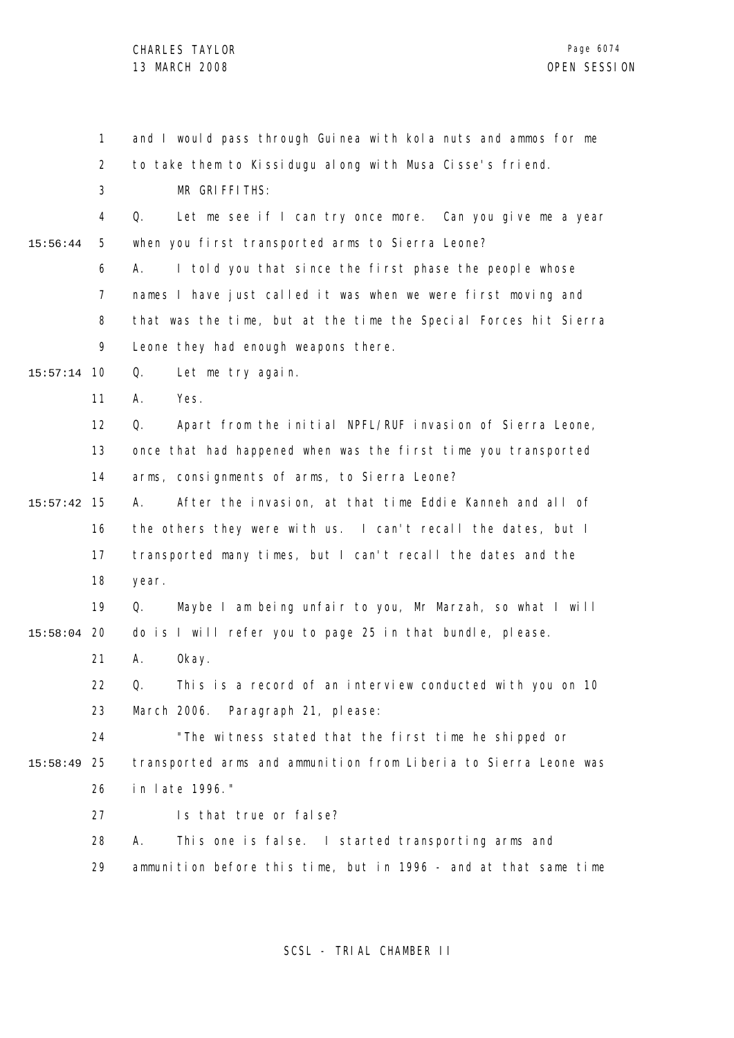and I would pass through Guinea with kola nuts and ammos for me to take them to Kissidugu along with Musa Cisse's friend.

MR GRIFFITHS:

Q. Let me see if I can try once more. Can you give me a year when you first transported arms to Sierra Leone?

A. I told you that since the first phase the people whose names I have just called it was when we were first moving and that was the time, but at the time the Special Forces hit Sierra Leone they had enough weapons there.

Q. Let me try again.

A. Yes.

Q. Apart from the initial NPFL/RUF invasion of Sierra Leone, once that had happened when was the first time you transported arms, consignments of arms, to Sierra Leone?

A. After the invasion, at that time Eddie Kanneh and all of the others they were with us. I can't recall the dates, but I transported many times, but I can't recall the dates and the year.

Q. Maybe I am being unfair to you, Mr Marzah, so what I will do is I will refer you to page 25 in that bundle, please.

A. Okay.

Q. This is a record of an interview conducted with you on 10 March 2006. Paragraph 21, please:

"The witness stated that the first time he shipped or transported arms and ammunition from Liberia to Sierra Leone was in late 1996."

Is that true or false?

A. This one is false. I started transporting arms and ammunition before this time, but in 1996 - and at that same time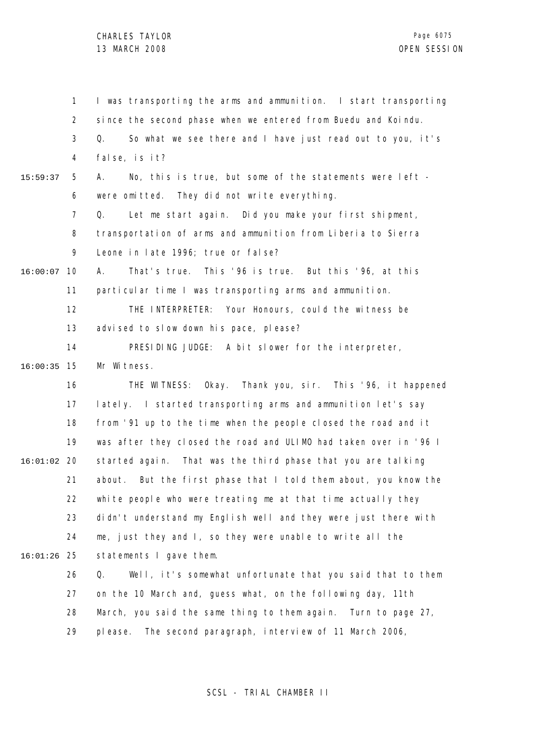I was transporting the arms and ammunition. I start transporting since the second phase when we entered from Buedu and Koindu.

Q. So what we see there and I have just read out to you, it's false, is it?

A. No, this is true, but some of the statements were left - were omitted. They did not write everything.

Q. Let me start again. Did you make your first shipment, transportation of arms and ammunition from Liberia to Sierra Leone in late 1996; true or false?

A. That's true. This '96 is true. But this '96, at this particular time I was transporting arms and ammunition.

THE INTERPRETER: Your Honours, could the witness be advised to slow down his pace, please?

PRESIDING JUDGE: A bit slower for the interpreter, Mr Witness.

THE WITNESS: Okay. Thank you, sir. This '96, it happened lately. I started transporting arms and ammunition let's say from '91 up to the time when the people closed the road and it was after they closed the road and ULIMO had taken over in '96 I started again. That was the third phase that you are talking about. But the first phase that I told them about, you know the white people who were treating me at that time actually they didn't understand my English well and they were just there with me, just they and I, so they were unable to write all the statements I gave them.

Q. Well, it's somewhat unfortunate that you said that to them on the 10 March and, guess what, on the following day, 11th March, you said the same thing to them again. Turn to page 27, please. The second paragraph, interview of 11 March 2006,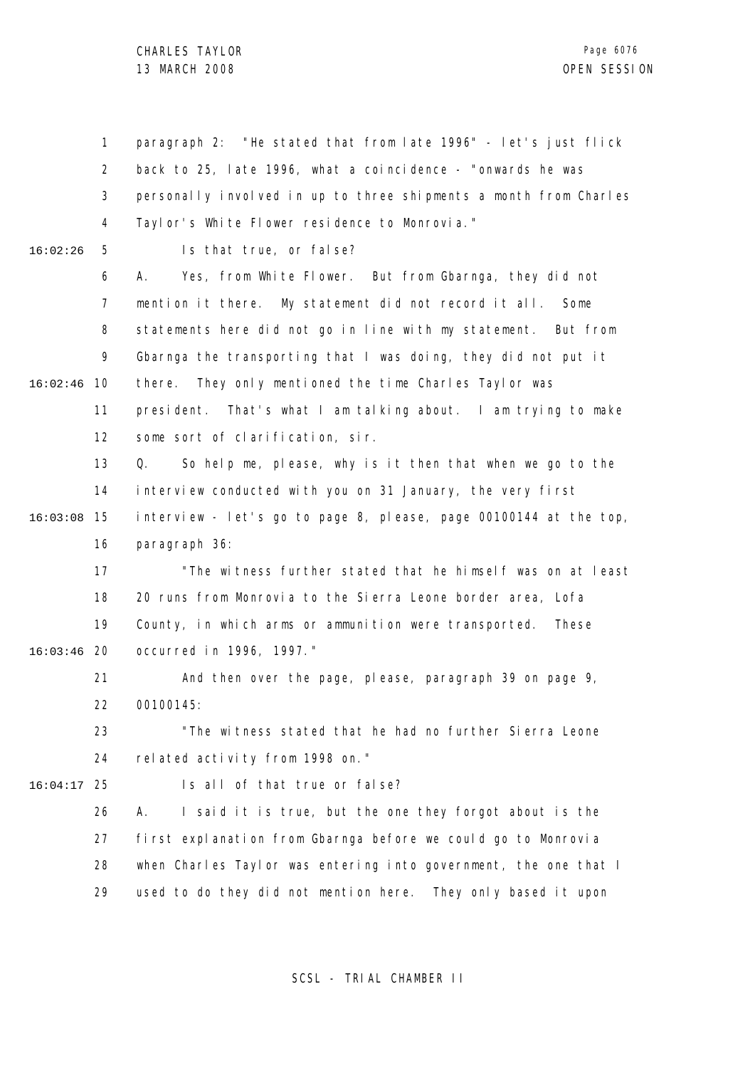paragraph 2: "He stated that from late 1996" - let's just flick back to 25, late 1996, what a coincidence - "onwards he was personally involved in up to three shipments a month from Charles Taylor's White Flower residence to Monrovia."

Is that true, or false?

A. Yes, from White Flower. But from Gbarnga, they did not mention it there. My statement did not record it all. Some statements here did not go in line with my statement. But from Gbarnga the transporting that I was doing, they did not put it there. They only mentioned the time Charles Taylor was president. That's what I am talking about. I am trying to make some sort of clarification, sir.

Q. So help me, please, why is it then that when we go to the interview conducted with you on 31 January, the very first interview - let's go to page 8, please, page 00100144 at the top, paragraph 36:

"The witness further stated that he himself was on at least 20 runs from Monrovia to the Sierra Leone border area, Lofa County, in which arms or ammunition were transported. These occurred in 1996, 1997."

And then over the page, please, paragraph 39 on page 9, 00100145:

"The witness stated that he had no further Sierra Leone related activity from 1998 on."

Is all of that true or false?

A. I said it is true, but the one they forgot about is the first explanation from Gbarnga before we could go to Monrovia when Charles Taylor was entering into government, the one that I used to do they did not mention here. They only based it upon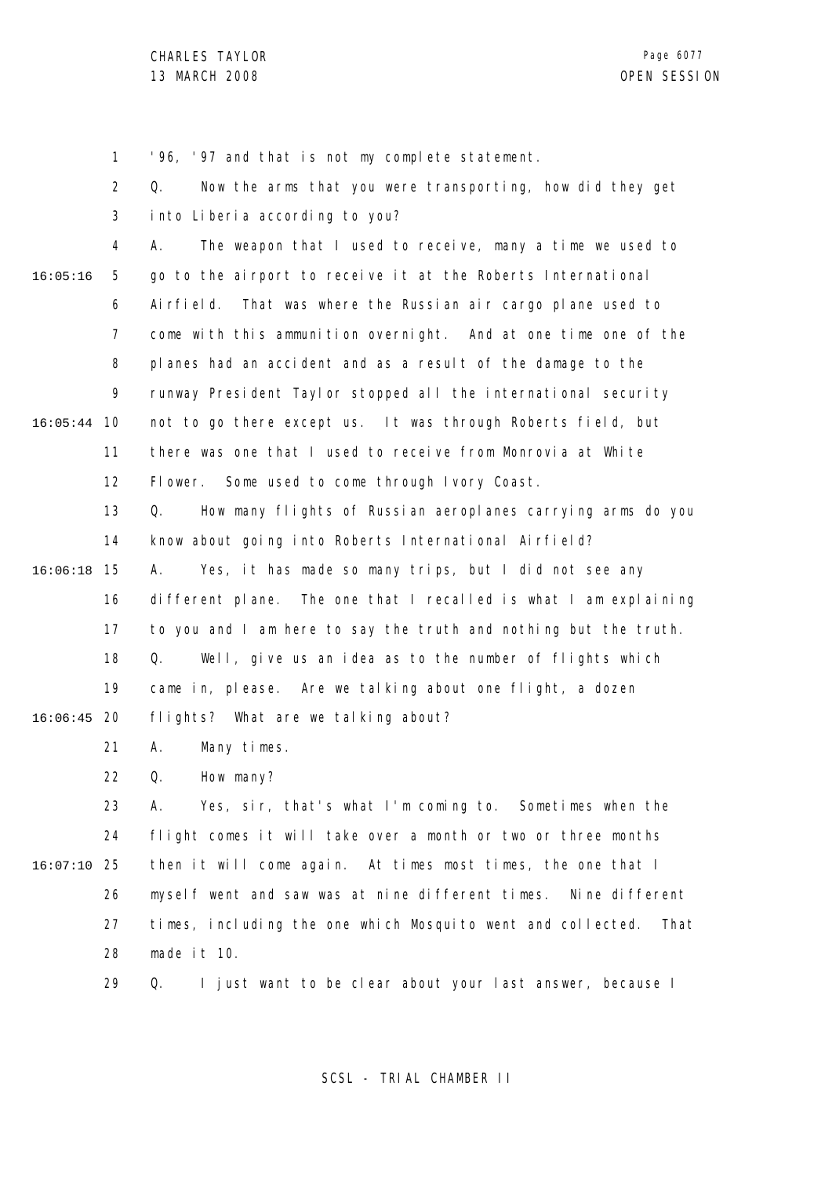'96, '97 and that is not my complete statement.

Q. Now the arms that you were transporting, how did they get into Liberia according to you?

A. The weapon that I used to receive, many a time we used to go to the airport to receive it at the Roberts International Airfield. That was where the Russian air cargo plane used to come with this ammunition overnight. And at one time one of the planes had an accident and as a result of the damage to the runway President Taylor stopped all the international security not to go there except us. It was through Roberts field, but there was one that I used to receive from Monrovia at White Flower. Some used to come through Ivory Coast.

Q. How many flights of Russian aeroplanes carrying arms do you know about going into Roberts International Airfield?

A. Yes, it has made so many trips, but I did not see any different plane. The one that I recalled is what I am explaining to you and I am here to say the truth and nothing but the truth.

Q. Well, give us an idea as to the number of flights which came in, please. Are we talking about one flight, a dozen flights? What are we talking about?

A. Many times.

Q. How many?

A. Yes, sir, that's what I'm coming to. Sometimes when the flight comes it will take over a month or two or three months then it will come again. At times most times, the one that I myself went and saw was at nine different times. Nine different times, including the one which Mosquito went and collected. That made it 10.

Q. I just want to be clear about your last answer, because I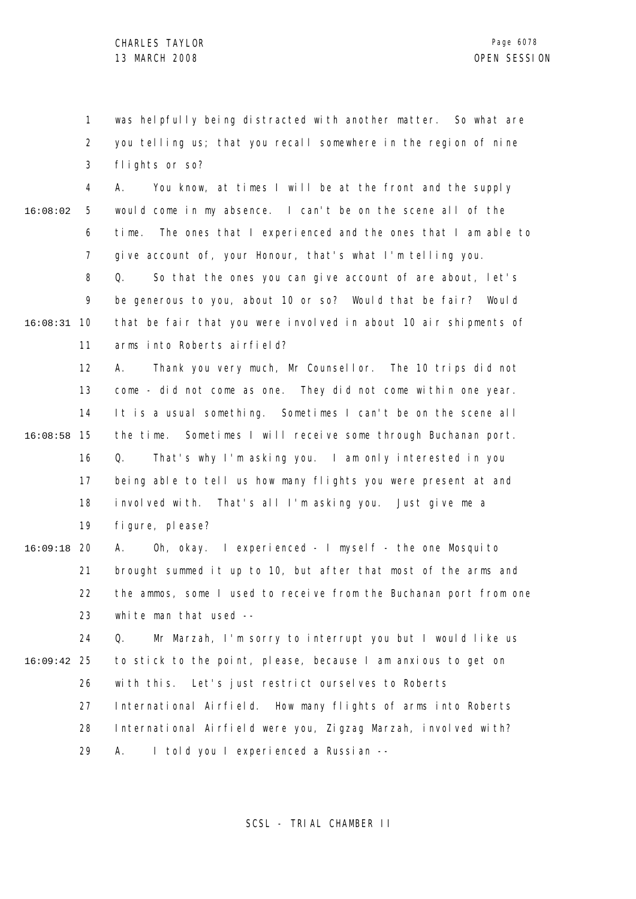was helpfully being distracted with another matter. So what are you telling us; that you recall somewhere in the region of nine flights or so?

A. You know, at times I will be at the front and the supply would come in my absence. I can't be on the scene all of the time. The ones that I experienced and the ones that I am able to give account of, your Honour, that's what I'm telling you.

Q. So that the ones you can give account of are about, let's be generous to you, about 10 or so? Would that be fair? Would that be fair that you were involved in about 10 air shipments of arms into Roberts airfield?

A. Thank you very much, Mr Counsellor. The 10 trips did not come - did not come as one. They did not come within one year. It is a usual something. Sometimes I can't be on the scene all the time. Sometimes I will receive some through Buchanan port.

Q. That's why I'm asking you. I am only interested in you being able to tell us how many flights you were present at and involved with. That's all I'm asking you. Just give me a figure, please?

A. Oh, okay. I experienced - I myself - the one Mosquito brought summed it up to 10, but after that most of the arms and the ammos, some I used to receive from the Buchanan port from one white man that used --

Q. Mr Marzah, I'm sorry to interrupt you but I would like us to stick to the point, please, because I am anxious to get on with this. Let's just restrict ourselves to Roberts International Airfield. How many flights of arms into Roberts International Airfield were you, Zigzag Marzah, involved with?

A. I told you I experienced a Russian --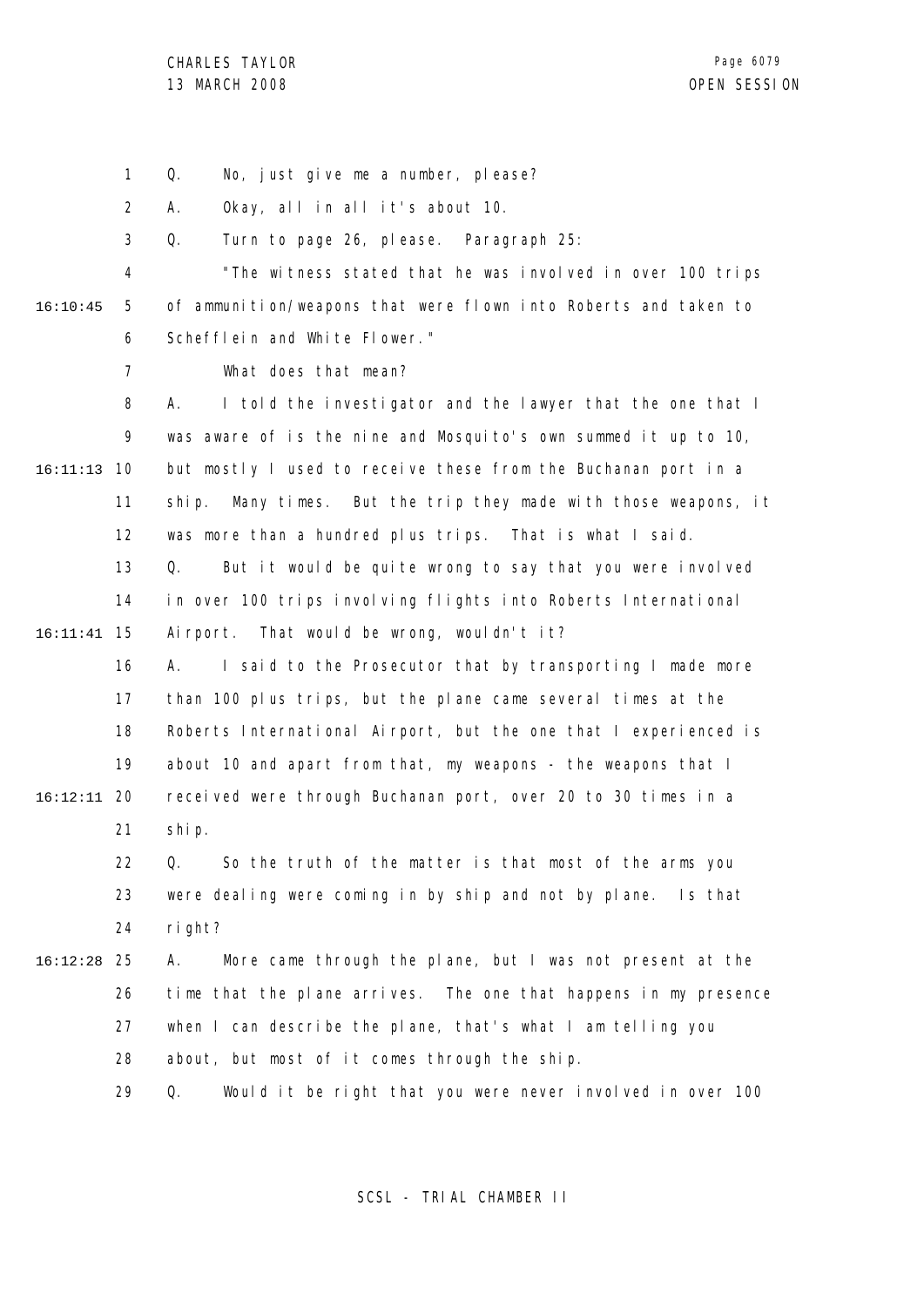Q. No, just give me a number, please?

A. Okay, all in all it's about 10.

Q. Turn to page 26, please. Paragraph 25:

"The witness stated that he was involved in over 100 trips of ammunition/weapons that were flown into Roberts and taken to Schefflein and White Flower."

What does that mean?

A. I told the investigator and the lawyer that the one that I was aware of is the nine and Mosquito's own summed it up to 10, but mostly I used to receive these from the Buchanan port in a ship. Many times. But the trip they made with those weapons, it was more than a hundred plus trips. That is what I said.

Q. But it would be quite wrong to say that you were involved in over 100 trips involving flights into Roberts International Airport. That would be wrong, wouldn't it?

A. I said to the Prosecutor that by transporting I made more than 100 plus trips, but the plane came several times at the Roberts International Airport, but the one that I experienced is about 10 and apart from that, my weapons - the weapons that I received were through Buchanan port, over 20 to 30 times in a ship.

Q. So the truth of the matter is that most of the arms you were dealing were coming in by ship and not by plane. Is that right?

A. More came through the plane, but I was not present at the time that the plane arrives. The one that happens in my presence when I can describe the plane, that's what I am telling you about, but most of it comes through the ship.

Q. Would it be right that you were never involved in over 100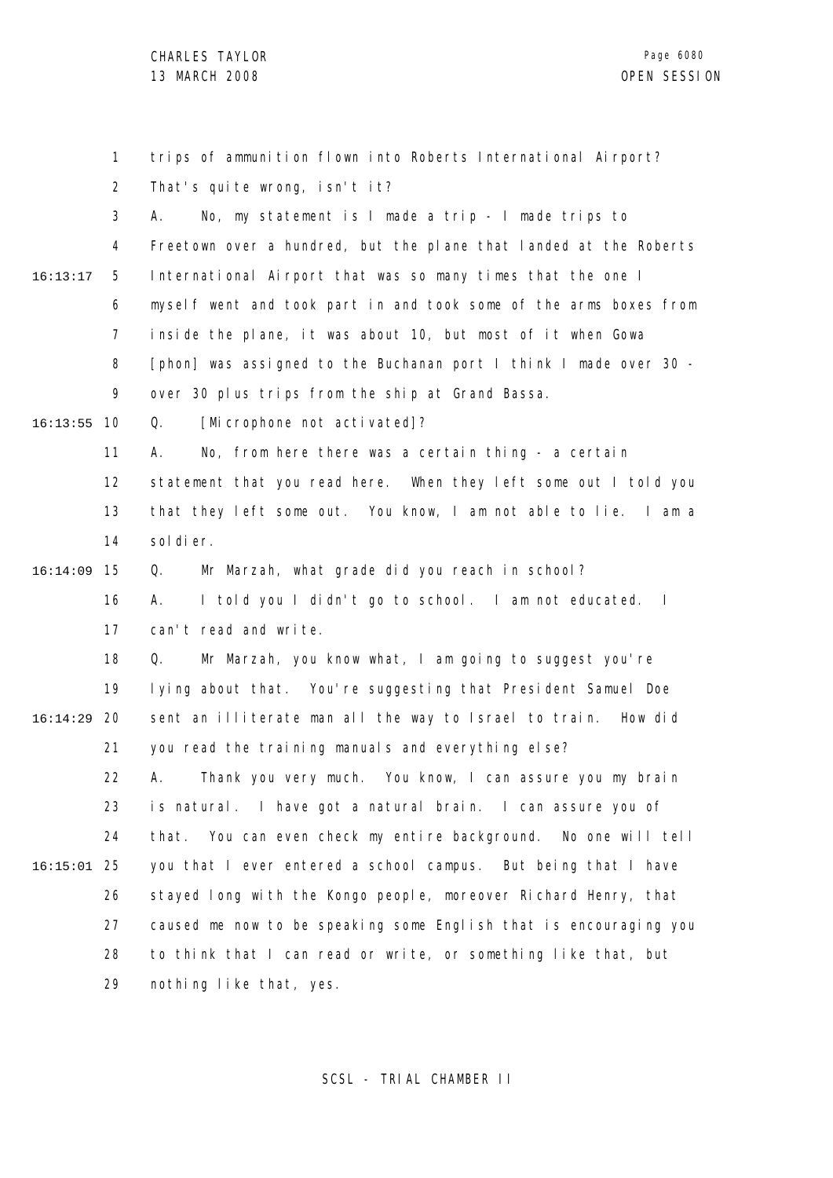trips of ammunition flown into Roberts International Airport? That's quite wrong, isn't it?

A. No, my statement is I made a trip - I made trips to Freetown over a hundred, but the plane that landed at the Roberts International Airport that was so many times that the one I myself went and took part in and took some of the arms boxes from inside the plane, it was about 10, but most of it when Gowa [phon] was assigned to the Buchanan port I think I made over 30 - over 30 plus trips from the ship at Grand Bassa.

Q. [Microphone not activated]?

A. No, from here there was a certain thing - a certain statement that you read here. When they left some out I told you that they left some out. You know, I am not able to lie. I am a soldier.

Q. Mr Marzah, what grade did you reach in school?

A. I told you I didn't go to school. I am not educated. I can't read and write.

Q. Mr Marzah, you know what, I am going to suggest you're lying about that. You're suggesting that President Samuel Doe sent an illiterate man all the way to Israel to train. How did you read the training manuals and everything else?

A. Thank you very much. You know, I can assure you my brain is natural. I have got a natural brain. I can assure you of that. You can even check my entire background. No one will tell you that I ever entered a school campus. But being that I have stayed long with the Kongo people, moreover Richard Henry, that caused me now to be speaking some English that is encouraging you to think that I can read or write, or something like that, but nothing like that, yes.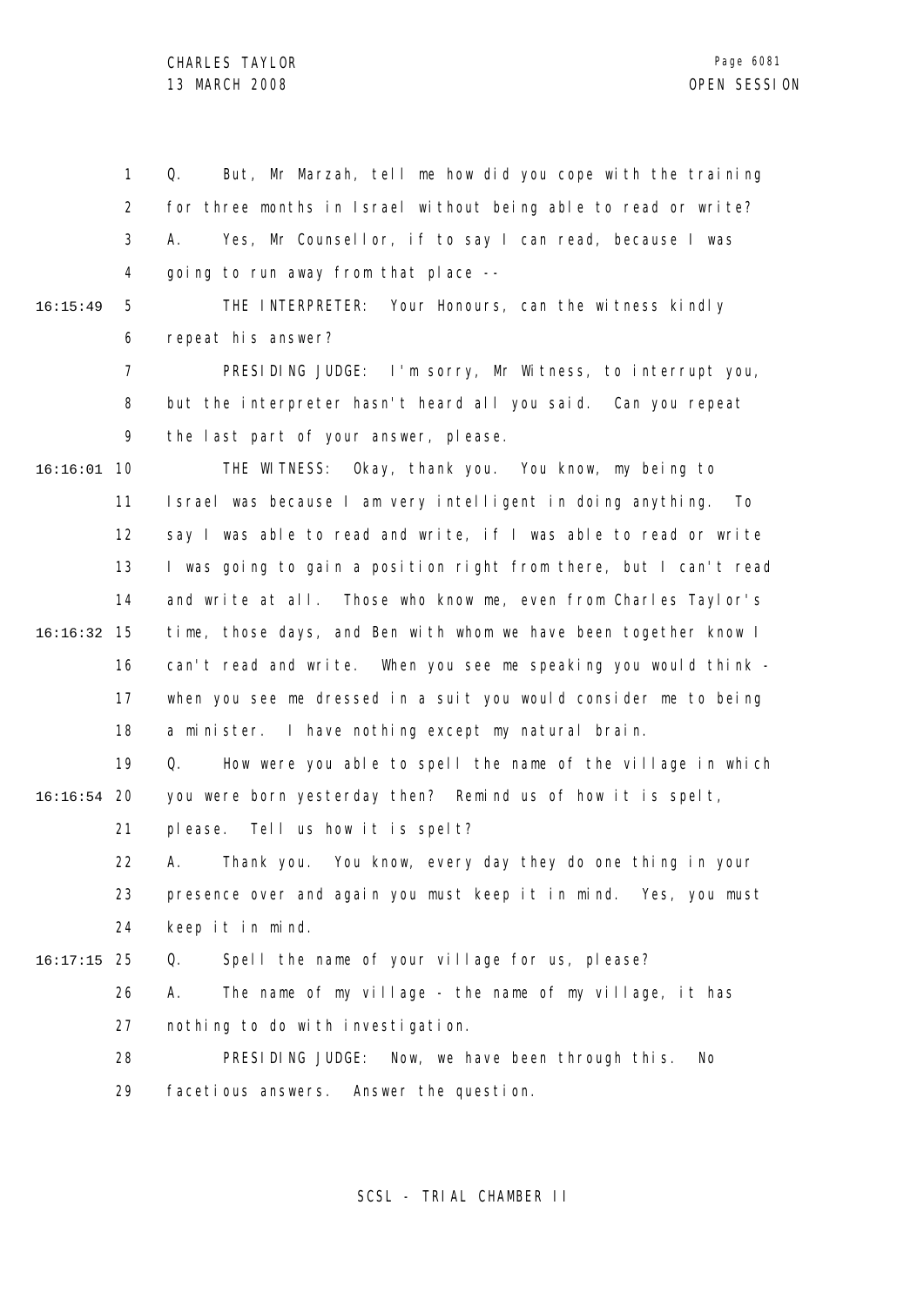Q. But, Mr Marzah, tell me how did you cope with the training for three months in Israel without being able to read or write?

A. Yes, Mr Counsellor, if to say I can read, because I was going to run away from that place --

THE INTERPRETER: Your Honours, can the witness kindly repeat his answer?

PRESIDING JUDGE: I'm sorry, Mr Witness, to interrupt you, but the interpreter hasn't heard all you said. Can you repeat the last part of your answer, please.

THE WITNESS: Okay, thank you. You know, my being to Israel was because I am very intelligent in doing anything. To say I was able to read and write, if I was able to read or write I was going to gain a position right from there, but I can't read and write at all. Those who know me, even from Charles Taylor's time, those days, and Ben with whom we have been together know I can't read and write. When you see me speaking you would think - when you see me dressed in a suit you would consider me to being a minister. I have nothing except my natural brain.

Q. How were you able to spell the name of the village in which you were born yesterday then? Remind us of how it is spelt, please. Tell us how it is spelt?

A. Thank you. You know, every day they do one thing in your presence over and again you must keep it in mind. Yes, you must keep it in mind.

Q. Spell the name of your village for us, please?

A. The name of my village - the name of my village, it has nothing to do with investigation.

PRESIDING JUDGE: Now, we have been through this. No facetious answers. Answer the question.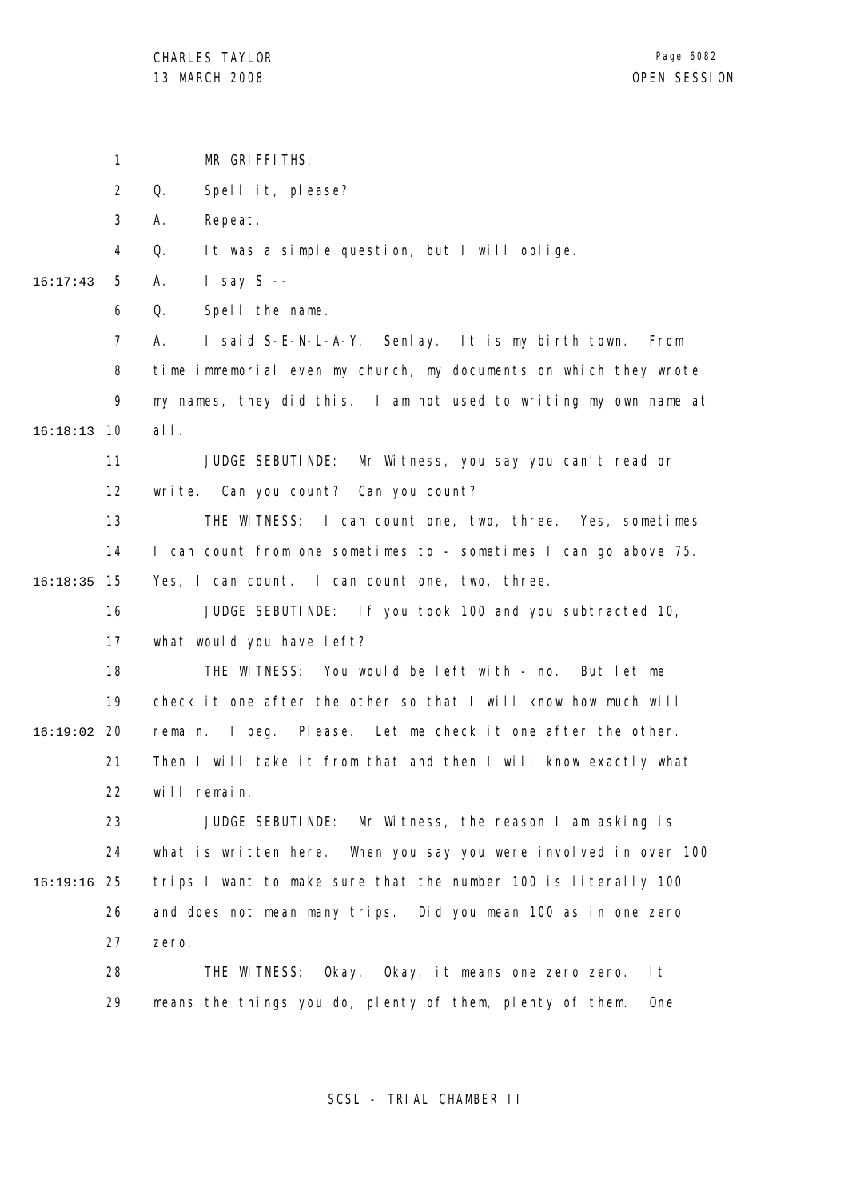MR GRIFFITHS:

Q. Spell it, please?

A. Repeat.

Q. It was a simple question, but I will oblige.

A. I say S --

Q. Spell the name.

A. I said S-E-N-L-A-Y. Senlay. It is my birth town. From time immemorial even my church, my documents on which they wrote my names, they did this. I am not used to writing my own name at all.

JUDGE SEBUTINDE: Mr Witness, you say you can't read or write. Can you count? Can you count?

THE WITNESS: I can count one, two, three. Yes, sometimes I can count from one sometimes to - sometimes I can go above 75. Yes, I can count. I can count one, two, three.

JUDGE SEBUTINDE: If you took 100 and you subtracted 10, what would you have left?

THE WITNESS: You would be left with - no. But let me check it one after the other so that I will know how much will remain. I beg. Please. Let me check it one after the other. Then I will take it from that and then I will know exactly what will remain.

JUDGE SEBUTINDE: Mr Witness, the reason I am asking is what is written here. When you say you were involved in over 100 trips I want to make sure that the number 100 is literally 100 and does not mean many trips. Did you mean 100 as in one zero zero.

THE WITNESS: Okay. Okay, it means one zero zero. It means the things you do, plenty of them, plenty of them. One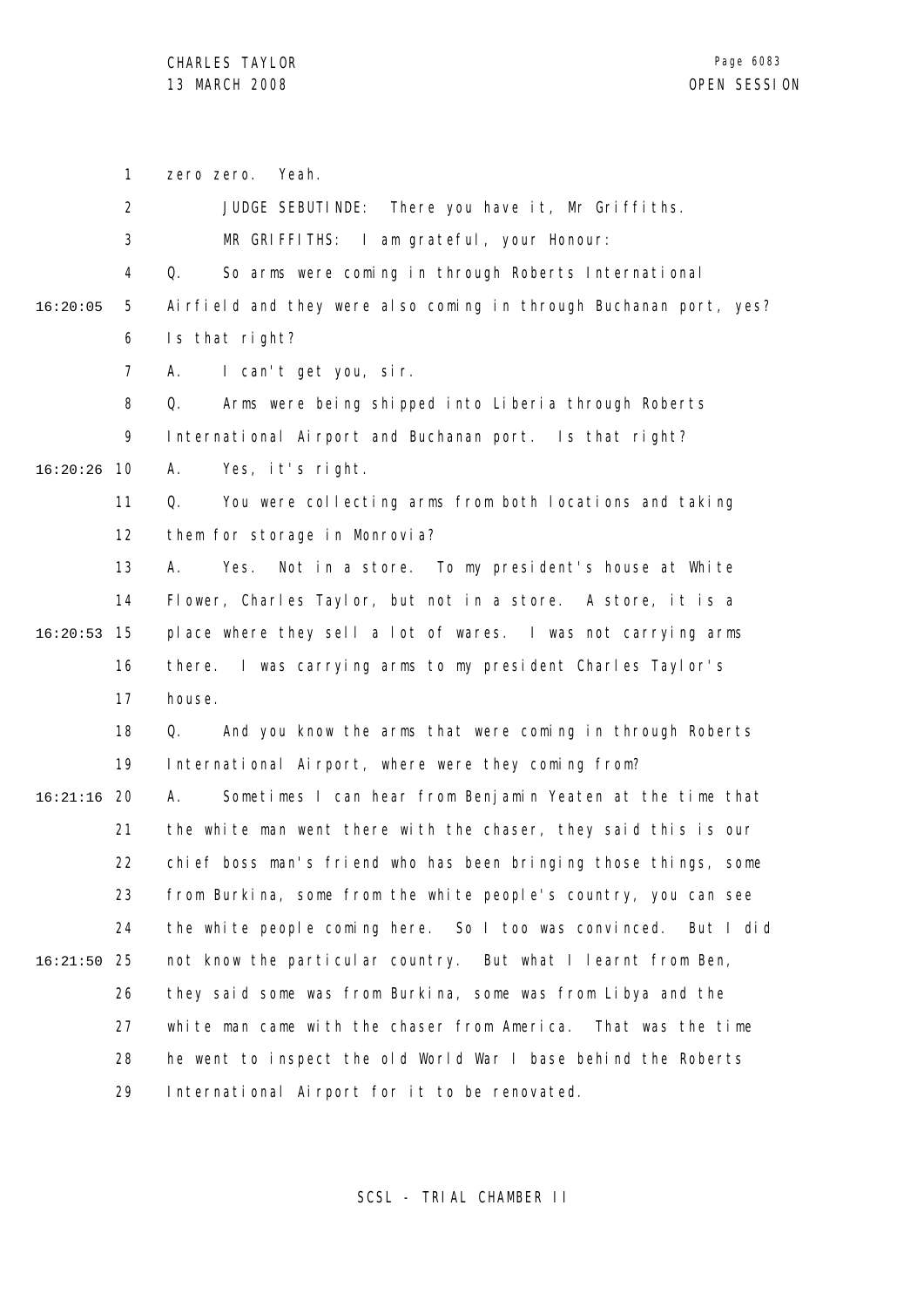zero zero. Yeah.

JUDGE SEBUTINDE: There you have it, Mr Griffiths.

MR GRIFFITHS: I am grateful, your Honour:

Q. So arms were coming in through Roberts International Airfield and they were also coming in through Buchanan port, yes? Is that right?

A. I can't get you, sir.

Q. Arms were being shipped into Liberia through Roberts International Airport and Buchanan port. Is that right?

A. Yes, it's right.

Q. You were collecting arms from both locations and taking them for storage in Monrovia?

A. Yes. Not in a store. To my president's house at White Flower, Charles Taylor, but not in a store. A store, it is a place where they sell a lot of wares. I was not carrying arms there. I was carrying arms to my president Charles Taylor's house.

Q. And you know the arms that were coming in through Roberts International Airport, where were they coming from?

A. Sometimes I can hear from Benjamin Yeaten at the time that the white man went there with the chaser, they said this is our chief boss man's friend who has been bringing those things, some from Burkina, some from the white people's country, you can see the white people coming here. So I too was convinced. But I did not know the particular country. But what I learnt from Ben, they said some was from Burkina, some was from Libya and the white man came with the chaser from America. That was the time he went to inspect the old World War I base behind the Roberts International Airport for it to be renovated.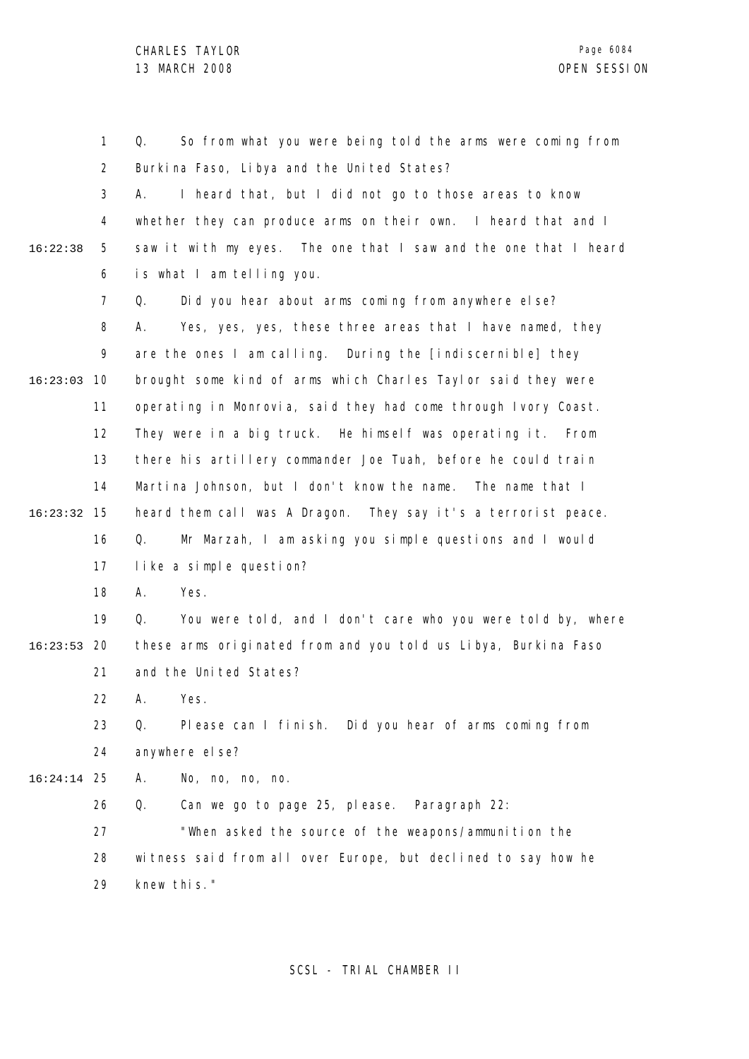Q. So from what you were being told the arms were coming from Burkina Faso, Libya and the United States?

A. I heard that, but I did not go to those areas to know whether they can produce arms on their own. I heard that and I saw it with my eyes. The one that I saw and the one that I heard is what I am telling you.

Q. Did you hear about arms coming from anywhere else?

A. Yes, yes, yes, these three areas that I have named, they are the ones I am calling. During the [indiscernible] they brought some kind of arms which Charles Taylor said they were operating in Monrovia, said they had come through Ivory Coast. They were in a big truck. He himself was operating it. From there his artillery commander Joe Tuah, before he could train Martina Johnson, but I don't know the name. The name that I heard them call was A Dragon. They say it's a terrorist peace.

Q. Mr Marzah, I am asking you simple questions and I would like a simple question?

A. Yes.

Q. You were told, and I don't care who you were told by, where these arms originated from and you told us Libya, Burkina Faso and the United States?

A. Yes.

Q. Please can I finish. Did you hear of arms coming from anywhere else?

A. No, no, no, no.

Q. Can we go to page 25, please. Paragraph 22:

"When asked the source of the weapons/ammunition the witness said from all over Europe, but declined to say how he knew this."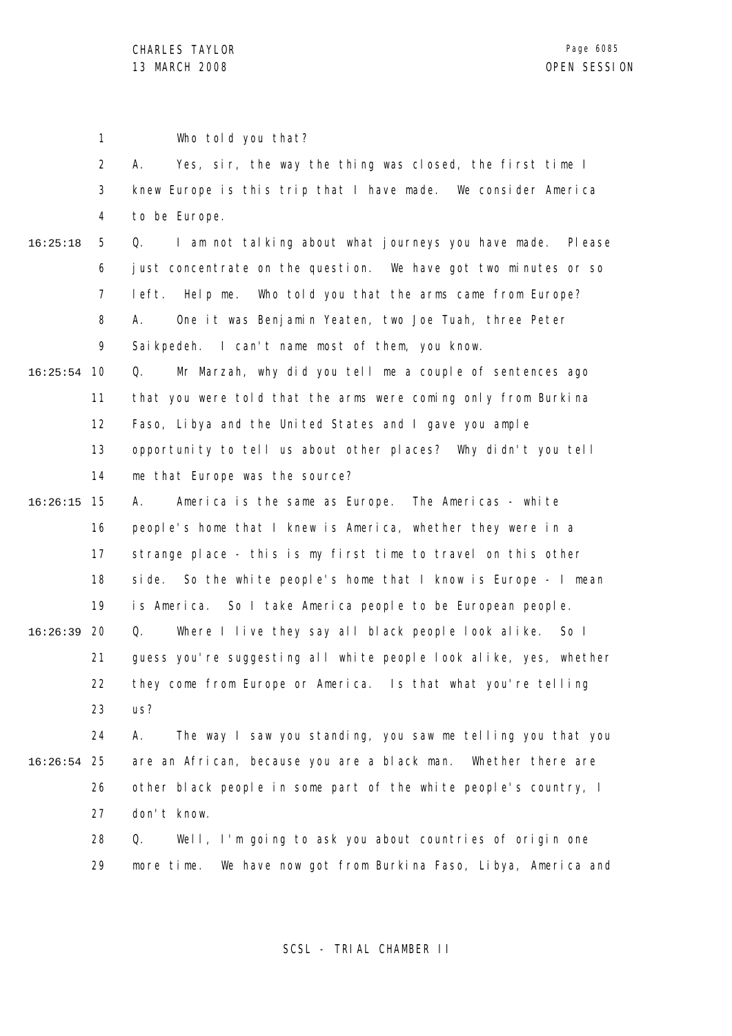Who told you that?

A. Yes, sir, the way the thing was closed, the first time I knew Europe is this trip that I have made. We consider America to be Europe.

Q. I am not talking about what journeys you have made. Please just concentrate on the question. We have got two minutes or so left. Help me. Who told you that the arms came from Europe?

A. One it was Benjamin Yeaten, two Joe Tuah, three Peter Saikpedeh. I can't name most of them, you know.

Q. Mr Marzah, why did you tell me a couple of sentences ago that you were told that the arms were coming only from Burkina Faso, Libya and the United States and I gave you ample opportunity to tell us about other places? Why didn't you tell me that Europe was the source?

A. America is the same as Europe. The Americas - white people's home that I knew is America, whether they were in a strange place - this is my first time to travel on this other side. So the white people's home that I know is Europe - I mean is America. So I take America people to be European people.

Q. Where I live they say all black people look alike. So I guess you're suggesting all white people look alike, yes, whether they come from Europe or America. Is that what you're telling us?

A. The way I saw you standing, you saw me telling you that you are an African, because you are a black man. Whether there are other black people in some part of the white people's country, I don't know.

Q. Well, I'm going to ask you about countries of origin one more time. We have now got from Burkina Faso, Libya, America and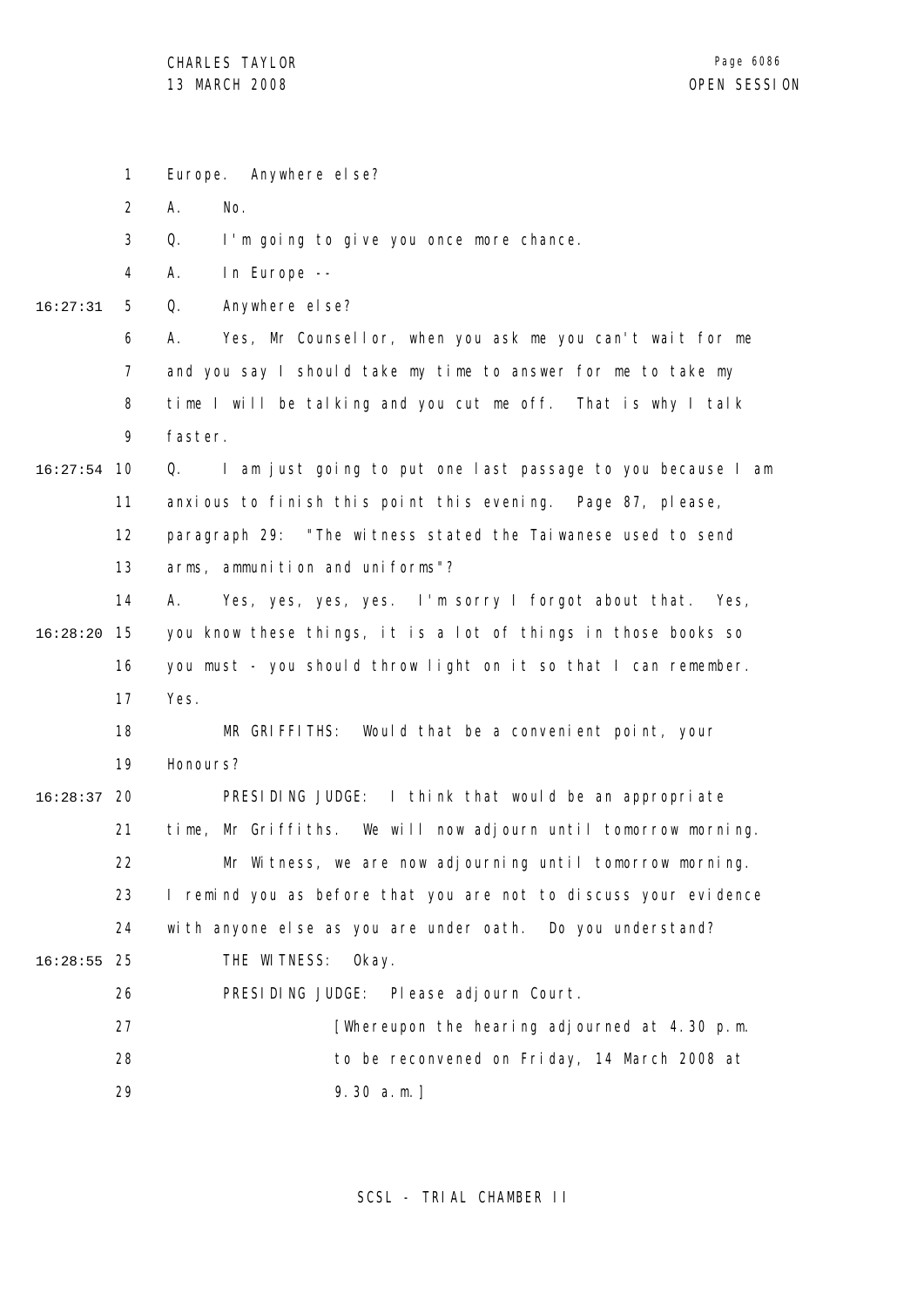Europe. Anywhere else?

A. No.

Q. I'm going to give you once more chance.

A. In Europe --

Q. Anywhere else?

A. Yes, Mr Counsellor, when you ask me you can't wait for me and you say I should take my time to answer for me to take my time I will be talking and you cut me off. That is why I talk faster.

Q. I am just going to put one last passage to you because I am anxious to finish this point this evening. Page 87, please, paragraph 29: "The witness stated the Taiwanese used to send arms, ammunition and uniforms"?

A. Yes, yes, yes, yes. I'm sorry I forgot about that. Yes, you know these things, it is a lot of things in those books so you must - you should throw light on it so that I can remember. Yes.

MR GRIFFITHS: Would that be a convenient point, your Honours?

PRESIDING JUDGE: I think that would be an appropriate time, Mr Griffiths. We will now adjourn until tomorrow morning.

Mr Witness, we are now adjourning until tomorrow morning. I remind you as before that you are not to discuss your evidence with anyone else as you are under oath. Do you understand?

THE WITNESS: Okay.

PRESIDING JUDGE: Please adjourn Court.

[Whereupon the hearing adjourned at 4.30 p.m. to be reconvened on Friday, 14 March 2008 at 9.30 a.m.]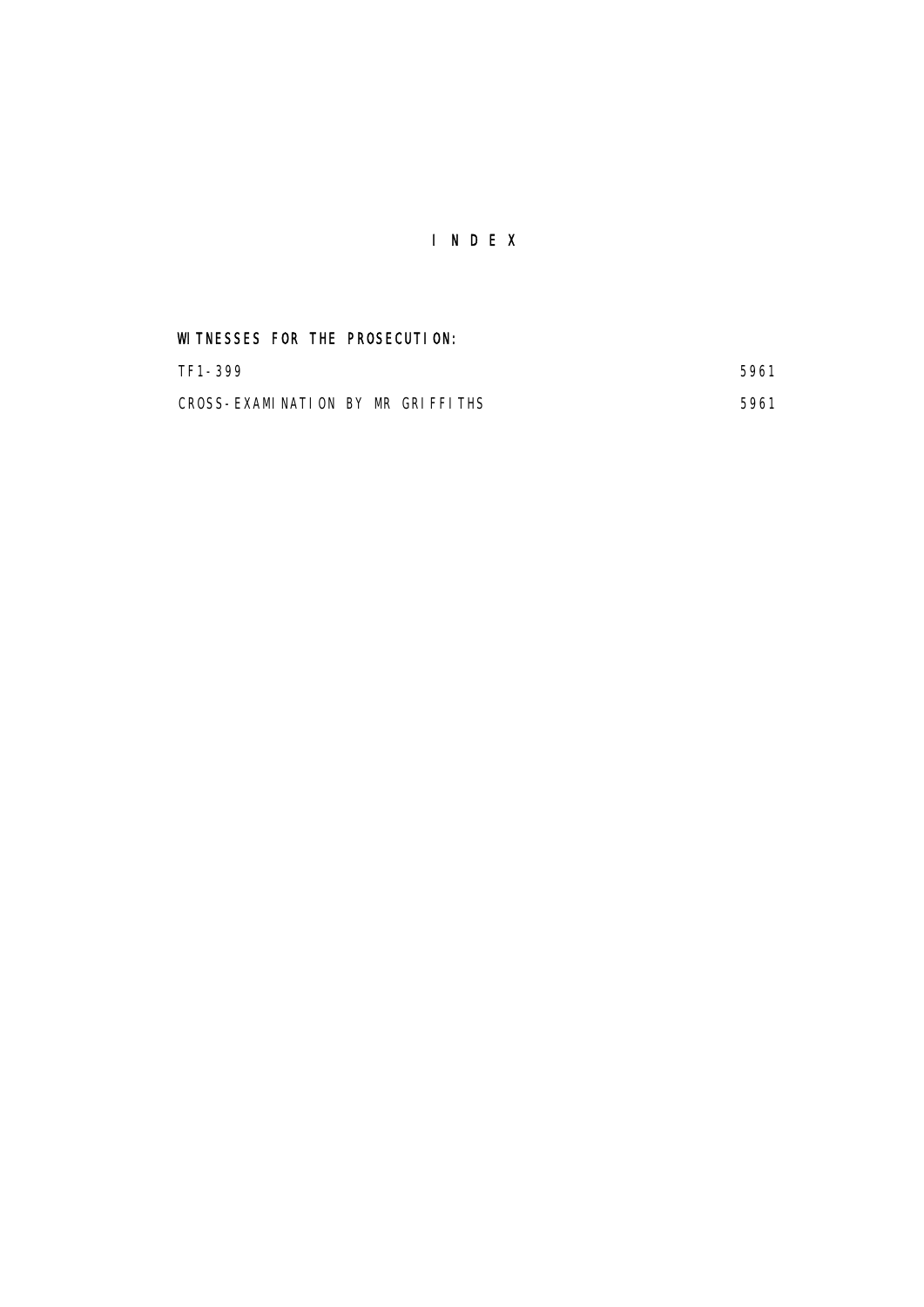# I N D E X

WITNESSES FOR THE PROSECUTION:

| | |
|---|---|
| TF1-399 | 5961 |
| CROSS-EXAMINATION BY MR GRIFFITHS | 5961 |